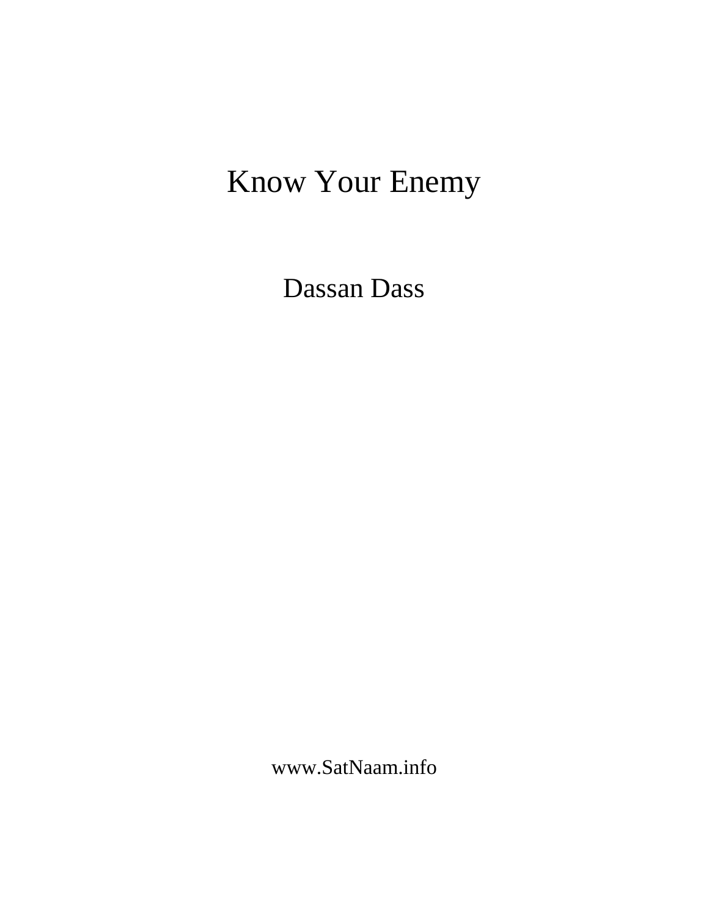# Know Your Enemy

Dassan Dass

www.SatNaam.info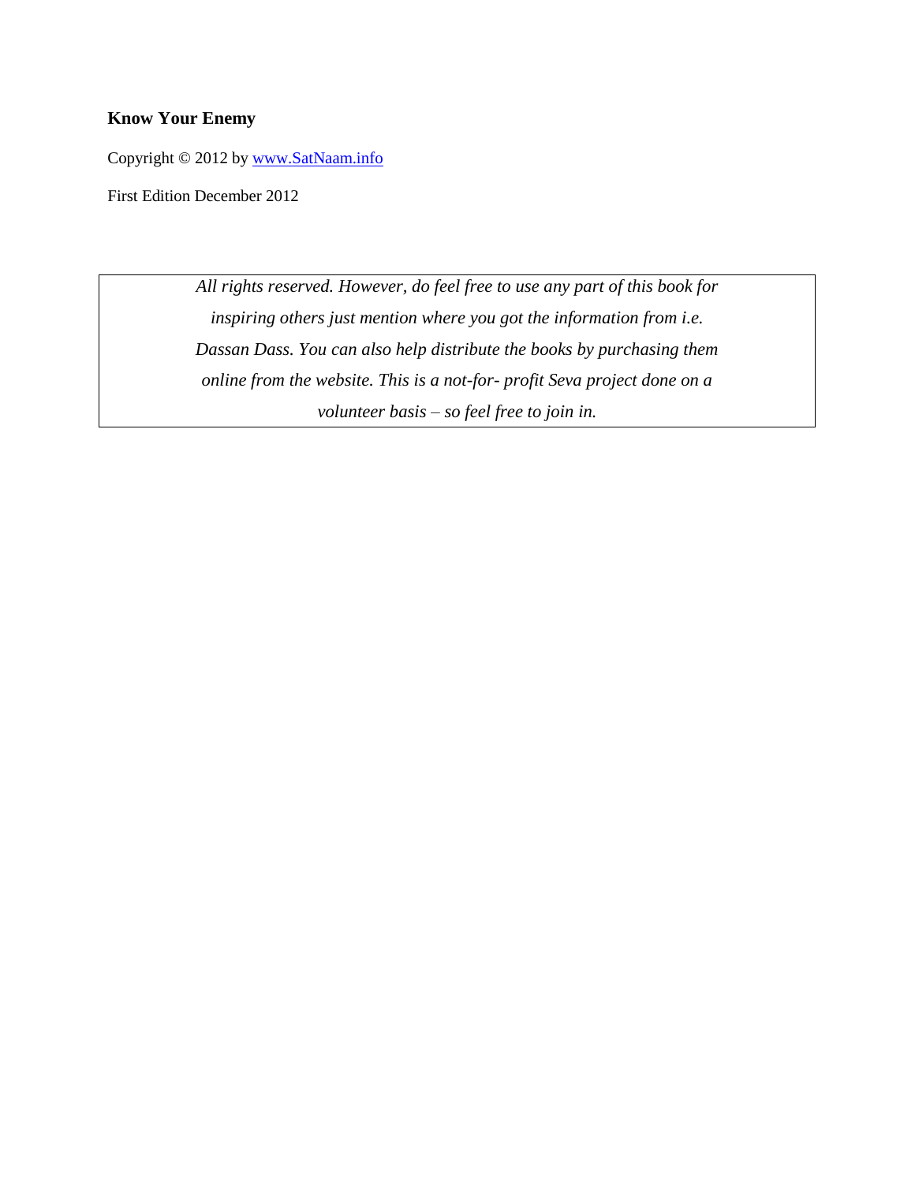**Know Your Enemy**

Copyright © 2012 by [www.SatNaam.info](http://www.SatNaam.info)

First Edition December 2012

*All rights reserved. However, do feel free to use any part of this book for inspiring others just mention where you got the information from i.e. Dassan Dass. You can also help distribute the books by purchasing them online from the website. This is a not-for- profit Seva project done on a volunteer basis – so feel free to join in.*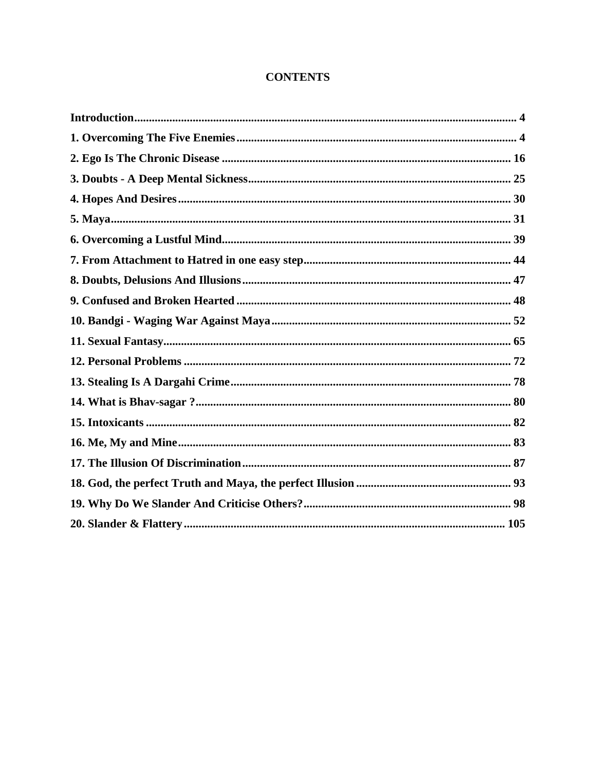# CONTENTS

**Introduction** ........ **4**

**1. Overcoming The Five Enemies** ........ **4**

**2. Ego Is The Chronic Disease** ........ **16**

**3. Doubts - A Deep Mental Sickness** ........ **25**

**4. Hopes And Desires** ........ **30**

**5. Maya** ........ **31**

**6. Overcoming a Lustful Mind** ........ **39**

**7. From Attachment to Hatred in one easy step** ........ **44**

**8. Doubts, Delusions And Illusions** ........ **47**

**9. Confused and Broken Hearted** ........ **48**

**10. Bandgi - Waging War Against Maya** ........ **52**

**11. Sexual Fantasy** ........ **65**

**12. Personal Problems** ........ **72**

**13. Stealing Is A Dargahi Crime** ........ **78**

**14. What is Bhav-sagar ?** ........ **80**

**15. Intoxicants** ........ **82**

**16. Me, My and Mine** ........ **83**

**17. The Illusion Of Discrimination** ........ **87**

**18. God, the perfect Truth and Maya, the perfect Illusion** ........ **93**

**19. Why Do We Slander And Criticise Others?** ........ **98**

**20. Slander & Flattery** ........ **105**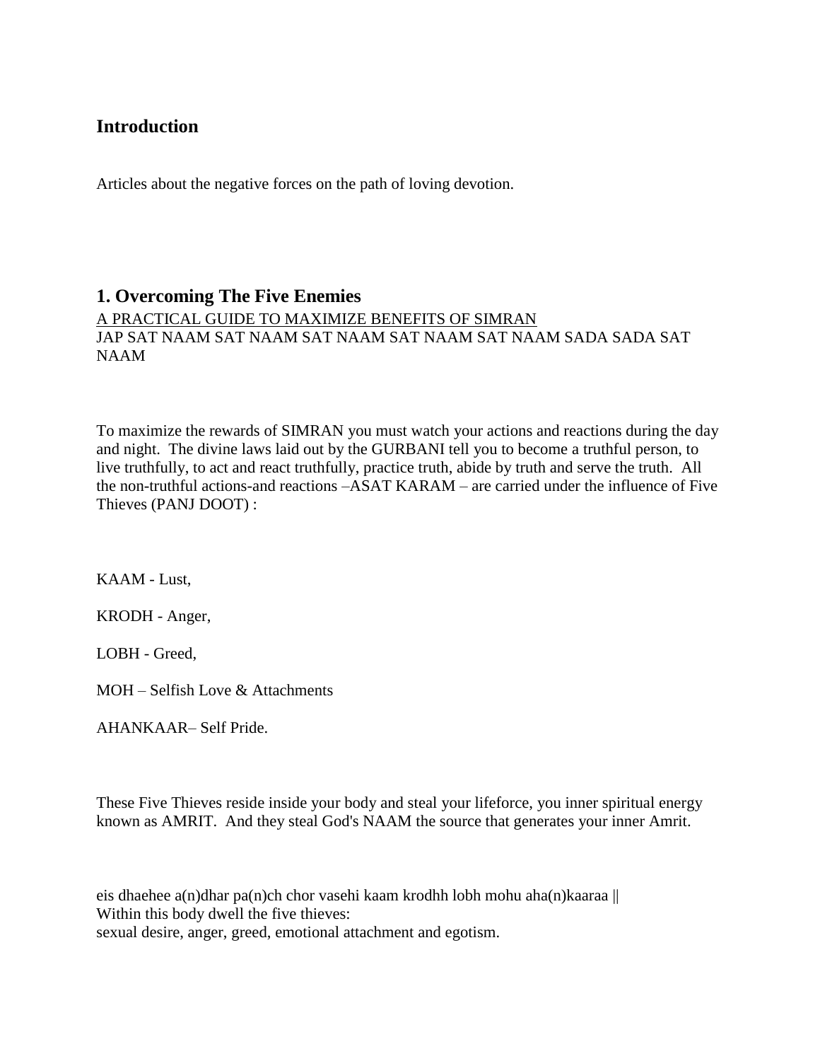## Introduction

Articles about the negative forces on the path of loving devotion.

## 1. Overcoming The Five Enemies

A PRACTICAL GUIDE TO MAXIMIZE BENEFITS OF SIMRAN
JAP SAT NAAM SAT NAAM SAT NAAM SAT NAAM SAT NAAM SADA SADA SAT NAAM

To maximize the rewards of SIMRAN you must watch your actions and reactions during the day and night. The divine laws laid out by the GURBANI tell you to become a truthful person, to live truthfully, to act and react truthfully, practice truth, abide by truth and serve the truth. All the non-truthful actions-and reactions –ASAT KARAM – are carried under the influence of Five Thieves (PANJ DOOT) :

KAAM - Lust,

KRODH - Anger,

LOBH - Greed,

MOH – Selfish Love & Attachments

AHANKAAR– Self Pride.

These Five Thieves reside inside your body and steal your lifeforce, you inner spiritual energy known as AMRIT. And they steal God's NAAM the source that generates your inner Amrit.

eis dhaehee a(n)dhar pa(n)ch chor vasehi kaam krodhh lobh mohu aha(n)kaaraa ||
Within this body dwell the five thieves:
sexual desire, anger, greed, emotional attachment and egotism.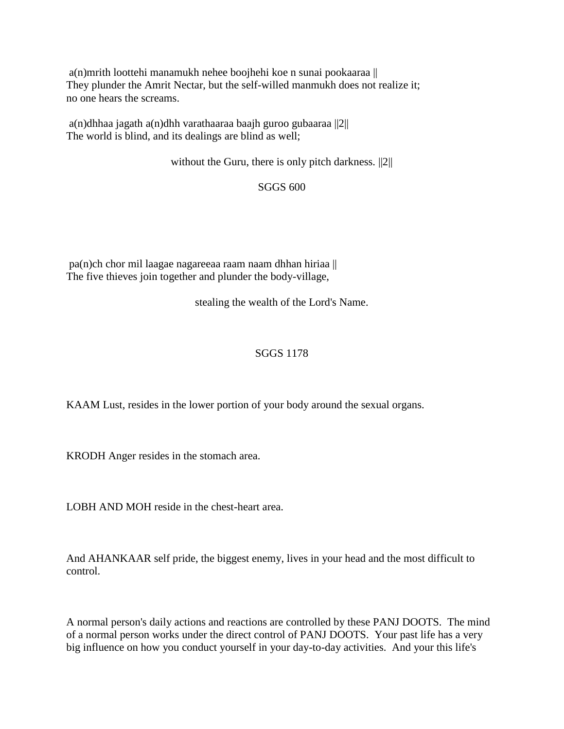a(n)mrith loottehi manamukh nehee boojhehi koe n sunai pookaaraa ||
They plunder the Amrit Nectar, but the self-willed manmukh does not realize it; no one hears the screams.

a(n)dhhaa jagath a(n)dhh varathaaraa baajh guroo gubaaraa ||2||
The world is blind, and its dealings are blind as well;

without the Guru, there is only pitch darkness. ||2||

SGGS 600

pa(n)ch chor mil laagae nagareeaa raam naam dhhan hiriaa ||
The five thieves join together and plunder the body-village,

stealing the wealth of the Lord's Name.

SGGS 1178

KAAM Lust, resides in the lower portion of your body around the sexual organs.

KRODH Anger resides in the stomach area.

LOBH AND MOH reside in the chest-heart area.

And AHANKAAR self pride, the biggest enemy, lives in your head and the most difficult to control.

A normal person's daily actions and reactions are controlled by these PANJ DOOTS. The mind of a normal person works under the direct control of PANJ DOOTS. Your past life has a very big influence on how you conduct yourself in your day-to-day activities. And your this life's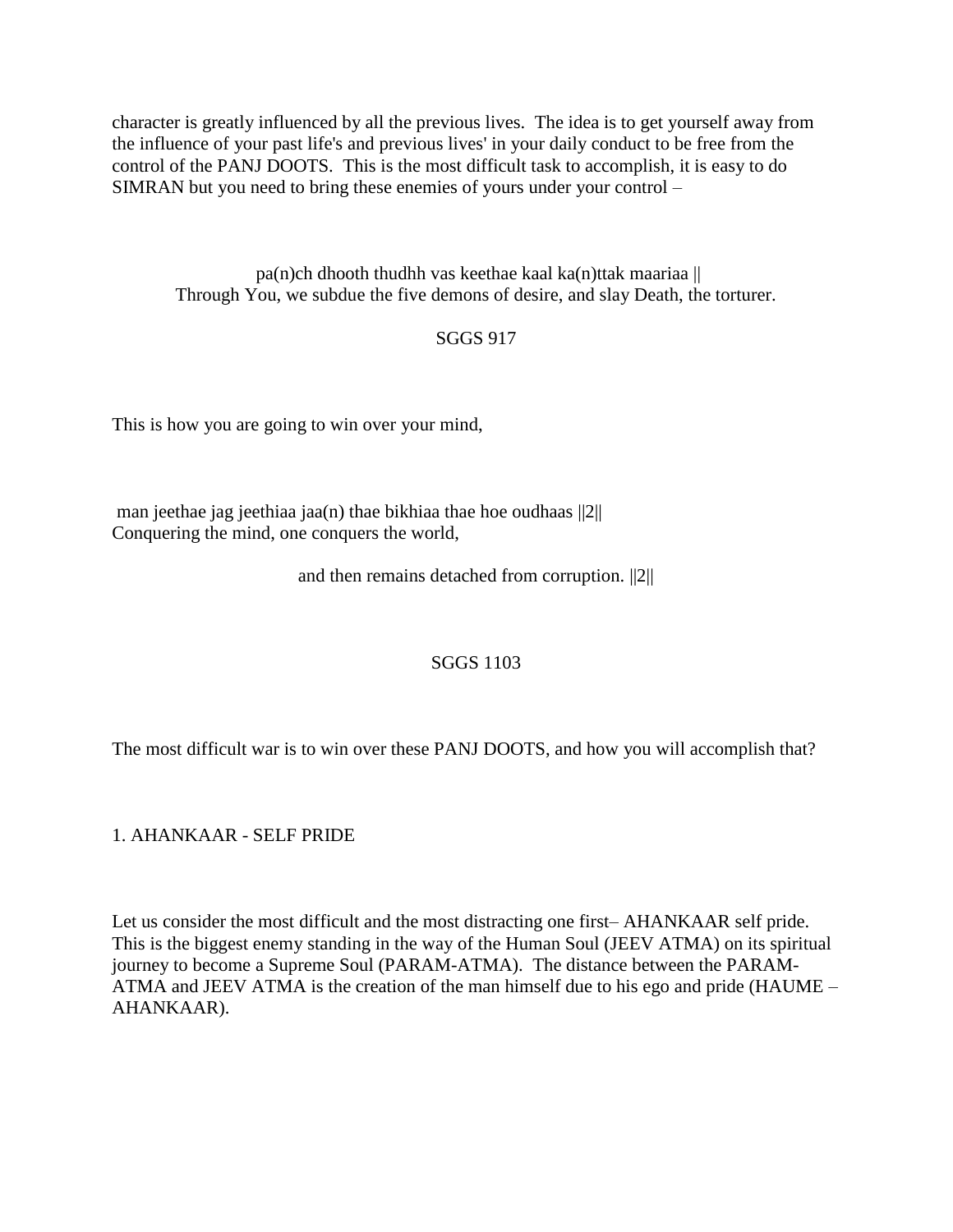character is greatly influenced by all the previous lives. The idea is to get yourself away from the influence of your past life's and previous lives' in your daily conduct to be free from the control of the PANJ DOOTS. This is the most difficult task to accomplish, it is easy to do SIMRAN but you need to bring these enemies of yours under your control –

pa(n)ch dhooth thudhh vas keethae kaal ka(n)ttak maariaa ||
Through You, we subdue the five demons of desire, and slay Death, the torturer.

SGGS 917

This is how you are going to win over your mind,

man jeethae jag jeethiaa jaa(n) thae bikhiaa thae hoe oudhaas ||2||
Conquering the mind, one conquers the world,

and then remains detached from corruption. ||2||

SGGS 1103

The most difficult war is to win over these PANJ DOOTS, and how you will accomplish that?

1. AHANKAAR - SELF PRIDE

Let us consider the most difficult and the most distracting one first– AHANKAAR self pride. This is the biggest enemy standing in the way of the Human Soul (JEEV ATMA) on its spiritual journey to become a Supreme Soul (PARAM-ATMA). The distance between the PARAM-ATMA and JEEV ATMA is the creation of the man himself due to his ego and pride (HAUME – AHANKAAR).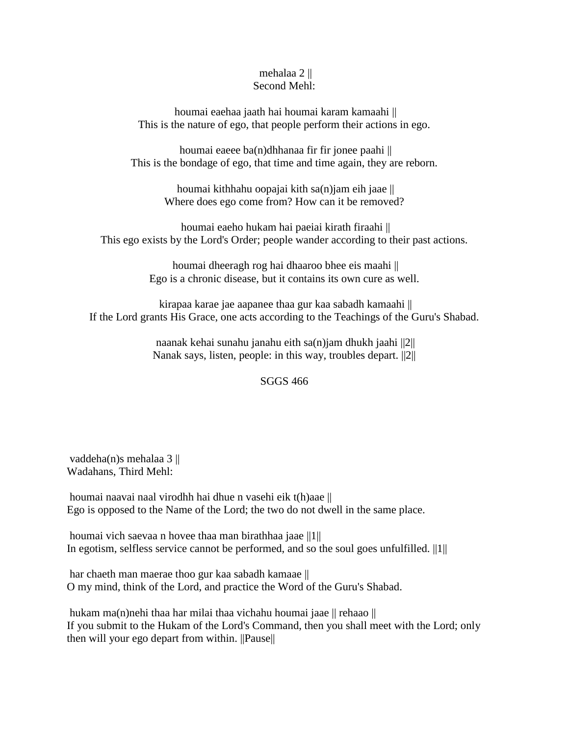mehalaa 2 ||
Second Mehl:

houmai eaehaa jaath hai houmai karam kamaahi ||
This is the nature of ego, that people perform their actions in ego.

houmai eaeee ba(n)dhhanaa fir fir jonee paahi ||
This is the bondage of ego, that time and time again, they are reborn.

houmai kithhahu oopajai kith sa(n)jam eih jaae ||
Where does ego come from? How can it be removed?

houmai eaeho hukam hai paeiai kirath firaahi ||
This ego exists by the Lord's Order; people wander according to their past actions.

houmai dheeragh rog hai dhaaroo bhee eis maahi ||
Ego is a chronic disease, but it contains its own cure as well.

kirapaa karae jae aapanee thaa gur kaa sabadh kamaahi ||
If the Lord grants His Grace, one acts according to the Teachings of the Guru's Shabad.

naanak kehai sunahu janahu eith sa(n)jam dhukh jaahi ||2||
Nanak says, listen, people: in this way, troubles depart. ||2||

SGGS 466

vaddeha(n)s mehalaa 3 ||
Wadahans, Third Mehl:

houmai naavai naal virodhh hai dhue n vasehi eik t(h)aae ||
Ego is opposed to the Name of the Lord; the two do not dwell in the same place.

houmai vich saevaa n hovee thaa man birathhaa jaae ||1||
In egotism, selfless service cannot be performed, and so the soul goes unfulfilled. ||1||

har chaeth man maerae thoo gur kaa sabadh kamaae ||
O my mind, think of the Lord, and practice the Word of the Guru's Shabad.

hukam ma(n)nehi thaa har milai thaa vichahu houmai jaae || rehaao ||
If you submit to the Hukam of the Lord's Command, then you shall meet with the Lord; only then will your ego depart from within. ||Pause||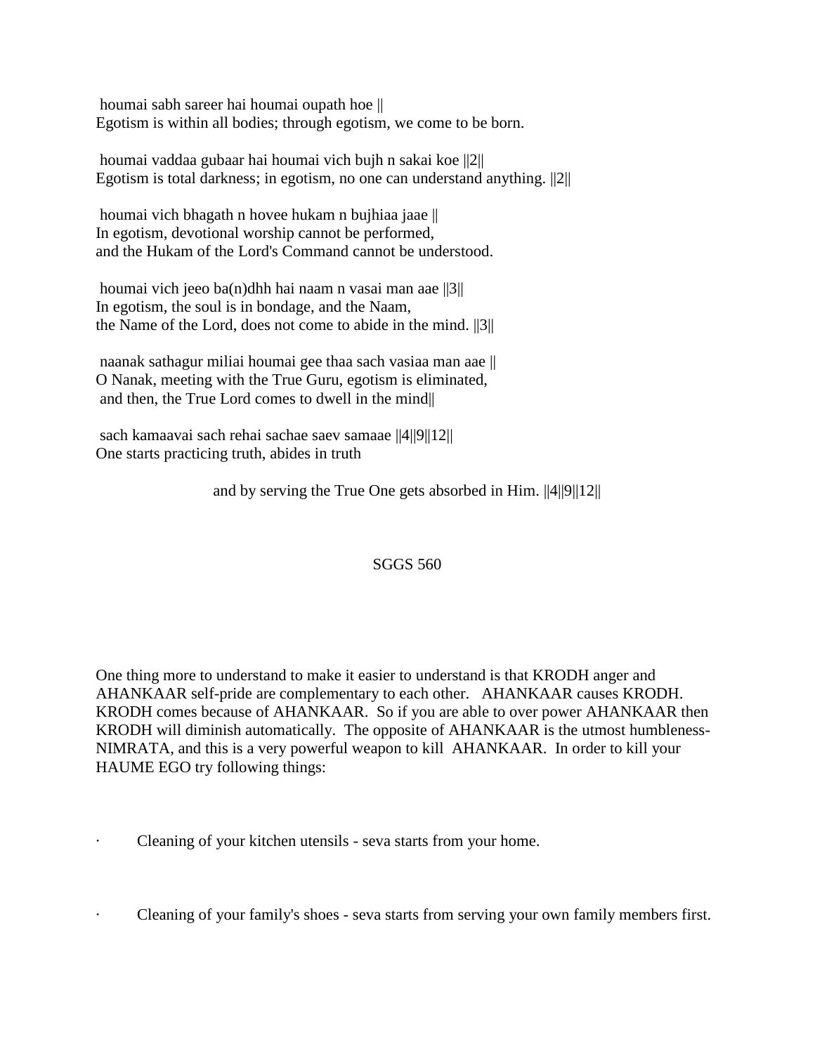houmai sabh sareer hai houmai oupath hoe ||
Egotism is within all bodies; through egotism, we come to be born.

houmai vaddaa gubaar hai houmai vich bujh n sakai koe ||2||
Egotism is total darkness; in egotism, no one can understand anything. ||2||

houmai vich bhagath n hovee hukam n bujhiaa jaae ||
In egotism, devotional worship cannot be performed,
and the Hukam of the Lord's Command cannot be understood.

houmai vich jeeo ba(n)dhh hai naam n vasai man aae ||3||
In egotism, the soul is in bondage, and the Naam,
the Name of the Lord, does not come to abide in the mind. ||3||

naanak sathagur miliai houmai gee thaa sach vasiaa man aae ||
O Nanak, meeting with the True Guru, egotism is eliminated,
and then, the True Lord comes to dwell in the mind||

sach kamaavai sach rehai sachae saev samaae ||4||9||12||
One starts practicing truth, abides in truth

and by serving the True One gets absorbed in Him. ||4||9||12||

SGGS 560

One thing more to understand to make it easier to understand is that KRODH anger and AHANKAAR self-pride are complementary to each other. AHANKAAR causes KRODH. KRODH comes because of AHANKAAR. So if you are able to over power AHANKAAR then KRODH will diminish automatically. The opposite of AHANKAAR is the utmost humbleness-NIMRATA, and this is a very powerful weapon to kill AHANKAAR. In order to kill your HAUME EGO try following things:

- Cleaning of your kitchen utensils - seva starts from your home.

- Cleaning of your family's shoes - seva starts from serving your own family members first.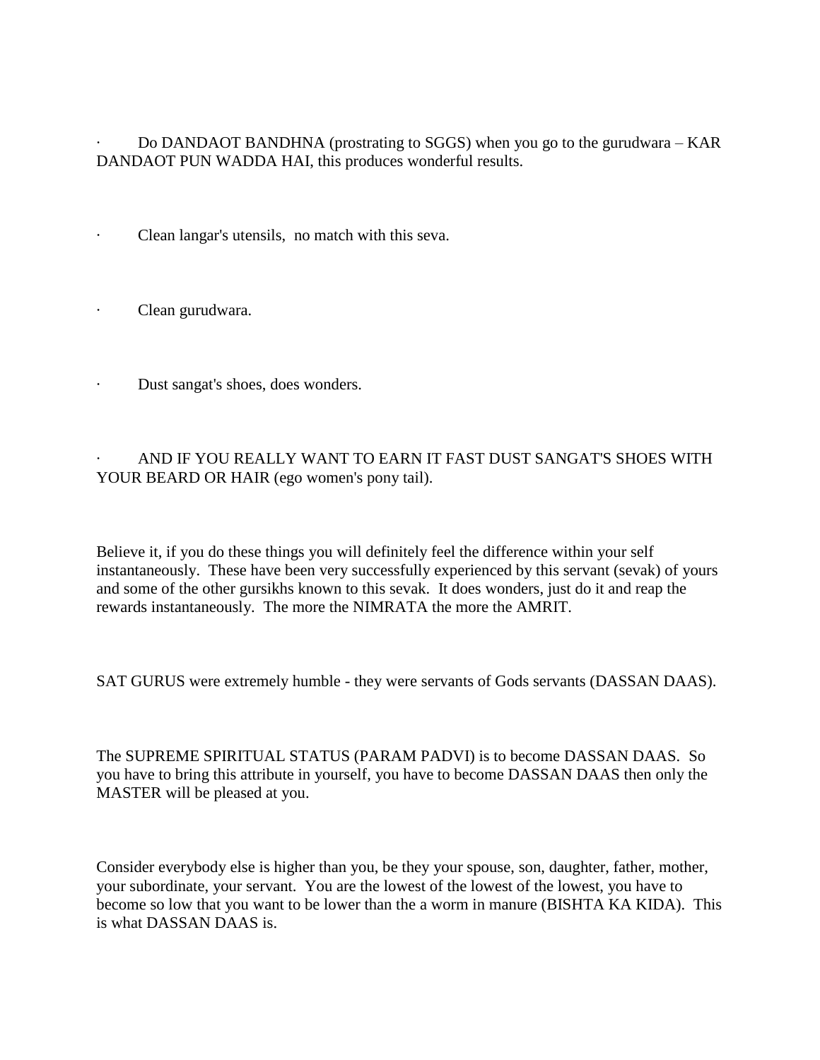- Do DANDAOT BANDHNA (prostrating to SGGS) when you go to the gurudwara – KAR DANDAOT PUN WADDA HAI, this produces wonderful results.

- Clean langar's utensils,  no match with this seva.

- Clean gurudwara.

- Dust sangat's shoes, does wonders.

- AND IF YOU REALLY WANT TO EARN IT FAST DUST SANGAT'S SHOES WITH YOUR BEARD OR HAIR (ego women's pony tail).

Believe it, if you do these things you will definitely feel the difference within your self instantaneously.  These have been very successfully experienced by this servant (sevak) of yours and some of the other gursikhs known to this sevak.  It does wonders, just do it and reap the rewards instantaneously.  The more the NIMRATA the more the AMRIT.

SAT GURUS were extremely humble - they were servants of Gods servants (DASSAN DAAS).

The SUPREME SPIRITUAL STATUS (PARAM PADVI) is to become DASSAN DAAS.  So you have to bring this attribute in yourself, you have to become DASSAN DAAS then only the MASTER will be pleased at you.

Consider everybody else is higher than you, be they your spouse, son, daughter, father, mother, your subordinate, your servant.  You are the lowest of the lowest of the lowest, you have to become so low that you want to be lower than the a worm in manure (BISHTA KA KIDA).  This is what DASSAN DAAS is.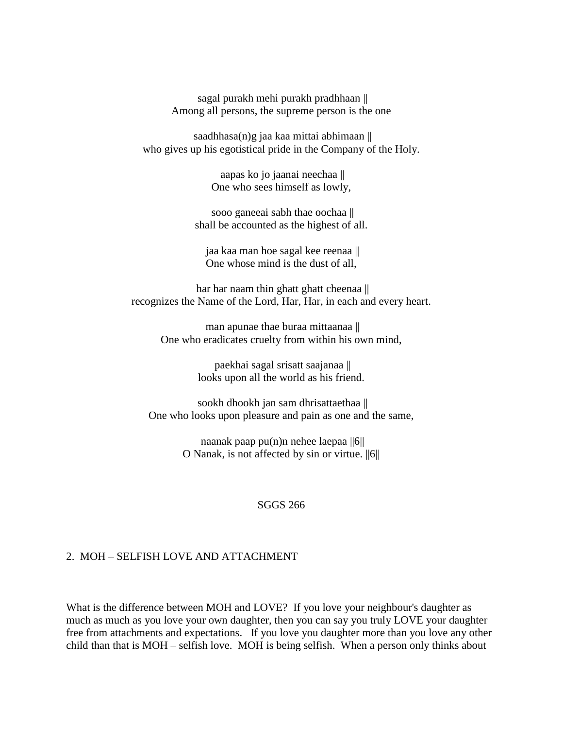sagal purakh mehi purakh pradhhaan ||
Among all persons, the supreme person is the one

saadhhasa(n)g jaa kaa mittai abhimaan ||
who gives up his egotistical pride in the Company of the Holy.

aapas ko jo jaanai neechaa ||
One who sees himself as lowly,

sooo ganeeai sabh thae oochaa ||
shall be accounted as the highest of all.

jaa kaa man hoe sagal kee reenaa ||
One whose mind is the dust of all,

har har naam thin ghatt ghatt cheenaa ||
recognizes the Name of the Lord, Har, Har, in each and every heart.

man apunae thae buraa mittaanaa ||
One who eradicates cruelty from within his own mind,

paekhai sagal srisatt saajanaa ||
looks upon all the world as his friend.

sookh dhookh jan sam dhrisattaethaa ||
One who looks upon pleasure and pain as one and the same,

naanak paap pu(n)n nehee laepaa ||6||
O Nanak, is not affected by sin or virtue. ||6||

SGGS 266

## 2. MOH – SELFISH LOVE AND ATTACHMENT

What is the difference between MOH and LOVE? If you love your neighbour's daughter as much as much as you love your own daughter, then you can say you truly LOVE your daughter free from attachments and expectations. If you love you daughter more than you love any other child than that is MOH – selfish love. MOH is being selfish. When a person only thinks about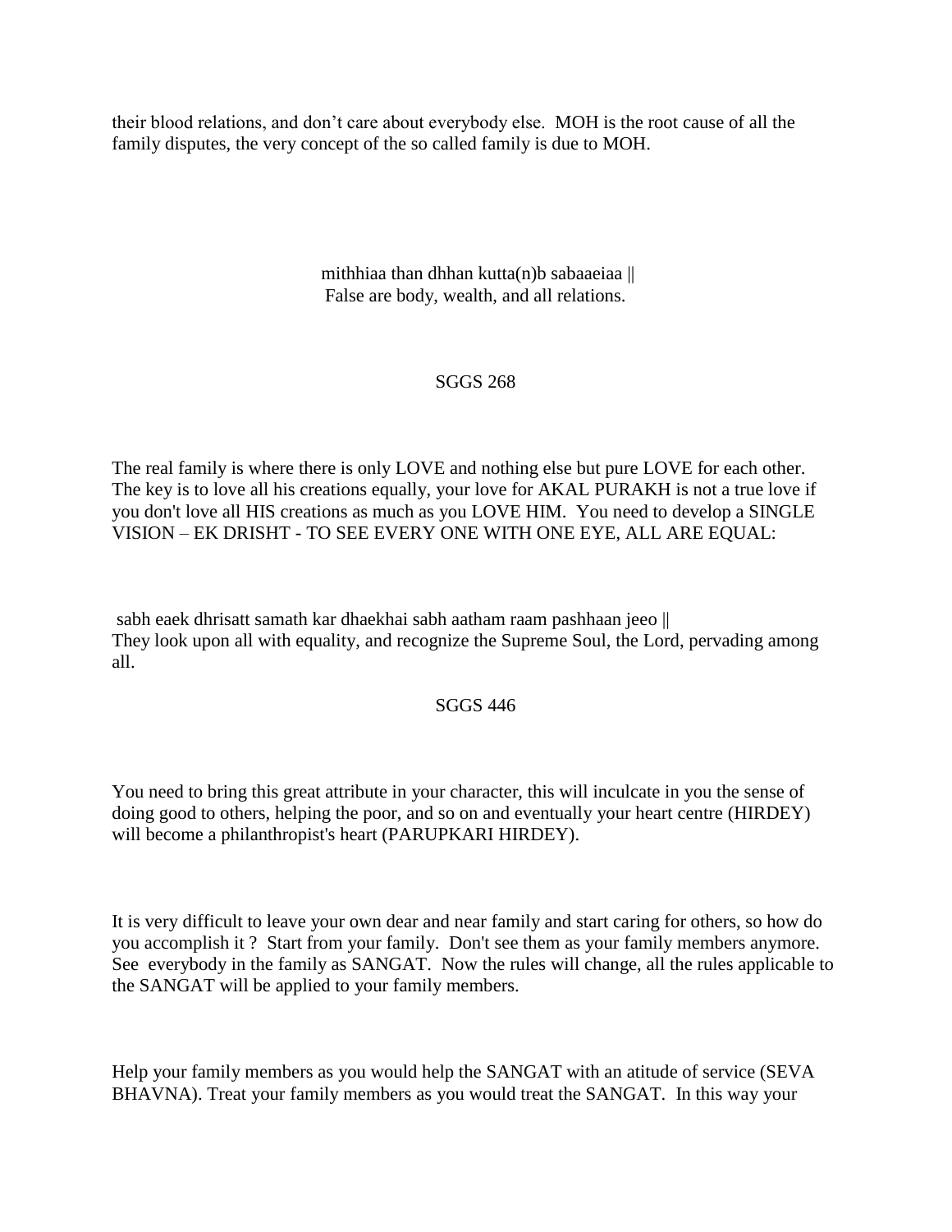their blood relations, and don't care about everybody else. MOH is the root cause of all the family disputes, the very concept of the so called family is due to MOH.

mithhiaa than dhhan kutta(n)b sabaaeiaa ||
False are body, wealth, and all relations.

SGGS 268

The real family is where there is only LOVE and nothing else but pure LOVE for each other. The key is to love all his creations equally, your love for AKAL PURAKH is not a true love if you don't love all HIS creations as much as you LOVE HIM. You need to develop a SINGLE VISION – EK DRISHT - TO SEE EVERY ONE WITH ONE EYE, ALL ARE EQUAL:

sabh eaek dhrisatt samath kar dhaekhai sabh aatham raam pashhaan jeeo ||
They look upon all with equality, and recognize the Supreme Soul, the Lord, pervading among all.

SGGS 446

You need to bring this great attribute in your character, this will inculcate in you the sense of doing good to others, helping the poor, and so on and eventually your heart centre (HIRDEY) will become a philanthropist's heart (PARUPKARI HIRDEY).

It is very difficult to leave your own dear and near family and start caring for others, so how do you accomplish it ? Start from your family. Don't see them as your family members anymore. See everybody in the family as SANGAT. Now the rules will change, all the rules applicable to the SANGAT will be applied to your family members.

Help your family members as you would help the SANGAT with an atitude of service (SEVA BHAVNA). Treat your family members as you would treat the SANGAT. In this way your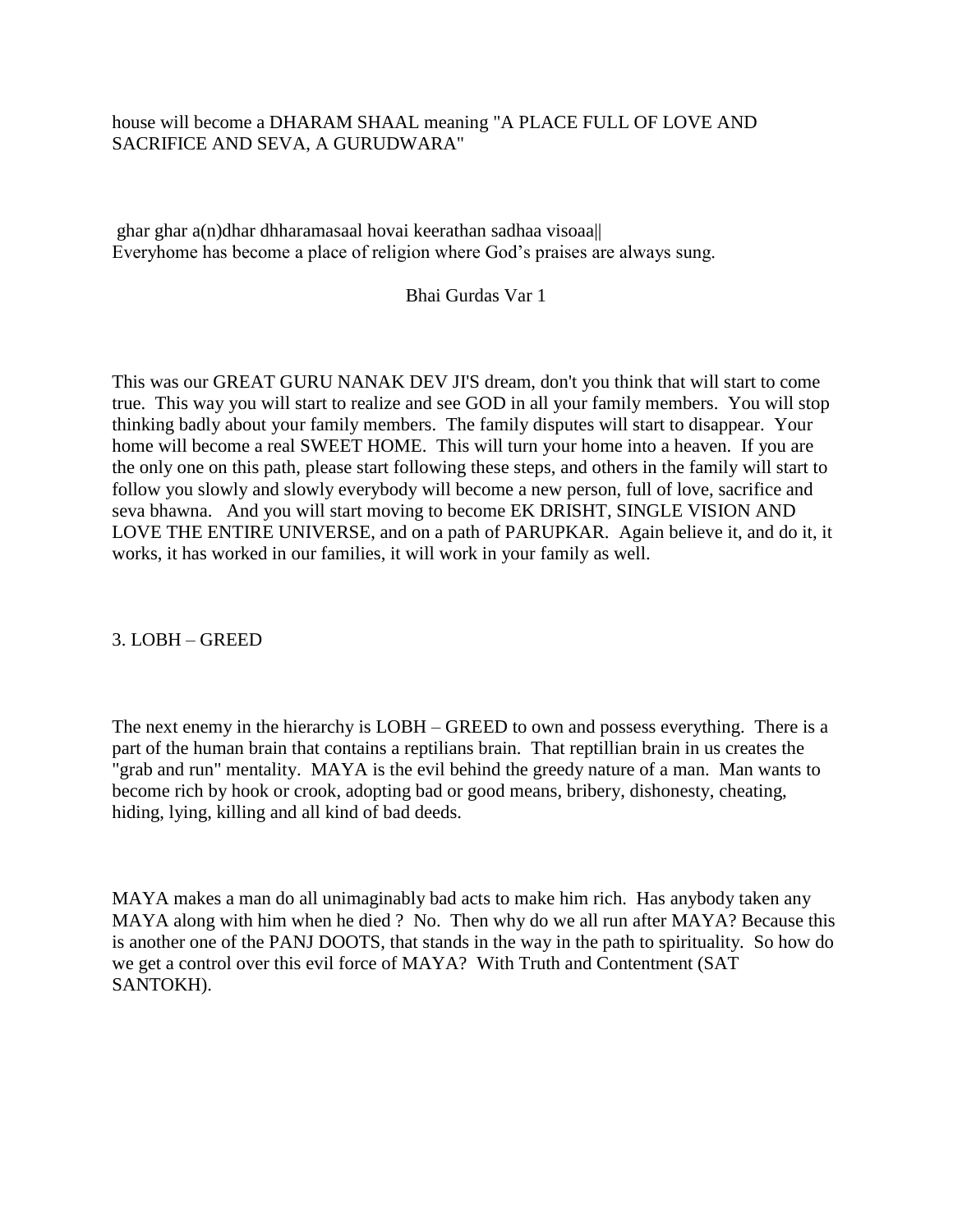house will become a DHARAM SHAAL meaning "A PLACE FULL OF LOVE AND SACRIFICE AND SEVA, A GURUDWARA"

ghar ghar a(n)dhar dhharamasaal hovai keerathan sadhaa visoaa||
Everyhome has become a place of religion where God's praises are always sung.

Bhai Gurdas Var 1

This was our GREAT GURU NANAK DEV JI'S dream, don't you think that will start to come true. This way you will start to realize and see GOD in all your family members. You will stop thinking badly about your family members. The family disputes will start to disappear. Your home will become a real SWEET HOME. This will turn your home into a heaven. If you are the only one on this path, please start following these steps, and others in the family will start to follow you slowly and slowly everybody will become a new person, full of love, sacrifice and seva bhawna. And you will start moving to become EK DRISHT, SINGLE VISION AND LOVE THE ENTIRE UNIVERSE, and on a path of PARUPKAR. Again believe it, and do it, it works, it has worked in our families, it will work in your family as well.

3. LOBH – GREED

The next enemy in the hierarchy is LOBH – GREED to own and possess everything. There is a part of the human brain that contains a reptilians brain. That reptillian brain in us creates the "grab and run" mentality. MAYA is the evil behind the greedy nature of a man. Man wants to become rich by hook or crook, adopting bad or good means, bribery, dishonesty, cheating, hiding, lying, killing and all kind of bad deeds.

MAYA makes a man do all unimaginably bad acts to make him rich. Has anybody taken any MAYA along with him when he died ? No. Then why do we all run after MAYA? Because this is another one of the PANJ DOOTS, that stands in the way in the path to spirituality. So how do we get a control over this evil force of MAYA? With Truth and Contentment (SAT SANTOKH).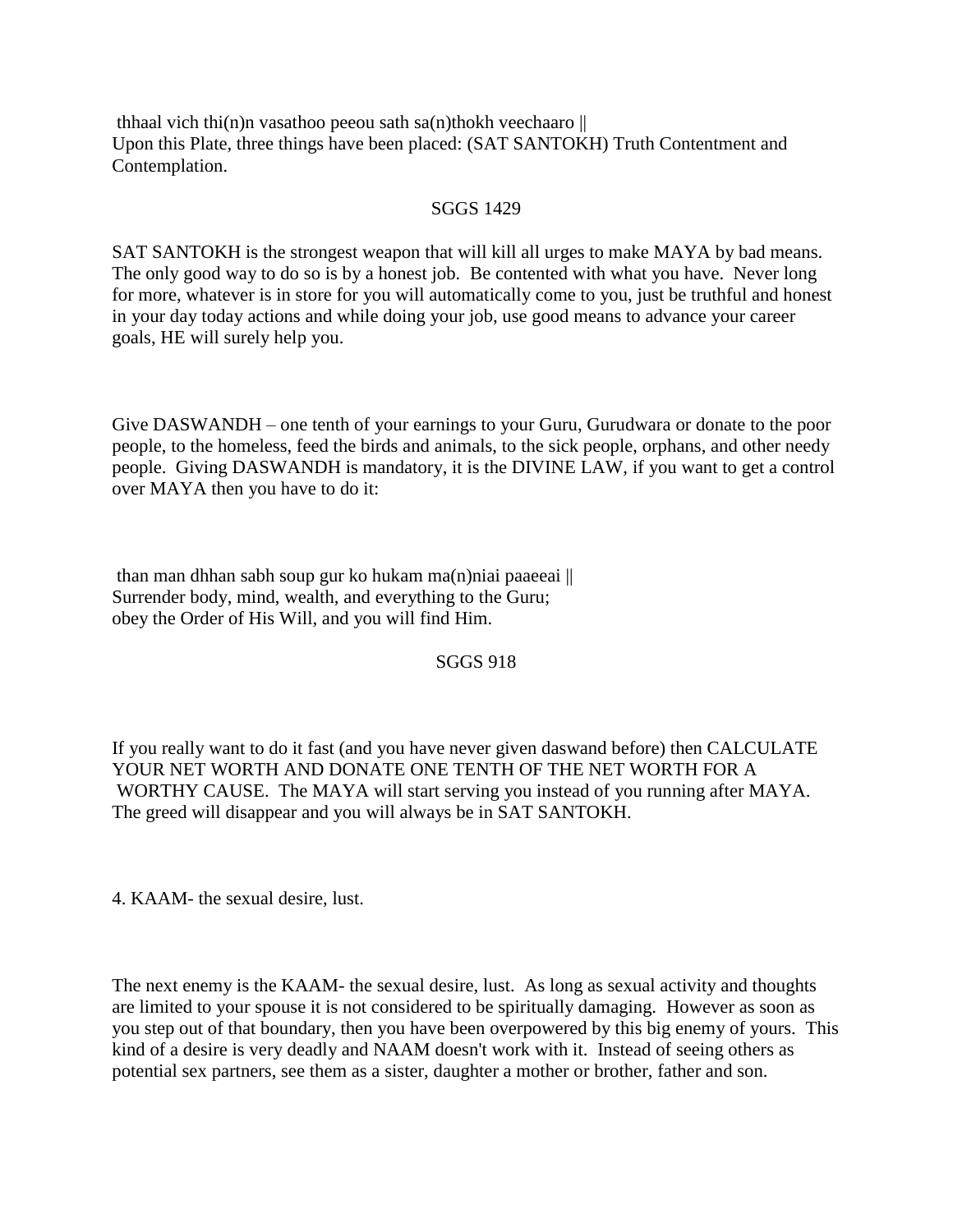thhaal vich thi(n)n vasathoo peeou sath sa(n)thokh veechaaro ||
Upon this Plate, three things have been placed: (SAT SANTOKH) Truth Contentment and Contemplation.

SGGS 1429

SAT SANTOKH is the strongest weapon that will kill all urges to make MAYA by bad means. The only good way to do so is by a honest job. Be contented with what you have. Never long for more, whatever is in store for you will automatically come to you, just be truthful and honest in your day today actions and while doing your job, use good means to advance your career goals, HE will surely help you.

Give DASWANDH – one tenth of your earnings to your Guru, Gurudwara or donate to the poor people, to the homeless, feed the birds and animals, to the sick people, orphans, and other needy people. Giving DASWANDH is mandatory, it is the DIVINE LAW, if you want to get a control over MAYA then you have to do it:

than man dhhan sabh soup gur ko hukam ma(n)niai paaeeai ||
Surrender body, mind, wealth, and everything to the Guru;
obey the Order of His Will, and you will find Him.

SGGS 918

If you really want to do it fast (and you have never given daswand before) then CALCULATE YOUR NET WORTH AND DONATE ONE TENTH OF THE NET WORTH FOR A WORTHY CAUSE. The MAYA will start serving you instead of you running after MAYA. The greed will disappear and you will always be in SAT SANTOKH.

4. KAAM- the sexual desire, lust.

The next enemy is the KAAM- the sexual desire, lust. As long as sexual activity and thoughts are limited to your spouse it is not considered to be spiritually damaging. However as soon as you step out of that boundary, then you have been overpowered by this big enemy of yours. This kind of a desire is very deadly and NAAM doesn't work with it. Instead of seeing others as potential sex partners, see them as a sister, daughter a mother or brother, father and son.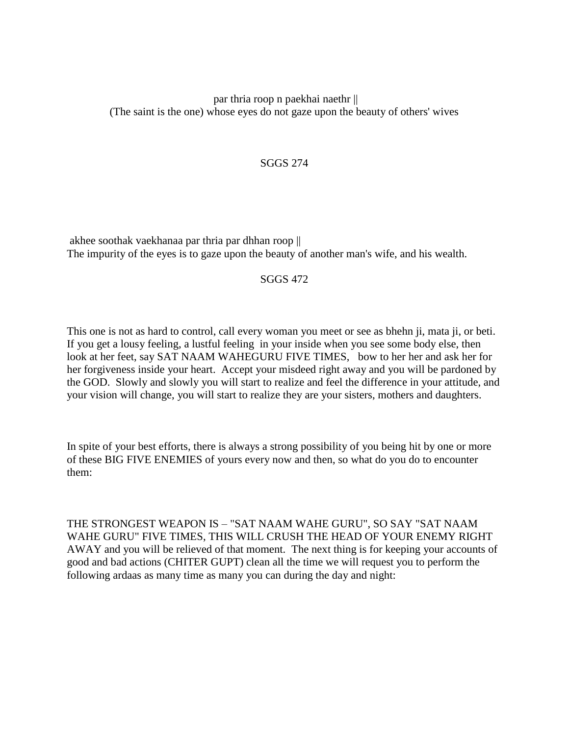par thria roop n paekhai naethr ||
(The saint is the one) whose eyes do not gaze upon the beauty of others' wives

SGGS 274

akhee soothak vaekhanaa par thria par dhhan roop ||
The impurity of the eyes is to gaze upon the beauty of another man's wife, and his wealth.

SGGS 472

This one is not as hard to control, call every woman you meet or see as bhehn ji, mata ji, or beti. If you get a lousy feeling, a lustful feeling in your inside when you see some body else, then look at her feet, say SAT NAAM WAHEGURU FIVE TIMES, bow to her her and ask her for her forgiveness inside your heart. Accept your misdeed right away and you will be pardoned by the GOD. Slowly and slowly you will start to realize and feel the difference in your attitude, and your vision will change, you will start to realize they are your sisters, mothers and daughters.

In spite of your best efforts, there is always a strong possibility of you being hit by one or more of these BIG FIVE ENEMIES of yours every now and then, so what do you do to encounter them:

THE STRONGEST WEAPON IS – "SAT NAAM WAHE GURU", SO SAY "SAT NAAM WAHE GURU" FIVE TIMES, THIS WILL CRUSH THE HEAD OF YOUR ENEMY RIGHT AWAY and you will be relieved of that moment. The next thing is for keeping your accounts of good and bad actions (CHITER GUPT) clean all the time we will request you to perform the following ardaas as many time as many you can during the day and night: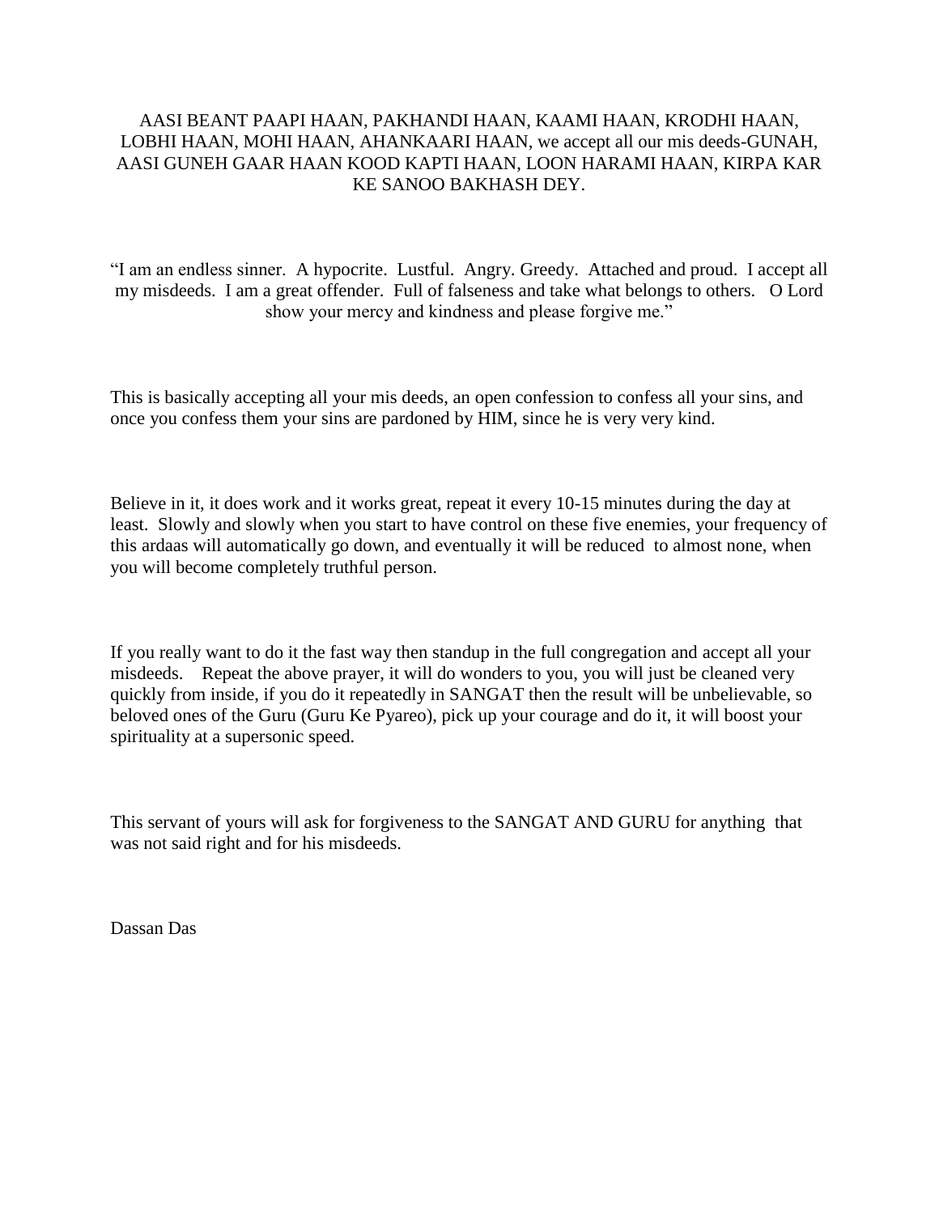AASI BEANT PAAPI HAAN, PAKHANDI HAAN, KAAMI HAAN, KRODHI HAAN, LOBHI HAAN, MOHI HAAN, AHANKAARI HAAN, we accept all our mis deeds-GUNAH, AASI GUNEH GAAR HAAN KOOD KAPTI HAAN, LOON HARAMI HAAN, KIRPA KAR KE SANOO BAKHASH DEY.

"I am an endless sinner. A hypocrite. Lustful. Angry. Greedy. Attached and proud. I accept all my misdeeds. I am a great offender. Full of falseness and take what belongs to others. O Lord show your mercy and kindness and please forgive me."

This is basically accepting all your mis deeds, an open confession to confess all your sins, and once you confess them your sins are pardoned by HIM, since he is very very kind.

Believe in it, it does work and it works great, repeat it every 10-15 minutes during the day at least. Slowly and slowly when you start to have control on these five enemies, your frequency of this ardaas will automatically go down, and eventually it will be reduced to almost none, when you will become completely truthful person.

If you really want to do it the fast way then standup in the full congregation and accept all your misdeeds. Repeat the above prayer, it will do wonders to you, you will just be cleaned very quickly from inside, if you do it repeatedly in SANGAT then the result will be unbelievable, so beloved ones of the Guru (Guru Ke Pyareo), pick up your courage and do it, it will boost your spirituality at a supersonic speed.

This servant of yours will ask for forgiveness to the SANGAT AND GURU for anything that was not said right and for his misdeeds.

Dassan Das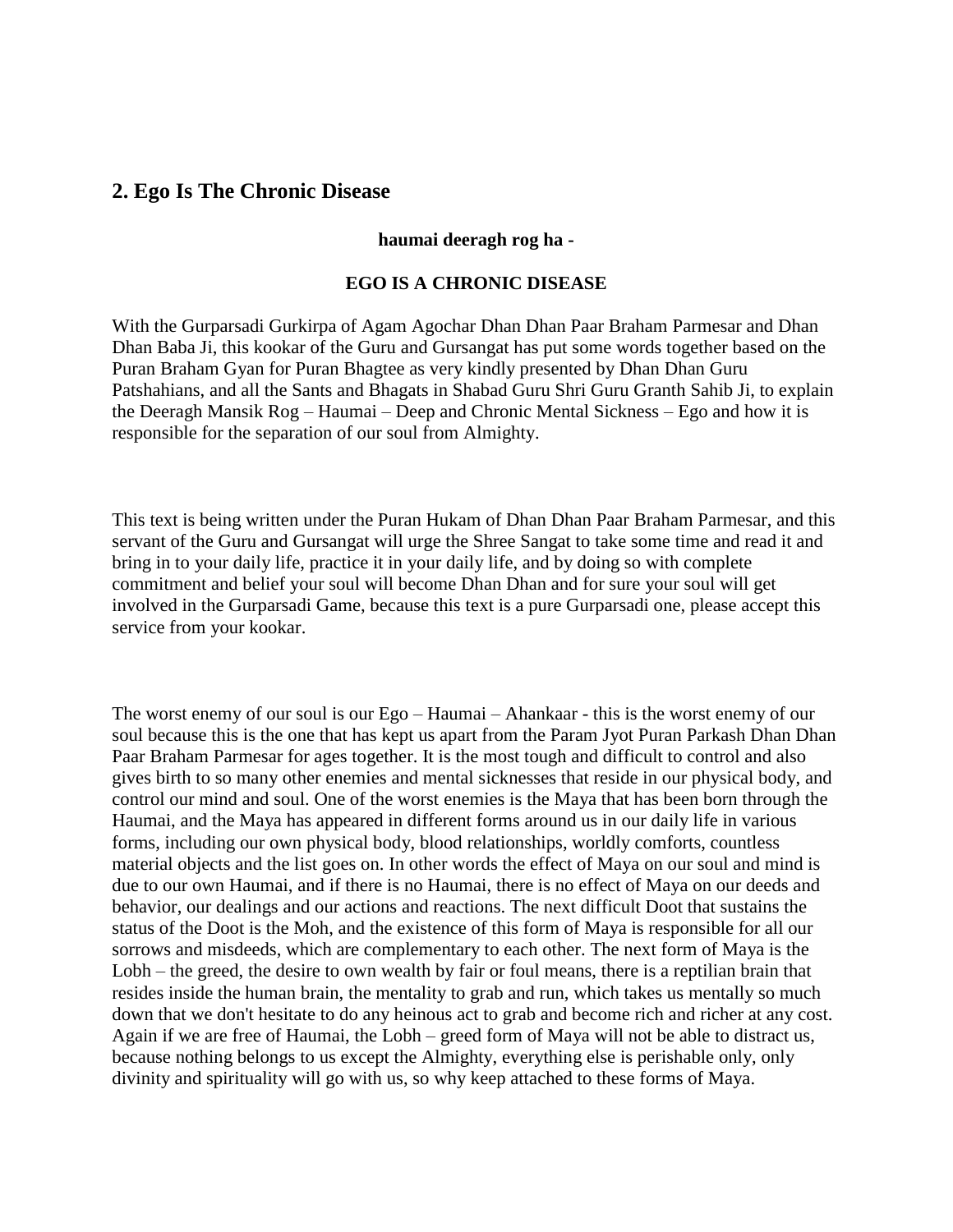## 2. Ego Is The Chronic Disease

**haumai deeragh rog ha -**

**EGO IS A CHRONIC DISEASE**

With the Gurparsadi Gurkirpa of Agam Agochar Dhan Dhan Paar Braham Parmesar and Dhan Dhan Baba Ji, this kookar of the Guru and Gursangat has put some words together based on the Puran Braham Gyan for Puran Bhagtee as very kindly presented by Dhan Dhan Guru Patshahians, and all the Sants and Bhagats in Shabad Guru Shri Guru Granth Sahib Ji, to explain the Deeragh Mansik Rog – Haumai – Deep and Chronic Mental Sickness – Ego and how it is responsible for the separation of our soul from Almighty.

This text is being written under the Puran Hukam of Dhan Dhan Paar Braham Parmesar, and this servant of the Guru and Gursangat will urge the Shree Sangat to take some time and read it and bring in to your daily life, practice it in your daily life, and by doing so with complete commitment and belief your soul will become Dhan Dhan and for sure your soul will get involved in the Gurparsadi Game, because this text is a pure Gurparsadi one, please accept this service from your kookar.

The worst enemy of our soul is our Ego – Haumai – Ahankaar - this is the worst enemy of our soul because this is the one that has kept us apart from the Param Jyot Puran Parkash Dhan Dhan Paar Braham Parmesar for ages together. It is the most tough and difficult to control and also gives birth to so many other enemies and mental sicknesses that reside in our physical body, and control our mind and soul. One of the worst enemies is the Maya that has been born through the Haumai, and the Maya has appeared in different forms around us in our daily life in various forms, including our own physical body, blood relationships, worldly comforts, countless material objects and the list goes on. In other words the effect of Maya on our soul and mind is due to our own Haumai, and if there is no Haumai, there is no effect of Maya on our deeds and behavior, our dealings and our actions and reactions. The next difficult Doot that sustains the status of the Doot is the Moh, and the existence of this form of Maya is responsible for all our sorrows and misdeeds, which are complementary to each other. The next form of Maya is the Lobh – the greed, the desire to own wealth by fair or foul means, there is a reptilian brain that resides inside the human brain, the mentality to grab and run, which takes us mentally so much down that we don't hesitate to do any heinous act to grab and become rich and richer at any cost. Again if we are free of Haumai, the Lobh – greed form of Maya will not be able to distract us, because nothing belongs to us except the Almighty, everything else is perishable only, only divinity and spirituality will go with us, so why keep attached to these forms of Maya.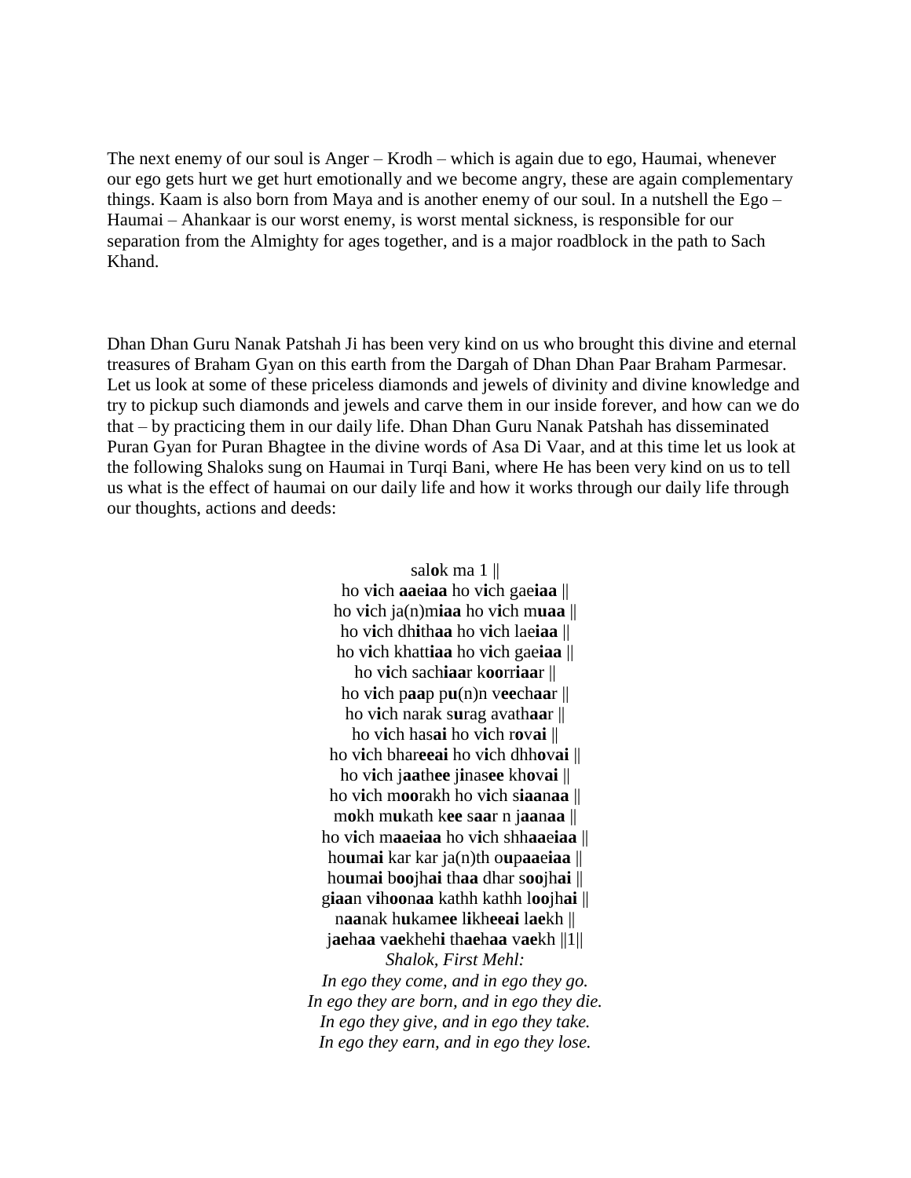The next enemy of our soul is Anger – Krodh – which is again due to ego, Haumai, whenever our ego gets hurt we get hurt emotionally and we become angry, these are again complementary things. Kaam is also born from Maya and is another enemy of our soul. In a nutshell the Ego – Haumai – Ahankaar is our worst enemy, is worst mental sickness, is responsible for our separation from the Almighty for ages together, and is a major roadblock in the path to Sach Khand.

Dhan Dhan Guru Nanak Patshah Ji has been very kind on us who brought this divine and eternal treasures of Braham Gyan on this earth from the Dargah of Dhan Dhan Paar Braham Parmesar. Let us look at some of these priceless diamonds and jewels of divinity and divine knowledge and try to pickup such diamonds and jewels and carve them in our inside forever, and how can we do that – by practicing them in our daily life. Dhan Dhan Guru Nanak Patshah has disseminated Puran Gyan for Puran Bhagtee in the divine words of Asa Di Vaar, and at this time let us look at the following Shaloks sung on Haumai in Turqi Bani, where He has been very kind on us to tell us what is the effect of haumai on our daily life and how it works through our daily life through our thoughts, actions and deeds:

sal**o**k ma 1 ||  
ho v**i**ch **aa**e**iaa** ho v**i**ch gae**iaa** ||  
ho v**i**ch ja(n)m**iaa** ho v**i**ch m**uaa** ||  
ho v**i**ch dh**i**th**aa** ho v**i**ch lae**iaa** ||  
ho v**i**ch khatt**iaa** ho v**i**ch gae**iaa** ||  
ho v**i**ch sach**iaa**r k**oo**rr**iaa**r ||  
ho v**i**ch p**aa**p p**u**(n)n v**ee**ch**aa**r ||  
ho v**i**ch narak s**u**rag avath**aa**r ||  
ho v**i**ch has**ai** ho v**i**ch r**o**v**ai** ||  
ho v**i**ch bhar**eeai** ho v**i**ch dhh**o**v**ai** ||  
ho v**i**ch j**aa**th**ee** j**i**nas**ee** kh**o**v**ai** ||  
ho v**i**ch m**oo**rakh ho v**i**ch s**iaa**n**aa** ||  
m**o**kh m**u**kath k**ee** s**aa**r n j**aa**n**aa** ||  
ho v**i**ch m**aa**e**iaa** ho v**i**ch shh**aa**e**iaa** ||  
ho**u**m**ai** kar kar ja(n)th o**u**p**aa**e**iaa** ||  
ho**u**m**ai** b**oo**jh**ai** th**aa** dhar s**oo**jh**ai** ||  
g**iaa**n v**i**h**oo**n**aa** kathh kathh l**oo**jh**ai** ||  
n**aa**nak h**u**kam**ee** l**i**kh**eeai** l**ae**kh ||  
j**ae**h**aa** v**ae**kheh**i** th**ae**h**aa** v**ae**kh ||1||  
*Shalok, First Mehl:*  
*In ego they come, and in ego they go.*  
*In ego they are born, and in ego they die.*  
*In ego they give, and in ego they take.*  
*In ego they earn, and in ego they lose.*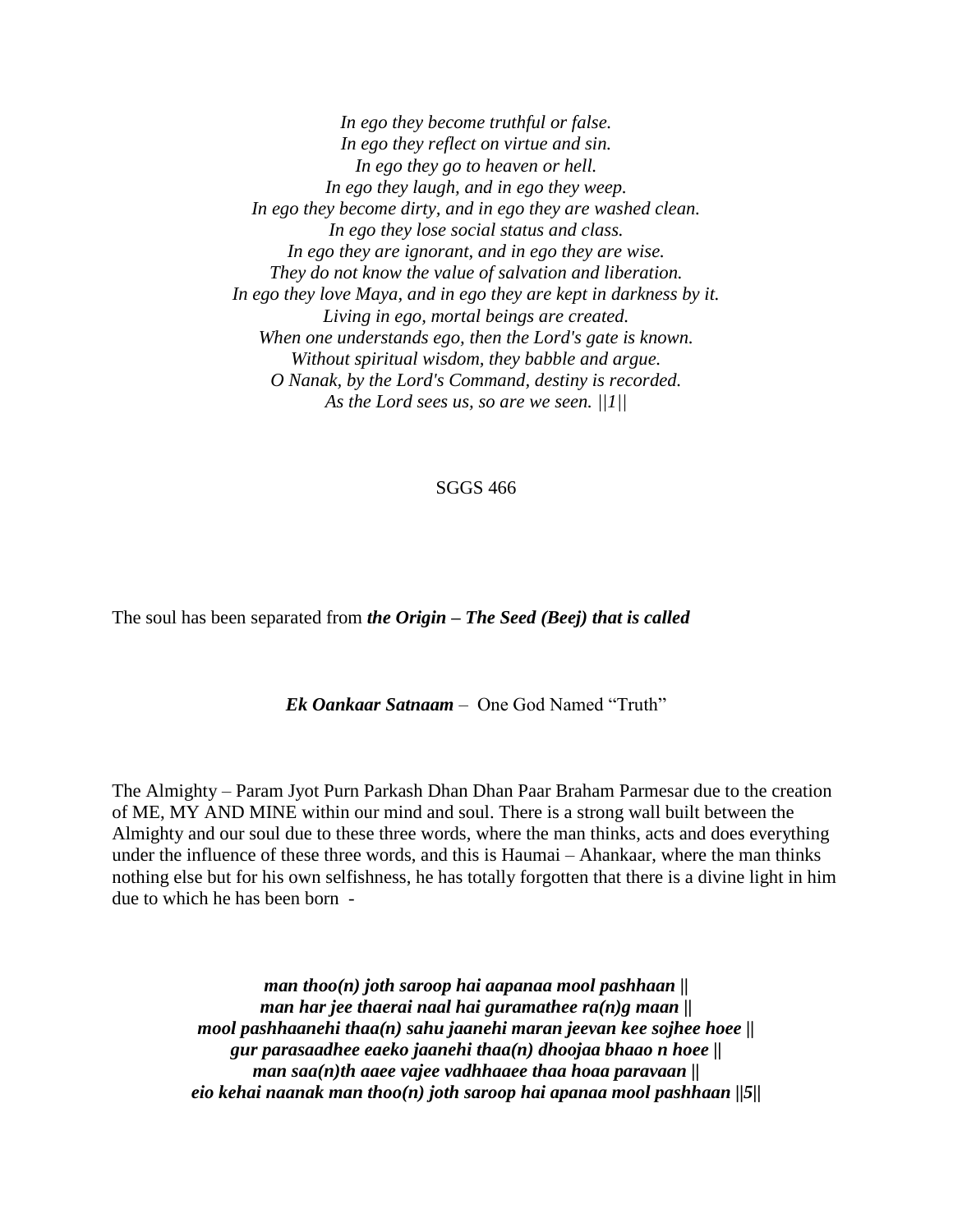*In ego they become truthful or false.*
*In ego they reflect on virtue and sin.*
*In ego they go to heaven or hell.*
*In ego they laugh, and in ego they weep.*
*In ego they become dirty, and in ego they are washed clean.*
*In ego they lose social status and class.*
*In ego they are ignorant, and in ego they are wise.*
*They do not know the value of salvation and liberation.*
*In ego they love Maya, and in ego they are kept in darkness by it.*
*Living in ego, mortal beings are created.*
*When one understands ego, then the Lord's gate is known.*
*Without spiritual wisdom, they babble and argue.*
*O Nanak, by the Lord's Command, destiny is recorded.*
*As the Lord sees us, so are we seen. ||1||*

SGGS 466

The soul has been separated from ***the Origin – The Seed (Beej) that is called***

***Ek Oankaar Satnaam*** – One God Named "Truth"

The Almighty – Param Jyot Purn Parkash Dhan Dhan Paar Braham Parmesar due to the creation of ME, MY AND MINE within our mind and soul. There is a strong wall built between the Almighty and our soul due to these three words, where the man thinks, acts and does everything under the influence of these three words, and this is Haumai – Ahankaar, where the man thinks nothing else but for his own selfishness, he has totally forgotten that there is a divine light in him due to which he has been born -

***man thoo(n) joth saroop hai aapanaa mool pashhaan ||***
***man har jee thaerai naal hai guramathee ra(n)g maan ||***
***mool pashhaanehi thaa(n) sahu jaanehi maran jeevan kee sojhee hoee ||***
***gur parasaadhee eaeko jaanehi thaa(n) dhoojaa bhaao n hoee ||***
***man saa(n)th aaee vajee vadhhaaee thaa hoaa paravaan ||***
***eio kehai naanak man thoo(n) joth saroop hai apanaa mool pashhaan ||5||***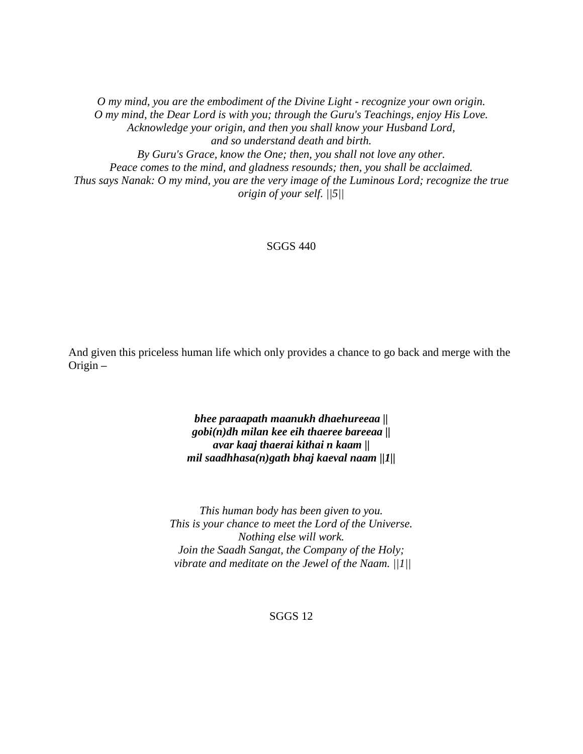*O my mind, you are the embodiment of the Divine Light - recognize your own origin.*
*O my mind, the Dear Lord is with you; through the Guru's Teachings, enjoy His Love.*
*Acknowledge your origin, and then you shall know your Husband Lord,*
*and so understand death and birth.*
*By Guru's Grace, know the One; then, you shall not love any other.*
*Peace comes to the mind, and gladness resounds; then, you shall be acclaimed.*
*Thus says Nanak: O my mind, you are the very image of the Luminous Lord; recognize the true origin of your self. ||5||*

SGGS 440

And given this priceless human life which only provides a chance to go back and merge with the Origin –

***bhee paraapath maanukh dhaehureeaa ||***
***gobi(n)dh milan kee eih thaeree bareeaa ||***
***avar kaaj thaerai kithai n kaam ||***
***mil saadhhasa(n)gath bhaj kaeval naam ||1||***

*This human body has been given to you.*
*This is your chance to meet the Lord of the Universe.*
*Nothing else will work.*
*Join the Saadh Sangat, the Company of the Holy;*
*vibrate and meditate on the Jewel of the Naam. ||1||*

SGGS 12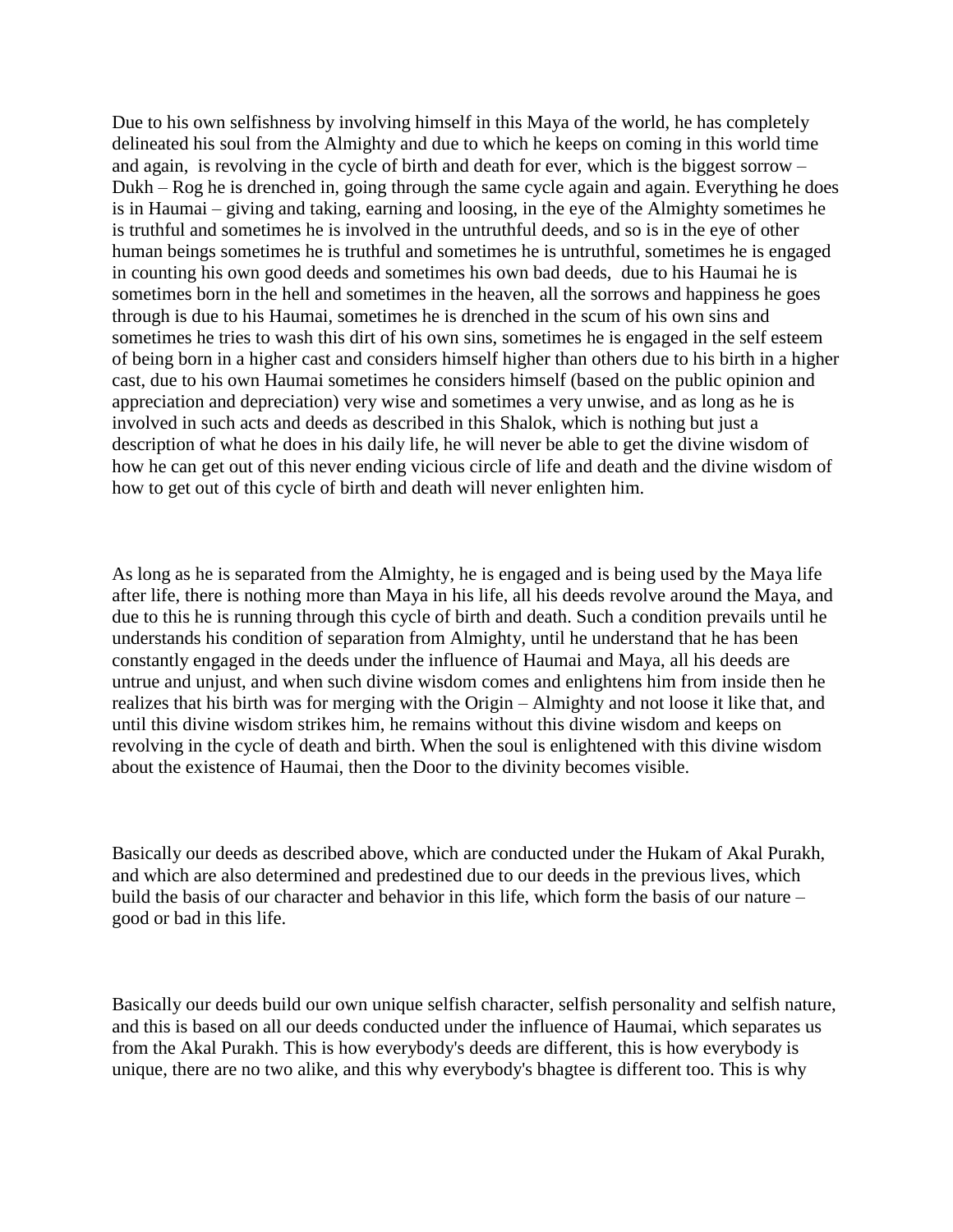Due to his own selfishness by involving himself in this Maya of the world, he has completely delineated his soul from the Almighty and due to which he keeps on coming in this world time and again, is revolving in the cycle of birth and death for ever, which is the biggest sorrow – Dukh – Rog he is drenched in, going through the same cycle again and again. Everything he does is in Haumai – giving and taking, earning and loosing, in the eye of the Almighty sometimes he is truthful and sometimes he is involved in the untruthful deeds, and so is in the eye of other human beings sometimes he is truthful and sometimes he is untruthful, sometimes he is engaged in counting his own good deeds and sometimes his own bad deeds, due to his Haumai he is sometimes born in the hell and sometimes in the heaven, all the sorrows and happiness he goes through is due to his Haumai, sometimes he is drenched in the scum of his own sins and sometimes he tries to wash this dirt of his own sins, sometimes he is engaged in the self esteem of being born in a higher cast and considers himself higher than others due to his birth in a higher cast, due to his own Haumai sometimes he considers himself (based on the public opinion and appreciation and depreciation) very wise and sometimes a very unwise, and as long as he is involved in such acts and deeds as described in this Shalok, which is nothing but just a description of what he does in his daily life, he will never be able to get the divine wisdom of how he can get out of this never ending vicious circle of life and death and the divine wisdom of how to get out of this cycle of birth and death will never enlighten him.

As long as he is separated from the Almighty, he is engaged and is being used by the Maya life after life, there is nothing more than Maya in his life, all his deeds revolve around the Maya, and due to this he is running through this cycle of birth and death. Such a condition prevails until he understands his condition of separation from Almighty, until he understand that he has been constantly engaged in the deeds under the influence of Haumai and Maya, all his deeds are untrue and unjust, and when such divine wisdom comes and enlightens him from inside then he realizes that his birth was for merging with the Origin – Almighty and not loose it like that, and until this divine wisdom strikes him, he remains without this divine wisdom and keeps on revolving in the cycle of death and birth. When the soul is enlightened with this divine wisdom about the existence of Haumai, then the Door to the divinity becomes visible.

Basically our deeds as described above, which are conducted under the Hukam of Akal Purakh, and which are also determined and predestined due to our deeds in the previous lives, which build the basis of our character and behavior in this life, which form the basis of our nature – good or bad in this life.

Basically our deeds build our own unique selfish character, selfish personality and selfish nature, and this is based on all our deeds conducted under the influence of Haumai, which separates us from the Akal Purakh. This is how everybody's deeds are different, this is how everybody is unique, there are no two alike, and this why everybody's bhagtee is different too. This is why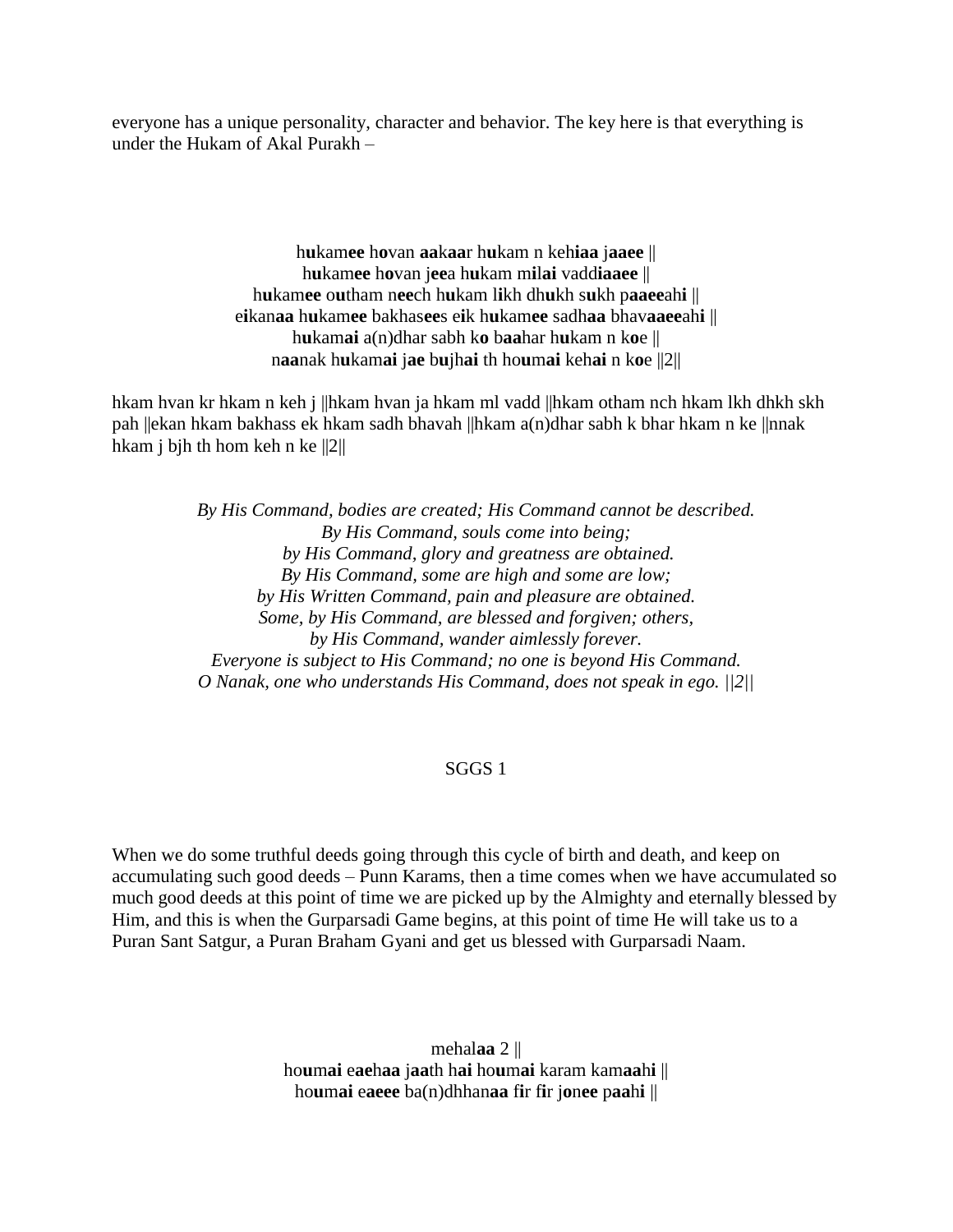everyone has a unique personality, character and behavior. The key here is that everything is under the Hukam of Akal Purakh –

h**u**kam**ee** h**o**van **aa**k**aa**r h**u**kam n keh**iaa** j**aaee** ||
h**u**kam**ee** h**o**van j**ee**a h**u**kam m**i**l**ai** vadd**iaaee** ||
h**u**kam**ee** o**u**tham n**ee**ch h**u**kam l**i**kh dh**u**kh s**u**kh p**aaee**ah**i** ||
e**i**kan**aa** h**u**kam**ee** bakhas**ee**s e**i**k h**u**kam**ee** sadh**aa** bhav**aaee**ah**i** ||
h**u**kam**ai** a(n)dhar sabh k**o** b**aa**har h**u**kam n k**o**e ||
n**aa**nak h**u**kam**ai** j**ae** b**u**jh**ai** th ho**u**m**ai** keh**ai** n k**o**e ||2||

hkam hvan kr hkam n keh j ||hkam hvan ja hkam ml vadd ||hkam otham nch hkam lkh dhkh skh pah ||ekan hkam bakhass ek hkam sadh bhavah ||hkam a(n)dhar sabh k bhar hkam n ke ||nnak hkam j bjh th hom keh n ke ||2||

*By His Command, bodies are created; His Command cannot be described.*
*By His Command, souls come into being;*
*by His Command, glory and greatness are obtained.*
*By His Command, some are high and some are low;*
*by His Written Command, pain and pleasure are obtained.*
*Some, by His Command, are blessed and forgiven; others,*
*by His Command, wander aimlessly forever.*
*Everyone is subject to His Command; no one is beyond His Command.*
*O Nanak, one who understands His Command, does not speak in ego. ||2||*

SGGS 1

When we do some truthful deeds going through this cycle of birth and death, and keep on accumulating such good deeds – Punn Karams, then a time comes when we have accumulated so much good deeds at this point of time we are picked up by the Almighty and eternally blessed by Him, and this is when the Gurparsadi Game begins, at this point of time He will take us to a Puran Sant Satgur, a Puran Braham Gyani and get us blessed with Gurparsadi Naam.

mehal**aa** 2 ||
ho**u**m**ai** e**ae**h**aa** j**aa**th h**ai** ho**u**m**ai** karam kam**aa**h**i** ||
ho**u**m**ai** e**aeee** ba(n)dhhan**aa** f**i**r f**i**r j**o**n**ee** p**aa**h**i** ||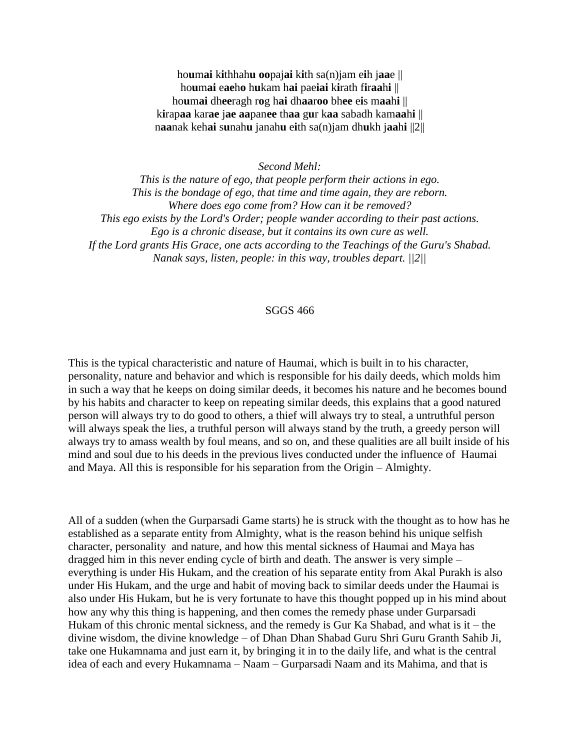ho**u**m**ai** k**i**thhah**u** **oo**paj**ai** k**i**th sa(n)jam e**i**h j**aa**e ||
ho**u**m**ai** e**ae**h**o** h**u**kam h**ai** pae**i**ai k**i**rath f**i**r**aa**h**i** ||
ho**u**m**ai** dh**ee**ragh r**o**g h**ai** dh**aa**r**oo** bh**ee** e**i**s m**aa**h**i** ||
k**i**rap**aa** kar**ae** j**ae** **aa**pan**ee** th**aa** g**u**r k**aa** sabadh kam**aa**h**i** ||
n**aa**nak keh**ai** s**u**nah**u** janah**u** e**i**th sa(n)jam dh**u**kh j**aa**h**i** ||2||

*Second Mehl:*
*This is the nature of ego, that people perform their actions in ego.*
*This is the bondage of ego, that time and time again, they are reborn.*
*Where does ego come from? How can it be removed?*
*This ego exists by the Lord's Order; people wander according to their past actions.*
*Ego is a chronic disease, but it contains its own cure as well.*
*If the Lord grants His Grace, one acts according to the Teachings of the Guru's Shabad.*
*Nanak says, listen, people: in this way, troubles depart. ||2||*

SGGS 466

This is the typical characteristic and nature of Haumai, which is built in to his character, personality, nature and behavior and which is responsible for his daily deeds, which molds him in such a way that he keeps on doing similar deeds, it becomes his nature and he becomes bound by his habits and character to keep on repeating similar deeds, this explains that a good natured person will always try to do good to others, a thief will always try to steal, a untruthful person will always speak the lies, a truthful person will always stand by the truth, a greedy person will always try to amass wealth by foul means, and so on, and these qualities are all built inside of his mind and soul due to his deeds in the previous lives conducted under the influence of Haumai and Maya. All this is responsible for his separation from the Origin – Almighty.

All of a sudden (when the Gurparsadi Game starts) he is struck with the thought as to how has he established as a separate entity from Almighty, what is the reason behind his unique selfish character, personality and nature, and how this mental sickness of Haumai and Maya has dragged him in this never ending cycle of birth and death. The answer is very simple – everything is under His Hukam, and the creation of his separate entity from Akal Purakh is also under His Hukam, and the urge and habit of moving back to similar deeds under the Haumai is also under His Hukam, but he is very fortunate to have this thought popped up in his mind about how any why this thing is happening, and then comes the remedy phase under Gurparsadi Hukam of this chronic mental sickness, and the remedy is Gur Ka Shabad, and what is it – the divine wisdom, the divine knowledge – of Dhan Dhan Shabad Guru Shri Guru Granth Sahib Ji, take one Hukamnama and just earn it, by bringing it in to the daily life, and what is the central idea of each and every Hukamnama – Naam – Gurparsadi Naam and its Mahima, and that is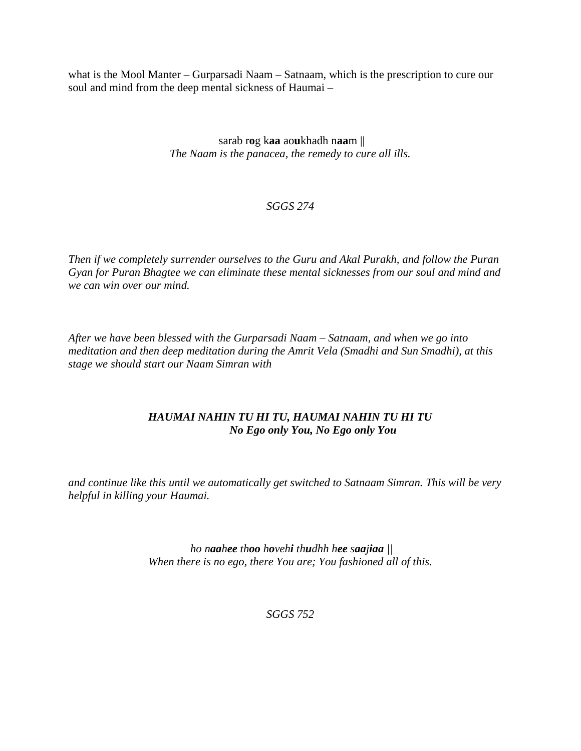what is the Mool Manter – Gurparsadi Naam – Satnaam, which is the prescription to cure our soul and mind from the deep mental sickness of Haumai –

sarab r**o**g k**aa** ao**u**khadh n**aa**m ||
*The Naam is the panacea, the remedy to cure all ills.*

*SGGS 274*

*Then if we completely surrender ourselves to the Guru and Akal Purakh, and follow the Puran Gyan for Puran Bhagtee we can eliminate these mental sicknesses from our soul and mind and we can win over our mind.*

*After we have been blessed with the Gurparsadi Naam – Satnaam, and when we go into meditation and then deep meditation during the Amrit Vela (Smadhi and Sun Smadhi), at this stage we should start our Naam Simran with*

***HAUMAI NAHIN TU HI TU, HAUMAI NAHIN TU HI TU***
***No Ego only You, No Ego only You***

*and continue like this until we automatically get switched to Satnaam Simran. This will be very helpful in killing your Haumai.*

*ho n**aa**h**ee** th**oo** h**o**veh**i** th**u**dhh h**ee** s**aa**j**iaa** ||*
*When there is no ego, there You are; You fashioned all of this.*

*SGGS 752*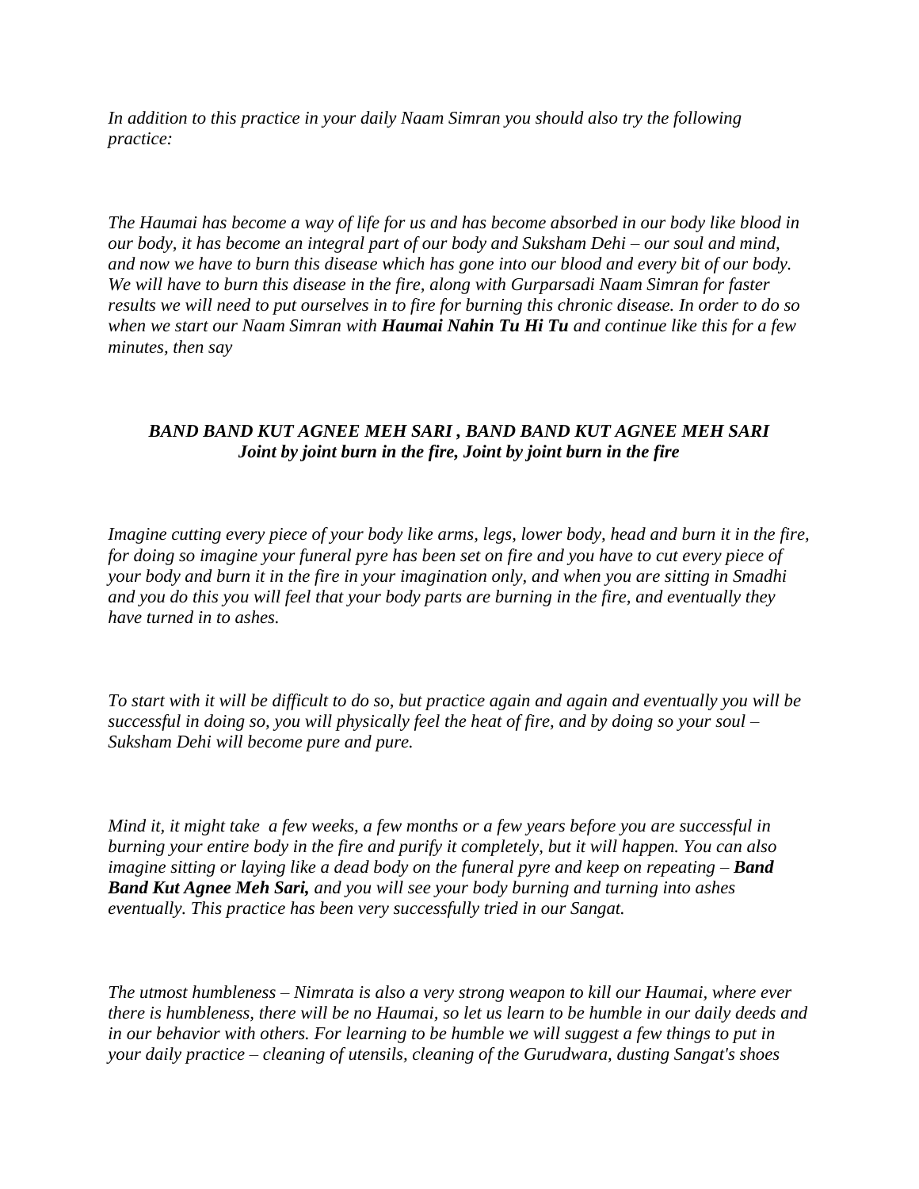*In addition to this practice in your daily Naam Simran you should also try the following practice:*

*The Haumai has become a way of life for us and has become absorbed in our body like blood in our body, it has become an integral part of our body and Suksham Dehi – our soul and mind, and now we have to burn this disease which has gone into our blood and every bit of our body. We will have to burn this disease in the fire, along with Gurparsadi Naam Simran for faster results we will need to put ourselves in to fire for burning this chronic disease. In order to do so when we start our Naam Simran with* ***Haumai Nahin Tu Hi Tu*** *and continue like this for a few minutes, then say*

***BAND BAND KUT AGNEE MEH SARI , BAND BAND KUT AGNEE MEH SARI***
***Joint by joint burn in the fire, Joint by joint burn in the fire***

*Imagine cutting every piece of your body like arms, legs, lower body, head and burn it in the fire, for doing so imagine your funeral pyre has been set on fire and you have to cut every piece of your body and burn it in the fire in your imagination only, and when you are sitting in Smadhi and you do this you will feel that your body parts are burning in the fire, and eventually they have turned in to ashes.*

*To start with it will be difficult to do so, but practice again and again and eventually you will be successful in doing so, you will physically feel the heat of fire, and by doing so your soul – Suksham Dehi will become pure and pure.*

*Mind it, it might take a few weeks, a few months or a few years before you are successful in burning your entire body in the fire and purify it completely, but it will happen. You can also imagine sitting or laying like a dead body on the funeral pyre and keep on repeating –* ***Band Band Kut Agnee Meh Sari,*** *and you will see your body burning and turning into ashes eventually. This practice has been very successfully tried in our Sangat.*

*The utmost humbleness – Nimrata is also a very strong weapon to kill our Haumai, where ever there is humbleness, there will be no Haumai, so let us learn to be humble in our daily deeds and in our behavior with others. For learning to be humble we will suggest a few things to put in your daily practice – cleaning of utensils, cleaning of the Gurudwara, dusting Sangat's shoes*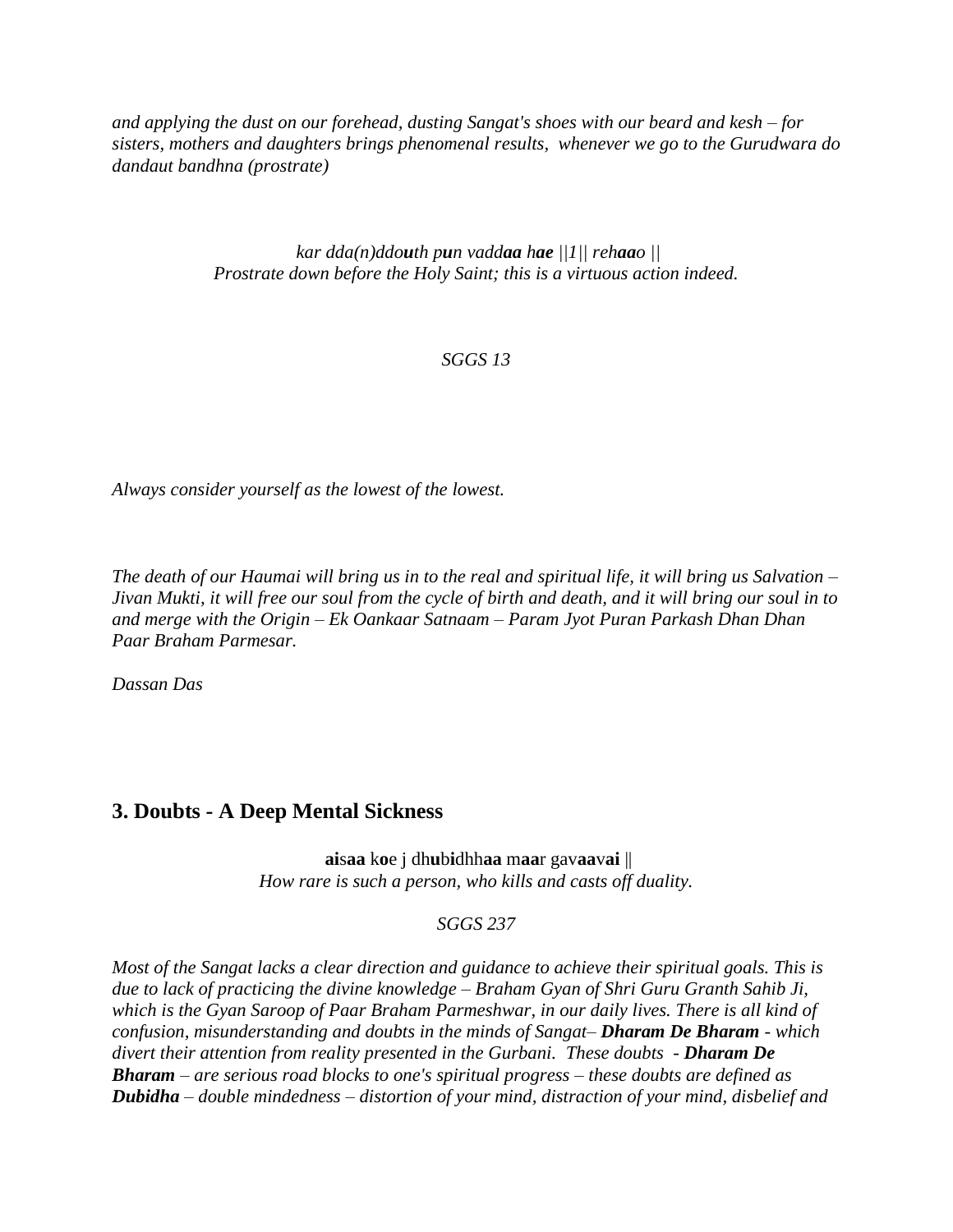*and applying the dust on our forehead, dusting Sangat's shoes with our beard and kesh – for sisters, mothers and daughters brings phenomenal results, whenever we go to the Gurudwara do dandaut bandhna (prostrate)*

*kar dda(n)ddo**u**th p**u**n vadd**aa** h**ae** ||1|| reh**aa**o ||*
*Prostrate down before the Holy Saint; this is a virtuous action indeed.*

*SGGS 13*

*Always consider yourself as the lowest of the lowest.*

*The death of our Haumai will bring us in to the real and spiritual life, it will bring us Salvation – Jivan Mukti, it will free our soul from the cycle of birth and death, and it will bring our soul in to and merge with the Origin – Ek Oankaar Satnaam – Param Jyot Puran Parkash Dhan Dhan Paar Braham Parmesar.*

*Dassan Das*

## 3. Doubts - A Deep Mental Sickness

**ai**s**aa** k**o**e j dh**u**b**i**dhh**aa** m**aa**r gav**aa**v**ai** ||
*How rare is such a person, who kills and casts off duality.*

*SGGS 237*

*Most of the Sangat lacks a clear direction and guidance to achieve their spiritual goals. This is due to lack of practicing the divine knowledge – Braham Gyan of Shri Guru Granth Sahib Ji, which is the Gyan Saroop of Paar Braham Parmeshwar, in our daily lives. There is all kind of confusion, misunderstanding and doubts in the minds of Sangat– **Dharam De Bharam** - which divert their attention from reality presented in the Gurbani. These doubts - **Dharam De Bharam** – are serious road blocks to one's spiritual progress – these doubts are defined as **Dubidha** – double mindedness – distortion of your mind, distraction of your mind, disbelief and*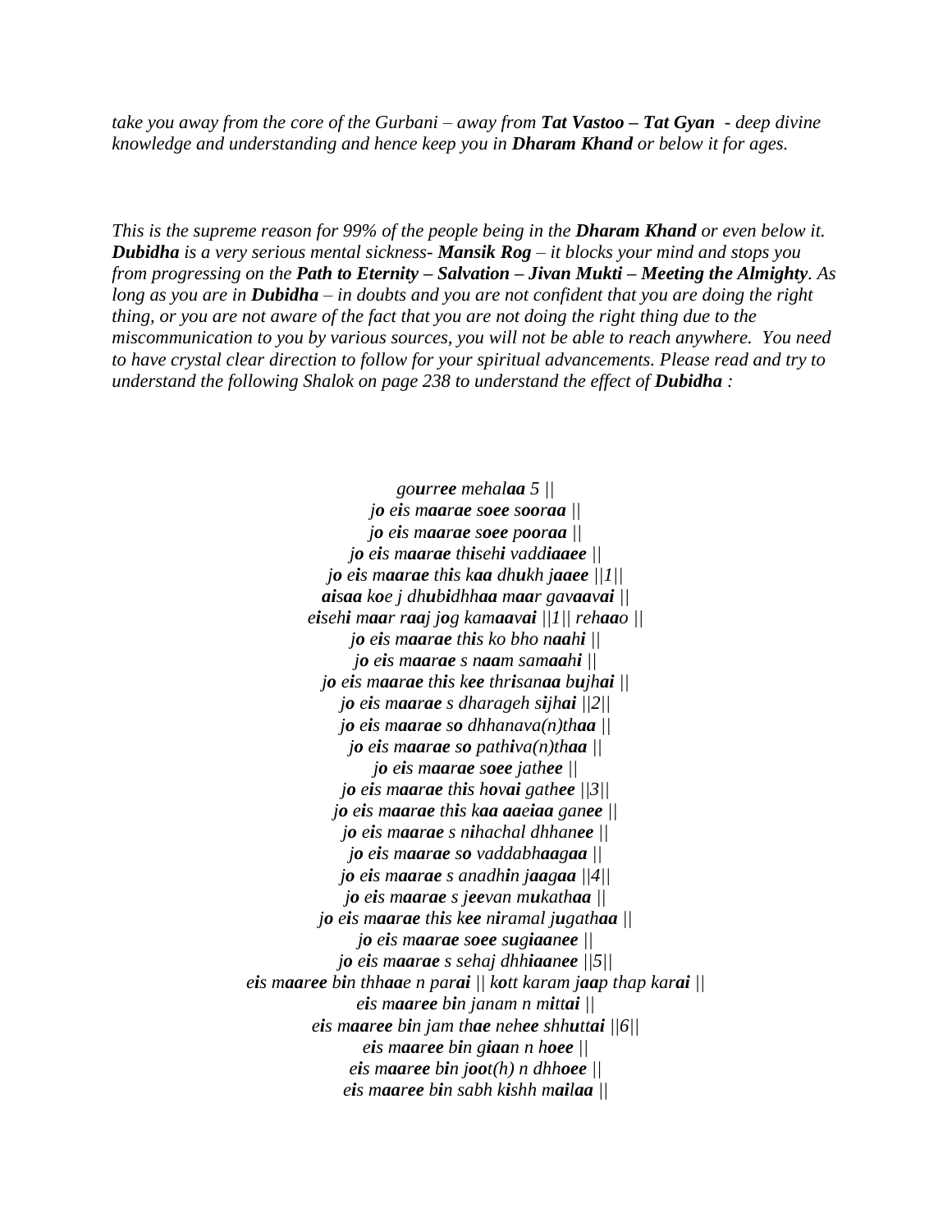*take you away from the core of the Gurbani – away from **Tat Vastoo – Tat Gyan** - deep divine knowledge and understanding and hence keep you in **Dharam Khand** or below it for ages.*

*This is the supreme reason for 99% of the people being in the **Dharam Khand** or even below it. **Dubidha** is a very serious mental sickness- **Mansik Rog** – it blocks your mind and stops you from progressing on the **Path to Eternity – Salvation – Jivan Mukti – Meeting the Almighty**. As long as you are in **Dubidha** – in doubts and you are not confident that you are doing the right thing, or you are not aware of the fact that you are not doing the right thing due to the miscommunication to you by various sources, you will not be able to reach anywhere. You need to have crystal clear direction to follow for your spiritual advancements. Please read and try to understand the following Shalok on page 238 to understand the effect of **Dubidha** :*

*go**u**rr**ee** mehal**aa** 5 ||*
*j**o** e**i**s m**aa**r**ae** s**oee** s**oo**r**aa** ||*
*j**o** e**i**s m**aa**r**ae** s**oee** p**oo**r**aa** ||*
*j**o** e**i**s m**aa**r**ae** th**i**seh**i** vadd**iaaee** ||*
*j**o** e**i**s m**aa**r**ae** th**i**s k**aa** dh**u**kh j**aaee** ||1||*
***ai**s**aa** k**o**e j dh**u**b**i**dh**aa** m**aa**r gav**aa**v**ai** ||*
*e**i**seh**i** m**aa**r r**aa**j j**o**g kam**aa**v**ai** ||1|| reh**aa**o ||*
*j**o** e**i**s m**aa**r**ae** th**i**s ko bho n**aa**h**i** ||*
*j**o** e**i**s m**aa**r**ae** s n**aa**m sam**aa**h**i** ||*
*j**o** e**i**s m**aa**r**ae** th**i**s k**ee** thr**i**san**aa** b**u**jh**ai** ||*
*j**o** e**i**s m**aa**r**ae** s dharageh s**i**jh**ai** ||2||*
*j**o** e**i**s m**aa**r**ae** s**o** dhhanava(n)th**aa** ||*
*j**o** e**i**s m**aa**r**ae** s**o** path**i**va(n)th**aa** ||*
*j**o** e**i**s m**aa**r**ae** s**oee** jath**ee** ||*
*j**o** e**i**s m**aa**r**ae** th**i**s h**o**v**ai** gath**ee** ||3||*
*j**o** e**i**s m**aa**r**ae** th**i**s k**aa** **aa**e**iaa** gan**ee** ||*
*j**o** e**i**s m**aa**r**ae** s n**i**hachal dhhan**ee** ||*
*j**o** e**i**s m**aa**r**ae** s**o** vaddabh**aa**g**aa** ||*
*j**o** e**i**s m**aa**r**ae** s anadh**i**n j**aa**g**aa** ||4||*
*j**o** e**i**s m**aa**r**ae** s j**ee**van m**u**kath**aa** ||*
*j**o** e**i**s m**aa**r**ae** th**i**s k**ee** n**i**ramal j**u**gath**aa** ||*
*j**o** e**i**s m**aa**r**ae** s**oee** s**u**g**iaa**n**ee** ||*
*j**o** e**i**s m**aa**r**ae** s sehaj dhh**iaa**n**ee** ||5||*
*e**i**s m**aa**r**ee** b**i**n thh**aa**e n par**ai** || k**o**tt karam j**aa**p thap kar**ai** ||*
*e**i**s m**aa**r**ee** b**i**n janam n m**i**tt**ai** ||*
*e**i**s m**aa**r**ee** b**i**n jam th**ae** neh**ee** shh**u**tt**ai** ||6||*
*e**i**s m**aa**r**ee** b**i**n g**iaa**n n h**oee** ||*
*e**i**s m**aa**r**ee** b**i**n j**oo**t(h) n dhh**oee** ||*
*e**i**s m**aa**r**ee** b**i**n sabh k**i**shh m**ai**l**aa** ||*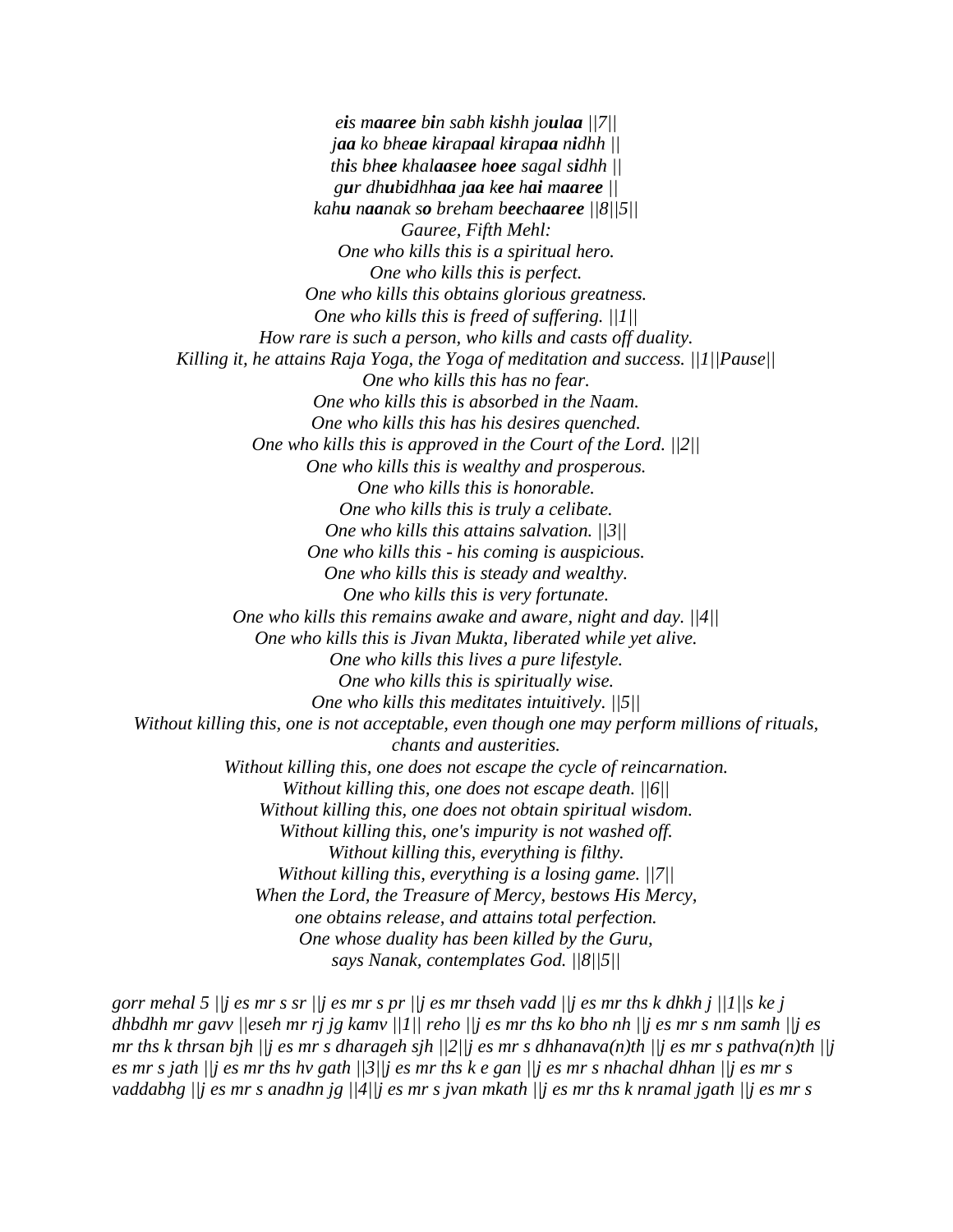*eis maaree bin sabh kishh joulaa ||7||*
*jaa ko bheae kirapaal kirapaa nidhh ||*
*this bhee khalaasee hoee sagal sidhh ||*
*gur dhubidhhaa jaa kee hai maaree ||*
*kahu naanak so breham beechaaree ||8||5||*
*Gauree, Fifth Mehl:*
*One who kills this is a spiritual hero.*
*One who kills this is perfect.*
*One who kills this obtains glorious greatness.*
*One who kills this is freed of suffering. ||1||*
*How rare is such a person, who kills and casts off duality.*
*Killing it, he attains Raja Yoga, the Yoga of meditation and success. ||1||Pause||*
*One who kills this has no fear.*
*One who kills this is absorbed in the Naam.*
*One who kills this has his desires quenched.*
*One who kills this is approved in the Court of the Lord. ||2||*
*One who kills this is wealthy and prosperous.*
*One who kills this is honorable.*
*One who kills this is truly a celibate.*
*One who kills this attains salvation. ||3||*
*One who kills this - his coming is auspicious.*
*One who kills this is steady and wealthy.*
*One who kills this is very fortunate.*
*One who kills this remains awake and aware, night and day. ||4||*
*One who kills this is Jivan Mukta, liberated while yet alive.*
*One who kills this lives a pure lifestyle.*
*One who kills this is spiritually wise.*
*One who kills this meditates intuitively. ||5||*
*Without killing this, one is not acceptable, even though one may perform millions of rituals, chants and austerities.*
*Without killing this, one does not escape the cycle of reincarnation.*
*Without killing this, one does not escape death. ||6||*
*Without killing this, one does not obtain spiritual wisdom.*
*Without killing this, one's impurity is not washed off.*
*Without killing this, everything is filthy.*
*Without killing this, everything is a losing game. ||7||*
*When the Lord, the Treasure of Mercy, bestows His Mercy,*
*one obtains release, and attains total perfection.*
*One whose duality has been killed by the Guru,*
*says Nanak, contemplates God. ||8||5||*

*gorr mehal 5 ||j es mr s sr ||j es mr s pr ||j es mr thseh vadd ||j es mr ths k dhkh j ||1||s ke j dhbdhh mr gavv ||eseh mr rj jg kamv ||1|| reho ||j es mr ths ko bho nh ||j es mr s nm samh ||j es mr ths k thrsan bjh ||j es mr s dharageh sjh ||2||j es mr s dhhanava(n)th ||j es mr s pathva(n)th ||j es mr s jath ||j es mr ths hv gath ||3||j es mr ths k e gan ||j es mr s nhachal dhhan ||j es mr s vaddabhg ||j es mr s anadhn jg ||4||j es mr s jvan mkath ||j es mr ths k nramal jgath ||j es mr s*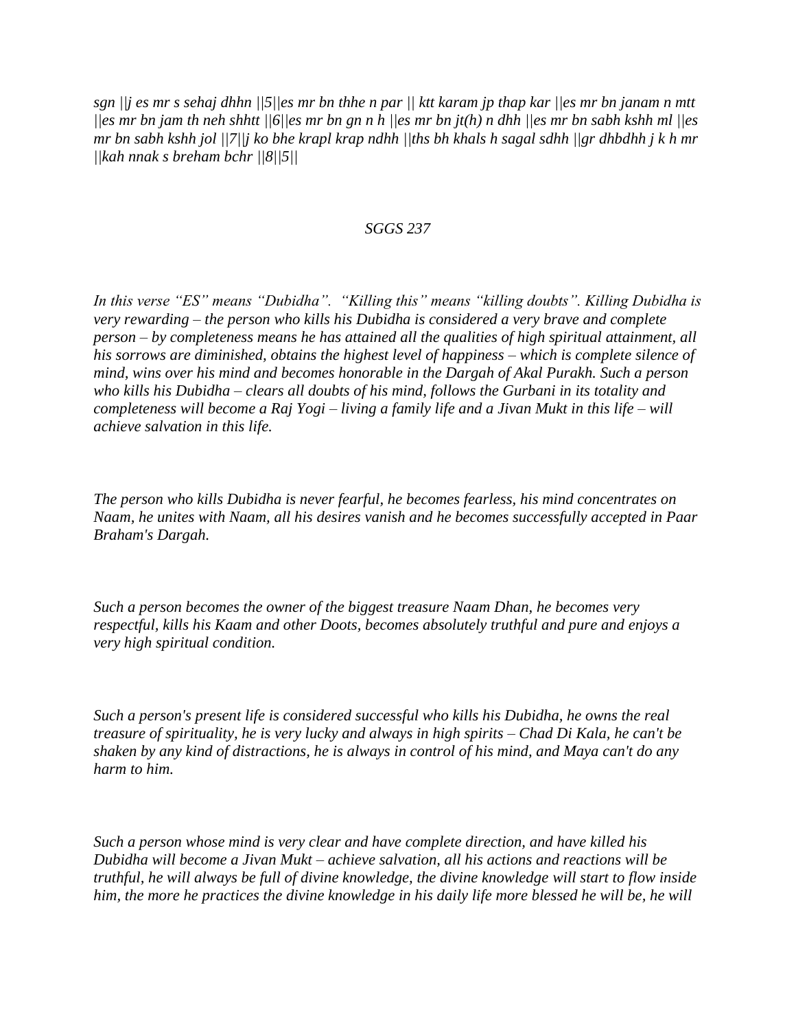*sgn ||j es mr s sehaj dhhn ||5||es mr bn thhe n par || ktt karam jp thap kar ||es mr bn janam n mtt ||es mr bn jam th neh shhtt ||6||es mr bn gn n h ||es mr bn jt(h) n dhh ||es mr bn sabh kshh ml ||es mr bn sabh kshh jol ||7||j ko bhe krapl krap ndhh ||ths bh khals h sagal sdhh ||gr dhbdhh j k h mr ||kah nnak s breham bchr ||8||5||*

*SGGS 237*

*In this verse "ES" means "Dubidha". "Killing this" means "killing doubts". Killing Dubidha is very rewarding – the person who kills his Dubidha is considered a very brave and complete person – by completeness means he has attained all the qualities of high spiritual attainment, all his sorrows are diminished, obtains the highest level of happiness – which is complete silence of mind, wins over his mind and becomes honorable in the Dargah of Akal Purakh. Such a person who kills his Dubidha – clears all doubts of his mind, follows the Gurbani in its totality and completeness will become a Raj Yogi – living a family life and a Jivan Mukt in this life – will achieve salvation in this life.*

*The person who kills Dubidha is never fearful, he becomes fearless, his mind concentrates on Naam, he unites with Naam, all his desires vanish and he becomes successfully accepted in Paar Braham's Dargah.*

*Such a person becomes the owner of the biggest treasure Naam Dhan, he becomes very respectful, kills his Kaam and other Doots, becomes absolutely truthful and pure and enjoys a very high spiritual condition.*

*Such a person's present life is considered successful who kills his Dubidha, he owns the real treasure of spirituality, he is very lucky and always in high spirits – Chad Di Kala, he can't be shaken by any kind of distractions, he is always in control of his mind, and Maya can't do any harm to him.*

*Such a person whose mind is very clear and have complete direction, and have killed his Dubidha will become a Jivan Mukt – achieve salvation, all his actions and reactions will be truthful, he will always be full of divine knowledge, the divine knowledge will start to flow inside him, the more he practices the divine knowledge in his daily life more blessed he will be, he will*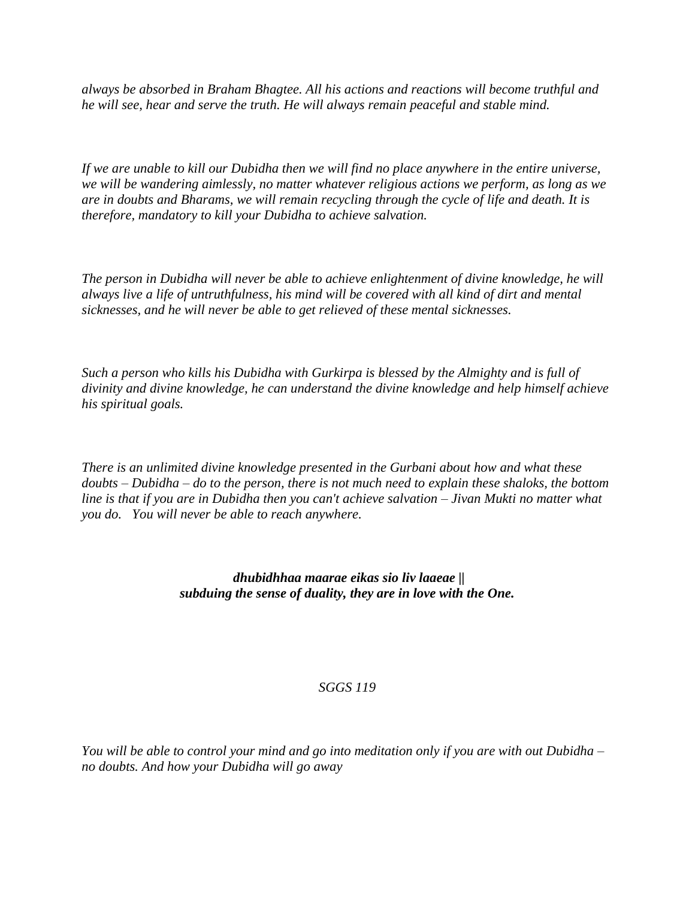*always be absorbed in Braham Bhagtee. All his actions and reactions will become truthful and he will see, hear and serve the truth. He will always remain peaceful and stable mind.*

*If we are unable to kill our Dubidha then we will find no place anywhere in the entire universe, we will be wandering aimlessly, no matter whatever religious actions we perform, as long as we are in doubts and Bharams, we will remain recycling through the cycle of life and death. It is therefore, mandatory to kill your Dubidha to achieve salvation.*

*The person in Dubidha will never be able to achieve enlightenment of divine knowledge, he will always live a life of untruthfulness, his mind will be covered with all kind of dirt and mental sicknesses, and he will never be able to get relieved of these mental sicknesses.*

*Such a person who kills his Dubidha with Gurkirpa is blessed by the Almighty and is full of divinity and divine knowledge, he can understand the divine knowledge and help himself achieve his spiritual goals.*

*There is an unlimited divine knowledge presented in the Gurbani about how and what these doubts – Dubidha – do to the person, there is not much need to explain these shaloks, the bottom line is that if you are in Dubidha then you can't achieve salvation – Jivan Mukti no matter what you do. You will never be able to reach anywhere.*

***dhubidhhaa maarae eikas sio liv laaeae ||***
***subduing the sense of duality, they are in love with the One.***

*SGGS 119*

*You will be able to control your mind and go into meditation only if you are with out Dubidha – no doubts. And how your Dubidha will go away*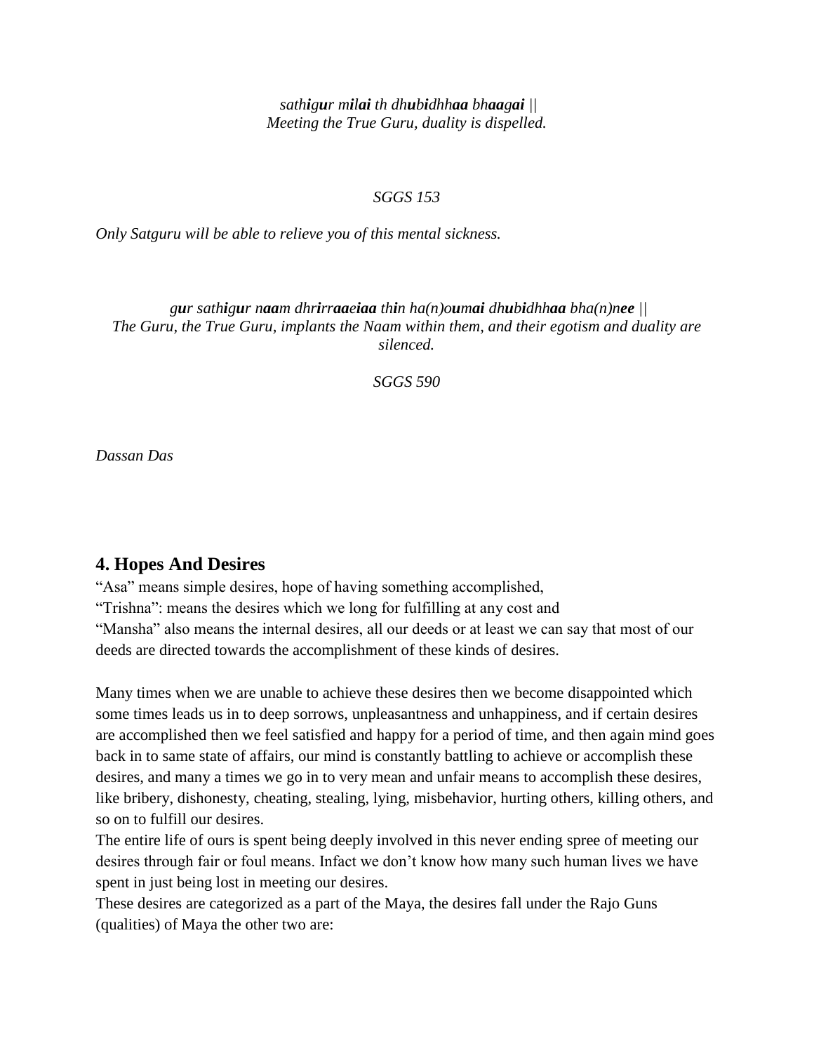*sath**i**g**u**r m**i**l**ai** th dh**u**b**i**dhh**aa** bh**aa**g**ai** ||*
*Meeting the True Guru, duality is dispelled.*

*SGGS 153*

*Only Satguru will be able to relieve you of this mental sickness.*

*g**u**r sath**i**g**u**r n**aa**m dhr**i**rr**aa**e**iaa** th**i**n ha(n)o**u**m**ai** dh**u**b**i**dhh**aa** bha(n)n**ee** ||*
*The Guru, the True Guru, implants the Naam within them, and their egotism and duality are silenced.*

*SGGS 590*

*Dassan Das*

## 4. Hopes And Desires

"Asa" means simple desires, hope of having something accomplished,
"Trishna": means the desires which we long for fulfilling at any cost and
"Mansha" also means the internal desires, all our deeds or at least we can say that most of our deeds are directed towards the accomplishment of these kinds of desires.

Many times when we are unable to achieve these desires then we become disappointed which some times leads us in to deep sorrows, unpleasantness and unhappiness, and if certain desires are accomplished then we feel satisfied and happy for a period of time, and then again mind goes back in to same state of affairs, our mind is constantly battling to achieve or accomplish these desires, and many a times we go in to very mean and unfair means to accomplish these desires, like bribery, dishonesty, cheating, stealing, lying, misbehavior, hurting others, killing others, and so on to fulfill our desires.
The entire life of ours is spent being deeply involved in this never ending spree of meeting our desires through fair or foul means. Infact we don't know how many such human lives we have spent in just being lost in meeting our desires.
These desires are categorized as a part of the Maya, the desires fall under the Rajo Guns (qualities) of Maya the other two are: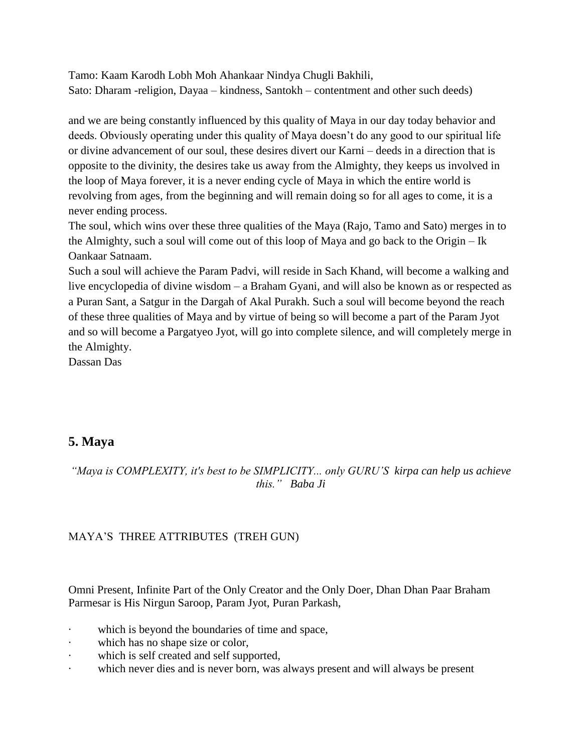Tamo: Kaam Karodh Lobh Moh Ahankaar Nindya Chugli Bakhili,
Sato: Dharam -religion, Dayaa – kindness, Santokh – contentment and other such deeds)

and we are being constantly influenced by this quality of Maya in our day today behavior and deeds. Obviously operating under this quality of Maya doesn't do any good to our spiritual life or divine advancement of our soul, these desires divert our Karni – deeds in a direction that is opposite to the divinity, the desires take us away from the Almighty, they keeps us involved in the loop of Maya forever, it is a never ending cycle of Maya in which the entire world is revolving from ages, from the beginning and will remain doing so for all ages to come, it is a never ending process.
The soul, which wins over these three qualities of the Maya (Rajo, Tamo and Sato) merges in to the Almighty, such a soul will come out of this loop of Maya and go back to the Origin – Ik Oankaar Satnaam.
Such a soul will achieve the Param Padvi, will reside in Sach Khand, will become a walking and live encyclopedia of divine wisdom – a Braham Gyani, and will also be known as or respected as a Puran Sant, a Satgur in the Dargah of Akal Purakh. Such a soul will become beyond the reach of these three qualities of Maya and by virtue of being so will become a part of the Param Jyot and so will become a Pargatyeo Jyot, will go into complete silence, and will completely merge in the Almighty.
Dassan Das

## 5. Maya

*"Maya is COMPLEXITY, it's best to be SIMPLICITY... only GURU'S kirpa can help us achieve this." Baba Ji*

MAYA'S THREE ATTRIBUTES (TREH GUN)

Omni Present, Infinite Part of the Only Creator and the Only Doer, Dhan Dhan Paar Braham Parmesar is His Nirgun Saroop, Param Jyot, Puran Parkash,

- which is beyond the boundaries of time and space,
- which has no shape size or color,
- which is self created and self supported,
- which never dies and is never born, was always present and will always be present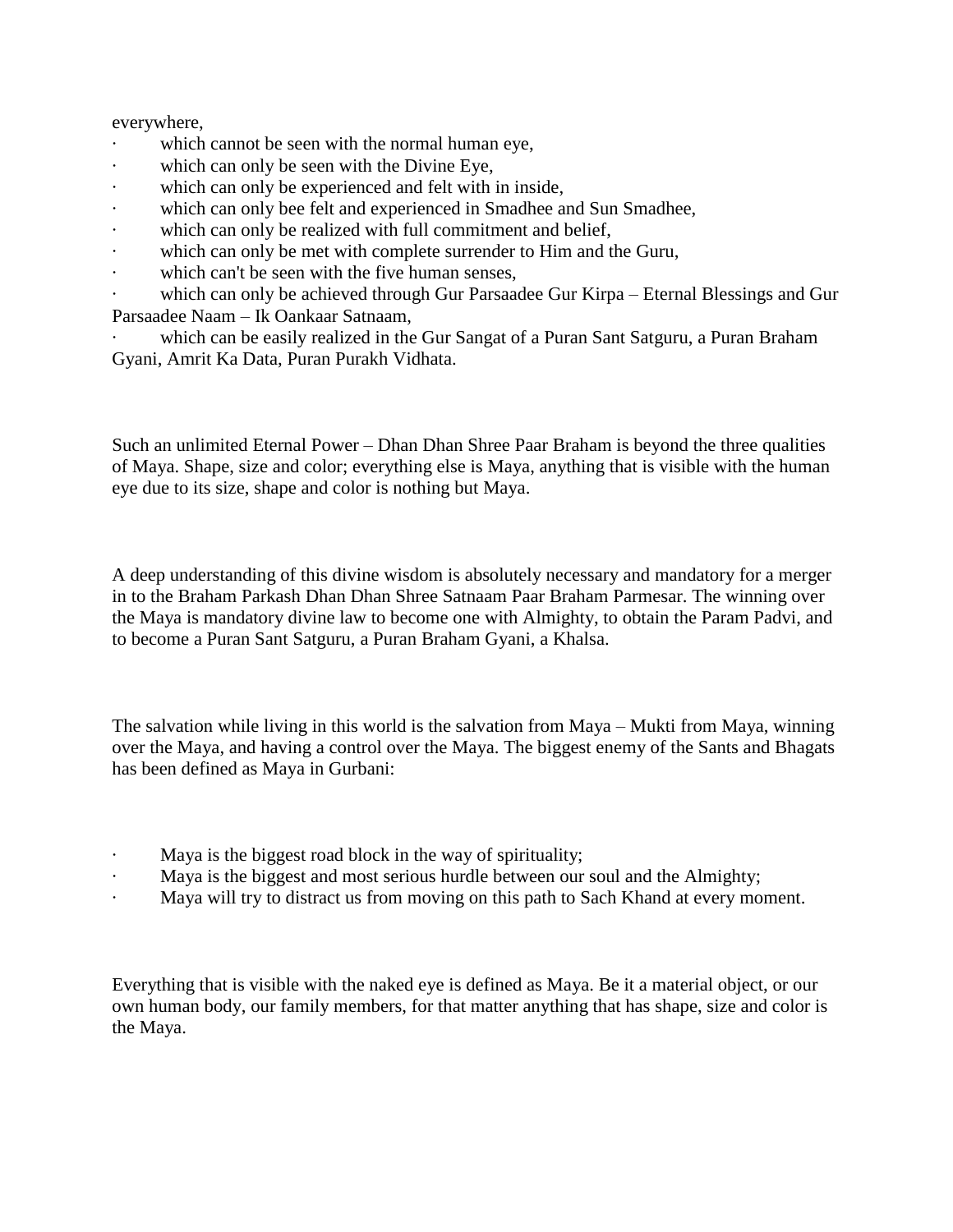everywhere,

- which cannot be seen with the normal human eye,
- which can only be seen with the Divine Eye,
- which can only be experienced and felt with in inside,
- which can only bee felt and experienced in Smadhee and Sun Smadhee,
- which can only be realized with full commitment and belief,
- which can only be met with complete surrender to Him and the Guru,
- which can't be seen with the five human senses,
- which can only be achieved through Gur Parsaadee Gur Kirpa – Eternal Blessings and Gur Parsaadee Naam – Ik Oankaar Satnaam,
- which can be easily realized in the Gur Sangat of a Puran Sant Satguru, a Puran Braham Gyani, Amrit Ka Data, Puran Purakh Vidhata.

Such an unlimited Eternal Power – Dhan Dhan Shree Paar Braham is beyond the three qualities of Maya. Shape, size and color; everything else is Maya, anything that is visible with the human eye due to its size, shape and color is nothing but Maya.

A deep understanding of this divine wisdom is absolutely necessary and mandatory for a merger in to the Braham Parkash Dhan Dhan Shree Satnaam Paar Braham Parmesar. The winning over the Maya is mandatory divine law to become one with Almighty, to obtain the Param Padvi, and to become a Puran Sant Satguru, a Puran Braham Gyani, a Khalsa.

The salvation while living in this world is the salvation from Maya – Mukti from Maya, winning over the Maya, and having a control over the Maya. The biggest enemy of the Sants and Bhagats has been defined as Maya in Gurbani:

- Maya is the biggest road block in the way of spirituality;
- Maya is the biggest and most serious hurdle between our soul and the Almighty;
- Maya will try to distract us from moving on this path to Sach Khand at every moment.

Everything that is visible with the naked eye is defined as Maya. Be it a material object, or our own human body, our family members, for that matter anything that has shape, size and color is the Maya.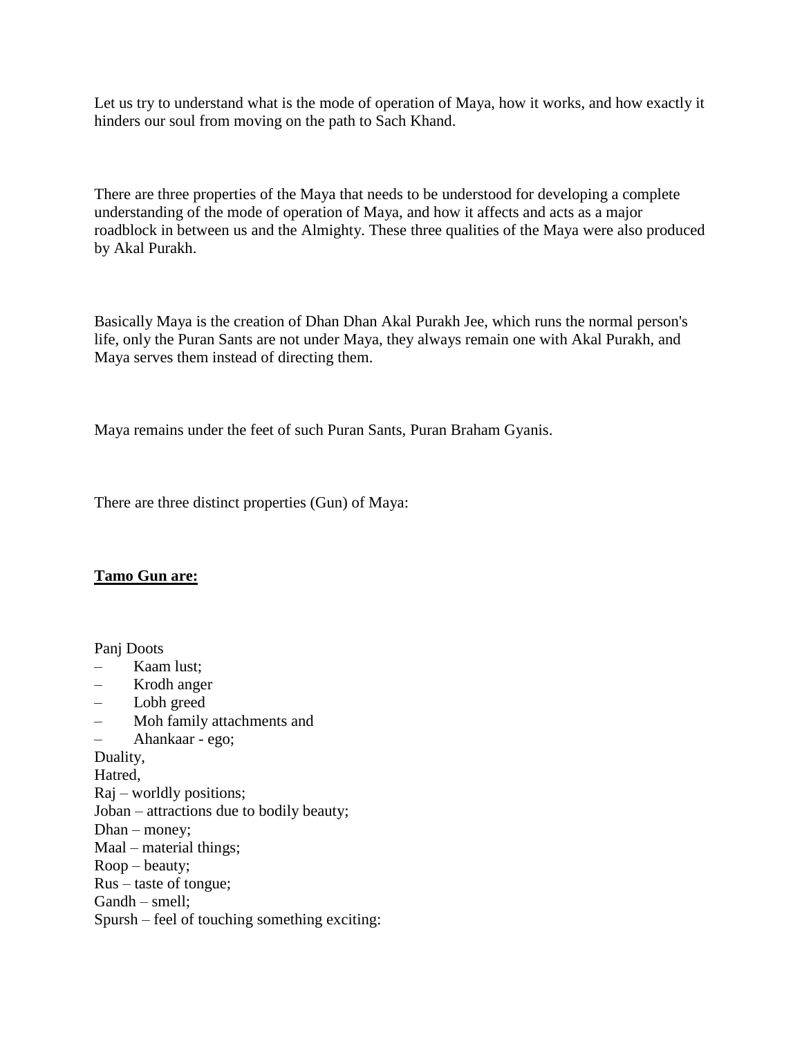Let us try to understand what is the mode of operation of Maya, how it works, and how exactly it hinders our soul from moving on the path to Sach Khand.

There are three properties of the Maya that needs to be understood for developing a complete understanding of the mode of operation of Maya, and how it affects and acts as a major roadblock in between us and the Almighty. These three qualities of the Maya were also produced by Akal Purakh.

Basically Maya is the creation of Dhan Dhan Akal Purakh Jee, which runs the normal person's life, only the Puran Sants are not under Maya, they always remain one with Akal Purakh, and Maya serves them instead of directing them.

Maya remains under the feet of such Puran Sants, Puran Braham Gyanis.

There are three distinct properties (Gun) of Maya:

**<u>Tamo Gun are:</u>**

Panj Doots
- Kaam lust;
- Krodh anger
- Lobh greed
- Moh family attachments and
- Ahankaar - ego;

Duality,
Hatred,
Raj – worldly positions;
Joban – attractions due to bodily beauty;
Dhan – money;
Maal – material things;
Roop – beauty;
Rus – taste of tongue;
Gandh – smell;
Spursh – feel of touching something exciting: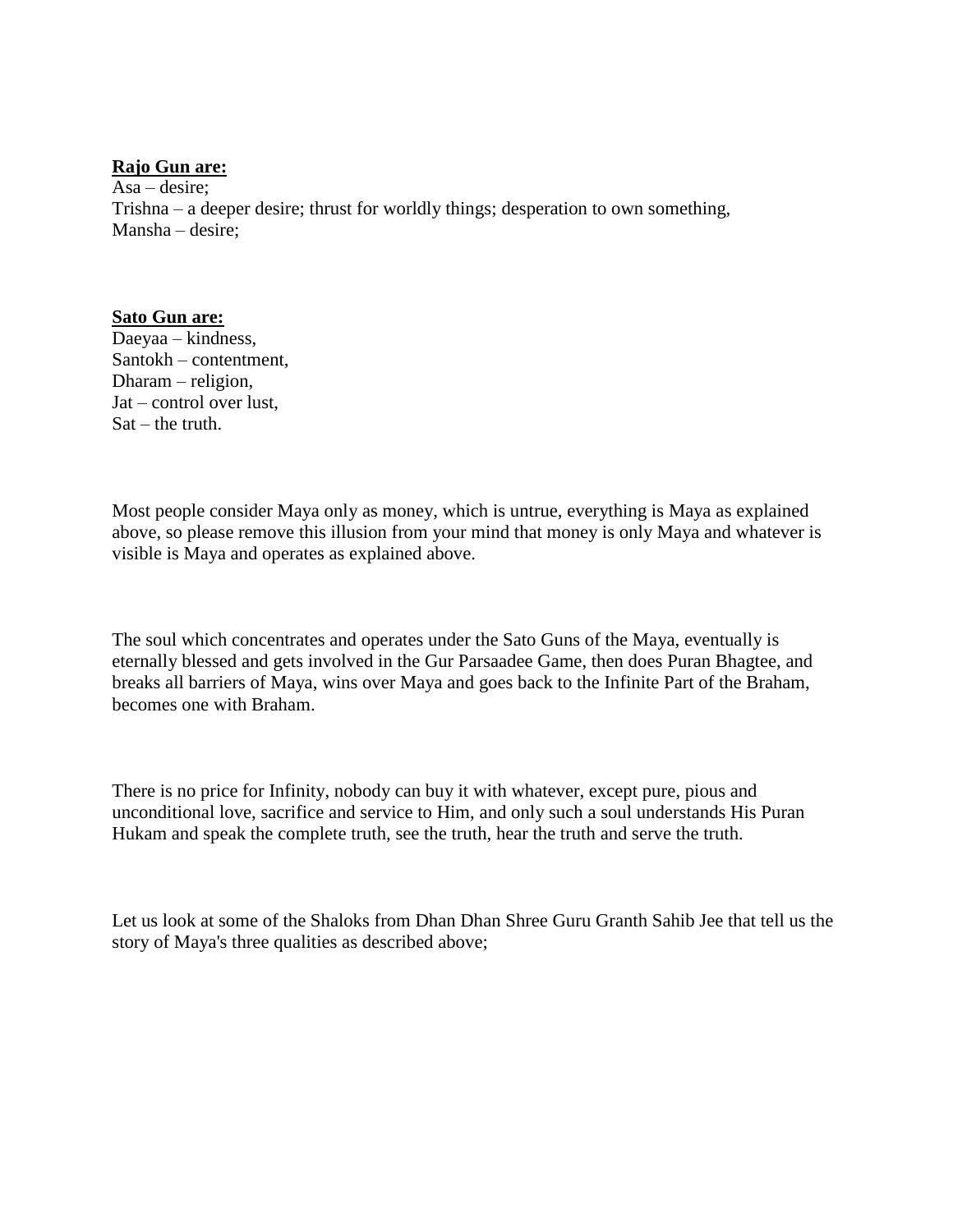**Rajo Gun are:**
Asa – desire;
Trishna – a deeper desire; thrust for worldly things; desperation to own something,
Mansha – desire;

**Sato Gun are:**
Daeyaa – kindness,
Santokh – contentment,
Dharam – religion,
Jat – control over lust,
Sat – the truth.

Most people consider Maya only as money, which is untrue, everything is Maya as explained above, so please remove this illusion from your mind that money is only Maya and whatever is visible is Maya and operates as explained above.

The soul which concentrates and operates under the Sato Guns of the Maya, eventually is eternally blessed and gets involved in the Gur Parsaadee Game, then does Puran Bhagtee, and breaks all barriers of Maya, wins over Maya and goes back to the Infinite Part of the Braham, becomes one with Braham.

There is no price for Infinity, nobody can buy it with whatever, except pure, pious and unconditional love, sacrifice and service to Him, and only such a soul understands His Puran Hukam and speak the complete truth, see the truth, hear the truth and serve the truth.

Let us look at some of the Shaloks from Dhan Dhan Shree Guru Granth Sahib Jee that tell us the story of Maya's three qualities as described above;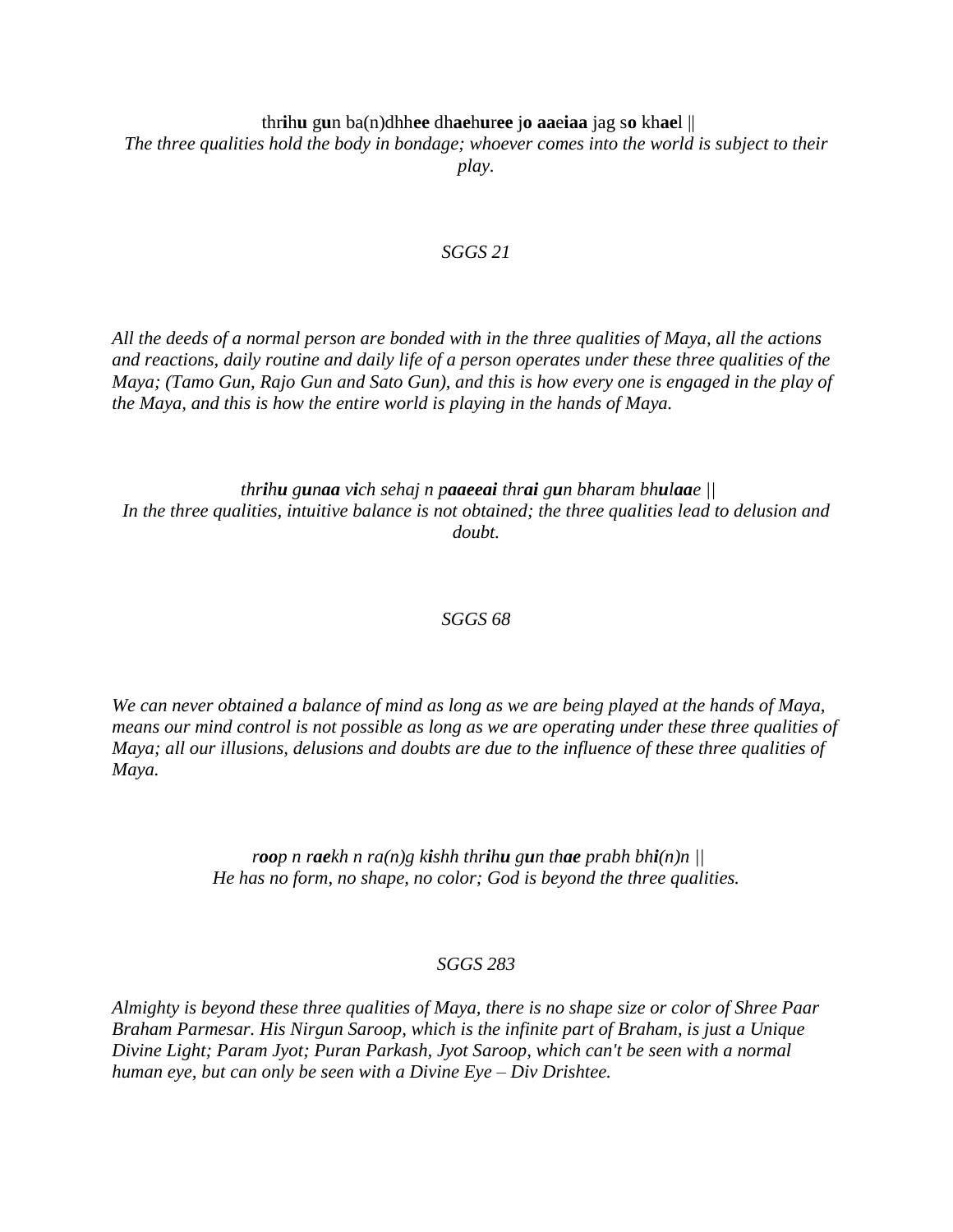th**i**h**u** g**u**n ba(n)dhh**ee** dh**ae**h**u**r**ee** j**o** **aa**e**iaa** jag s**o** kh**ae**l ||
*The three qualities hold the body in bondage; whoever comes into the world is subject to their play.*

*SGGS 21*

*All the deeds of a normal person are bonded with in the three qualities of Maya, all the actions and reactions, daily routine and daily life of a person operates under these three qualities of the Maya; (Tamo Gun, Rajo Gun and Sato Gun), and this is how every one is engaged in the play of the Maya, and this is how the entire world is playing in the hands of Maya.*

*thr**i**h**u** g**u**n**aa** v**i**ch sehaj n p**aaeeai** thr**ai** g**u**n bharam bh**u**l**aa**e ||*
*In the three qualities, intuitive balance is not obtained; the three qualities lead to delusion and doubt.*

*SGGS 68*

*We can never obtained a balance of mind as long as we are being played at the hands of Maya, means our mind control is not possible as long as we are operating under these three qualities of Maya; all our illusions, delusions and doubts are due to the influence of these three qualities of Maya.*

*r**oo**p n r**ae**kh n ra(n)g k**i**shh thr**i**h**u** g**u**n th**ae** prabh bh**i**(n)n ||*
*He has no form, no shape, no color; God is beyond the three qualities.*

*SGGS 283*

*Almighty is beyond these three qualities of Maya, there is no shape size or color of Shree Paar Braham Parmesar. His Nirgun Saroop, which is the infinite part of Braham, is just a Unique Divine Light; Param Jyot; Puran Parkash, Jyot Saroop, which can't be seen with a normal human eye, but can only be seen with a Divine Eye – Div Drishtee.*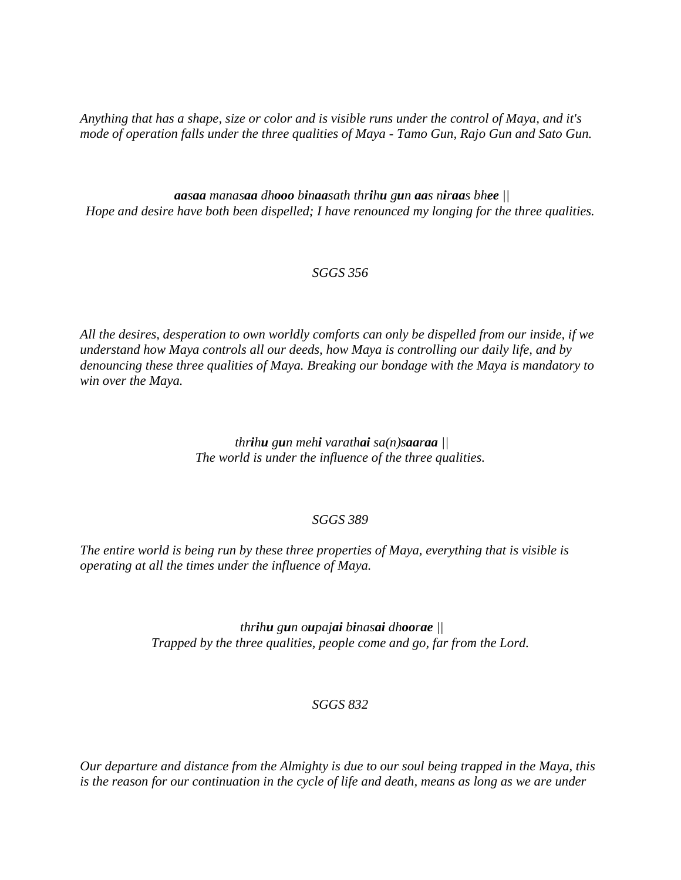*Anything that has a shape, size or color and is visible runs under the control of Maya, and it's mode of operation falls under the three qualities of Maya - Tamo Gun, Rajo Gun and Sato Gun.*

*__aa__s__aa__ manas__aa__ dh__ooo__ b__i__n__aa__sath thr__ihu__ g__u__n __aa__s n__i__r__aa__s bh__ee__ ||*
*Hope and desire have both been dispelled; I have renounced my longing for the three qualities.*

*SGGS 356*

*All the desires, desperation to own worldly comforts can only be dispelled from our inside, if we understand how Maya controls all our deeds, how Maya is controlling our daily life, and by denouncing these three qualities of Maya. Breaking our bondage with the Maya is mandatory to win over the Maya.*

*thr__ihu__ g__u__n meh__i__ varath__ai__ sa(n)s__aa__r__aa__ ||*
*The world is under the influence of the three qualities.*

*SGGS 389*

*The entire world is being run by these three properties of Maya, everything that is visible is operating at all the times under the influence of Maya.*

*thr__ihu__ g__u__n o__u__paj__ai__ b__i__nas__ai__ dh__oo__r__ae__ ||*
*Trapped by the three qualities, people come and go, far from the Lord.*

*SGGS 832*

*Our departure and distance from the Almighty is due to our soul being trapped in the Maya, this is the reason for our continuation in the cycle of life and death, means as long as we are under*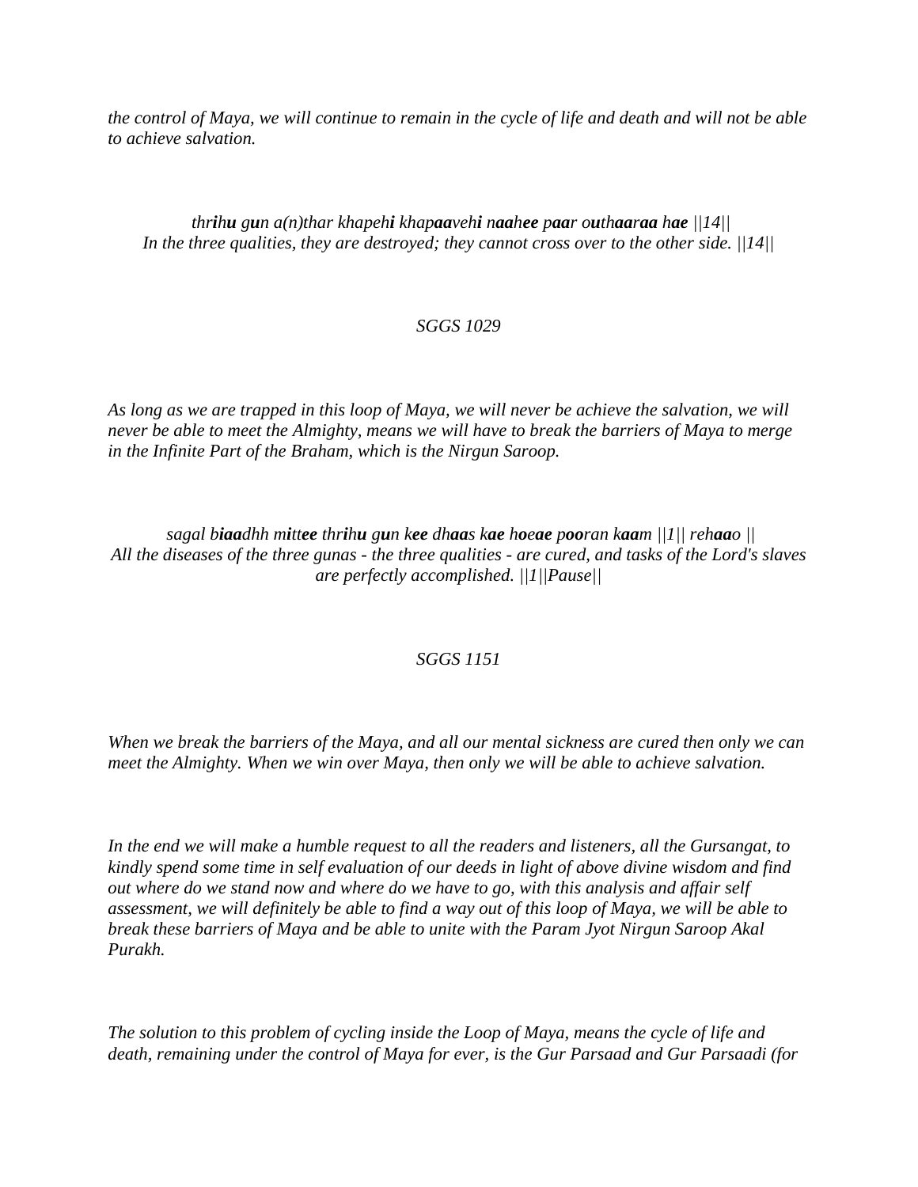*the control of Maya, we will continue to remain in the cycle of life and death and will not be able to achieve salvation.*

*thr**ihu** g**u**n a(n)thar khapeh**i** khap**aa**veh**i** n**aa**h**ee** p**aa**r o**u**th**aa**r**aa** h**ae** ||14||*
*In the three qualities, they are destroyed; they cannot cross over to the other side. ||14||*

*SGGS 1029*

*As long as we are trapped in this loop of Maya, we will never be achieve the salvation, we will never be able to meet the Almighty, means we will have to break the barriers of Maya to merge in the Infinite Part of the Braham, which is the Nirgun Saroop.*

*sagal b**iaa**dhh m**i**tt**ee** thr**i**h**u** g**u**n k**ee** dh**aa**s k**ae** h**oe**a**e** p**oo**ran k**aa**m ||1|| reh**aa**o ||*
*All the diseases of the three gunas - the three qualities - are cured, and tasks of the Lord's slaves are perfectly accomplished. ||1||Pause||*

*SGGS 1151*

*When we break the barriers of the Maya, and all our mental sickness are cured then only we can meet the Almighty. When we win over Maya, then only we will be able to achieve salvation.*

*In the end we will make a humble request to all the readers and listeners, all the Gursangat, to kindly spend some time in self evaluation of our deeds in light of above divine wisdom and find out where do we stand now and where do we have to go, with this analysis and affair self assessment, we will definitely be able to find a way out of this loop of Maya, we will be able to break these barriers of Maya and be able to unite with the Param Jyot Nirgun Saroop Akal Purakh.*

*The solution to this problem of cycling inside the Loop of Maya, means the cycle of life and death, remaining under the control of Maya for ever, is the Gur Parsaad and Gur Parsaadi (for*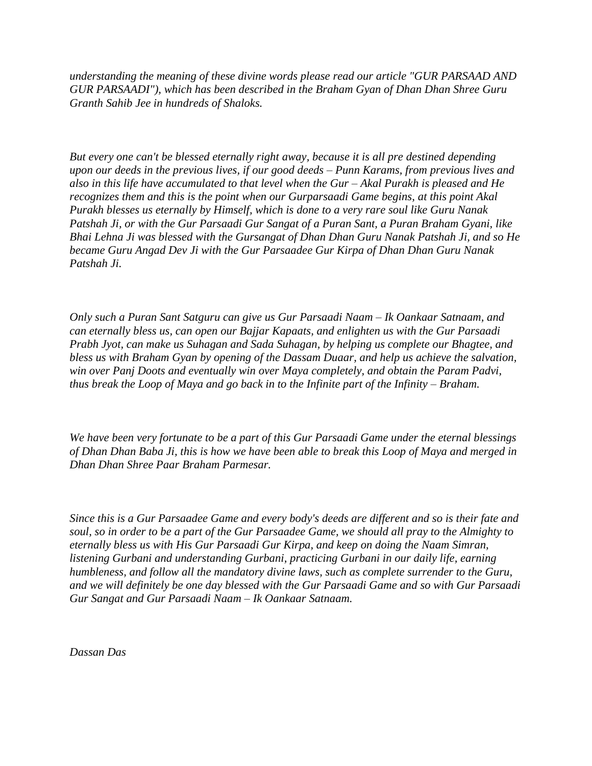*understanding the meaning of these divine words please read our article "GUR PARSAAD AND GUR PARSAADI"), which has been described in the Braham Gyan of Dhan Dhan Shree Guru Granth Sahib Jee in hundreds of Shaloks.*

*But every one can't be blessed eternally right away, because it is all pre destined depending upon our deeds in the previous lives, if our good deeds – Punn Karams, from previous lives and also in this life have accumulated to that level when the Gur – Akal Purakh is pleased and He recognizes them and this is the point when our Gurparsaadi Game begins, at this point Akal Purakh blesses us eternally by Himself, which is done to a very rare soul like Guru Nanak Patshah Ji, or with the Gur Parsaadi Gur Sangat of a Puran Sant, a Puran Braham Gyani, like Bhai Lehna Ji was blessed with the Gursangat of Dhan Dhan Guru Nanak Patshah Ji, and so He became Guru Angad Dev Ji with the Gur Parsaadee Gur Kirpa of Dhan Dhan Guru Nanak Patshah Ji.*

*Only such a Puran Sant Satguru can give us Gur Parsaadi Naam – Ik Oankaar Satnaam, and can eternally bless us, can open our Bajjar Kapaats, and enlighten us with the Gur Parsaadi Prabh Jyot, can make us Suhagan and Sada Suhagan, by helping us complete our Bhagtee, and bless us with Braham Gyan by opening of the Dassam Duaar, and help us achieve the salvation, win over Panj Doots and eventually win over Maya completely, and obtain the Param Padvi, thus break the Loop of Maya and go back in to the Infinite part of the Infinity – Braham.*

*We have been very fortunate to be a part of this Gur Parsaadi Game under the eternal blessings of Dhan Dhan Baba Ji, this is how we have been able to break this Loop of Maya and merged in Dhan Dhan Shree Paar Braham Parmesar.*

*Since this is a Gur Parsaadee Game and every body's deeds are different and so is their fate and soul, so in order to be a part of the Gur Parsaadee Game, we should all pray to the Almighty to eternally bless us with His Gur Parsaadi Gur Kirpa, and keep on doing the Naam Simran, listening Gurbani and understanding Gurbani, practicing Gurbani in our daily life, earning humbleness, and follow all the mandatory divine laws, such as complete surrender to the Guru, and we will definitely be one day blessed with the Gur Parsaadi Game and so with Gur Parsaadi Gur Sangat and Gur Parsaadi Naam – Ik Oankaar Satnaam.*

*Dassan Das*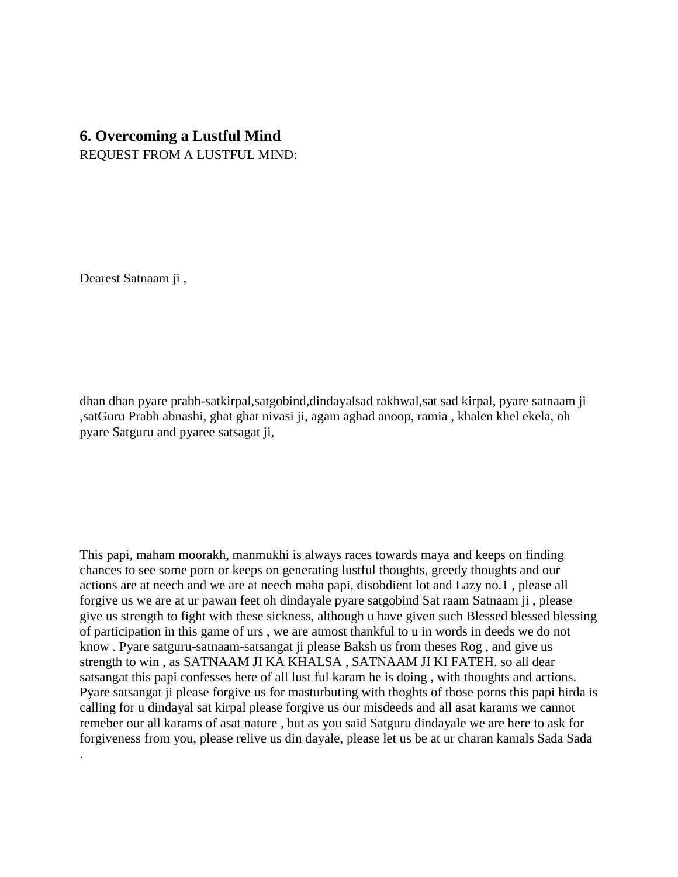### 6. Overcoming a Lustful Mind

REQUEST FROM A LUSTFUL MIND:

Dearest Satnaam ji ,

dhan dhan pyare prabh-satkirpal,satgobind,dindayalsad rakhwal,sat sad kirpal, pyare satnaam ji ,satGuru Prabh abnashi, ghat ghat nivasi ji, agam aghad anoop, ramia , khalen khel ekela, oh pyare Satguru and pyaree satsagat ji,

This papi, maham moorakh, manmukhi is always races towards maya and keeps on finding chances to see some porn or keeps on generating lustful thoughts, greedy thoughts and our actions are at neech and we are at neech maha papi, disobdient lot and Lazy no.1 , please all forgive us we are at ur pawan feet oh dindayale pyare satgobind Sat raam Satnaam ji , please give us strength to fight with these sickness, although u have given such Blessed blessed blessing of participation in this game of urs , we are atmost thankful to u in words in deeds we do not know . Pyare satguru-satnaam-satsangat ji please Baksh us from theses Rog , and give us strength to win , as SATNAAM JI KA KHALSA , SATNAAM JI KI FATEH. so all dear satsangat this papi confesses here of all lust ful karam he is doing , with thoughts and actions. Pyare satsangat ji please forgive us for masturbuting with thoghts of those porns this papi hirda is calling for u dindayal sat kirpal please forgive us our misdeeds and all asat karams we cannot remeber our all karams of asat nature , but as you said Satguru dindayale we are here to ask for forgiveness from you, please relive us din dayale, please let us be at ur charan kamals Sada Sada .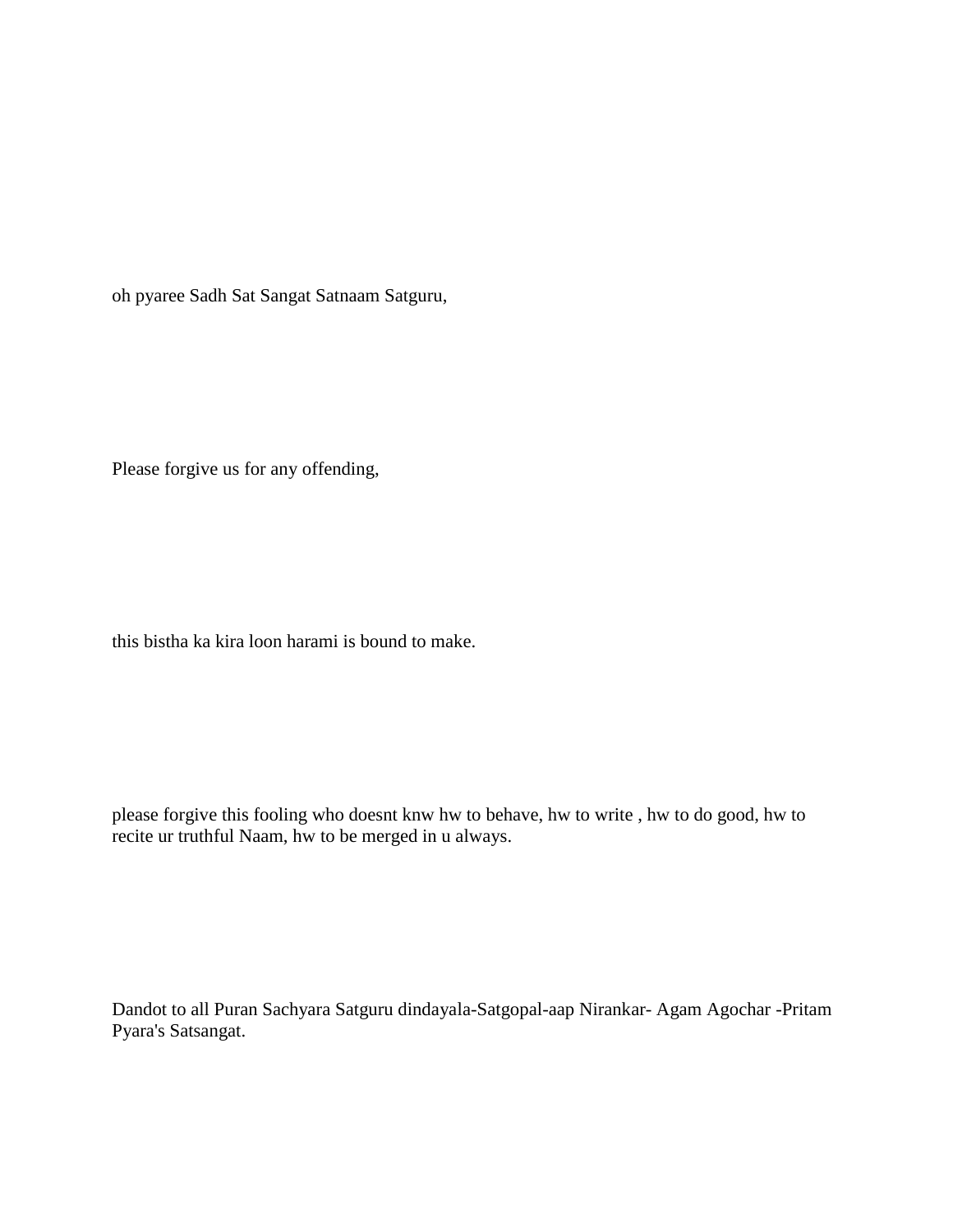oh pyaree Sadh Sat Sangat Satnaam Satguru,

Please forgive us for any offending,

this bistha ka kira loon harami is bound to make.

please forgive this fooling who doesnt knw hw to behave, hw to write , hw to do good, hw to recite ur truthful Naam, hw to be merged in u always.

Dandot to all Puran Sachyara Satguru dindayala-Satgopal-aap Nirankar- Agam Agochar -Pritam Pyara's Satsangat.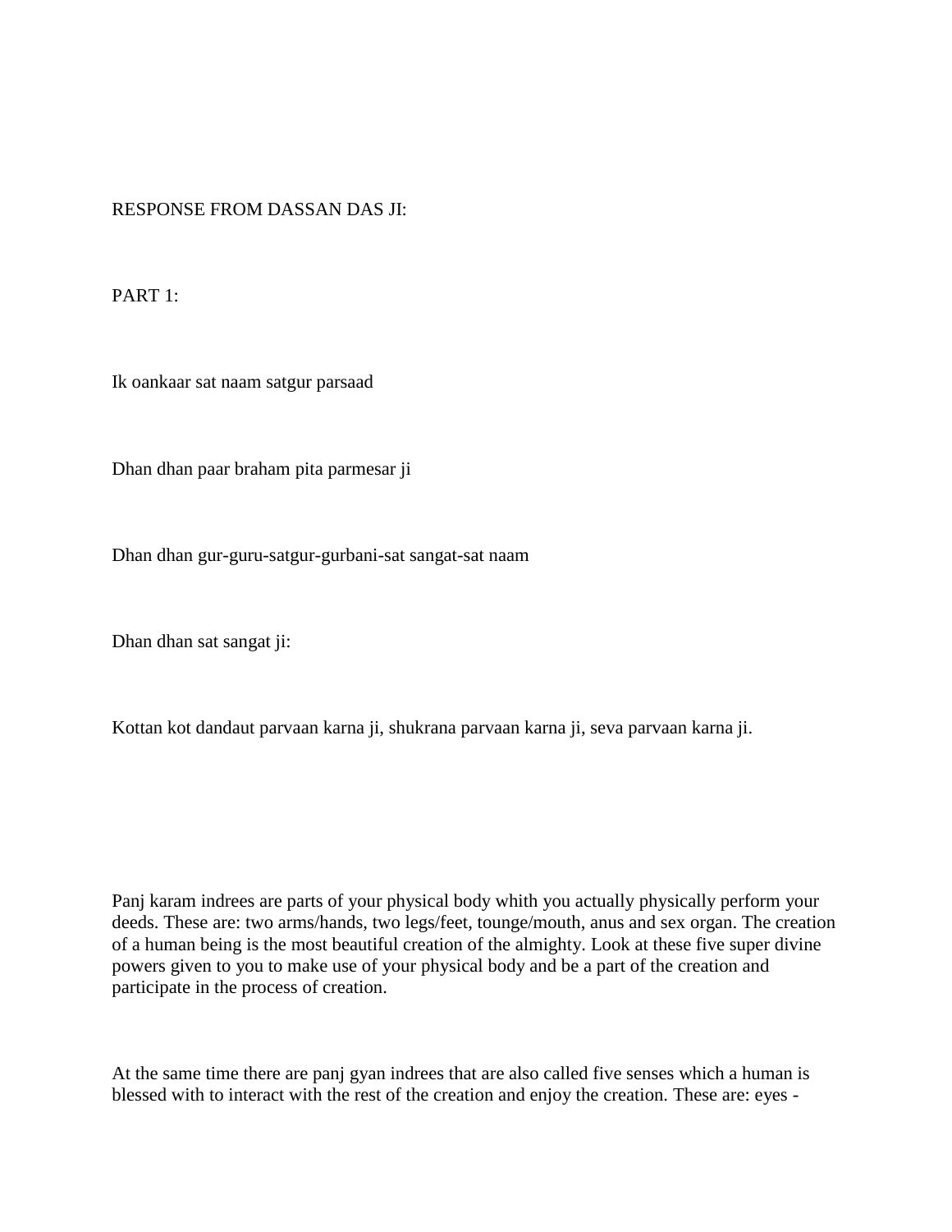RESPONSE FROM DASSAN DAS JI:

PART 1:

Ik oankaar sat naam satgur parsaad

Dhan dhan paar braham pita parmesar ji

Dhan dhan gur-guru-satgur-gurbani-sat sangat-sat naam

Dhan dhan sat sangat ji:

Kottan kot dandaut parvaan karna ji, shukrana parvaan karna ji, seva parvaan karna ji.

Panj karam indrees are parts of your physical body whith you actually physically perform your deeds. These are: two arms/hands, two legs/feet, tounge/mouth, anus and sex organ. The creation of a human being is the most beautiful creation of the almighty. Look at these five super divine powers given to you to make use of your physical body and be a part of the creation and participate in the process of creation.

At the same time there are panj gyan indrees that are also called five senses which a human is blessed with to interact with the rest of the creation and enjoy the creation. These are: eyes -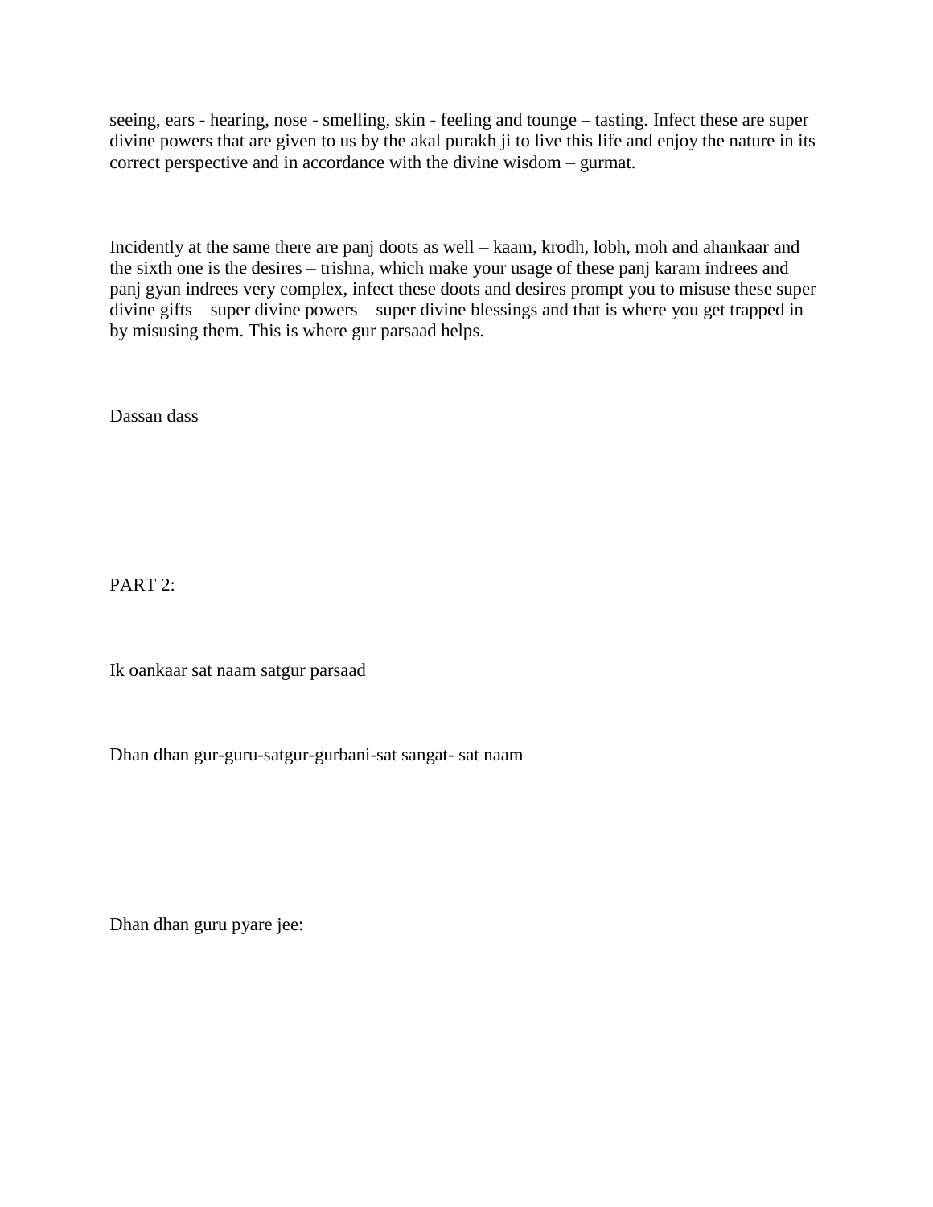seeing, ears - hearing, nose - smelling, skin - feeling and tounge – tasting. Infect these are super divine powers that are given to us by the akal purakh ji to live this life and enjoy the nature in its correct perspective and in accordance with the divine wisdom – gurmat.

Incidently at the same there are panj doots as well – kaam, krodh, lobh, moh and ahankaar and the sixth one is the desires – trishna, which make your usage of these panj karam indrees and panj gyan indrees very complex, infect these doots and desires prompt you to misuse these super divine gifts – super divine powers – super divine blessings and that is where you get trapped in by misusing them. This is where gur parsaad helps.

Dassan dass

PART 2:

Ik oankaar sat naam satgur parsaad

Dhan dhan gur-guru-satgur-gurbani-sat sangat- sat naam

Dhan dhan guru pyare jee: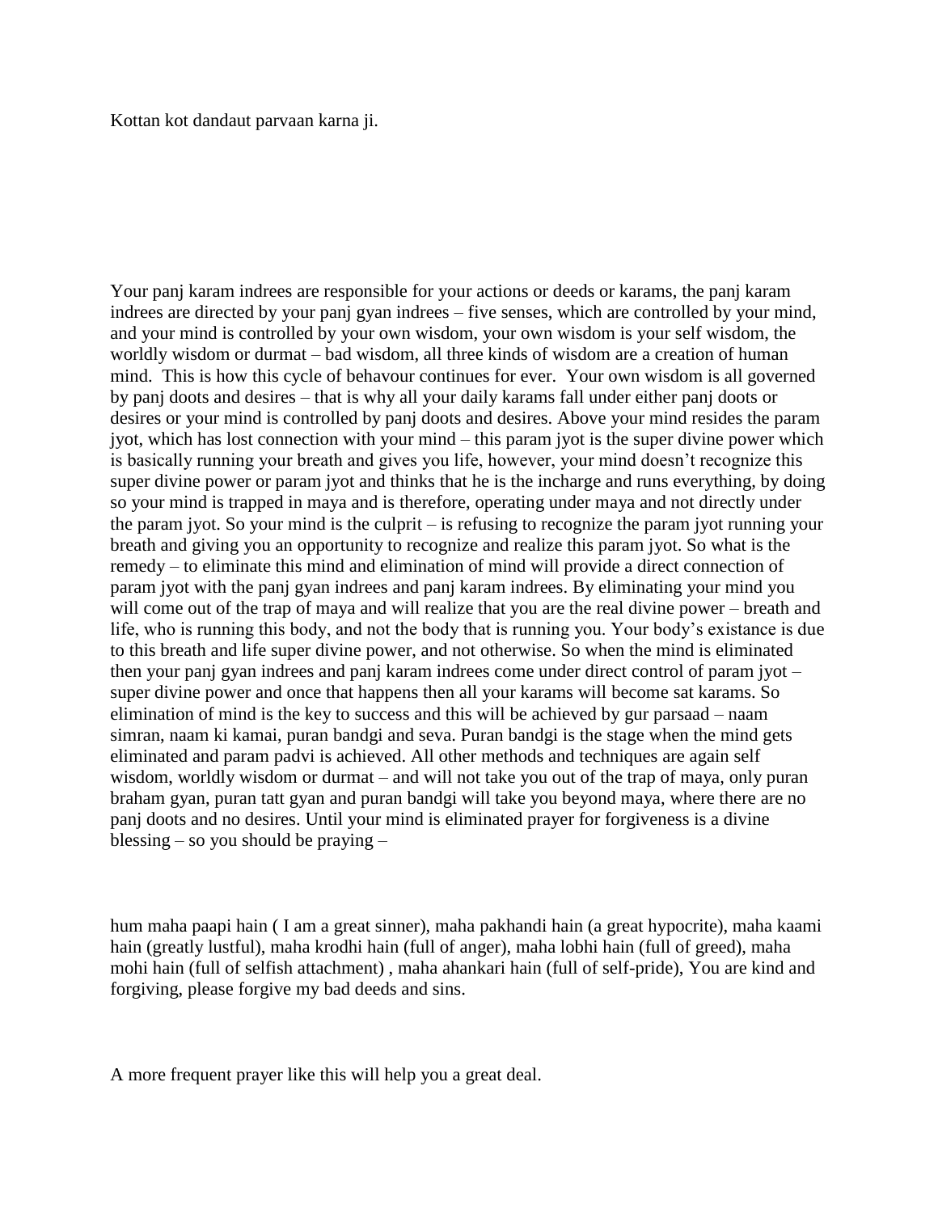Kottan kot dandaut parvaan karna ji.

Your panj karam indrees are responsible for your actions or deeds or karams, the panj karam indrees are directed by your panj gyan indrees – five senses, which are controlled by your mind, and your mind is controlled by your own wisdom, your own wisdom is your self wisdom, the worldly wisdom or durmat – bad wisdom, all three kinds of wisdom are a creation of human mind. This is how this cycle of behavour continues for ever. Your own wisdom is all governed by panj doots and desires – that is why all your daily karams fall under either panj doots or desires or your mind is controlled by panj doots and desires. Above your mind resides the param jyot, which has lost connection with your mind – this param jyot is the super divine power which is basically running your breath and gives you life, however, your mind doesn't recognize this super divine power or param jyot and thinks that he is the incharge and runs everything, by doing so your mind is trapped in maya and is therefore, operating under maya and not directly under the param jyot. So your mind is the culprit – is refusing to recognize the param jyot running your breath and giving you an opportunity to recognize and realize this param jyot. So what is the remedy – to eliminate this mind and elimination of mind will provide a direct connection of param jyot with the panj gyan indrees and panj karam indrees. By eliminating your mind you will come out of the trap of maya and will realize that you are the real divine power – breath and life, who is running this body, and not the body that is running you. Your body's existance is due to this breath and life super divine power, and not otherwise. So when the mind is eliminated then your panj gyan indrees and panj karam indrees come under direct control of param jyot – super divine power and once that happens then all your karams will become sat karams. So elimination of mind is the key to success and this will be achieved by gur parsaad – naam simran, naam ki kamai, puran bandgi and seva. Puran bandgi is the stage when the mind gets eliminated and param padvi is achieved. All other methods and techniques are again self wisdom, worldly wisdom or durmat – and will not take you out of the trap of maya, only puran braham gyan, puran tatt gyan and puran bandgi will take you beyond maya, where there are no panj doots and no desires. Until your mind is eliminated prayer for forgiveness is a divine blessing – so you should be praying –

hum maha paapi hain ( I am a great sinner), maha pakhandi hain (a great hypocrite), maha kaami hain (greatly lustful), maha krodhi hain (full of anger), maha lobhi hain (full of greed), maha mohi hain (full of selfish attachment) , maha ahankari hain (full of self-pride), You are kind and forgiving, please forgive my bad deeds and sins.

A more frequent prayer like this will help you a great deal.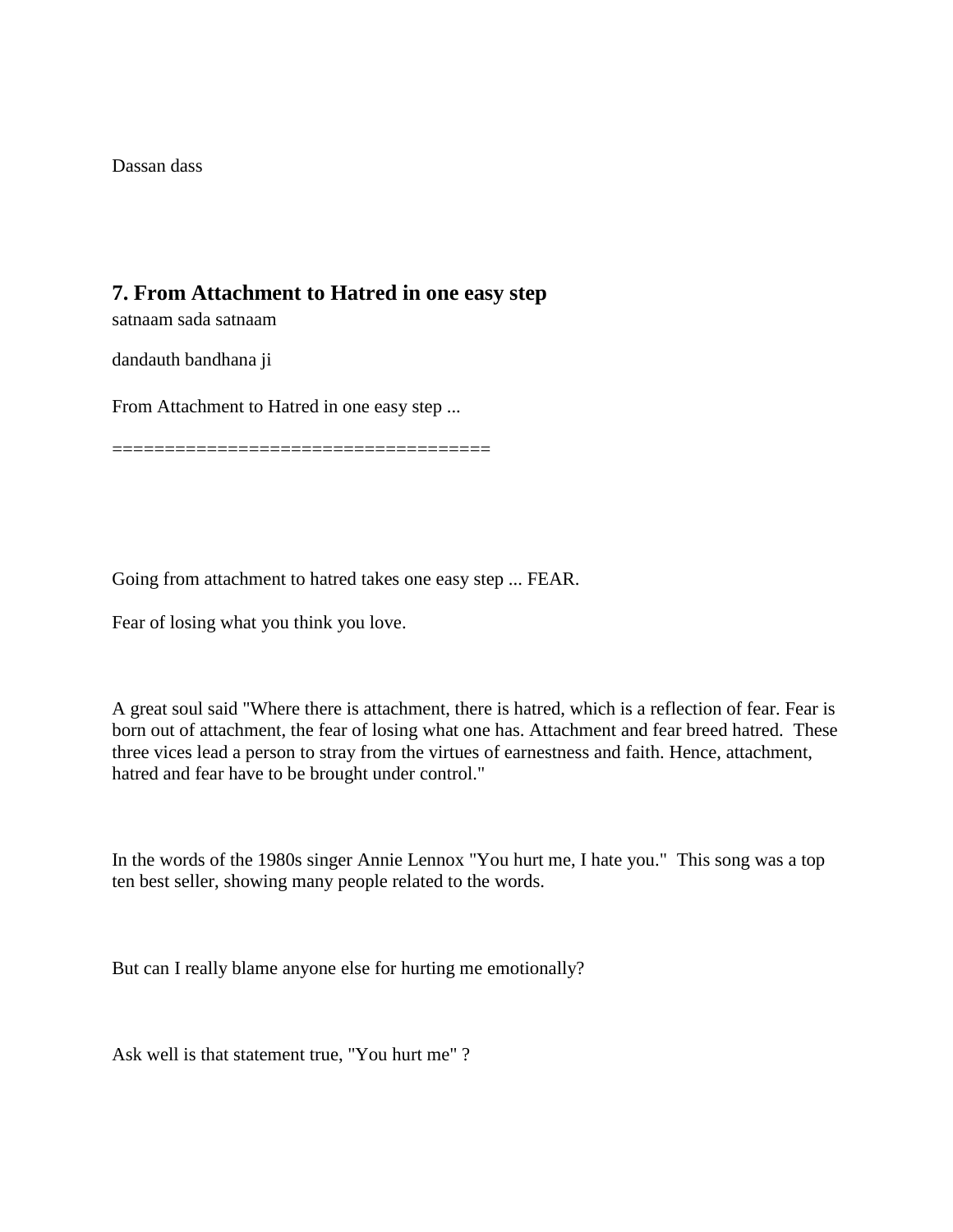Dassan dass

## 7. From Attachment to Hatred in one easy step

satnaam sada satnaam

dandauth bandhana ji

From Attachment to Hatred in one easy step ...

===================================

Going from attachment to hatred takes one easy step ... FEAR.

Fear of losing what you think you love.

A great soul said "Where there is attachment, there is hatred, which is a reflection of fear. Fear is born out of attachment, the fear of losing what one has. Attachment and fear breed hatred. These three vices lead a person to stray from the virtues of earnestness and faith. Hence, attachment, hatred and fear have to be brought under control."

In the words of the 1980s singer Annie Lennox "You hurt me, I hate you." This song was a top ten best seller, showing many people related to the words.

But can I really blame anyone else for hurting me emotionally?

Ask well is that statement true, "You hurt me" ?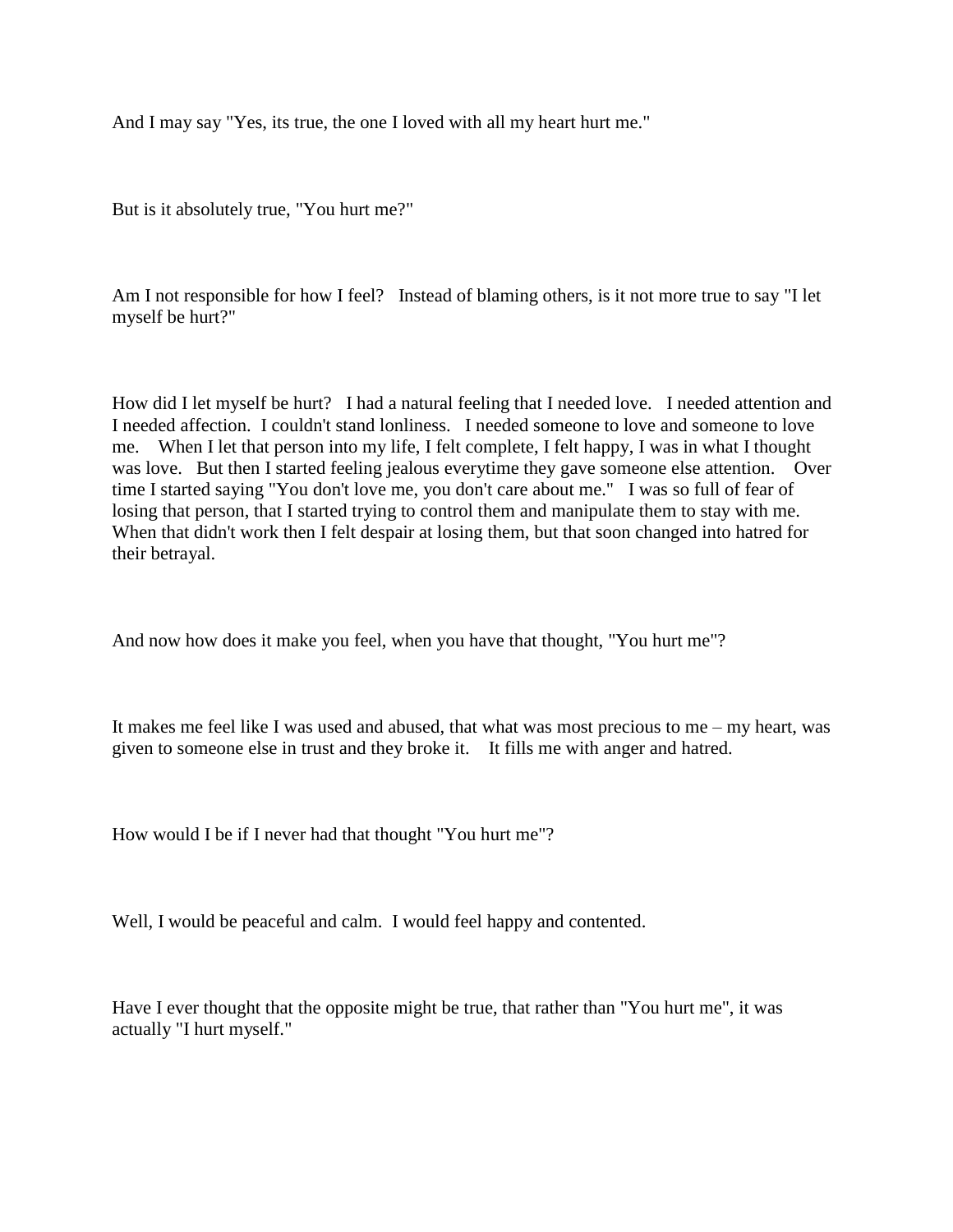And I may say "Yes, its true, the one I loved with all my heart hurt me."

But is it absolutely true, "You hurt me?"

Am I not responsible for how I feel? Instead of blaming others, is it not more true to say "I let myself be hurt?"

How did I let myself be hurt? I had a natural feeling that I needed love. I needed attention and I needed affection. I couldn't stand lonliness. I needed someone to love and someone to love me. When I let that person into my life, I felt complete, I felt happy, I was in what I thought was love. But then I started feeling jealous everytime they gave someone else attention. Over time I started saying "You don't love me, you don't care about me." I was so full of fear of losing that person, that I started trying to control them and manipulate them to stay with me. When that didn't work then I felt despair at losing them, but that soon changed into hatred for their betrayal.

And now how does it make you feel, when you have that thought, "You hurt me"?

It makes me feel like I was used and abused, that what was most precious to me – my heart, was given to someone else in trust and they broke it. It fills me with anger and hatred.

How would I be if I never had that thought "You hurt me"?

Well, I would be peaceful and calm. I would feel happy and contented.

Have I ever thought that the opposite might be true, that rather than "You hurt me", it was actually "I hurt myself."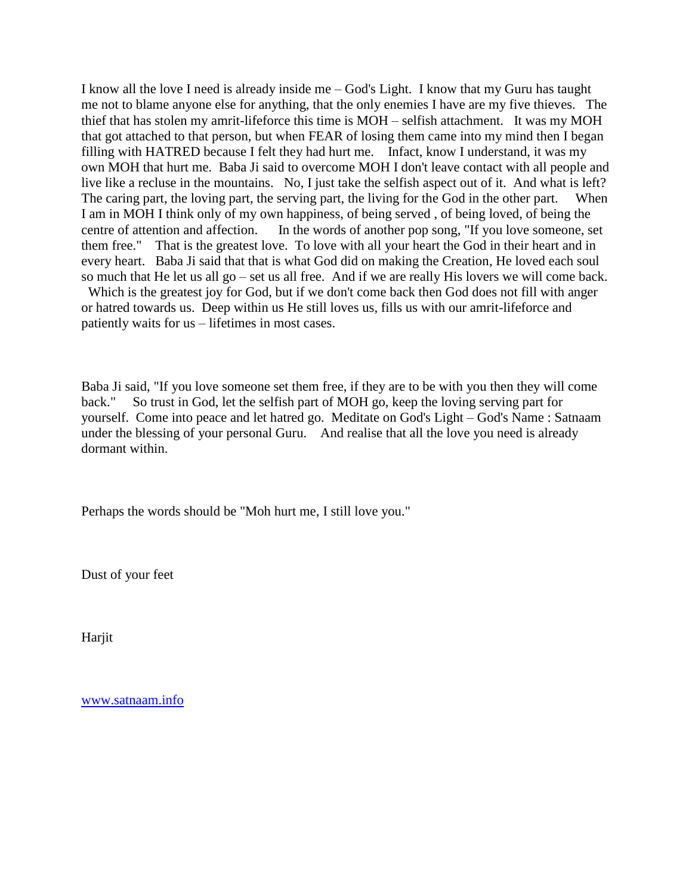I know all the love I need is already inside me – God's Light. I know that my Guru has taught me not to blame anyone else for anything, that the only enemies I have are my five thieves. The thief that has stolen my amrit-lifeforce this time is MOH – selfish attachment. It was my MOH that got attached to that person, but when FEAR of losing them came into my mind then I began filling with HATRED because I felt they had hurt me. Infact, know I understand, it was my own MOH that hurt me. Baba Ji said to overcome MOH I don't leave contact with all people and live like a recluse in the mountains. No, I just take the selfish aspect out of it. And what is left? The caring part, the loving part, the serving part, the living for the God in the other part. When I am in MOH I think only of my own happiness, of being served , of being loved, of being the centre of attention and affection. In the words of another pop song, "If you love someone, set them free." That is the greatest love. To love with all your heart the God in their heart and in every heart. Baba Ji said that that is what God did on making the Creation, He loved each soul so much that He let us all go – set us all free. And if we are really His lovers we will come back. Which is the greatest joy for God, but if we don't come back then God does not fill with anger or hatred towards us. Deep within us He still loves us, fills us with our amrit-lifeforce and patiently waits for us – lifetimes in most cases.

Baba Ji said, "If you love someone set them free, if they are to be with you then they will come back." So trust in God, let the selfish part of MOH go, keep the loving serving part for yourself. Come into peace and let hatred go. Meditate on God's Light – God's Name : Satnaam under the blessing of your personal Guru. And realise that all the love you need is already dormant within.

Perhaps the words should be "Moh hurt me, I still love you."

Dust of your feet

Harjit

www.satnaam.info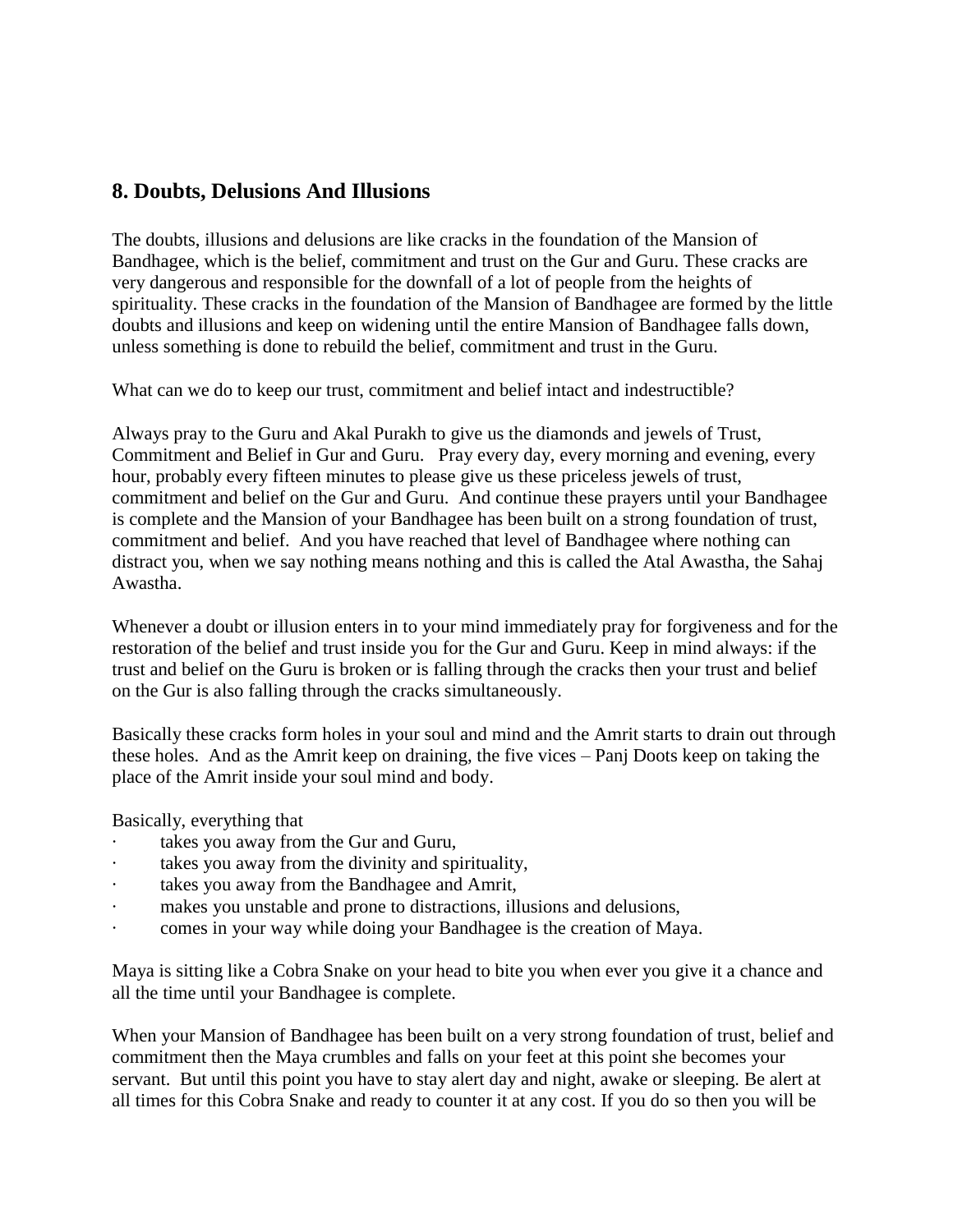## 8. Doubts, Delusions And Illusions

The doubts, illusions and delusions are like cracks in the foundation of the Mansion of Bandhagee, which is the belief, commitment and trust on the Gur and Guru. These cracks are very dangerous and responsible for the downfall of a lot of people from the heights of spirituality. These cracks in the foundation of the Mansion of Bandhagee are formed by the little doubts and illusions and keep on widening until the entire Mansion of Bandhagee falls down, unless something is done to rebuild the belief, commitment and trust in the Guru.

What can we do to keep our trust, commitment and belief intact and indestructible?

Always pray to the Guru and Akal Purakh to give us the diamonds and jewels of Trust, Commitment and Belief in Gur and Guru. Pray every day, every morning and evening, every hour, probably every fifteen minutes to please give us these priceless jewels of trust, commitment and belief on the Gur and Guru. And continue these prayers until your Bandhagee is complete and the Mansion of your Bandhagee has been built on a strong foundation of trust, commitment and belief. And you have reached that level of Bandhagee where nothing can distract you, when we say nothing means nothing and this is called the Atal Awastha, the Sahaj Awastha.

Whenever a doubt or illusion enters in to your mind immediately pray for forgiveness and for the restoration of the belief and trust inside you for the Gur and Guru. Keep in mind always: if the trust and belief on the Guru is broken or is falling through the cracks then your trust and belief on the Gur is also falling through the cracks simultaneously.

Basically these cracks form holes in your soul and mind and the Amrit starts to drain out through these holes. And as the Amrit keep on draining, the five vices – Panj Doots keep on taking the place of the Amrit inside your soul mind and body.

Basically, everything that

- takes you away from the Gur and Guru,
- takes you away from the divinity and spirituality,
- takes you away from the Bandhagee and Amrit,
- makes you unstable and prone to distractions, illusions and delusions,
- comes in your way while doing your Bandhagee is the creation of Maya.

Maya is sitting like a Cobra Snake on your head to bite you when ever you give it a chance and all the time until your Bandhagee is complete.

When your Mansion of Bandhagee has been built on a very strong foundation of trust, belief and commitment then the Maya crumbles and falls on your feet at this point she becomes your servant. But until this point you have to stay alert day and night, awake or sleeping. Be alert at all times for this Cobra Snake and ready to counter it at any cost. If you do so then you will be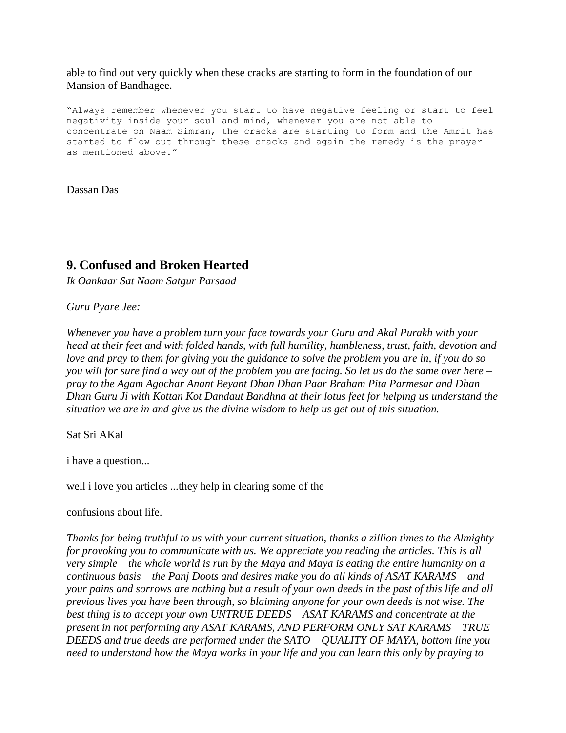able to find out very quickly when these cracks are starting to form in the foundation of our Mansion of Bandhagee.

```
"Always remember whenever you start to have negative feeling or start to feel
negativity inside your soul and mind, whenever you are not able to
concentrate on Naam Simran, the cracks are starting to form and the Amrit has
started to flow out through these cracks and again the remedy is the prayer
as mentioned above."
```

Dassan Das

## 9. Confused and Broken Hearted

*Ik Oankaar Sat Naam Satgur Parsaad*

*Guru Pyare Jee:*

*Whenever you have a problem turn your face towards your Guru and Akal Purakh with your head at their feet and with folded hands, with full humility, humbleness, trust, faith, devotion and love and pray to them for giving you the guidance to solve the problem you are in, if you do so you will for sure find a way out of the problem you are facing. So let us do the same over here – pray to the Agam Agochar Anant Beyant Dhan Dhan Paar Braham Pita Parmesar and Dhan Dhan Guru Ji with Kottan Kot Dandaut Bandhna at their lotus feet for helping us understand the situation we are in and give us the divine wisdom to help us get out of this situation.*

Sat Sri AKal

i have a question...

well i love you articles ...they help in clearing some of the

confusions about life.

*Thanks for being truthful to us with your current situation, thanks a zillion times to the Almighty for provoking you to communicate with us. We appreciate you reading the articles. This is all very simple – the whole world is run by the Maya and Maya is eating the entire humanity on a continuous basis – the Panj Doots and desires make you do all kinds of ASAT KARAMS – and your pains and sorrows are nothing but a result of your own deeds in the past of this life and all previous lives you have been through, so blaiming anyone for your own deeds is not wise. The best thing is to accept your own UNTRUE DEEDS – ASAT KARAMS and concentrate at the present in not performing any ASAT KARAMS, AND PERFORM ONLY SAT KARAMS – TRUE DEEDS and true deeds are performed under the SATO – QUALITY OF MAYA, bottom line you need to understand how the Maya works in your life and you can learn this only by praying to*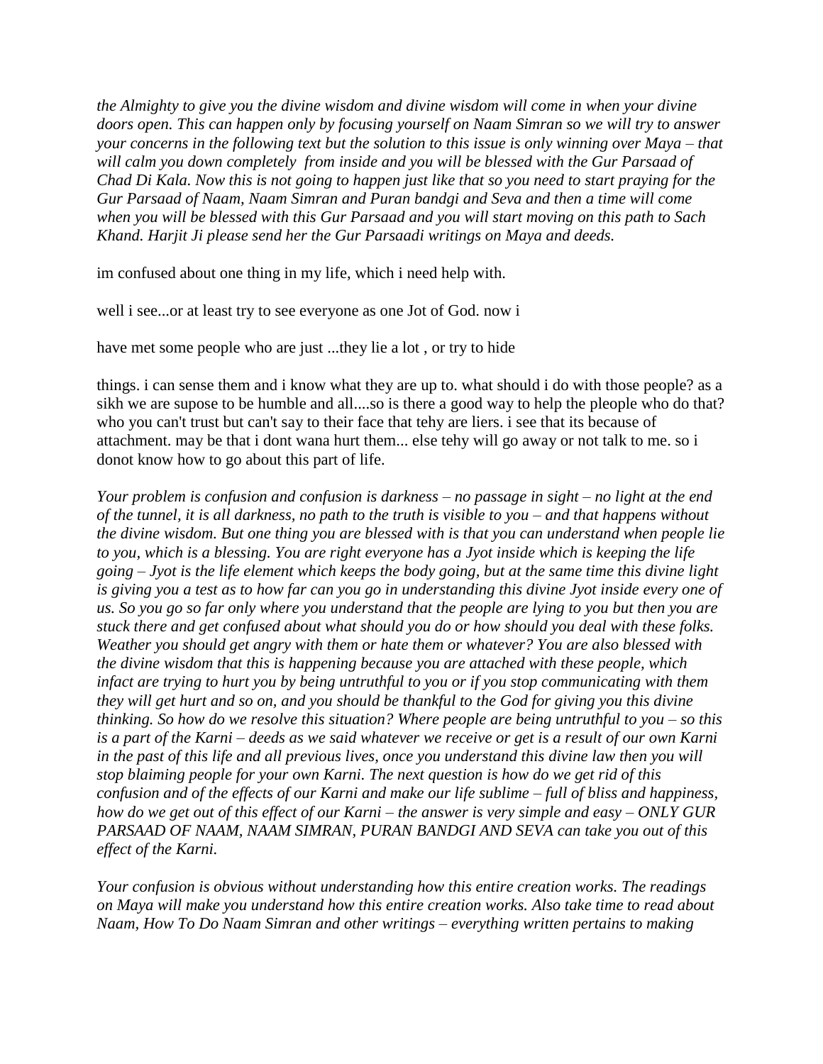*the Almighty to give you the divine wisdom and divine wisdom will come in when your divine doors open. This can happen only by focusing yourself on Naam Simran so we will try to answer your concerns in the following text but the solution to this issue is only winning over Maya – that will calm you down completely from inside and you will be blessed with the Gur Parsaad of Chad Di Kala. Now this is not going to happen just like that so you need to start praying for the Gur Parsaad of Naam, Naam Simran and Puran bandgi and Seva and then a time will come when you will be blessed with this Gur Parsaad and you will start moving on this path to Sach Khand. Harjit Ji please send her the Gur Parsaadi writings on Maya and deeds.*

im confused about one thing in my life, which i need help with.

well i see...or at least try to see everyone as one Jot of God. now i

have met some people who are just ...they lie a lot , or try to hide

things. i can sense them and i know what they are up to. what should i do with those people? as a sikh we are supose to be humble and all....so is there a good way to help the pleople who do that? who you can't trust but can't say to their face that tehy are liers. i see that its because of attachment. may be that i dont wana hurt them... else tehy will go away or not talk to me. so i donot know how to go about this part of life.

*Your problem is confusion and confusion is darkness – no passage in sight – no light at the end of the tunnel, it is all darkness, no path to the truth is visible to you – and that happens without the divine wisdom. But one thing you are blessed with is that you can understand when people lie to you, which is a blessing. You are right everyone has a Jyot inside which is keeping the life going – Jyot is the life element which keeps the body going, but at the same time this divine light is giving you a test as to how far can you go in understanding this divine Jyot inside every one of us. So you go so far only where you understand that the people are lying to you but then you are stuck there and get confused about what should you do or how should you deal with these folks. Weather you should get angry with them or hate them or whatever? You are also blessed with the divine wisdom that this is happening because you are attached with these people, which infact are trying to hurt you by being untruthful to you or if you stop communicating with them they will get hurt and so on, and you should be thankful to the God for giving you this divine thinking. So how do we resolve this situation? Where people are being untruthful to you – so this is a part of the Karni – deeds as we said whatever we receive or get is a result of our own Karni in the past of this life and all previous lives, once you understand this divine law then you will stop blaming people for your own Karni. The next question is how do we get rid of this confusion and of the effects of our Karni and make our life sublime – full of bliss and happiness, how do we get out of this effect of our Karni – the answer is very simple and easy – ONLY GUR PARSAAD OF NAAM, NAAM SIMRAN, PURAN BANDGI AND SEVA can take you out of this effect of the Karni.*

*Your confusion is obvious without understanding how this entire creation works. The readings on Maya will make you understand how this entire creation works. Also take time to read about Naam, How To Do Naam Simran and other writings – everything written pertains to making*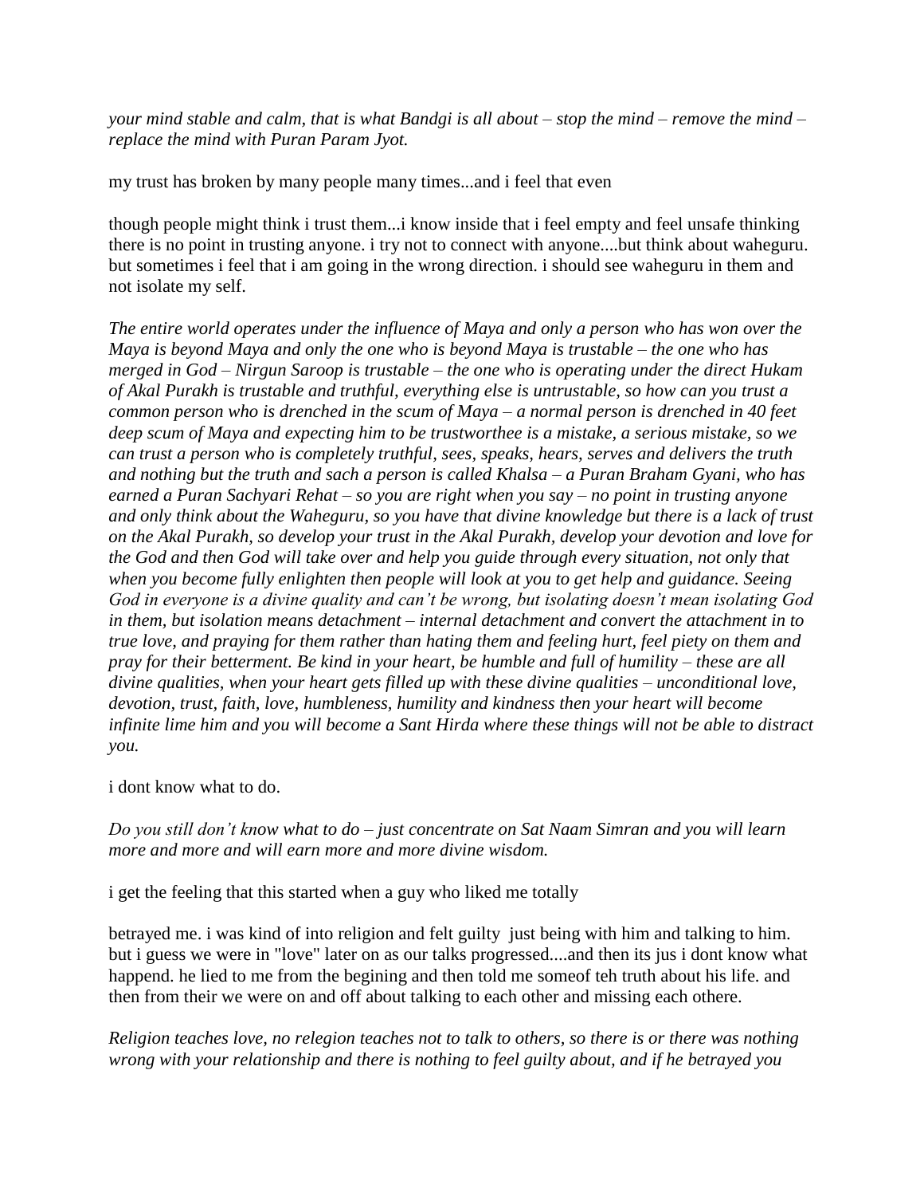*your mind stable and calm, that is what Bandgi is all about – stop the mind – remove the mind – replace the mind with Puran Param Jyot.*

my trust has broken by many people many times...and i feel that even

though people might think i trust them...i know inside that i feel empty and feel unsafe thinking there is no point in trusting anyone. i try not to connect with anyone....but think about waheguru. but sometimes i feel that i am going in the wrong direction. i should see waheguru in them and not isolate my self.

*The entire world operates under the influence of Maya and only a person who has won over the Maya is beyond Maya and only the one who is beyond Maya is trustable – the one who has merged in God – Nirgun Saroop is trustable – the one who is operating under the direct Hukam of Akal Purakh is trustable and truthful, everything else is untrustable, so how can you trust a common person who is drenched in the scum of Maya – a normal person is drenched in 40 feet deep scum of Maya and expecting him to be trustworthee is a mistake, a serious mistake, so we can trust a person who is completely truthful, sees, speaks, hears, serves and delivers the truth and nothing but the truth and sach a person is called Khalsa – a Puran Braham Gyani, who has earned a Puran Sachyari Rehat – so you are right when you say – no point in trusting anyone and only think about the Waheguru, so you have that divine knowledge but there is a lack of trust on the Akal Purakh, so develop your trust in the Akal Purakh, develop your devotion and love for the God and then God will take over and help you guide through every situation, not only that when you become fully enlighten then people will look at you to get help and guidance. Seeing God in everyone is a divine quality and can't be wrong, but isolating doesn't mean isolating God in them, but isolation means detachment – internal detachment and convert the attachment in to true love, and praying for them rather than hating them and feeling hurt, feel piety on them and pray for their betterment. Be kind in your heart, be humble and full of humility – these are all divine qualities, when your heart gets filled up with these divine qualities – unconditional love, devotion, trust, faith, love, humbleness, humility and kindness then your heart will become infinite lime him and you will become a Sant Hirda where these things will not be able to distract you.*

i dont know what to do.

*Do you still don't know what to do – just concentrate on Sat Naam Simran and you will learn more and more and will earn more and more divine wisdom.*

i get the feeling that this started when a guy who liked me totally

betrayed me. i was kind of into religion and felt guilty just being with him and talking to him. but i guess we were in "love" later on as our talks progressed....and then its jus i dont know what happend. he lied to me from the begining and then told me someof teh truth about his life. and then from their we were on and off about talking to each other and missing each othere.

*Religion teaches love, no relegion teaches not to talk to others, so there is or there was nothing wrong with your relationship and there is nothing to feel guilty about, and if he betrayed you*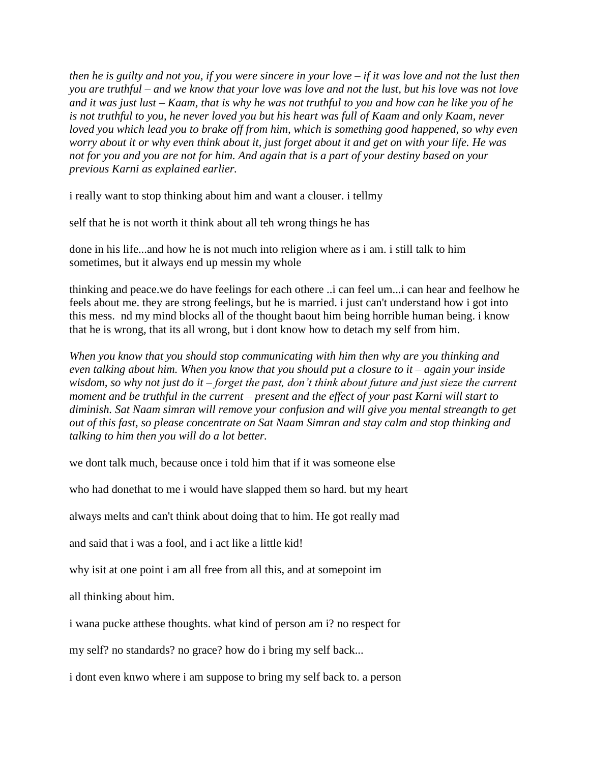*then he is guilty and not you, if you were sincere in your love – if it was love and not the lust then you are truthful – and we know that your love was love and not the lust, but his love was not love and it was just lust – Kaam, that is why he was not truthful to you and how can he like you of he is not truthful to you, he never loved you but his heart was full of Kaam and only Kaam, never loved you which lead you to brake off from him, which is something good happened, so why even worry about it or why even think about it, just forget about it and get on with your life. He was not for you and you are not for him. And again that is a part of your destiny based on your previous Karni as explained earlier.*

i really want to stop thinking about him and want a clouser. i tellmy self that he is not worth it think about all teh wrong things he has done in his life...and how he is not much into religion where as i am. i still talk to him sometimes, but it always end up messin my whole thinking and peace.we do have feelings for each othere ..i can feel um...i can hear and feelhow he feels about me. they are strong feelings, but he is married. i just can't understand how i got into this mess. nd my mind blocks all of the thought baout him being horrible human being. i know that he is wrong, that its all wrong, but i dont know how to detach my self from him.

*When you know that you should stop communicating with him then why are you thinking and even talking about him. When you know that you should put a closure to it – again your inside wisdom, so why not just do it – forget the past, don't think about future and just sieze the current moment and be truthful in the current – present and the effect of your past Karni will start to diminish. Sat Naam simran will remove your confusion and will give you mental streangth to get out of this fast, so please concentrate on Sat Naam Simran and stay calm and stop thinking and talking to him then you will do a lot better.*

we dont talk much, because once i told him that if it was someone else who had donethat to me i would have slapped them so hard. but my heart always melts and can't think about doing that to him. He got really mad and said that i was a fool, and i act like a little kid!

why isit at one point i am all free from all this, and at somepoint im all thinking about him.

i wana pucke atthese thoughts. what kind of person am i? no respect for my self? no standards? no grace? how do i bring my self back...

i dont even knwo where i am suppose to bring my self back to. a person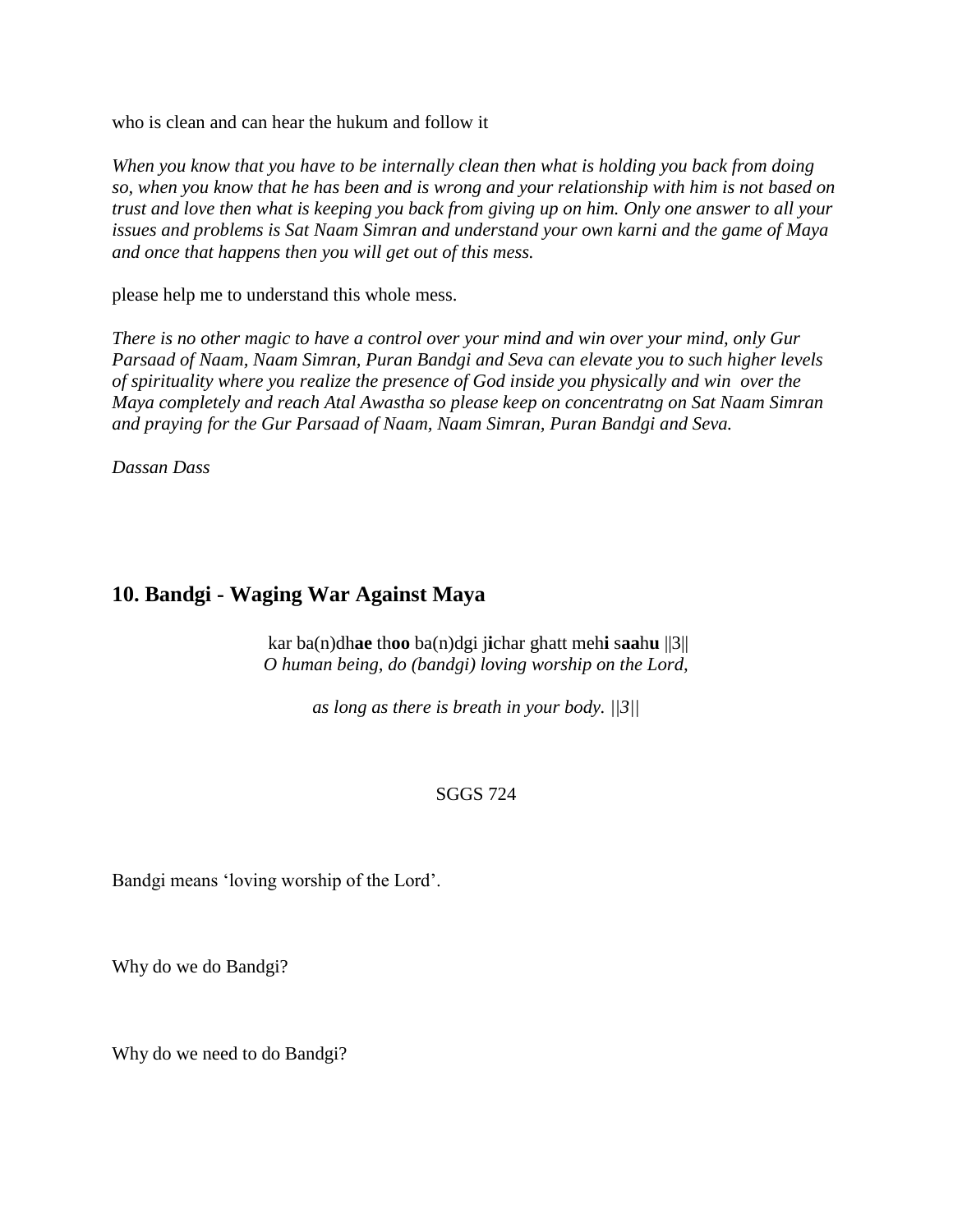who is clean and can hear the hukum and follow it

*When you know that you have to be internally clean then what is holding you back from doing so, when you know that he has been and is wrong and your relationship with him is not based on trust and love then what is keeping you back from giving up on him. Only one answer to all your issues and problems is Sat Naam Simran and understand your own karni and the game of Maya and once that happens then you will get out of this mess.*

please help me to understand this whole mess.

*There is no other magic to have a control over your mind and win over your mind, only Gur Parsaad of Naam, Naam Simran, Puran Bandgi and Seva can elevate you to such higher levels of spirituality where you realize the presence of God inside you physically and win over the Maya completely and reach Atal Awastha so please keep on concentratng on Sat Naam Simran and praying for the Gur Parsaad of Naam, Naam Simran, Puran Bandgi and Seva.*

*Dassan Dass*

## 10. Bandgi - Waging War Against Maya

kar ba(n)dh**ae** th**oo** ba(n)dgi j**i**char ghatt meh**i** s**aa**h**u** ||3||
*O human being, do (bandgi) loving worship on the Lord,*

*as long as there is breath in your body. ||3||*

SGGS 724

Bandgi means 'loving worship of the Lord'.

Why do we do Bandgi?

Why do we need to do Bandgi?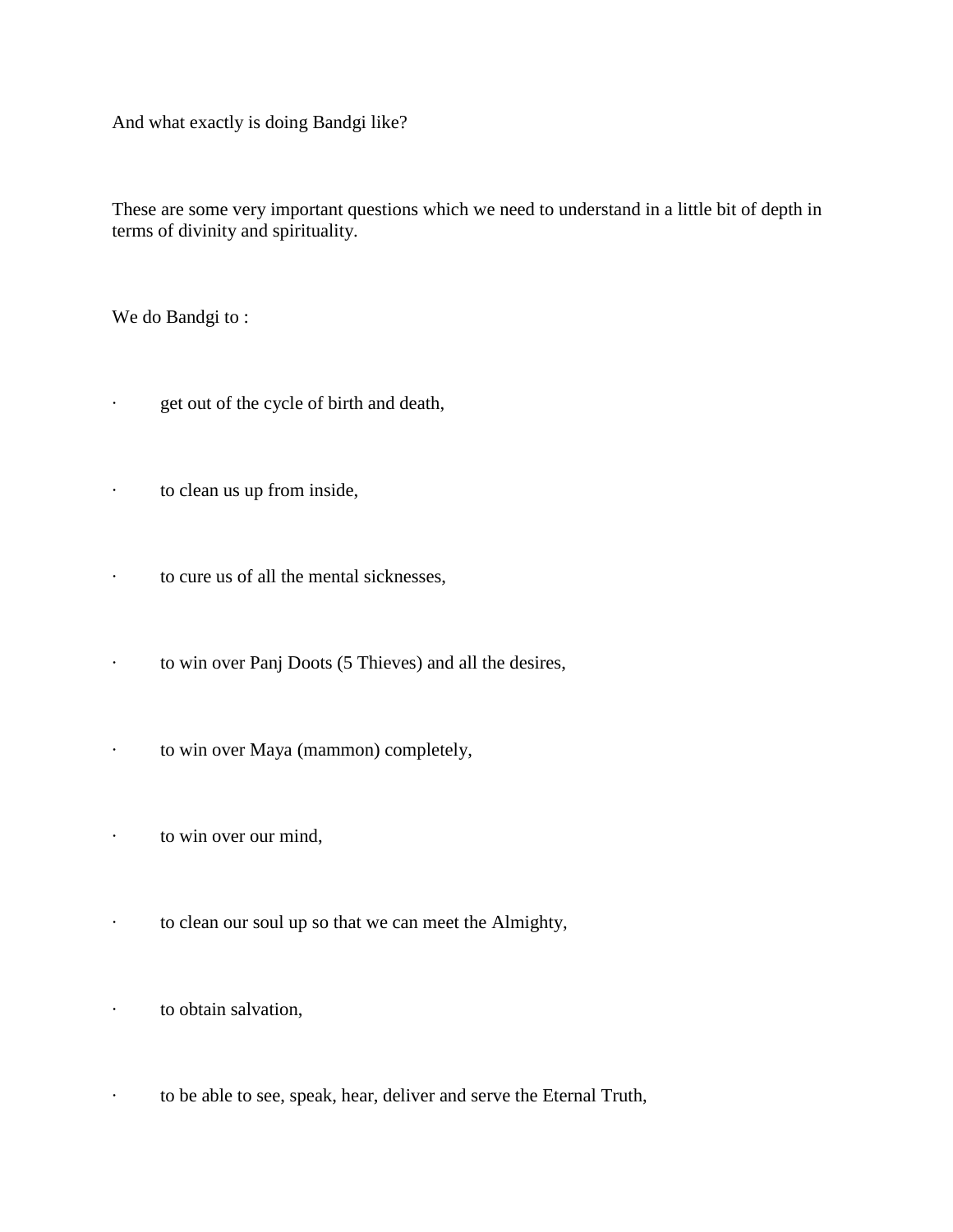And what exactly is doing Bandgi like?

These are some very important questions which we need to understand in a little bit of depth in terms of divinity and spirituality.

We do Bandgi to :

- get out of the cycle of birth and death,
- to clean us up from inside,
- to cure us of all the mental sicknesses,
- to win over Panj Doots (5 Thieves) and all the desires,
- to win over Maya (mammon) completely,
- to win over our mind,
- to clean our soul up so that we can meet the Almighty,
- to obtain salvation,
- to be able to see, speak, hear, deliver and serve the Eternal Truth,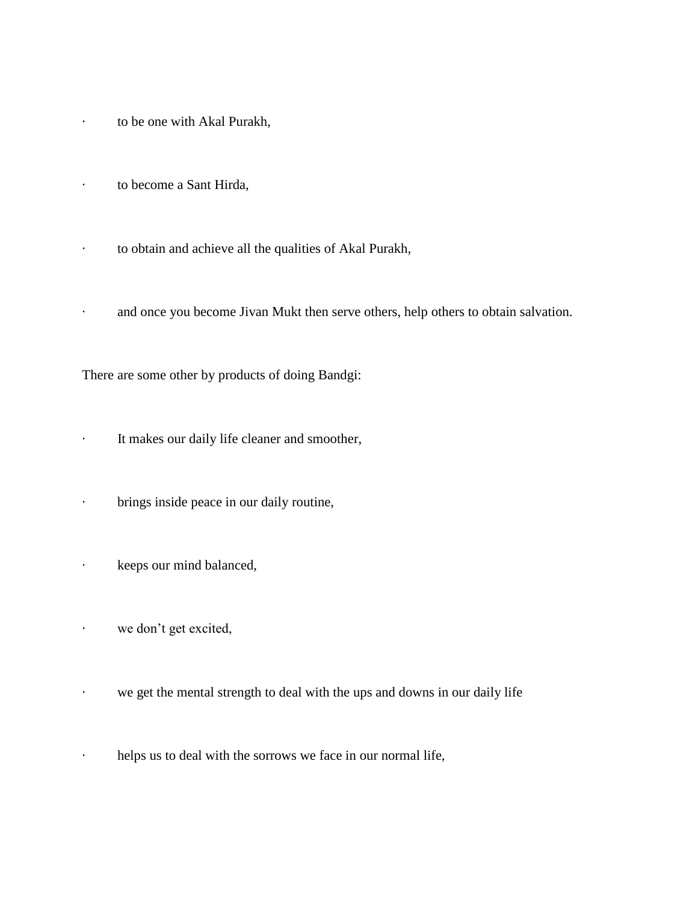- to be one with Akal Purakh,
- to become a Sant Hirda,
- to obtain and achieve all the qualities of Akal Purakh,
- and once you become Jivan Mukt then serve others, help others to obtain salvation.

There are some other by products of doing Bandgi:

- It makes our daily life cleaner and smoother,
- brings inside peace in our daily routine,
- keeps our mind balanced,
- we don't get excited,
- we get the mental strength to deal with the ups and downs in our daily life
- helps us to deal with the sorrows we face in our normal life,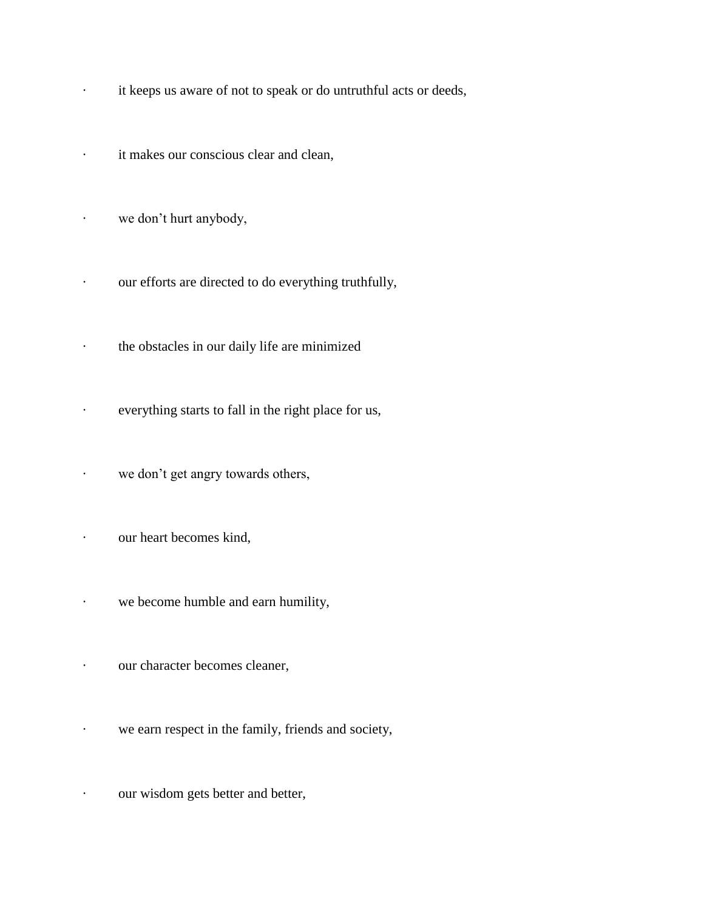- it keeps us aware of not to speak or do untruthful acts or deeds,
- it makes our conscious clear and clean,
- we don’t hurt anybody,
- our efforts are directed to do everything truthfully,
- the obstacles in our daily life are minimized
- everything starts to fall in the right place for us,
- we don’t get angry towards others,
- our heart becomes kind,
- we become humble and earn humility,
- our character becomes cleaner,
- we earn respect in the family, friends and society,
- our wisdom gets better and better,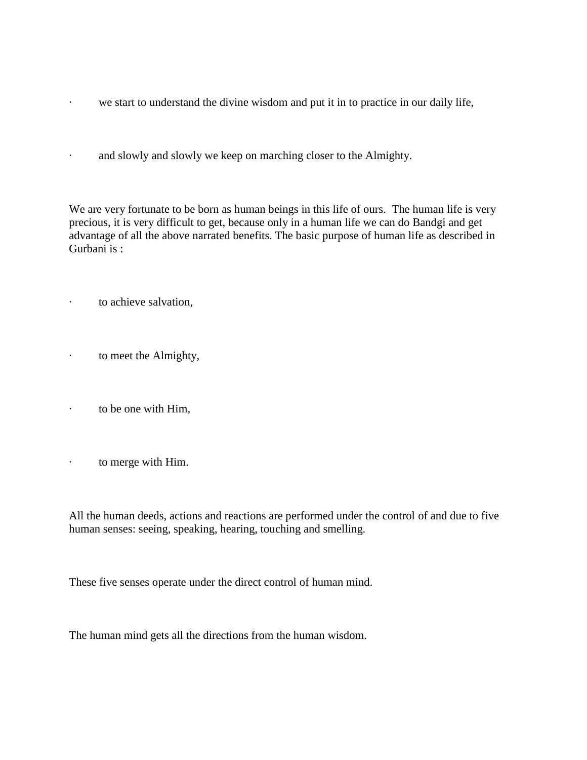- we start to understand the divine wisdom and put it in to practice in our daily life,
- and slowly and slowly we keep on marching closer to the Almighty.

We are very fortunate to be born as human beings in this life of ours.  The human life is very precious, it is very difficult to get, because only in a human life we can do Bandgi and get advantage of all the above narrated benefits. The basic purpose of human life as described in Gurbani is :

- to achieve salvation,
- to meet the Almighty,
- to be one with Him,
- to merge with Him.

All the human deeds, actions and reactions are performed under the control of and due to five human senses: seeing, speaking, hearing, touching and smelling.

These five senses operate under the direct control of human mind.

The human mind gets all the directions from the human wisdom.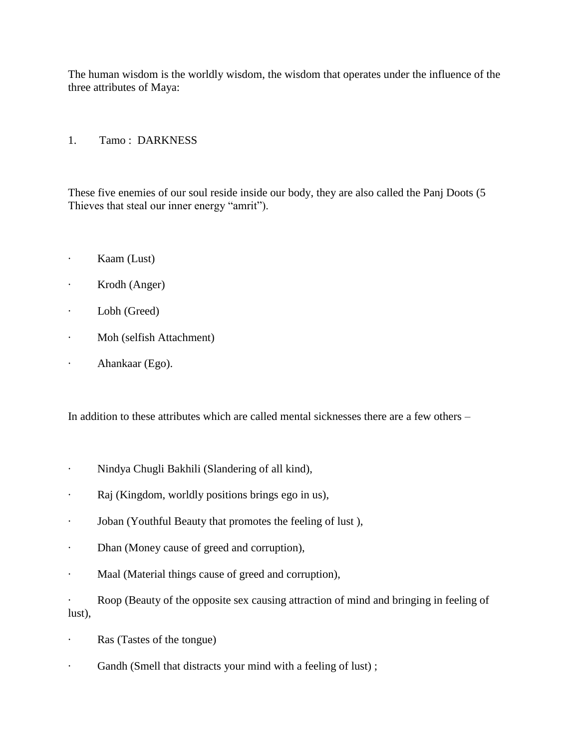The human wisdom is the worldly wisdom, the wisdom that operates under the influence of the three attributes of Maya:

1. Tamo : DARKNESS

These five enemies of our soul reside inside our body, they are also called the Panj Doots (5 Thieves that steal our inner energy "amrit").

- Kaam (Lust)
- Krodh (Anger)
- Lobh (Greed)
- Moh (selfish Attachment)
- Ahankaar (Ego).

In addition to these attributes which are called mental sicknesses there are a few others –

- Nindya Chugli Bakhili (Slandering of all kind),
- Raj (Kingdom, worldly positions brings ego in us),
- Joban (Youthful Beauty that promotes the feeling of lust ),
- Dhan (Money cause of greed and corruption),
- Maal (Material things cause of greed and corruption),
- Roop (Beauty of the opposite sex causing attraction of mind and bringing in feeling of lust),
- Ras (Tastes of the tongue)
- Gandh (Smell that distracts your mind with a feeling of lust) ;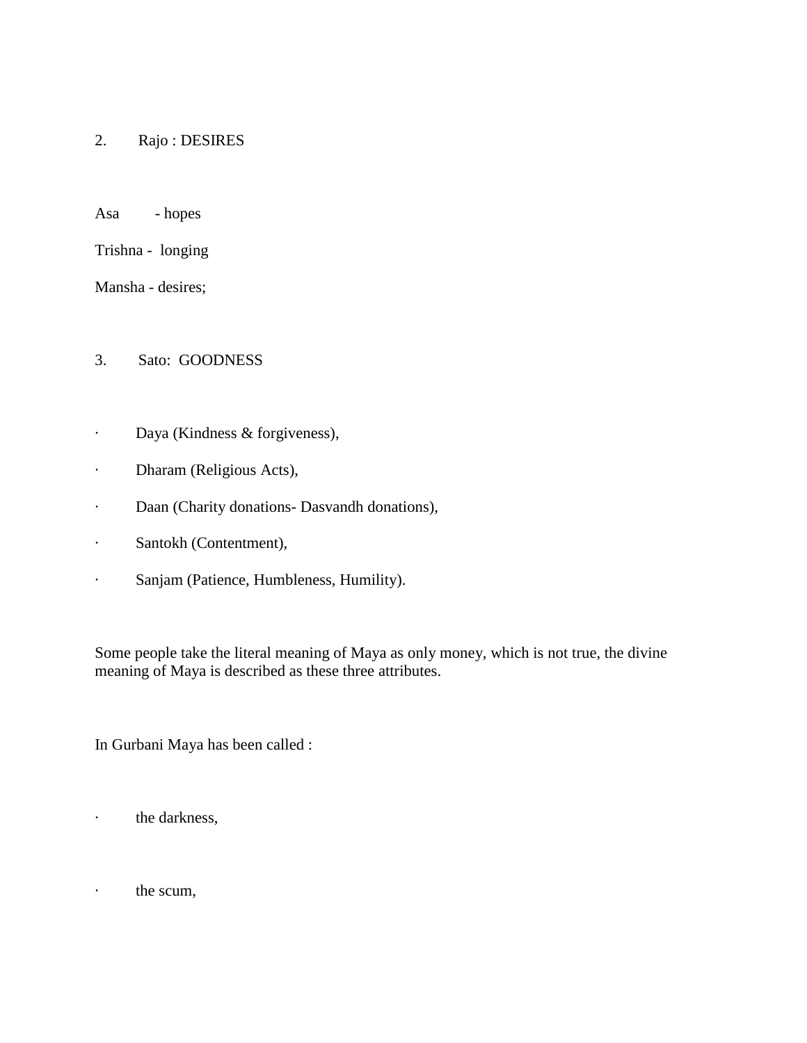2. Rajo : DESIRES

Asa - hopes

Trishna - longing

Mansha - desires;

3. Sato: GOODNESS

- Daya (Kindness & forgiveness),
- Dharam (Religious Acts),
- Daan (Charity donations- Dasvandh donations),
- Santokh (Contentment),
- Sanjam (Patience, Humbleness, Humility).

Some people take the literal meaning of Maya as only money, which is not true, the divine meaning of Maya is described as these three attributes.

In Gurbani Maya has been called :

- the darkness,

- the scum,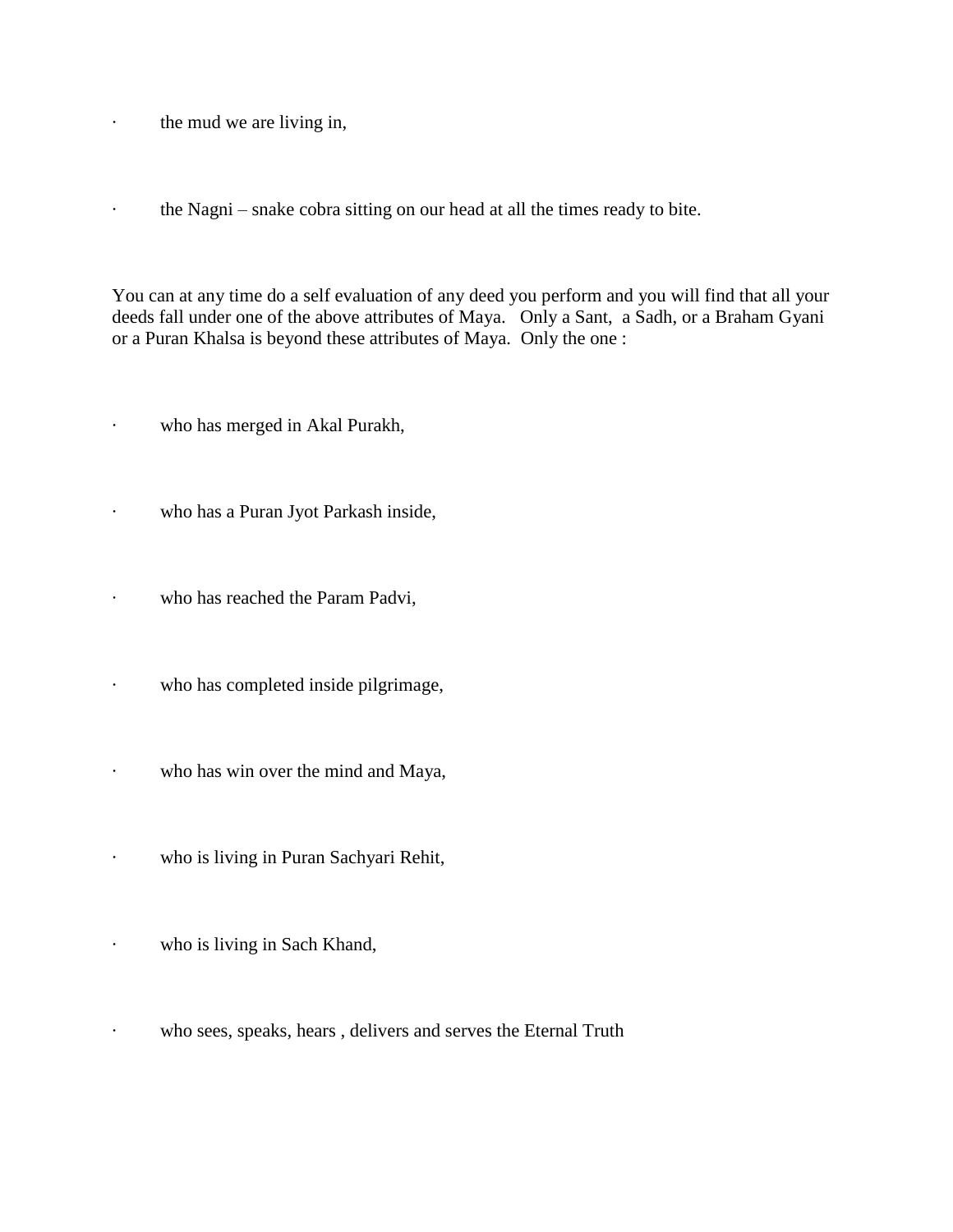- the mud we are living in,

- the Nagni – snake cobra sitting on our head at all the times ready to bite.

You can at any time do a self evaluation of any deed you perform and you will find that all your deeds fall under one of the above attributes of Maya. Only a Sant, a Sadh, or a Braham Gyani or a Puran Khalsa is beyond these attributes of Maya. Only the one :

- who has merged in Akal Purakh,

- who has a Puran Jyot Parkash inside,

- who has reached the Param Padvi,

- who has completed inside pilgrimage,

- who has win over the mind and Maya,

- who is living in Puran Sachyari Rehit,

- who is living in Sach Khand,

- who sees, speaks, hears , delivers and serves the Eternal Truth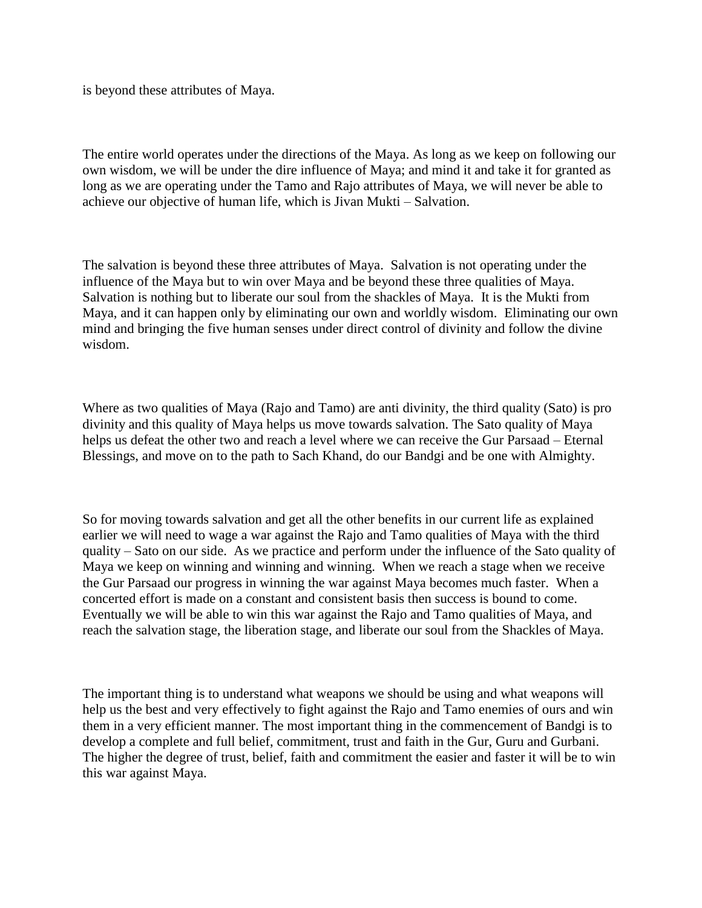is beyond these attributes of Maya.

The entire world operates under the directions of the Maya. As long as we keep on following our own wisdom, we will be under the dire influence of Maya; and mind it and take it for granted as long as we are operating under the Tamo and Rajo attributes of Maya, we will never be able to achieve our objective of human life, which is Jivan Mukti – Salvation.

The salvation is beyond these three attributes of Maya. Salvation is not operating under the influence of the Maya but to win over Maya and be beyond these three qualities of Maya. Salvation is nothing but to liberate our soul from the shackles of Maya. It is the Mukti from Maya, and it can happen only by eliminating our own and worldly wisdom. Eliminating our own mind and bringing the five human senses under direct control of divinity and follow the divine wisdom.

Where as two qualities of Maya (Rajo and Tamo) are anti divinity, the third quality (Sato) is pro divinity and this quality of Maya helps us move towards salvation. The Sato quality of Maya helps us defeat the other two and reach a level where we can receive the Gur Parsaad – Eternal Blessings, and move on to the path to Sach Khand, do our Bandgi and be one with Almighty.

So for moving towards salvation and get all the other benefits in our current life as explained earlier we will need to wage a war against the Rajo and Tamo qualities of Maya with the third quality – Sato on our side. As we practice and perform under the influence of the Sato quality of Maya we keep on winning and winning and winning. When we reach a stage when we receive the Gur Parsaad our progress in winning the war against Maya becomes much faster. When a concerted effort is made on a constant and consistent basis then success is bound to come. Eventually we will be able to win this war against the Rajo and Tamo qualities of Maya, and reach the salvation stage, the liberation stage, and liberate our soul from the Shackles of Maya.

The important thing is to understand what weapons we should be using and what weapons will help us the best and very effectively to fight against the Rajo and Tamo enemies of ours and win them in a very efficient manner. The most important thing in the commencement of Bandgi is to develop a complete and full belief, commitment, trust and faith in the Gur, Guru and Gurbani. The higher the degree of trust, belief, faith and commitment the easier and faster it will be to win this war against Maya.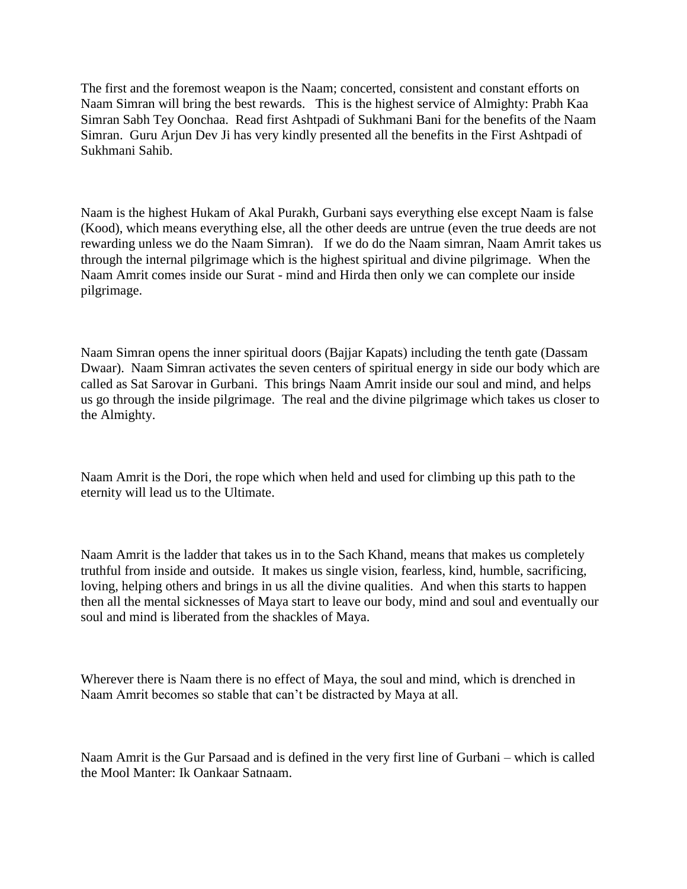The first and the foremost weapon is the Naam; concerted, consistent and constant efforts on Naam Simran will bring the best rewards. This is the highest service of Almighty: Prabh Kaa Simran Sabh Tey Oonchaa. Read first Ashtpadi of Sukhmani Bani for the benefits of the Naam Simran. Guru Arjun Dev Ji has very kindly presented all the benefits in the First Ashtpadi of Sukhmani Sahib.

Naam is the highest Hukam of Akal Purakh, Gurbani says everything else except Naam is false (Kood), which means everything else, all the other deeds are untrue (even the true deeds are not rewarding unless we do the Naam Simran). If we do do the Naam simran, Naam Amrit takes us through the internal pilgrimage which is the highest spiritual and divine pilgrimage. When the Naam Amrit comes inside our Surat - mind and Hirda then only we can complete our inside pilgrimage.

Naam Simran opens the inner spiritual doors (Bajjar Kapats) including the tenth gate (Dassam Dwaar). Naam Simran activates the seven centers of spiritual energy in side our body which are called as Sat Sarovar in Gurbani. This brings Naam Amrit inside our soul and mind, and helps us go through the inside pilgrimage. The real and the divine pilgrimage which takes us closer to the Almighty.

Naam Amrit is the Dori, the rope which when held and used for climbing up this path to the eternity will lead us to the Ultimate.

Naam Amrit is the ladder that takes us in to the Sach Khand, means that makes us completely truthful from inside and outside. It makes us single vision, fearless, kind, humble, sacrificing, loving, helping others and brings in us all the divine qualities. And when this starts to happen then all the mental sicknesses of Maya start to leave our body, mind and soul and eventually our soul and mind is liberated from the shackles of Maya.

Wherever there is Naam there is no effect of Maya, the soul and mind, which is drenched in Naam Amrit becomes so stable that can't be distracted by Maya at all.

Naam Amrit is the Gur Parsaad and is defined in the very first line of Gurbani – which is called the Mool Manter: Ik Oankaar Satnaam.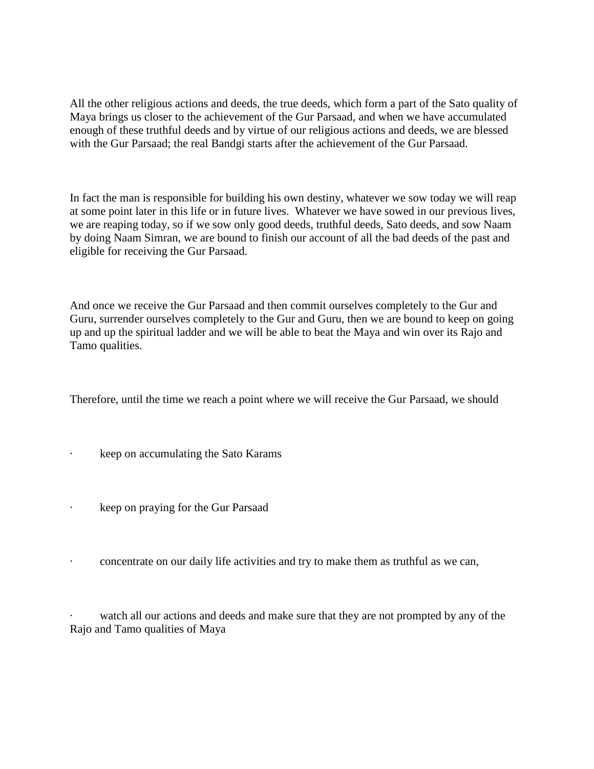All the other religious actions and deeds, the true deeds, which form a part of the Sato quality of Maya brings us closer to the achievement of the Gur Parsaad, and when we have accumulated enough of these truthful deeds and by virtue of our religious actions and deeds, we are blessed with the Gur Parsaad; the real Bandgi starts after the achievement of the Gur Parsaad.

In fact the man is responsible for building his own destiny, whatever we sow today we will reap at some point later in this life or in future lives. Whatever we have sowed in our previous lives, we are reaping today, so if we sow only good deeds, truthful deeds, Sato deeds, and sow Naam by doing Naam Simran, we are bound to finish our account of all the bad deeds of the past and eligible for receiving the Gur Parsaad.

And once we receive the Gur Parsaad and then commit ourselves completely to the Gur and Guru, surrender ourselves completely to the Gur and Guru, then we are bound to keep on going up and up the spiritual ladder and we will be able to beat the Maya and win over its Rajo and Tamo qualities.

Therefore, until the time we reach a point where we will receive the Gur Parsaad, we should

- keep on accumulating the Sato Karams
- keep on praying for the Gur Parsaad
- concentrate on our daily life activities and try to make them as truthful as we can,
- watch all our actions and deeds and make sure that they are not prompted by any of the Rajo and Tamo qualities of Maya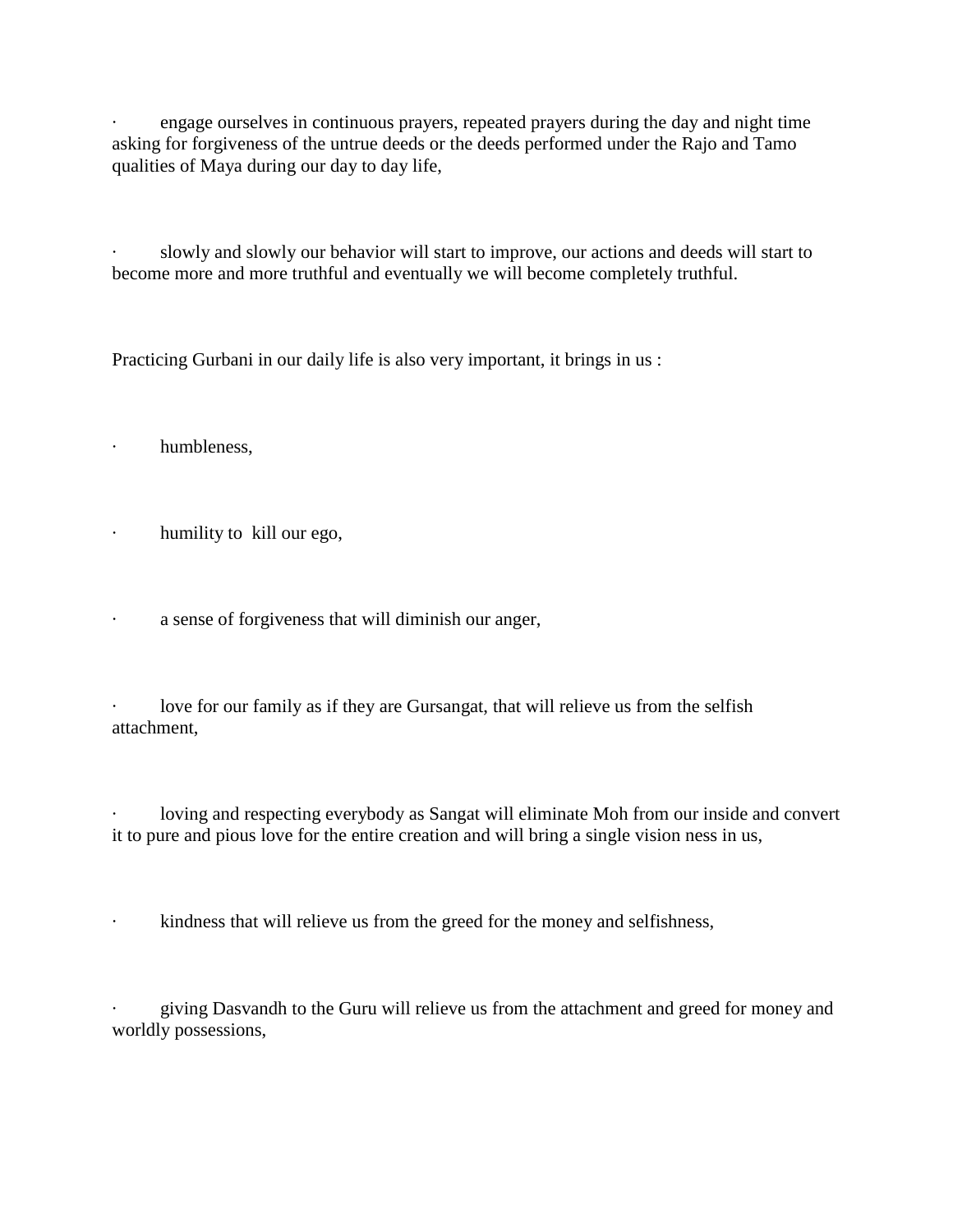- engage ourselves in continuous prayers, repeated prayers during the day and night time asking for forgiveness of the untrue deeds or the deeds performed under the Rajo and Tamo qualities of Maya during our day to day life,

- slowly and slowly our behavior will start to improve, our actions and deeds will start to become more and more truthful and eventually we will become completely truthful.

Practicing Gurbani in our daily life is also very important, it brings in us :

- humbleness,

- humility to kill our ego,

- a sense of forgiveness that will diminish our anger,

- love for our family as if they are Gursangat, that will relieve us from the selfish attachment,

- loving and respecting everybody as Sangat will eliminate Moh from our inside and convert it to pure and pious love for the entire creation and will bring a single vision ness in us,

- kindness that will relieve us from the greed for the money and selfishness,

- giving Dasvandh to the Guru will relieve us from the attachment and greed for money and worldly possessions,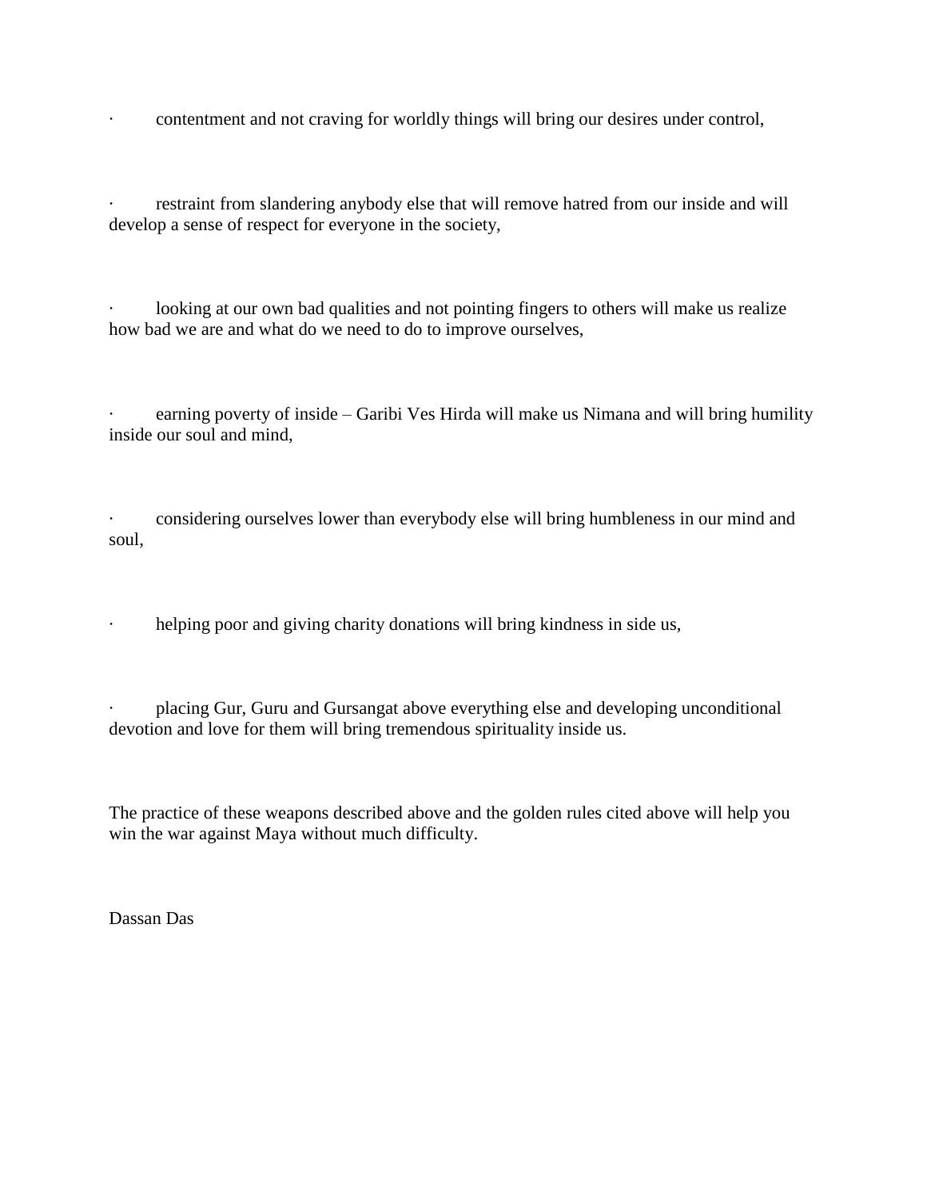- contentment and not craving for worldly things will bring our desires under control,

- restraint from slandering anybody else that will remove hatred from our inside and will develop a sense of respect for everyone in the society,

- looking at our own bad qualities and not pointing fingers to others will make us realize how bad we are and what do we need to do to improve ourselves,

- earning poverty of inside – Garibi Ves Hirda will make us Nimana and will bring humility inside our soul and mind,

- considering ourselves lower than everybody else will bring humbleness in our mind and soul,

- helping poor and giving charity donations will bring kindness in side us,

- placing Gur, Guru and Gursangat above everything else and developing unconditional devotion and love for them will bring tremendous spirituality inside us.

The practice of these weapons described above and the golden rules cited above will help you win the war against Maya without much difficulty.

Dassan Das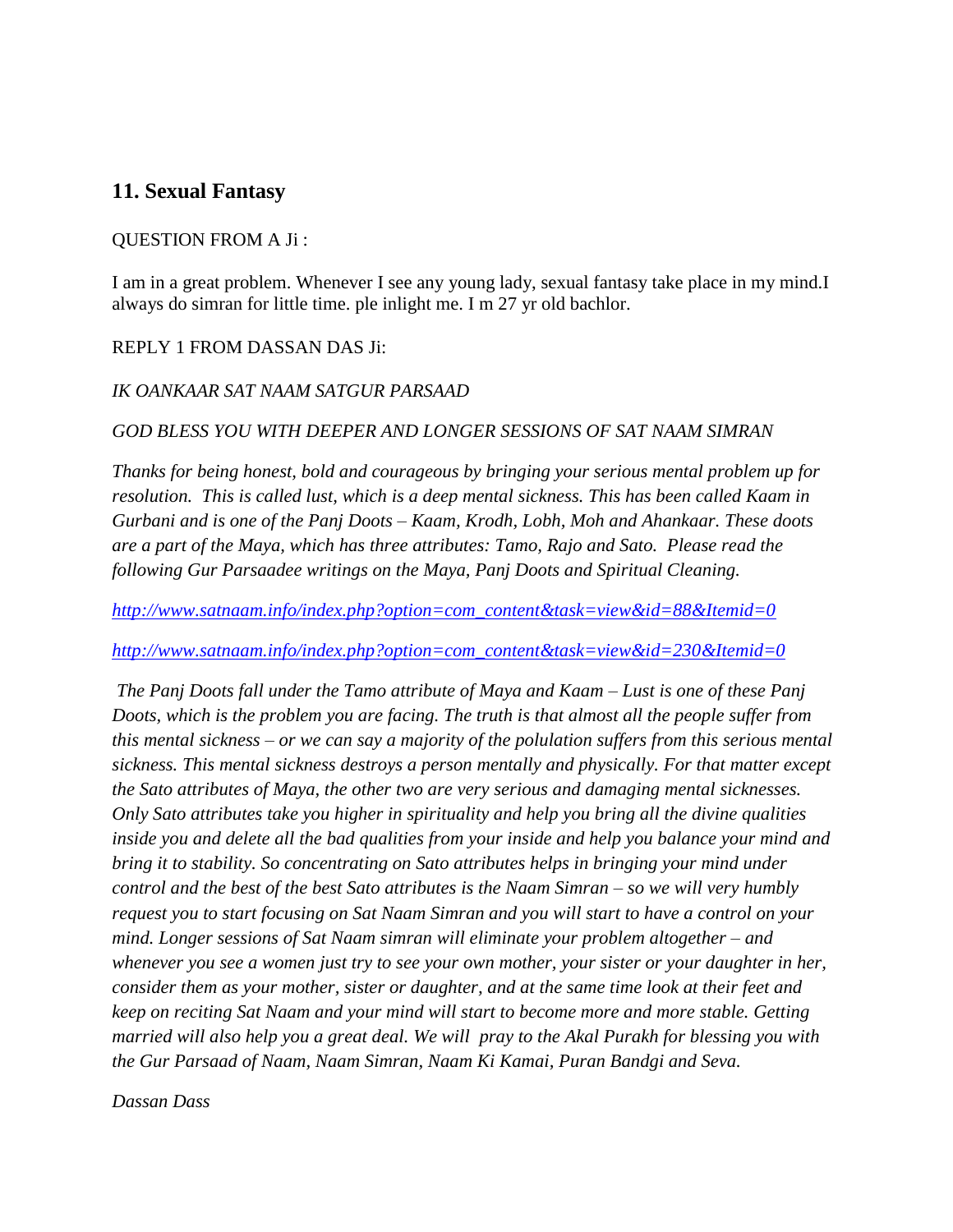## 11. Sexual Fantasy

QUESTION FROM A Ji :

I am in a great problem. Whenever I see any young lady, sexual fantasy take place in my mind.I always do simran for little time. ple inlight me. I m 27 yr old bachlor.

REPLY 1 FROM DASSAN DAS Ji:

*IK OANKAAR SAT NAAM SATGUR PARSAAD*

*GOD BLESS YOU WITH DEEPER AND LONGER SESSIONS OF SAT NAAM SIMRAN*

*Thanks for being honest, bold and courageous by bringing your serious mental problem up for resolution. This is called lust, which is a deep mental sickness. This has been called Kaam in Gurbani and is one of the Panj Doots – Kaam, Krodh, Lobh, Moh and Ahankaar. These doots are a part of the Maya, which has three attributes: Tamo, Rajo and Sato. Please read the following Gur Parsaadee writings on the Maya, Panj Doots and Spiritual Cleaning.*

*http://www.satnaam.info/index.php?option=com_content&task=view&id=88&Itemid=0*

*http://www.satnaam.info/index.php?option=com_content&task=view&id=230&Itemid=0*

*The Panj Doots fall under the Tamo attribute of Maya and Kaam – Lust is one of these Panj Doots, which is the problem you are facing. The truth is that almost all the people suffer from this mental sickness – or we can say a majority of the polulation suffers from this serious mental sickness. This mental sickness destroys a person mentally and physically. For that matter except the Sato attributes of Maya, the other two are very serious and damaging mental sicknesses. Only Sato attributes take you higher in spirituality and help you bring all the divine qualities inside you and delete all the bad qualities from your inside and help you balance your mind and bring it to stability. So concentrating on Sato attributes helps in bringing your mind under control and the best of the best Sato attributes is the Naam Simran – so we will very humbly request you to start focusing on Sat Naam Simran and you will start to have a control on your mind. Longer sessions of Sat Naam simran will eliminate your problem altogether – and whenever you see a women just try to see your own mother, your sister or your daughter in her, consider them as your mother, sister or daughter, and at the same time look at their feet and keep on reciting Sat Naam and your mind will start to become more and more stable. Getting married will also help you a great deal. We will pray to the Akal Purakh for blessing you with the Gur Parsaad of Naam, Naam Simran, Naam Ki Kamai, Puran Bandgi and Seva.*

*Dassan Dass*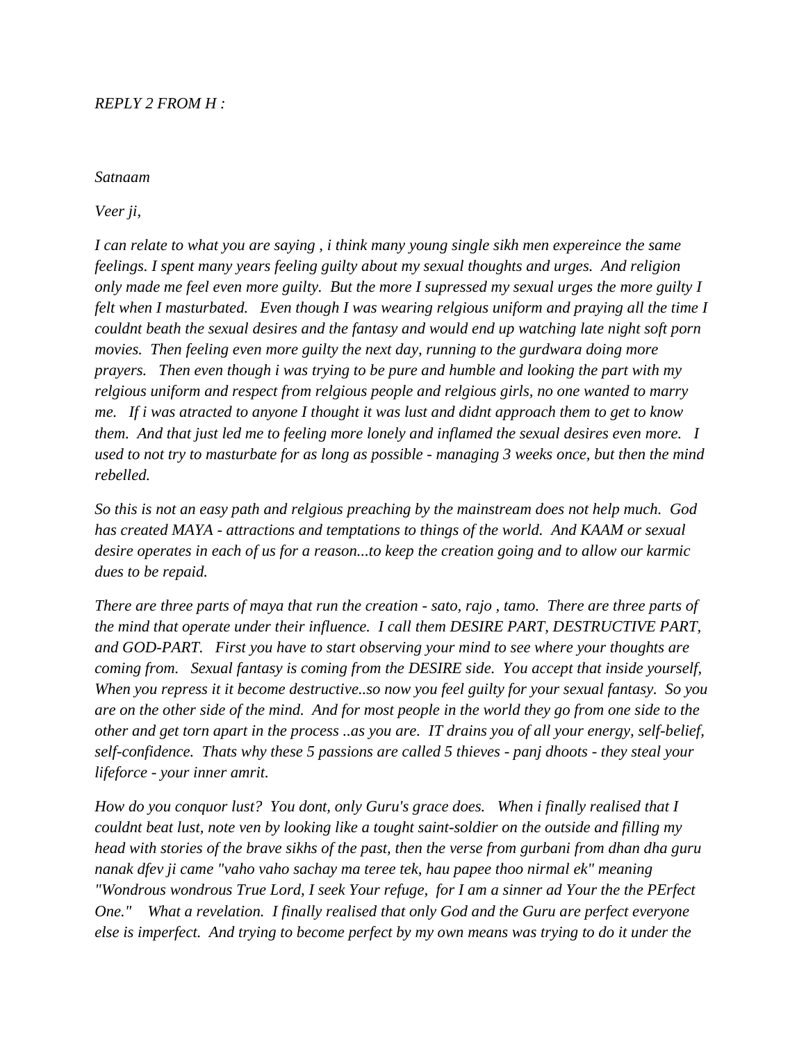*REPLY 2 FROM H :*

*Satnaam*

*Veer ji,*

*I can relate to what you are saying , i think many young single sikh men expereince the same feelings. I spent many years feeling guilty about my sexual thoughts and urges. And religion only made me feel even more guilty. But the more I supressed my sexual urges the more guilty I felt when I masturbated. Even though I was wearing relgious uniform and praying all the time I couldnt beath the sexual desires and the fantasy and would end up watching late night soft porn movies. Then feeling even more guilty the next day, running to the gurdwara doing more prayers. Then even though i was trying to be pure and humble and looking the part with my relgious uniform and respect from relgious people and relgious girls, no one wanted to marry me. If i was atracted to anyone I thought it was lust and didnt approach them to get to know them. And that just led me to feeling more lonely and inflamed the sexual desires even more. I used to not try to masturbate for as long as possible - managing 3 weeks once, but then the mind rebelled.*

*So this is not an easy path and relgious preaching by the mainstream does not help much. God has created MAYA - attractions and temptations to things of the world. And KAAM or sexual desire operates in each of us for a reason...to keep the creation going and to allow our karmic dues to be repaid.*

*There are three parts of maya that run the creation - sato, rajo , tamo. There are three parts of the mind that operate under their influence. I call them DESIRE PART, DESTRUCTIVE PART, and GOD-PART. First you have to start observing your mind to see where your thoughts are coming from. Sexual fantasy is coming from the DESIRE side. You accept that inside yourself, When you repress it it become destructive..so now you feel guilty for your sexual fantasy. So you are on the other side of the mind. And for most people in the world they go from one side to the other and get torn apart in the process ..as you are. IT drains you of all your energy, self-belief, self-confidence. Thats why these 5 passions are called 5 thieves - panj dhoots - they steal your lifeforce - your inner amrit.*

*How do you conquor lust? You dont, only Guru's grace does. When i finally realised that I couldnt beat lust, note ven by looking like a tought saint-soldier on the outside and filling my head with stories of the brave sikhs of the past, then the verse from gurbani from dhan dha guru nanak dfev ji came "vaho vaho sachay ma teree tek, hau papee thoo nirmal ek" meaning "Wondrous wondrous True Lord, I seek Your refuge, for I am a sinner ad Your the the PErfect One." What a revelation. I finally realised that only God and the Guru are perfect everyone else is imperfect. And trying to become perfect by my own means was trying to do it under the*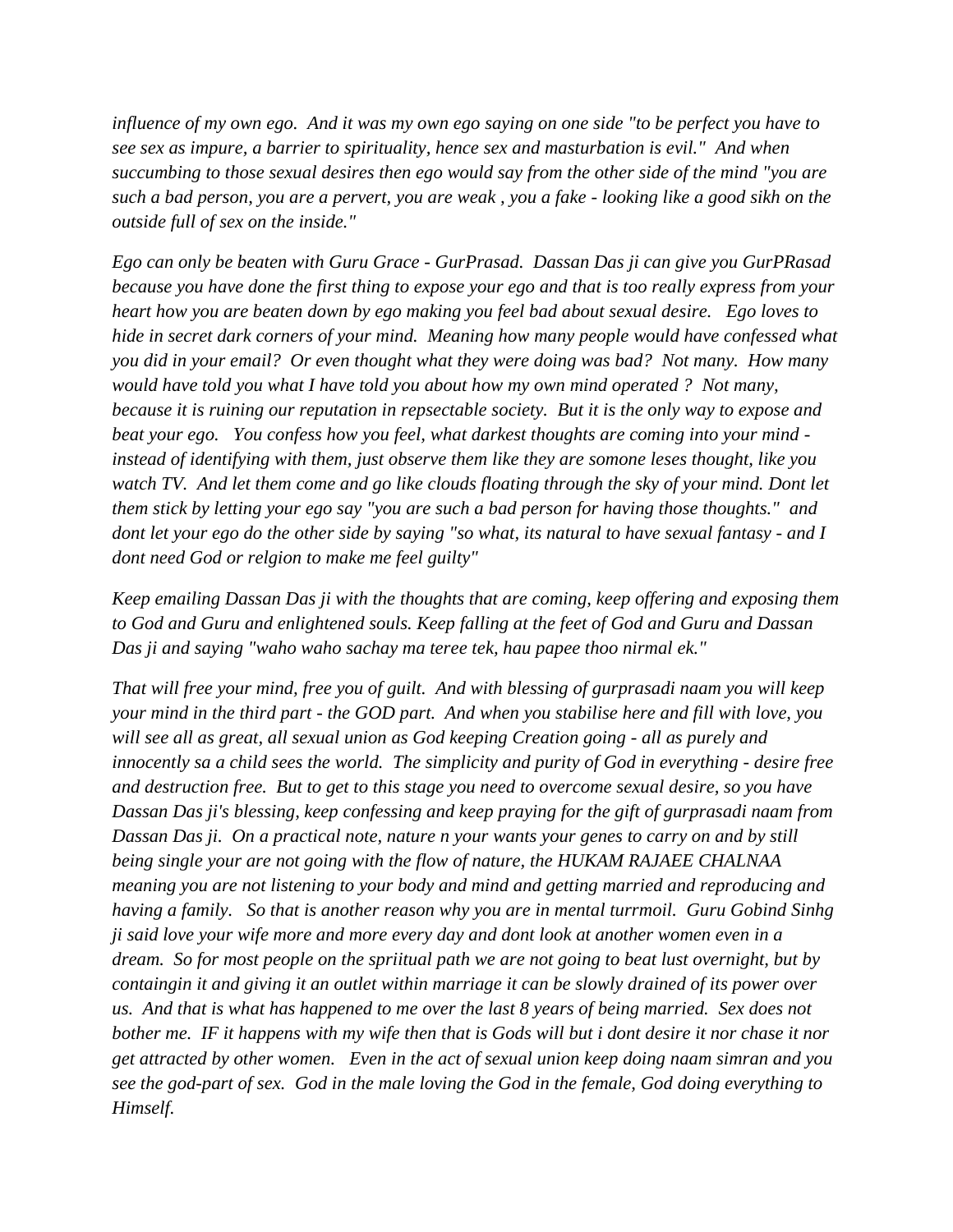*influence of my own ego. And it was my own ego saying on one side "to be perfect you have to see sex as impure, a barrier to spirituality, hence sex and masturbation is evil." And when succumbing to those sexual desires then ego would say from the other side of the mind "you are such a bad person, you are a pervert, you are weak , you a fake - looking like a good sikh on the outside full of sex on the inside."*

*Ego can only be beaten with Guru Grace - GurPrasad. Dassan Das ji can give you GurPRasad because you have done the first thing to expose your ego and that is too really express from your heart how you are beaten down by ego making you feel bad about sexual desire. Ego loves to hide in secret dark corners of your mind. Meaning how many people would have confessed what you did in your email? Or even thought what they were doing was bad? Not many. How many would have told you what I have told you about how my own mind operated ? Not many, because it is ruining our reputation in repsectable society. But it is the only way to expose and beat your ego. You confess how you feel, what darkest thoughts are coming into your mind - instead of identifying with them, just observe them like they are somone leses thought, like you watch TV. And let them come and go like clouds floating through the sky of your mind. Dont let them stick by letting your ego say "you are such a bad person for having those thoughts." and dont let your ego do the other side by saying "so what, its natural to have sexual fantasy - and I dont need God or relgion to make me feel guilty"*

*Keep emailing Dassan Das ji with the thoughts that are coming, keep offering and exposing them to God and Guru and enlightened souls. Keep falling at the feet of God and Guru and Dassan Das ji and saying "waho waho sachay ma teree tek, hau papee thoo nirmal ek."*

*That will free your mind, free you of guilt. And with blessing of gurprasadi naam you will keep your mind in the third part - the GOD part. And when you stabilise here and fill with love, you will see all as great, all sexual union as God keeping Creation going - all as purely and innocently sa a child sees the world. The simplicity and purity of God in everything - desire free and destruction free. But to get to this stage you need to overcome sexual desire, so you have Dassan Das ji's blessing, keep confessing and keep praying for the gift of gurprasadi naam from Dassan Das ji. On a practical note, nature n your wants your genes to carry on and by still being single your are not going with the flow of nature, the HUKAM RAJAEE CHALNAA meaning you are not listening to your body and mind and getting married and reproducing and having a family. So that is another reason why you are in mental turrmoil. Guru Gobind Sinhg ji said love your wife more and more every day and dont look at another women even in a dream. So for most people on the spriitual path we are not going to beat lust overnight, but by containgin it and giving it an outlet within marriage it can be slowly drained of its power over us. And that is what has happened to me over the last 8 years of being married. Sex does not bother me. IF it happens with my wife then that is Gods will but i dont desire it nor chase it nor get attracted by other women. Even in the act of sexual union keep doing naam simran and you see the god-part of sex. God in the male loving the God in the female, God doing everything to Himself.*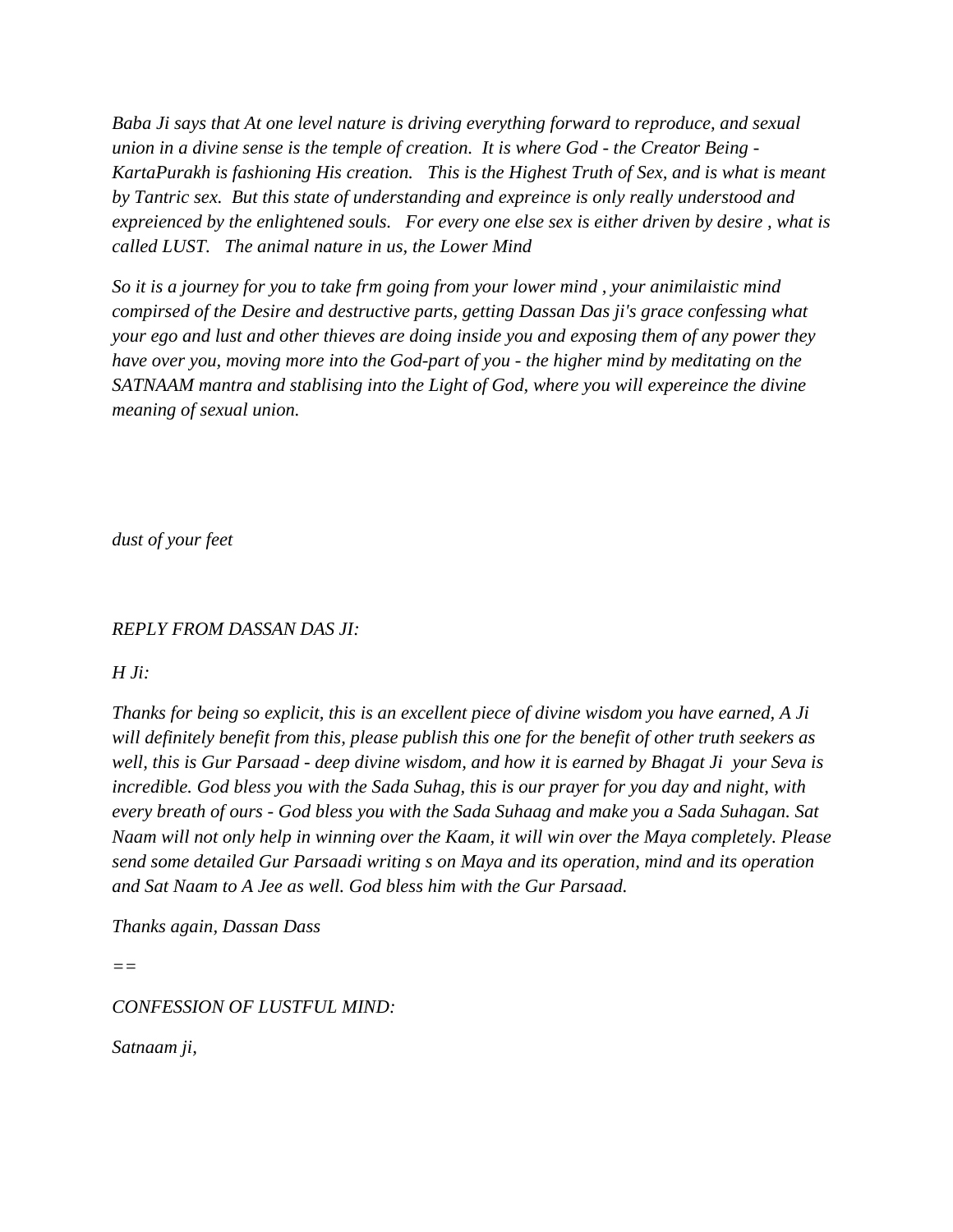*Baba Ji says that At one level nature is driving everything forward to reproduce, and sexual union in a divine sense is the temple of creation. It is where God - the Creator Being - KartaPurakh is fashioning His creation. This is the Highest Truth of Sex, and is what is meant by Tantric sex. But this state of understanding and expreince is only really understood and expreienced by the enlightened souls. For every one else sex is either driven by desire , what is called LUST. The animal nature in us, the Lower Mind*

*So it is a journey for you to take frm going from your lower mind , your animilaistic mind compirsed of the Desire and destructive parts, getting Dassan Das ji's grace confessing what your ego and lust and other thieves are doing inside you and exposing them of any power they have over you, moving more into the God-part of you - the higher mind by meditating on the SATNAAM mantra and stablising into the Light of God, where you will expereince the divine meaning of sexual union.*

*dust of your feet*

*REPLY FROM DASSAN DAS JI:*

*H Ji:*

*Thanks for being so explicit, this is an excellent piece of divine wisdom you have earned, A Ji will definitely benefit from this, please publish this one for the benefit of other truth seekers as well, this is Gur Parsaad - deep divine wisdom, and how it is earned by Bhagat Ji your Seva is incredible. God bless you with the Sada Suhag, this is our prayer for you day and night, with every breath of ours - God bless you with the Sada Suhaag and make you a Sada Suhagan. Sat Naam will not only help in winning over the Kaam, it will win over the Maya completely. Please send some detailed Gur Parsaadi writing s on Maya and its operation, mind and its operation and Sat Naam to A Jee as well. God bless him with the Gur Parsaad.*

*Thanks again, Dassan Dass*

*==*

*CONFESSION OF LUSTFUL MIND:*

*Satnaam ji,*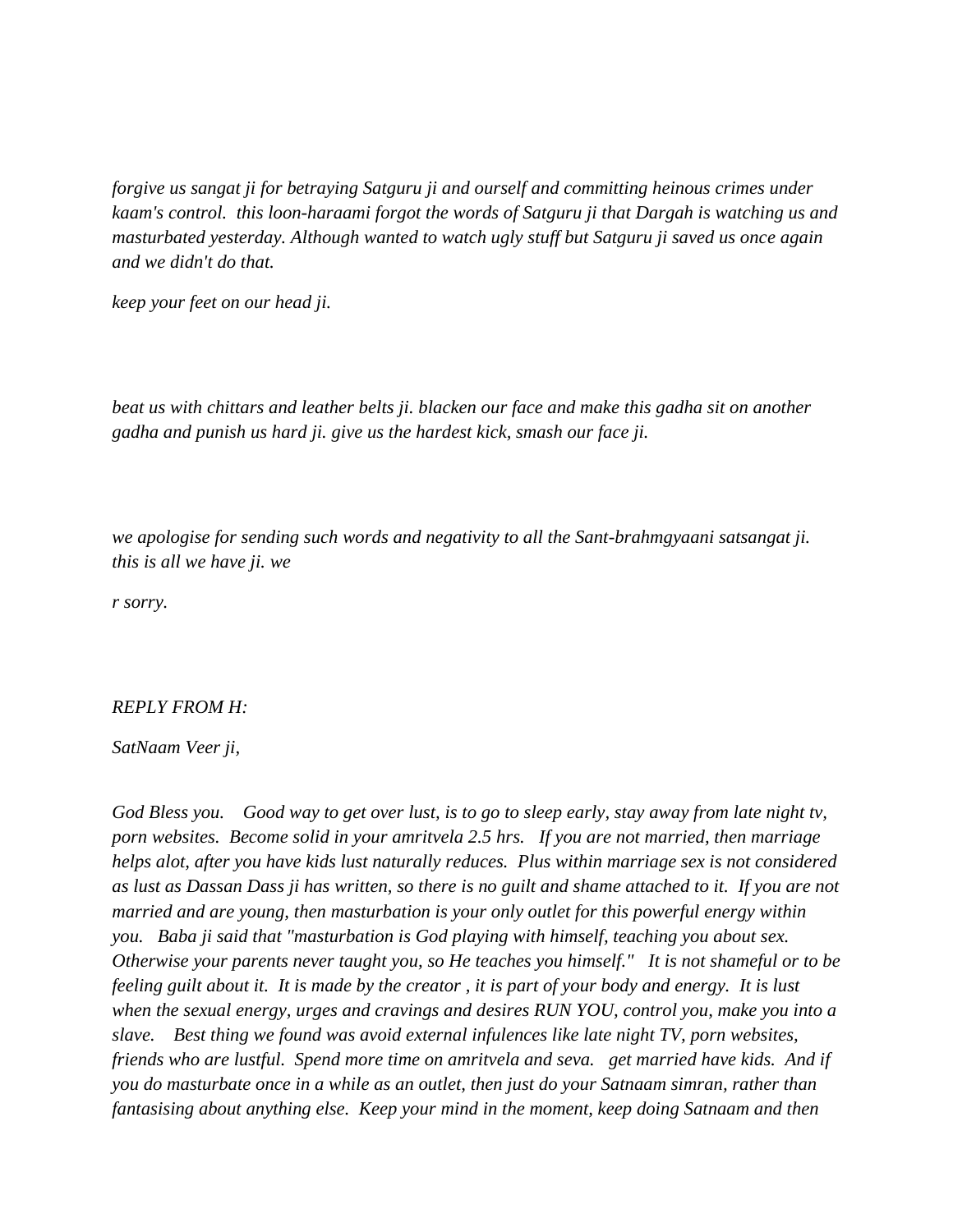*forgive us sangat ji for betraying Satguru ji and ourself and committing heinous crimes under kaam's control. this loon-haraami forgot the words of Satguru ji that Dargah is watching us and masturbated yesterday. Although wanted to watch ugly stuff but Satguru ji saved us once again and we didn't do that.*

*keep your feet on our head ji.*

*beat us with chittars and leather belts ji. blacken our face and make this gadha sit on another gadha and punish us hard ji. give us the hardest kick, smash our face ji.*

*we apologise for sending such words and negativity to all the Sant-brahmgyaani satsangat ji. this is all we have ji. we*

*r sorry.*

*REPLY FROM H:*

*SatNaam Veer ji,*

*God Bless you. Good way to get over lust, is to go to sleep early, stay away from late night tv, porn websites. Become solid in your amritvela 2.5 hrs. If you are not married, then marriage helps alot, after you have kids lust naturally reduces. Plus within marriage sex is not considered as lust as Dassan Dass ji has written, so there is no guilt and shame attached to it. If you are not married and are young, then masturbation is your only outlet for this powerful energy within you. Baba ji said that "masturbation is God playing with himself, teaching you about sex. Otherwise your parents never taught you, so He teaches you himself." It is not shameful or to be feeling guilt about it. It is made by the creator , it is part of your body and energy. It is lust when the sexual energy, urges and cravings and desires RUN YOU, control you, make you into a slave. Best thing we found was avoid external infulences like late night TV, porn websites, friends who are lustful. Spend more time on amritvela and seva. get married have kids. And if you do masturbate once in a while as an outlet, then just do your Satnaam simran, rather than fantasising about anything else. Keep your mind in the moment, keep doing Satnaam and then*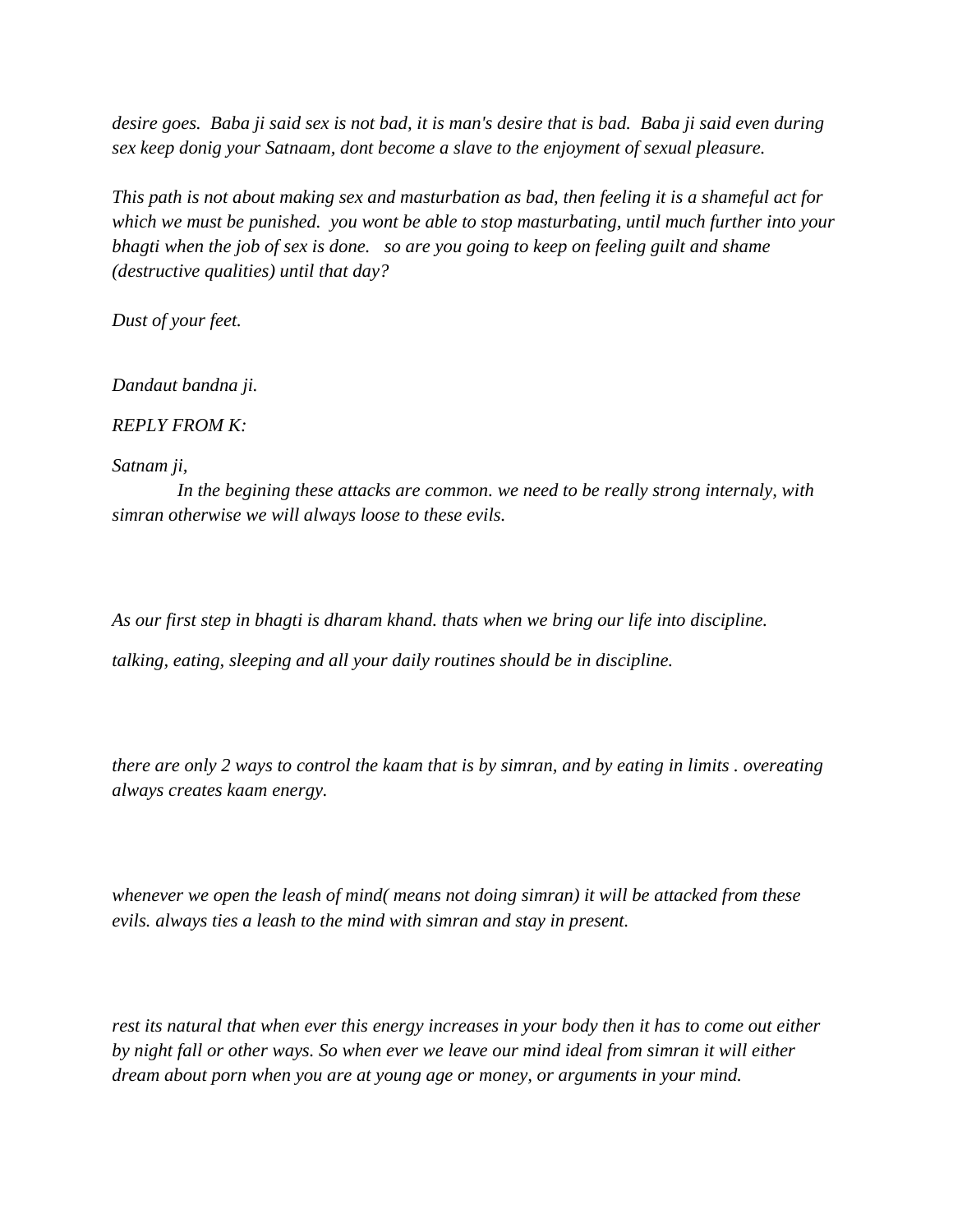*desire goes. Baba ji said sex is not bad, it is man's desire that is bad. Baba ji said even during sex keep donig your Satnaam, dont become a slave to the enjoyment of sexual pleasure.*

*This path is not about making sex and masturbation as bad, then feeling it is a shameful act for which we must be punished. you wont be able to stop masturbating, until much further into your bhagti when the job of sex is done. so are you going to keep on feeling guilt and shame (destructive qualities) until that day?*

*Dust of your feet.*

*Dandaut bandna ji.*

*REPLY FROM K:*

*Satnam ji,*

*In the begining these attacks are common. we need to be really strong internaly, with simran otherwise we will always loose to these evils.*

*As our first step in bhagti is dharam khand. thats when we bring our life into discipline.*

*talking, eating, sleeping and all your daily routines should be in discipline.*

*there are only 2 ways to control the kaam that is by simran, and by eating in limits . overeating always creates kaam energy.*

*whenever we open the leash of mind( means not doing simran) it will be attacked from these evils. always ties a leash to the mind with simran and stay in present.*

*rest its natural that when ever this energy increases in your body then it has to come out either by night fall or other ways. So when ever we leave our mind ideal from simran it will either dream about porn when you are at young age or money, or arguments in your mind.*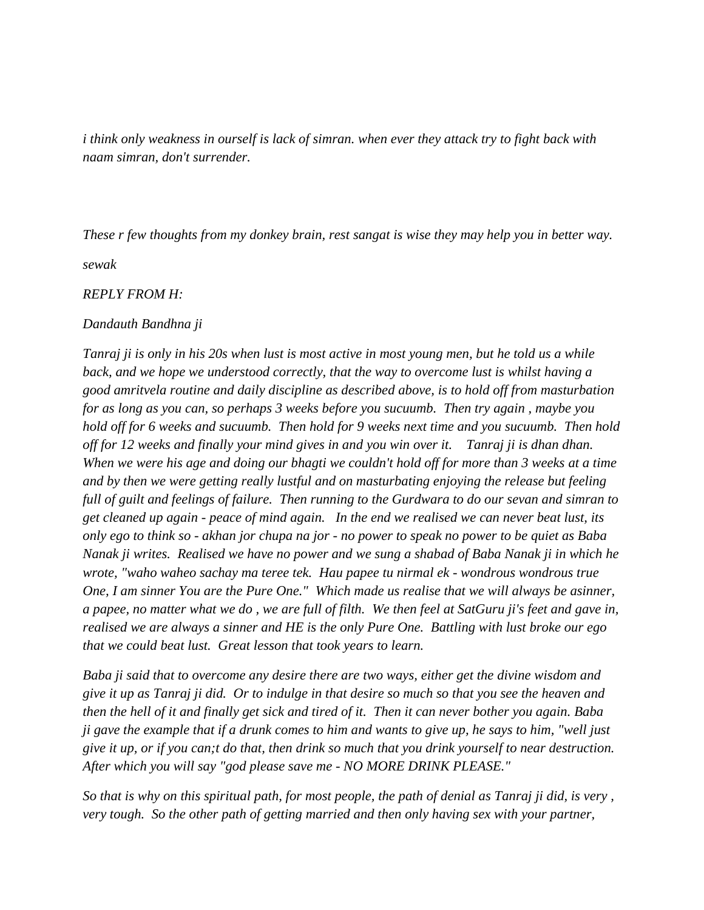*i think only weakness in ourself is lack of simran. when ever they attack try to fight back with naam simran, don't surrender.*

*These r few thoughts from my donkey brain, rest sangat is wise they may help you in better way.*

*sewak*

*REPLY FROM H:*

*Dandauth Bandhna ji*

*Tanraj ji is only in his 20s when lust is most active in most young men, but he told us a while back, and we hope we understood correctly, that the way to overcome lust is whilst having a good amritvela routine and daily discipline as described above, is to hold off from masturbation for as long as you can, so perhaps 3 weeks before you sucuumb. Then try again , maybe you hold off for 6 weeks and sucuumb. Then hold for 9 weeks next time and you sucuumb. Then hold off for 12 weeks and finally your mind gives in and you win over it. Tanraj ji is dhan dhan. When we were his age and doing our bhagti we couldn't hold off for more than 3 weeks at a time and by then we were getting really lustful and on masturbating enjoying the release but feeling full of guilt and feelings of failure. Then running to the Gurdwara to do our sevan and simran to get cleaned up again - peace of mind again. In the end we realised we can never beat lust, its only ego to think so - akhan jor chupa na jor - no power to speak no power to be quiet as Baba Nanak ji writes. Realised we have no power and we sung a shabad of Baba Nanak ji in which he wrote, "waho waheo sachay ma teree tek. Hau papee tu nirmal ek - wondrous wondrous true One, I am sinner You are the Pure One." Which made us realise that we will always be asinner, a papee, no matter what we do , we are full of filth. We then feel at SatGuru ji's feet and gave in, realised we are always a sinner and HE is the only Pure One. Battling with lust broke our ego that we could beat lust. Great lesson that took years to learn.*

*Baba ji said that to overcome any desire there are two ways, either get the divine wisdom and give it up as Tanraj ji did. Or to indulge in that desire so much so that you see the heaven and then the hell of it and finally get sick and tired of it. Then it can never bother you again. Baba ji gave the example that if a drunk comes to him and wants to give up, he says to him, "well just give it up, or if you can;t do that, then drink so much that you drink yourself to near destruction. After which you will say "god please save me - NO MORE DRINK PLEASE."*

*So that is why on this spiritual path, for most people, the path of denial as Tanraj ji did, is very , very tough. So the other path of getting married and then only having sex with your partner,*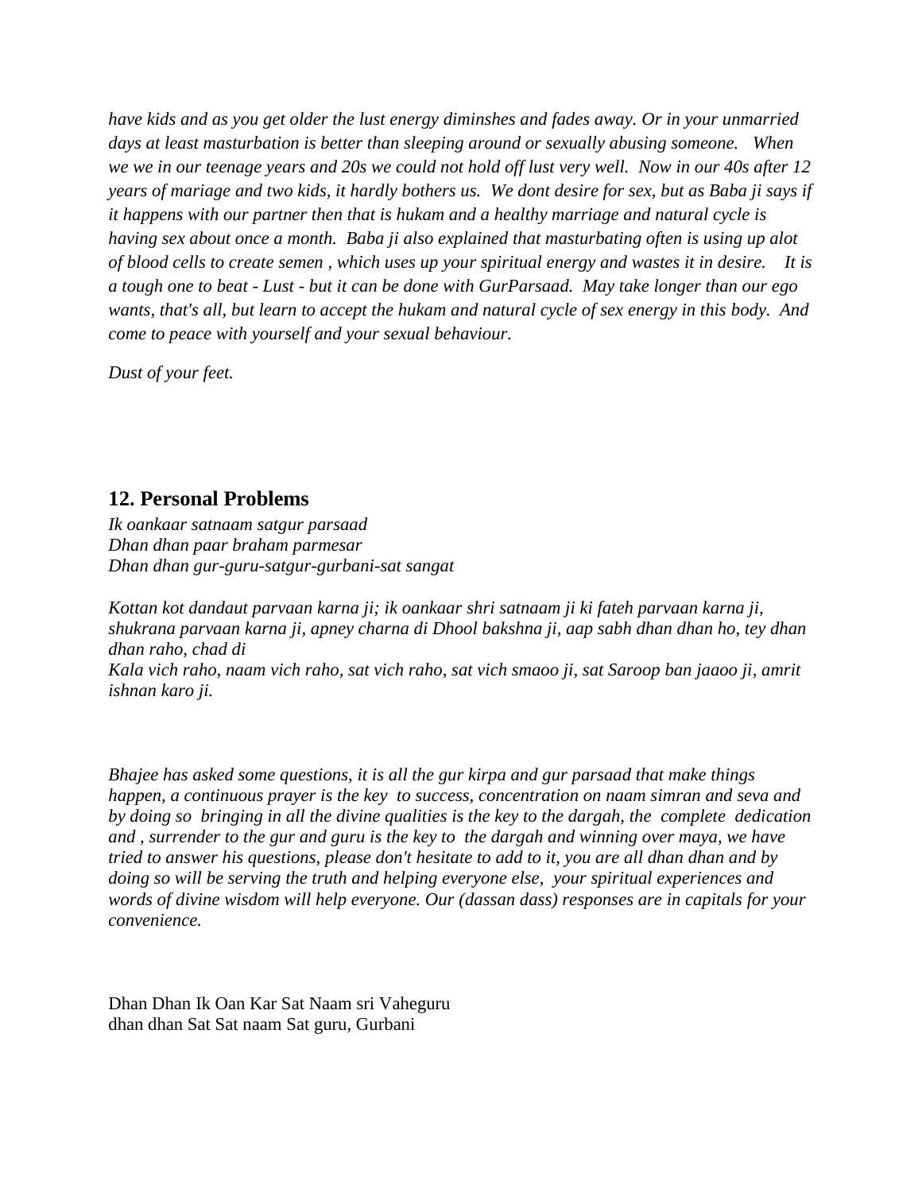*have kids and as you get older the lust energy diminshes and fades away. Or in your unmarried days at least masturbation is better than sleeping around or sexually abusing someone.   When we we in our teenage years and 20s we could not hold off lust very well.  Now in our 40s after 12 years of mariage and two kids, it hardly bothers us.  We dont desire for sex, but as Baba ji says if it happens with our partner then that is hukam and a healthy marriage and natural cycle is having sex about once a month.  Baba ji also explained that masturbating often is using up alot of blood cells to create semen , which uses up your spiritual energy and wastes it in desire.    It is a tough one to beat - Lust - but it can be done with GurParsaad.  May take longer than our ego wants, that's all, but learn to accept the hukam and natural cycle of sex energy in this body.  And come to peace with yourself and your sexual behaviour.*

*Dust of your feet.*

## 12. Personal Problems

*Ik oankaar satnaam satgur parsaad*
*Dhan dhan paar braham parmesar*
*Dhan dhan gur-guru-satgur-gurbani-sat sangat*

*Kottan kot dandaut parvaan karna ji; ik oankaar shri satnaam ji ki fateh parvaan karna ji, shukrana parvaan karna ji, apney charna di Dhool bakshna ji, aap sabh dhan dhan ho, tey dhan dhan raho, chad di*
*Kala vich raho, naam vich raho, sat vich raho, sat vich smaoo ji, sat Saroop ban jaaoo ji, amrit ishnan karo ji.*

*Bhajee has asked some questions, it is all the gur kirpa and gur parsaad that make things happen, a continuous prayer is the key  to success, concentration on naam simran and seva and by doing so  bringing in all the divine qualities is the key to the dargah, the  complete  dedication and , surrender to the gur and guru is the key to  the dargah and winning over maya, we have tried to answer his questions, please don't hesitate to add to it, you are all dhan dhan and by doing so will be serving the truth and helping everyone else,  your spiritual experiences and words of divine wisdom will help everyone. Our (dassan dass) responses are in capitals for your convenience.*

Dhan Dhan Ik Oan Kar Sat Naam sri Vaheguru
dhan dhan Sat Sat naam Sat guru, Gurbani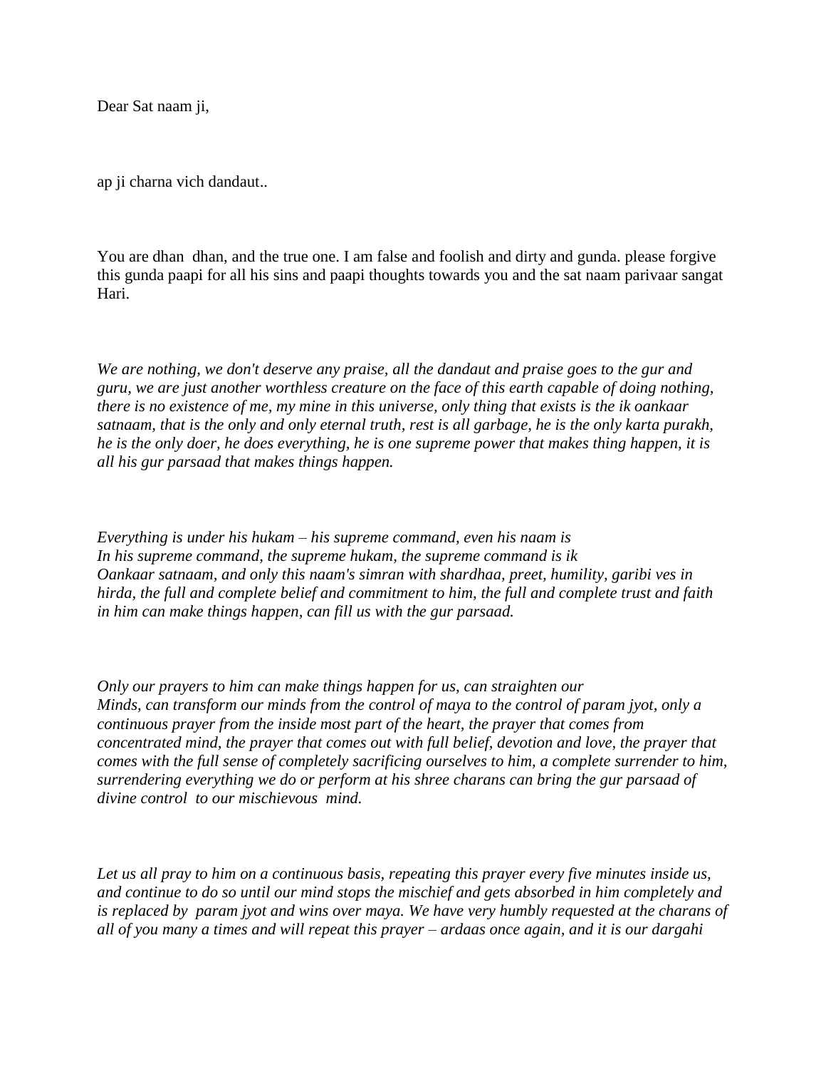Dear Sat naam ji,

ap ji charna vich dandaut..

You are dhan dhan, and the true one. I am false and foolish and dirty and gunda. please forgive this gunda paapi for all his sins and paapi thoughts towards you and the sat naam parivaar sangat Hari.

*We are nothing, we don't deserve any praise, all the dandaut and praise goes to the gur and guru, we are just another worthless creature on the face of this earth capable of doing nothing, there is no existence of me, my mine in this universe, only thing that exists is the ik oankaar satnaam, that is the only and only eternal truth, rest is all garbage, he is the only karta purakh, he is the only doer, he does everything, he is one supreme power that makes thing happen, it is all his gur parsaad that makes things happen.*

*Everything is under his hukam – his supreme command, even his naam is In his supreme command, the supreme hukam, the supreme command is ik Oankaar satnaam, and only this naam's simran with shardhaa, preet, humility, garibi ves in hirda, the full and complete belief and commitment to him, the full and complete trust and faith in him can make things happen, can fill us with the gur parsaad.*

*Only our prayers to him can make things happen for us, can straighten our Minds, can transform our minds from the control of maya to the control of param jyot, only a continuous prayer from the inside most part of the heart, the prayer that comes from concentrated mind, the prayer that comes out with full belief, devotion and love, the prayer that comes with the full sense of completely sacrificing ourselves to him, a complete surrender to him, surrendering everything we do or perform at his shree charans can bring the gur parsaad of divine control to our mischievous mind.*

*Let us all pray to him on a continuous basis, repeating this prayer every five minutes inside us, and continue to do so until our mind stops the mischief and gets absorbed in him completely and is replaced by param jyot and wins over maya. We have very humbly requested at the charans of all of you many a times and will repeat this prayer – ardaas once again, and it is our dargahi*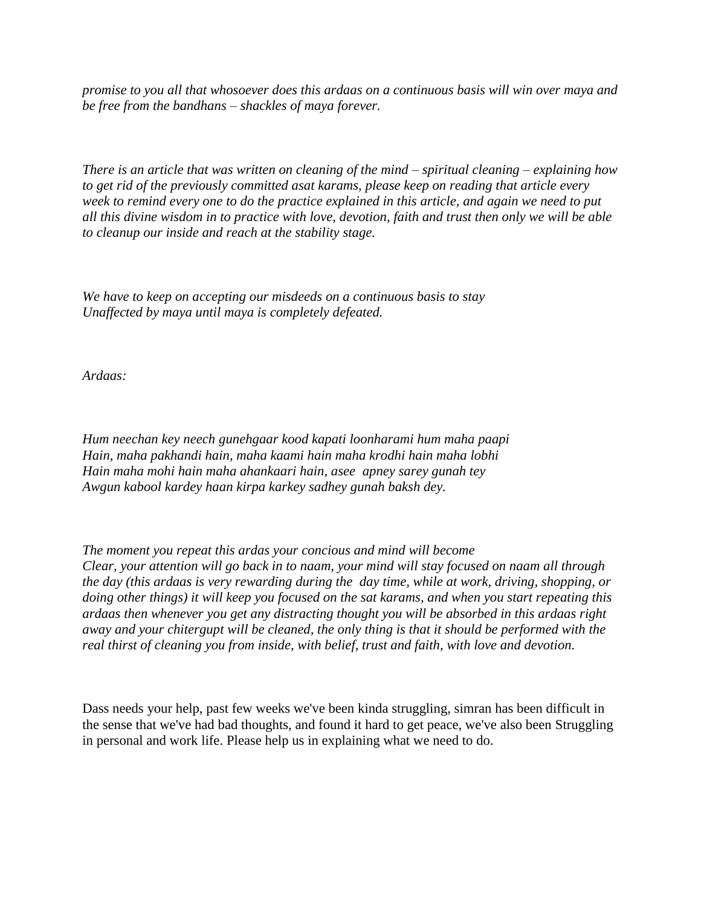*promise to you all that whosoever does this ardaas on a continuous basis will win over maya and be free from the bandhans – shackles of maya forever.*

*There is an article that was written on cleaning of the mind – spiritual cleaning – explaining how to get rid of the previously committed asat karams, please keep on reading that article every week to remind every one to do the practice explained in this article, and again we need to put all this divine wisdom in to practice with love, devotion, faith and trust then only we will be able to cleanup our inside and reach at the stability stage.*

*We have to keep on accepting our misdeeds on a continuous basis to stay Unaffected by maya until maya is completely defeated.*

*Ardaas:*

*Hum neechan key neech gunehgaar kood kapati loonharami hum maha paapi Hain, maha pakhandi hain, maha kaami hain maha krodhi hain maha lobhi Hain maha mohi hain maha ahankaari hain, asee apney sarey gunah tey Awgun kabool kardey haan kirpa karkey sadhey gunah baksh dey.*

*The moment you repeat this ardas your concious and mind will become Clear, your attention will go back in to naam, your mind will stay focused on naam all through the day (this ardaas is very rewarding during the day time, while at work, driving, shopping, or doing other things) it will keep you focused on the sat karams, and when you start repeating this ardaas then whenever you get any distracting thought you will be absorbed in this ardaas right away and your chitergupt will be cleaned, the only thing is that it should be performed with the real thirst of cleaning you from inside, with belief, trust and faith, with love and devotion.*

Dass needs your help, past few weeks we've been kinda struggling, simran has been difficult in the sense that we've had bad thoughts, and found it hard to get peace, we've also been Struggling in personal and work life. Please help us in explaining what we need to do.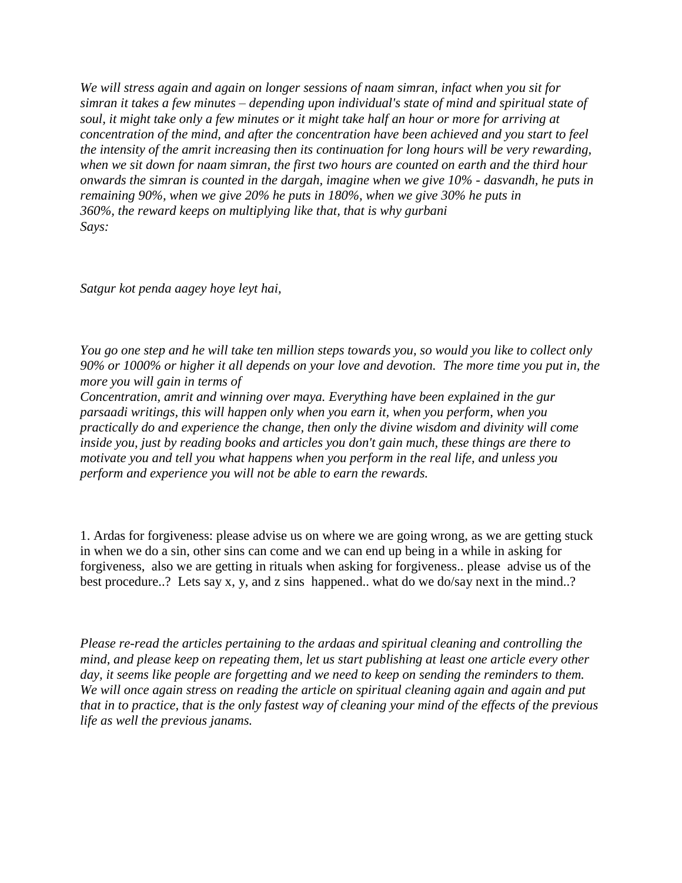*We will stress again and again on longer sessions of naam simran, infact when you sit for simran it takes a few minutes – depending upon individual's state of mind and spiritual state of soul, it might take only a few minutes or it might take half an hour or more for arriving at concentration of the mind, and after the concentration have been achieved and you start to feel the intensity of the amrit increasing then its continuation for long hours will be very rewarding, when we sit down for naam simran, the first two hours are counted on earth and the third hour onwards the simran is counted in the dargah, imagine when we give 10% - dasvandh, he puts in remaining 90%, when we give 20% he puts in 180%, when we give 30% he puts in 360%, the reward keeps on multiplying like that, that is why gurbani Says:*

*Satgur kot penda aagey hoye leyt hai,*

*You go one step and he will take ten million steps towards you, so would you like to collect only 90% or 1000% or higher it all depends on your love and devotion. The more time you put in, the more you will gain in terms of Concentration, amrit and winning over maya. Everything have been explained in the gur parsaadi writings, this will happen only when you earn it, when you perform, when you practically do and experience the change, then only the divine wisdom and divinity will come inside you, just by reading books and articles you don't gain much, these things are there to motivate you and tell you what happens when you perform in the real life, and unless you perform and experience you will not be able to earn the rewards.*

1. Ardas for forgiveness: please advise us on where we are going wrong, as we are getting stuck in when we do a sin, other sins can come and we can end up being in a while in asking for forgiveness, also we are getting in rituals when asking for forgiveness.. please advise us of the best procedure..? Lets say x, y, and z sins happened.. what do we do/say next in the mind..?

*Please re-read the articles pertaining to the ardaas and spiritual cleaning and controlling the mind, and please keep on repeating them, let us start publishing at least one article every other day, it seems like people are forgetting and we need to keep on sending the reminders to them. We will once again stress on reading the article on spiritual cleaning again and again and put that in to practice, that is the only fastest way of cleaning your mind of the effects of the previous life as well the previous janams.*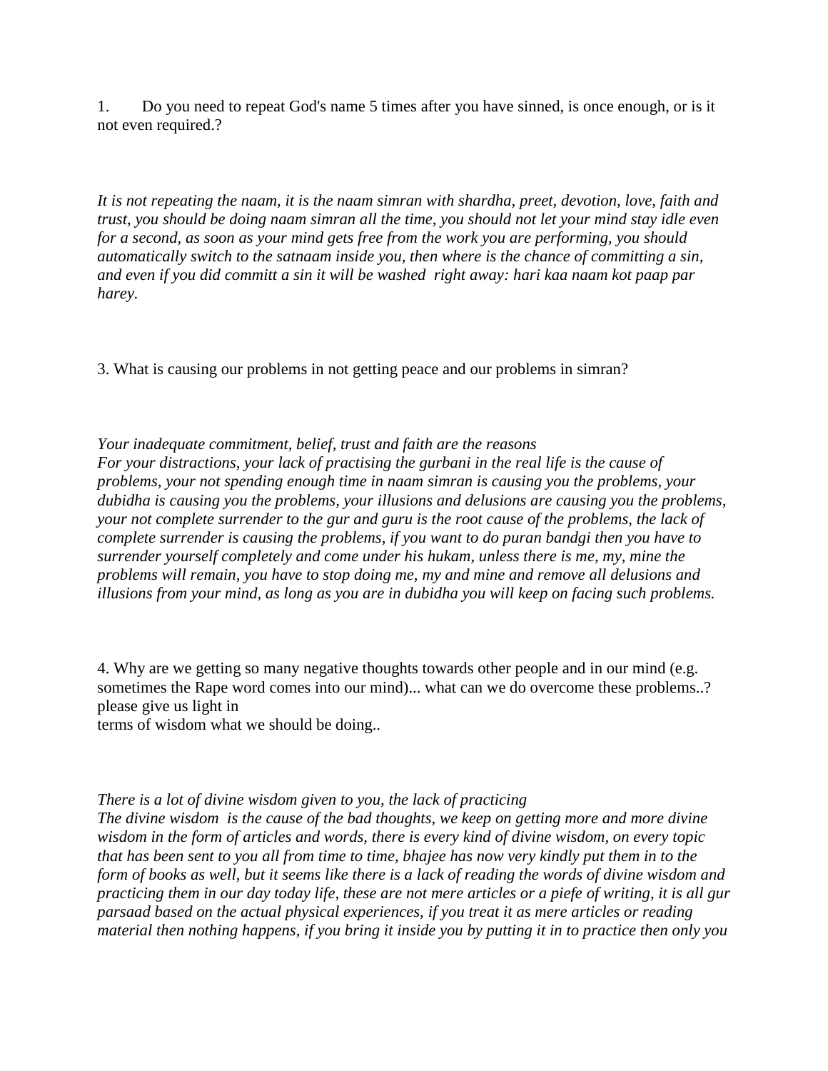1. Do you need to repeat God's name 5 times after you have sinned, is once enough, or is it not even required.?

*It is not repeating the naam, it is the naam simran with shardha, preet, devotion, love, faith and trust, you should be doing naam simran all the time, you should not let your mind stay idle even for a second, as soon as your mind gets free from the work you are performing, you should automatically switch to the satnaam inside you, then where is the chance of committing a sin, and even if you did committ a sin it will be washed right away: hari kaa naam kot paap par harey.*

3. What is causing our problems in not getting peace and our problems in simran?

*Your inadequate commitment, belief, trust and faith are the reasons*
*For your distractions, your lack of practising the gurbani in the real life is the cause of problems, your not spending enough time in naam simran is causing you the problems, your dubidha is causing you the problems, your illusions and delusions are causing you the problems, your not complete surrender to the gur and guru is the root cause of the problems, the lack of complete surrender is causing the problems, if you want to do puran bandgi then you have to surrender yourself completely and come under his hukam, unless there is me, my, mine the problems will remain, you have to stop doing me, my and mine and remove all delusions and illusions from your mind, as long as you are in dubidha you will keep on facing such problems.*

4. Why are we getting so many negative thoughts towards other people and in our mind (e.g. sometimes the Rape word comes into our mind)... what can we do overcome these problems..? please give us light in
terms of wisdom what we should be doing..

*There is a lot of divine wisdom given to you, the lack of practicing*
*The divine wisdom is the cause of the bad thoughts, we keep on getting more and more divine wisdom in the form of articles and words, there is every kind of divine wisdom, on every topic that has been sent to you all from time to time, bhajee has now very kindly put them in to the form of books as well, but it seems like there is a lack of reading the words of divine wisdom and practicing them in our day today life, these are not mere articles or a piefe of writing, it is all gur parsaad based on the actual physical experiences, if you treat it as mere articles or reading material then nothing happens, if you bring it inside you by putting it in to practice then only you*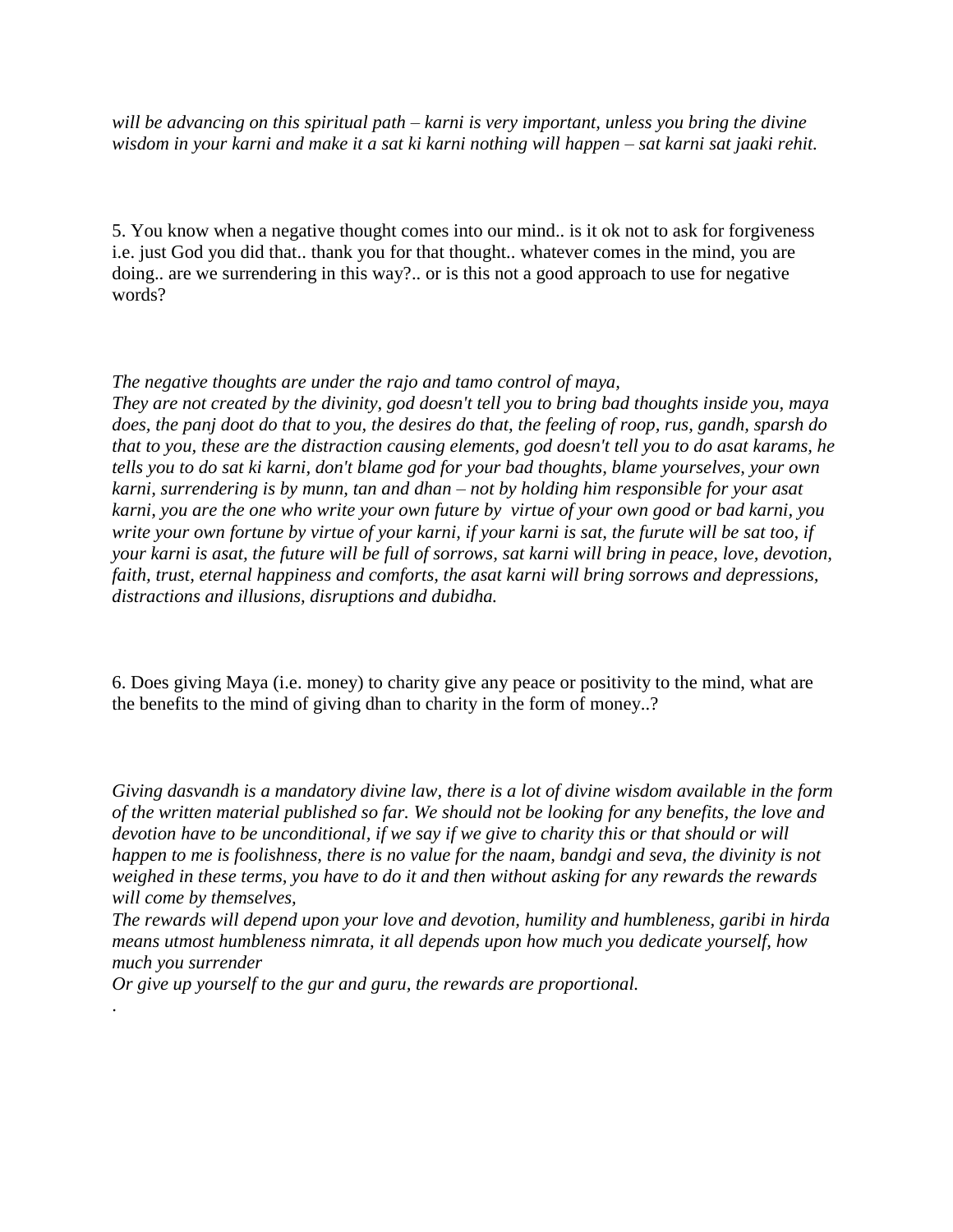*will be advancing on this spiritual path – karni is very important, unless you bring the divine wisdom in your karni and make it a sat ki karni nothing will happen – sat karni sat jaaki rehit.*

5. You know when a negative thought comes into our mind.. is it ok not to ask for forgiveness i.e. just God you did that.. thank you for that thought.. whatever comes in the mind, you are doing.. are we surrendering in this way?.. or is this not a good approach to use for negative words?

*The negative thoughts are under the rajo and tamo control of maya,*
*They are not created by the divinity, god doesn't tell you to bring bad thoughts inside you, maya does, the panj doot do that to you, the desires do that, the feeling of roop, rus, gandh, sparsh do that to you, these are the distraction causing elements, god doesn't tell you to do asat karams, he tells you to do sat ki karni, don't blame god for your bad thoughts, blame yourselves, your own karni, surrendering is by munn, tan and dhan – not by holding him responsible for your asat karni, you are the one who write your own future by virtue of your own good or bad karni, you write your own fortune by virtue of your karni, if your karni is sat, the furute will be sat too, if your karni is asat, the future will be full of sorrows, sat karni will bring in peace, love, devotion, faith, trust, eternal happiness and comforts, the asat karni will bring sorrows and depressions, distractions and illusions, disruptions and dubidha.*

6. Does giving Maya (i.e. money) to charity give any peace or positivity to the mind, what are the benefits to the mind of giving dhan to charity in the form of money..?

*Giving dasvandh is a mandatory divine law, there is a lot of divine wisdom available in the form of the written material published so far. We should not be looking for any benefits, the love and devotion have to be unconditional, if we say if we give to charity this or that should or will happen to me is foolishness, there is no value for the naam, bandgi and seva, the divinity is not weighed in these terms, you have to do it and then without asking for any rewards the rewards will come by themselves,*
*The rewards will depend upon your love and devotion, humility and humbleness, garibi in hirda means utmost humbleness nimrata, it all depends upon how much you dedicate yourself, how much you surrender*
*Or give up yourself to the gur and guru, the rewards are proportional.*

.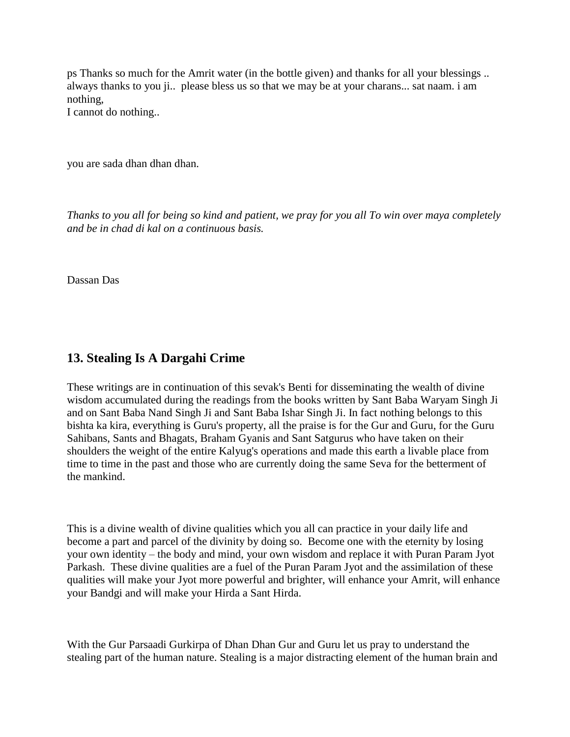ps Thanks so much for the Amrit water (in the bottle given) and thanks for all your blessings .. always thanks to you ji.. please bless us so that we may be at your charans... sat naam. i am nothing,
I cannot do nothing..

you are sada dhan dhan dhan.

*Thanks to you all for being so kind and patient, we pray for you all To win over maya completely and be in chad di kal on a continuous basis.*

Dassan Das

## 13. Stealing Is A Dargahi Crime

These writings are in continuation of this sevak's Benti for disseminating the wealth of divine wisdom accumulated during the readings from the books written by Sant Baba Waryam Singh Ji and on Sant Baba Nand Singh Ji and Sant Baba Ishar Singh Ji. In fact nothing belongs to this bishta ka kira, everything is Guru's property, all the praise is for the Gur and Guru, for the Guru Sahibans, Sants and Bhagats, Braham Gyanis and Sant Satgurus who have taken on their shoulders the weight of the entire Kalyug's operations and made this earth a livable place from time to time in the past and those who are currently doing the same Seva for the betterment of the mankind.

This is a divine wealth of divine qualities which you all can practice in your daily life and become a part and parcel of the divinity by doing so. Become one with the eternity by losing your own identity – the body and mind, your own wisdom and replace it with Puran Param Jyot Parkash. These divine qualities are a fuel of the Puran Param Jyot and the assimilation of these qualities will make your Jyot more powerful and brighter, will enhance your Amrit, will enhance your Bandgi and will make your Hirda a Sant Hirda.

With the Gur Parsaadi Gurkirpa of Dhan Dhan Gur and Guru let us pray to understand the stealing part of the human nature. Stealing is a major distracting element of the human brain and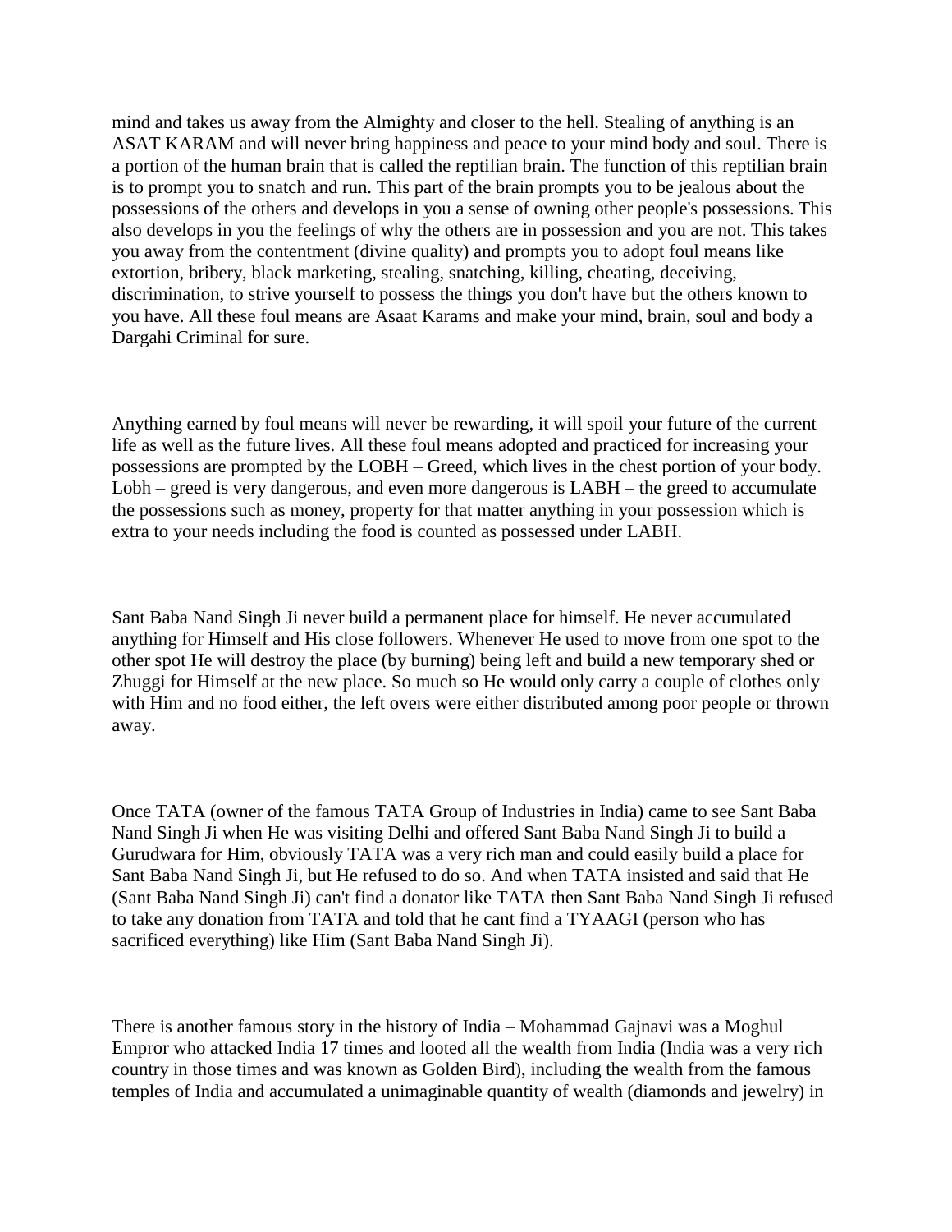mind and takes us away from the Almighty and closer to the hell. Stealing of anything is an ASAT KARAM and will never bring happiness and peace to your mind body and soul. There is a portion of the human brain that is called the reptilian brain. The function of this reptilian brain is to prompt you to snatch and run. This part of the brain prompts you to be jealous about the possessions of the others and develops in you a sense of owning other people's possessions. This also develops in you the feelings of why the others are in possession and you are not. This takes you away from the contentment (divine quality) and prompts you to adopt foul means like extortion, bribery, black marketing, stealing, snatching, killing, cheating, deceiving, discrimination, to strive yourself to possess the things you don't have but the others known to you have. All these foul means are Asaat Karams and make your mind, brain, soul and body a Dargahi Criminal for sure.

Anything earned by foul means will never be rewarding, it will spoil your future of the current life as well as the future lives. All these foul means adopted and practiced for increasing your possessions are prompted by the LOBH – Greed, which lives in the chest portion of your body. Lobh – greed is very dangerous, and even more dangerous is LABH – the greed to accumulate the possessions such as money, property for that matter anything in your possession which is extra to your needs including the food is counted as possessed under LABH.

Sant Baba Nand Singh Ji never build a permanent place for himself. He never accumulated anything for Himself and His close followers. Whenever He used to move from one spot to the other spot He will destroy the place (by burning) being left and build a new temporary shed or Zhuggi for Himself at the new place. So much so He would only carry a couple of clothes only with Him and no food either, the left overs were either distributed among poor people or thrown away.

Once TATA (owner of the famous TATA Group of Industries in India) came to see Sant Baba Nand Singh Ji when He was visiting Delhi and offered Sant Baba Nand Singh Ji to build a Gurudwara for Him, obviously TATA was a very rich man and could easily build a place for Sant Baba Nand Singh Ji, but He refused to do so. And when TATA insisted and said that He (Sant Baba Nand Singh Ji) can't find a donator like TATA then Sant Baba Nand Singh Ji refused to take any donation from TATA and told that he cant find a TYAAGI (person who has sacrificed everything) like Him (Sant Baba Nand Singh Ji).

There is another famous story in the history of India – Mohammad Gajnavi was a Moghul Empror who attacked India 17 times and looted all the wealth from India (India was a very rich country in those times and was known as Golden Bird), including the wealth from the famous temples of India and accumulated a unimaginable quantity of wealth (diamonds and jewelry) in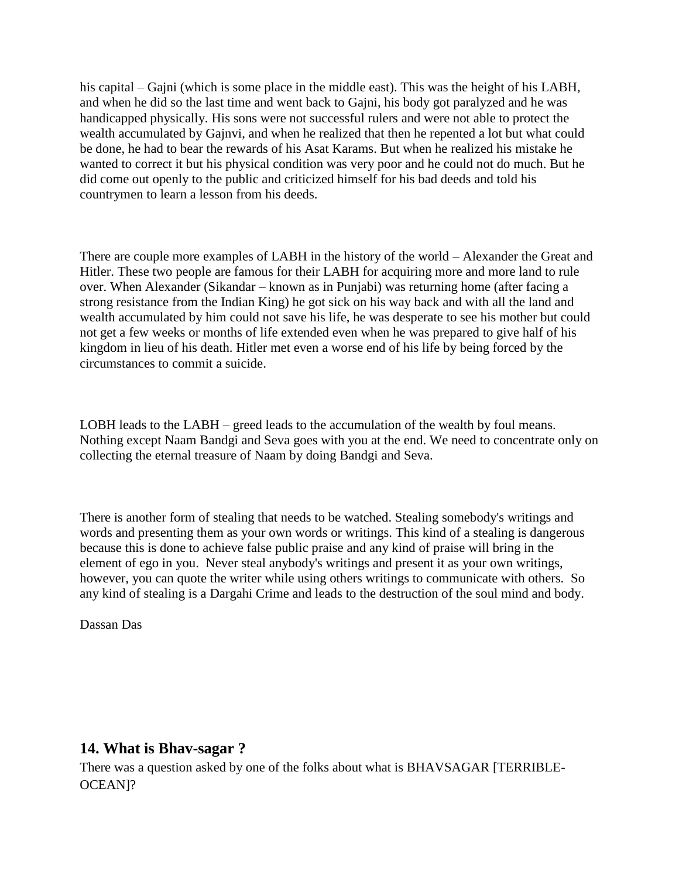his capital – Gajni (which is some place in the middle east). This was the height of his LABH, and when he did so the last time and went back to Gajni, his body got paralyzed and he was handicapped physically. His sons were not successful rulers and were not able to protect the wealth accumulated by Gajnvi, and when he realized that then he repented a lot but what could be done, he had to bear the rewards of his Asat Karams. But when he realized his mistake he wanted to correct it but his physical condition was very poor and he could not do much. But he did come out openly to the public and criticized himself for his bad deeds and told his countrymen to learn a lesson from his deeds.

There are couple more examples of LABH in the history of the world – Alexander the Great and Hitler. These two people are famous for their LABH for acquiring more and more land to rule over. When Alexander (Sikandar – known as in Punjabi) was returning home (after facing a strong resistance from the Indian King) he got sick on his way back and with all the land and wealth accumulated by him could not save his life, he was desperate to see his mother but could not get a few weeks or months of life extended even when he was prepared to give half of his kingdom in lieu of his death. Hitler met even a worse end of his life by being forced by the circumstances to commit a suicide.

LOBH leads to the LABH – greed leads to the accumulation of the wealth by foul means. Nothing except Naam Bandgi and Seva goes with you at the end. We need to concentrate only on collecting the eternal treasure of Naam by doing Bandgi and Seva.

There is another form of stealing that needs to be watched. Stealing somebody's writings and words and presenting them as your own words or writings. This kind of a stealing is dangerous because this is done to achieve false public praise and any kind of praise will bring in the element of ego in you. Never steal anybody's writings and present it as your own writings, however, you can quote the writer while using others writings to communicate with others. So any kind of stealing is a Dargahi Crime and leads to the destruction of the soul mind and body.

Dassan Das

## 14. What is Bhav-sagar ?

There was a question asked by one of the folks about what is BHAVSAGAR [TERRIBLE-OCEAN]?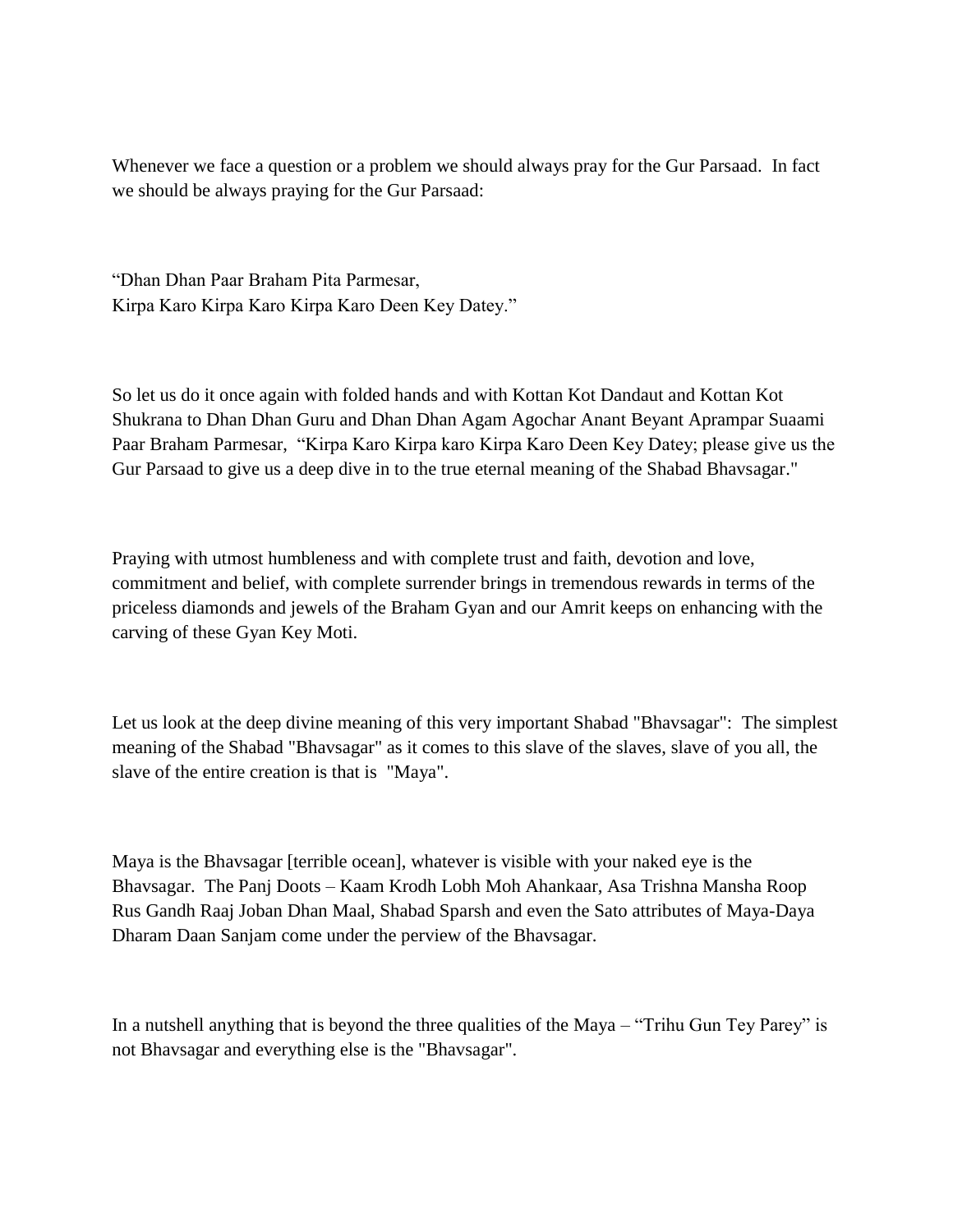Whenever we face a question or a problem we should always pray for the Gur Parsaad. In fact we should be always praying for the Gur Parsaad:

"Dhan Dhan Paar Braham Pita Parmesar,
Kirpa Karo Kirpa Karo Kirpa Karo Deen Key Datey."

So let us do it once again with folded hands and with Kottan Kot Dandaut and Kottan Kot Shukrana to Dhan Dhan Guru and Dhan Dhan Agam Agochar Anant Beyant Aprampar Suaami Paar Braham Parmesar, "Kirpa Karo Kirpa karo Kirpa Karo Deen Key Datey; please give us the Gur Parsaad to give us a deep dive in to the true eternal meaning of the Shabad Bhavsagar."

Praying with utmost humbleness and with complete trust and faith, devotion and love, commitment and belief, with complete surrender brings in tremendous rewards in terms of the priceless diamonds and jewels of the Braham Gyan and our Amrit keeps on enhancing with the carving of these Gyan Key Moti.

Let us look at the deep divine meaning of this very important Shabad "Bhavsagar": The simplest meaning of the Shabad "Bhavsagar" as it comes to this slave of the slaves, slave of you all, the slave of the entire creation is that is "Maya".

Maya is the Bhavsagar [terrible ocean], whatever is visible with your naked eye is the Bhavsagar. The Panj Doots – Kaam Krodh Lobh Moh Ahankaar, Asa Trishna Mansha Roop Rus Gandh Raaj Joban Dhan Maal, Shabad Sparsh and even the Sato attributes of Maya-Daya Dharam Daan Sanjam come under the perview of the Bhavsagar.

In a nutshell anything that is beyond the three qualities of the Maya – "Trihu Gun Tey Parey" is not Bhavsagar and everything else is the "Bhavsagar".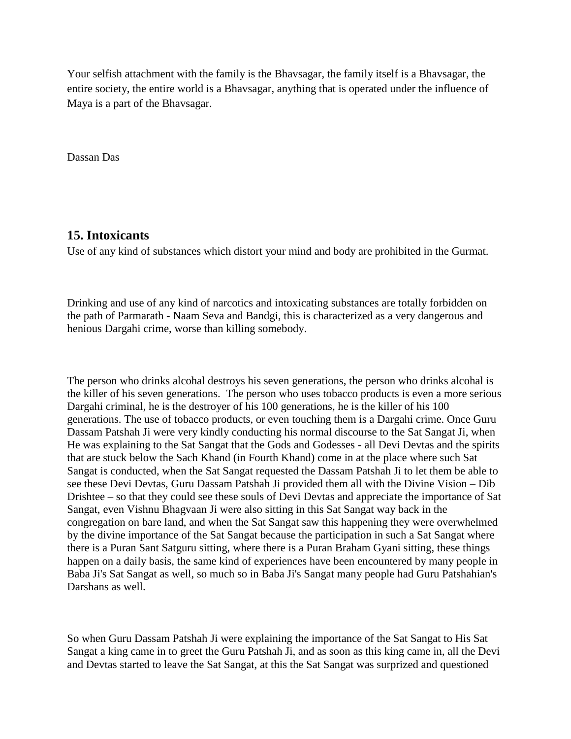Your selfish attachment with the family is the Bhavsagar, the family itself is a Bhavsagar, the entire society, the entire world is a Bhavsagar, anything that is operated under the influence of Maya is a part of the Bhavsagar.

Dassan Das

## 15. Intoxicants

Use of any kind of substances which distort your mind and body are prohibited in the Gurmat.

Drinking and use of any kind of narcotics and intoxicating substances are totally forbidden on the path of Parmarath - Naam Seva and Bandgi, this is characterized as a very dangerous and henious Dargahi crime, worse than killing somebody.

The person who drinks alcohal destroys his seven generations, the person who drinks alcohal is the killer of his seven generations. The person who uses tobacco products is even a more serious Dargahi criminal, he is the destroyer of his 100 generations, he is the killer of his 100 generations. The use of tobacco products, or even touching them is a Dargahi crime. Once Guru Dassam Patshah Ji were very kindly conducting his normal discourse to the Sat Sangat Ji, when He was explaining to the Sat Sangat that the Gods and Godesses - all Devi Devtas and the spirits that are stuck below the Sach Khand (in Fourth Khand) come in at the place where such Sat Sangat is conducted, when the Sat Sangat requested the Dassam Patshah Ji to let them be able to see these Devi Devtas, Guru Dassam Patshah Ji provided them all with the Divine Vision – Dib Drishtee – so that they could see these souls of Devi Devtas and appreciate the importance of Sat Sangat, even Vishnu Bhagvaan Ji were also sitting in this Sat Sangat way back in the congregation on bare land, and when the Sat Sangat saw this happening they were overwhelmed by the divine importance of the Sat Sangat because the participation in such a Sat Sangat where there is a Puran Sant Satguru sitting, where there is a Puran Braham Gyani sitting, these things happen on a daily basis, the same kind of experiences have been encountered by many people in Baba Ji's Sat Sangat as well, so much so in Baba Ji's Sangat many people had Guru Patshahian's Darshans as well.

So when Guru Dassam Patshah Ji were explaining the importance of the Sat Sangat to His Sat Sangat a king came in to greet the Guru Patshah Ji, and as soon as this king came in, all the Devi and Devtas started to leave the Sat Sangat, at this the Sat Sangat was surprized and questioned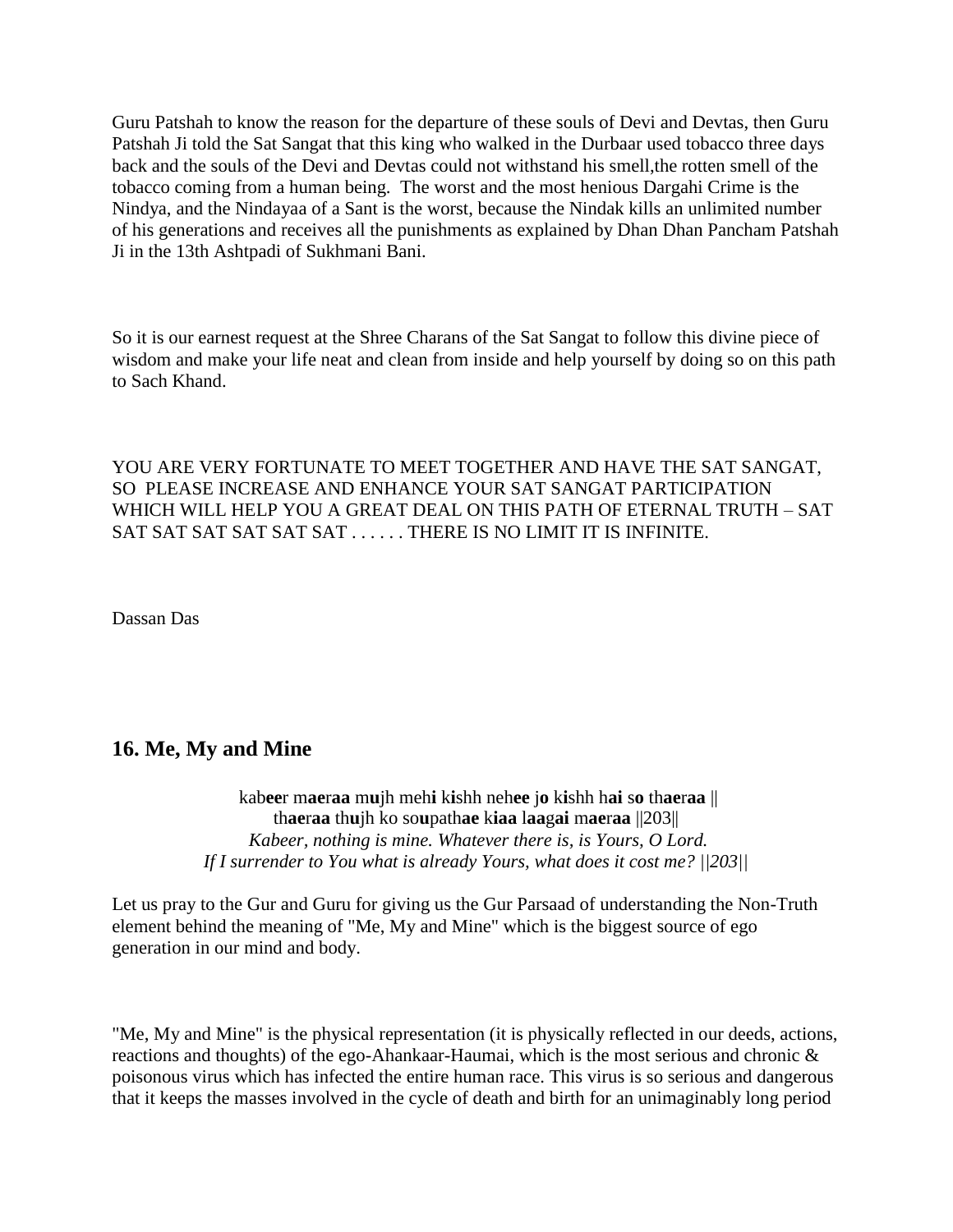Guru Patshah to know the reason for the departure of these souls of Devi and Devtas, then Guru Patshah Ji told the Sat Sangat that this king who walked in the Durbaar used tobacco three days back and the souls of the Devi and Devtas could not withstand his smell,the rotten smell of the tobacco coming from a human being. The worst and the most henious Dargahi Crime is the Nindya, and the Nindayaa of a Sant is the worst, because the Nindak kills an unlimited number of his generations and receives all the punishments as explained by Dhan Dhan Pancham Patshah Ji in the 13th Ashtpadi of Sukhmani Bani.

So it is our earnest request at the Shree Charans of the Sat Sangat to follow this divine piece of wisdom and make your life neat and clean from inside and help yourself by doing so on this path to Sach Khand.

YOU ARE VERY FORTUNATE TO MEET TOGETHER AND HAVE THE SAT SANGAT, SO PLEASE INCREASE AND ENHANCE YOUR SAT SANGAT PARTICIPATION WHICH WILL HELP YOU A GREAT DEAL ON THIS PATH OF ETERNAL TRUTH – SAT SAT SAT SAT SAT SAT SAT . . . . . . THERE IS NO LIMIT IT IS INFINITE.

Dassan Das

## 16. Me, My and Mine

kab**ee**r m**ae**r**aa** m**u**jh meh**i** k**i**shh neh**ee** j**o** k**i**shh h**ai** s**o** th**ae**r**aa** ||
th**ae**r**aa** th**u**jh ko so**u**path**ae** k**iaa** l**aa**g**ai** m**ae**r**aa** ||203||
*Kabeer, nothing is mine. Whatever there is, is Yours, O Lord.*
*If I surrender to You what is already Yours, what does it cost me? ||203||*

Let us pray to the Gur and Guru for giving us the Gur Parsaad of understanding the Non-Truth element behind the meaning of "Me, My and Mine" which is the biggest source of ego generation in our mind and body.

"Me, My and Mine" is the physical representation (it is physically reflected in our deeds, actions, reactions and thoughts) of the ego-Ahankaar-Haumai, which is the most serious and chronic & poisonous virus which has infected the entire human race. This virus is so serious and dangerous that it keeps the masses involved in the cycle of death and birth for an unimaginably long period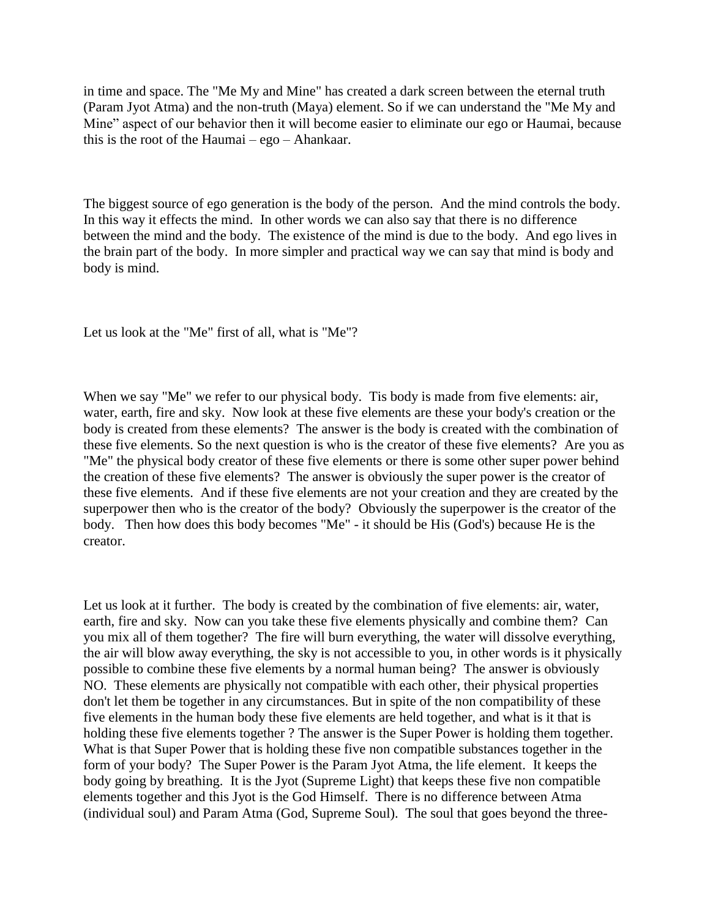in time and space. The "Me My and Mine" has created a dark screen between the eternal truth (Param Jyot Atma) and the non-truth (Maya) element. So if we can understand the "Me My and Mine" aspect of our behavior then it will become easier to eliminate our ego or Haumai, because this is the root of the Haumai – ego – Ahankaar.

The biggest source of ego generation is the body of the person. And the mind controls the body. In this way it effects the mind. In other words we can also say that there is no difference between the mind and the body. The existence of the mind is due to the body. And ego lives in the brain part of the body. In more simpler and practical way we can say that mind is body and body is mind.

Let us look at the "Me" first of all, what is "Me"?

When we say "Me" we refer to our physical body. Tis body is made from five elements: air, water, earth, fire and sky. Now look at these five elements are these your body's creation or the body is created from these elements? The answer is the body is created with the combination of these five elements. So the next question is who is the creator of these five elements? Are you as "Me" the physical body creator of these five elements or there is some other super power behind the creation of these five elements? The answer is obviously the super power is the creator of these five elements. And if these five elements are not your creation and they are created by the superpower then who is the creator of the body? Obviously the superpower is the creator of the body. Then how does this body becomes "Me" - it should be His (God's) because He is the creator.

Let us look at it further. The body is created by the combination of five elements: air, water, earth, fire and sky. Now can you take these five elements physically and combine them? Can you mix all of them together? The fire will burn everything, the water will dissolve everything, the air will blow away everything, the sky is not accessible to you, in other words is it physically possible to combine these five elements by a normal human being? The answer is obviously NO. These elements are physically not compatible with each other, their physical properties don't let them be together in any circumstances. But in spite of the non compatibility of these five elements in the human body these five elements are held together, and what is it that is holding these five elements together ? The answer is the Super Power is holding them together. What is that Super Power that is holding these five non compatible substances together in the form of your body? The Super Power is the Param Jyot Atma, the life element. It keeps the body going by breathing. It is the Jyot (Supreme Light) that keeps these five non compatible elements together and this Jyot is the God Himself. There is no difference between Atma (individual soul) and Param Atma (God, Supreme Soul). The soul that goes beyond the three-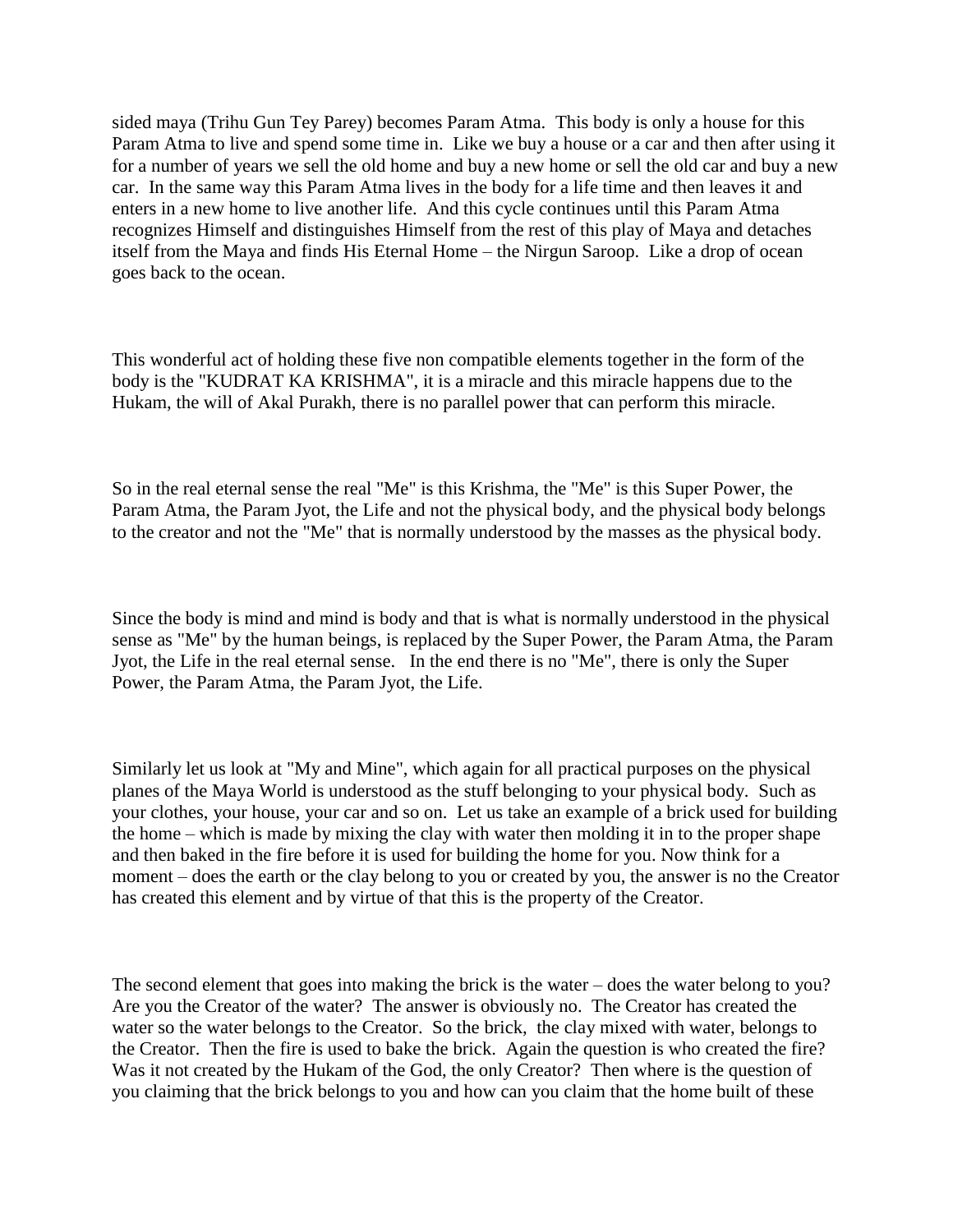sided maya (Trihu Gun Tey Parey) becomes Param Atma. This body is only a house for this Param Atma to live and spend some time in. Like we buy a house or a car and then after using it for a number of years we sell the old home and buy a new home or sell the old car and buy a new car. In the same way this Param Atma lives in the body for a life time and then leaves it and enters in a new home to live another life. And this cycle continues until this Param Atma recognizes Himself and distinguishes Himself from the rest of this play of Maya and detaches itself from the Maya and finds His Eternal Home – the Nirgun Saroop. Like a drop of ocean goes back to the ocean.

This wonderful act of holding these five non compatible elements together in the form of the body is the "KUDRAT KA KRISHMA", it is a miracle and this miracle happens due to the Hukam, the will of Akal Purakh, there is no parallel power that can perform this miracle.

So in the real eternal sense the real "Me" is this Krishma, the "Me" is this Super Power, the Param Atma, the Param Jyot, the Life and not the physical body, and the physical body belongs to the creator and not the "Me" that is normally understood by the masses as the physical body.

Since the body is mind and mind is body and that is what is normally understood in the physical sense as "Me" by the human beings, is replaced by the Super Power, the Param Atma, the Param Jyot, the Life in the real eternal sense. In the end there is no "Me", there is only the Super Power, the Param Atma, the Param Jyot, the Life.

Similarly let us look at "My and Mine", which again for all practical purposes on the physical planes of the Maya World is understood as the stuff belonging to your physical body. Such as your clothes, your house, your car and so on. Let us take an example of a brick used for building the home – which is made by mixing the clay with water then molding it in to the proper shape and then baked in the fire before it is used for building the home for you. Now think for a moment – does the earth or the clay belong to you or created by you, the answer is no the Creator has created this element and by virtue of that this is the property of the Creator.

The second element that goes into making the brick is the water – does the water belong to you? Are you the Creator of the water? The answer is obviously no. The Creator has created the water so the water belongs to the Creator. So the brick, the clay mixed with water, belongs to the Creator. Then the fire is used to bake the brick. Again the question is who created the fire? Was it not created by the Hukam of the God, the only Creator? Then where is the question of you claiming that the brick belongs to you and how can you claim that the home built of these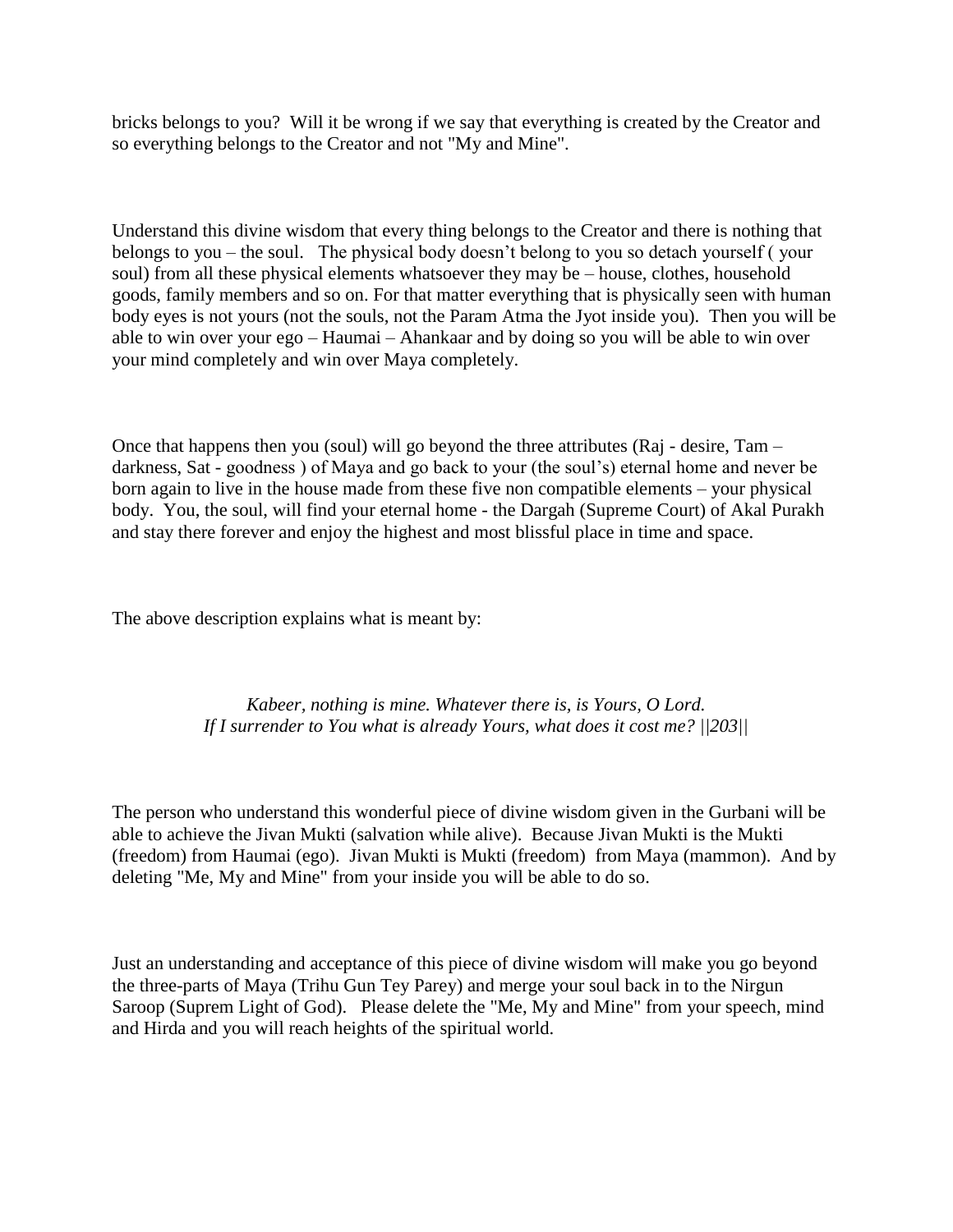bricks belongs to you? Will it be wrong if we say that everything is created by the Creator and so everything belongs to the Creator and not "My and Mine".

Understand this divine wisdom that every thing belongs to the Creator and there is nothing that belongs to you – the soul. The physical body doesn't belong to you so detach yourself ( your soul) from all these physical elements whatsoever they may be – house, clothes, household goods, family members and so on. For that matter everything that is physically seen with human body eyes is not yours (not the souls, not the Param Atma the Jyot inside you). Then you will be able to win over your ego – Haumai – Ahankaar and by doing so you will be able to win over your mind completely and win over Maya completely.

Once that happens then you (soul) will go beyond the three attributes (Raj - desire, Tam – darkness, Sat - goodness ) of Maya and go back to your (the soul's) eternal home and never be born again to live in the house made from these five non compatible elements – your physical body. You, the soul, will find your eternal home - the Dargah (Supreme Court) of Akal Purakh and stay there forever and enjoy the highest and most blissful place in time and space.

The above description explains what is meant by:

*Kabeer, nothing is mine. Whatever there is, is Yours, O Lord.*
*If I surrender to You what is already Yours, what does it cost me? ||203||*

The person who understand this wonderful piece of divine wisdom given in the Gurbani will be able to achieve the Jivan Mukti (salvation while alive). Because Jivan Mukti is the Mukti (freedom) from Haumai (ego). Jivan Mukti is Mukti (freedom) from Maya (mammon). And by deleting "Me, My and Mine" from your inside you will be able to do so.

Just an understanding and acceptance of this piece of divine wisdom will make you go beyond the three-parts of Maya (Trihu Gun Tey Parey) and merge your soul back in to the Nirgun Saroop (Suprem Light of God). Please delete the "Me, My and Mine" from your speech, mind and Hirda and you will reach heights of the spiritual world.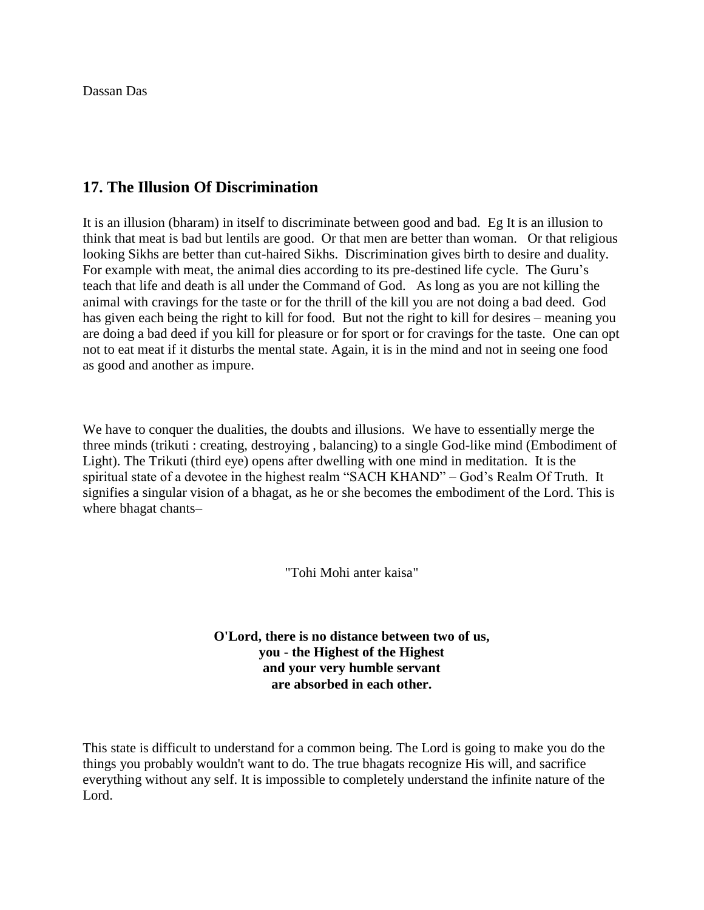Dassan Das

## 17. The Illusion Of Discrimination

It is an illusion (bharam) in itself to discriminate between good and bad. Eg It is an illusion to think that meat is bad but lentils are good. Or that men are better than woman. Or that religious looking Sikhs are better than cut-haired Sikhs. Discrimination gives birth to desire and duality. For example with meat, the animal dies according to its pre-destined life cycle. The Guru's teach that life and death is all under the Command of God. As long as you are not killing the animal with cravings for the taste or for the thrill of the kill you are not doing a bad deed. God has given each being the right to kill for food. But not the right to kill for desires – meaning you are doing a bad deed if you kill for pleasure or for sport or for cravings for the taste. One can opt not to eat meat if it disturbs the mental state. Again, it is in the mind and not in seeing one food as good and another as impure.

We have to conquer the dualities, the doubts and illusions. We have to essentially merge the three minds (trikuti : creating, destroying , balancing) to a single God-like mind (Embodiment of Light). The Trikuti (third eye) opens after dwelling with one mind in meditation. It is the spiritual state of a devotee in the highest realm "SACH KHAND" – God's Realm Of Truth. It signifies a singular vision of a bhagat, as he or she becomes the embodiment of the Lord. This is where bhagat chants–

"Tohi Mohi anter kaisa"

**O'Lord, there is no distance between two of us,**
**you - the Highest of the Highest**
**and your very humble servant**
**are absorbed in each other.**

This state is difficult to understand for a common being. The Lord is going to make you do the things you probably wouldn't want to do. The true bhagats recognize His will, and sacrifice everything without any self. It is impossible to completely understand the infinite nature of the Lord.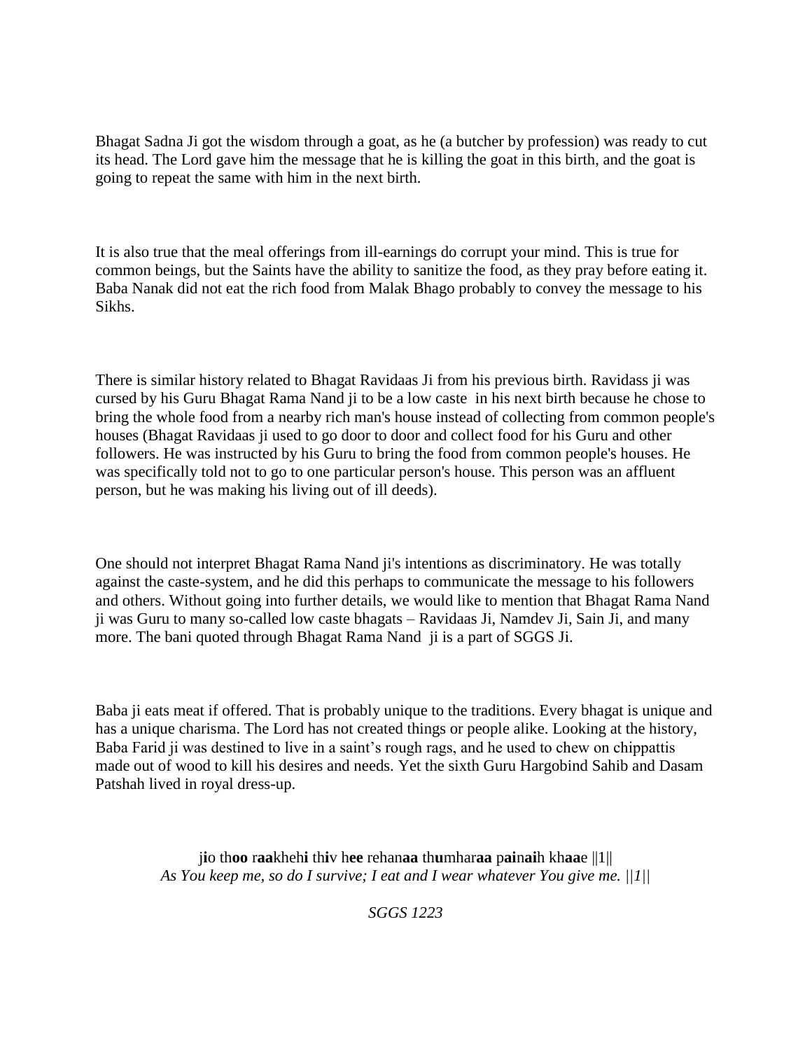Bhagat Sadna Ji got the wisdom through a goat, as he (a butcher by profession) was ready to cut its head. The Lord gave him the message that he is killing the goat in this birth, and the goat is going to repeat the same with him in the next birth.

It is also true that the meal offerings from ill-earnings do corrupt your mind. This is true for common beings, but the Saints have the ability to sanitize the food, as they pray before eating it. Baba Nanak did not eat the rich food from Malak Bhago probably to convey the message to his Sikhs.

There is similar history related to Bhagat Ravidaas Ji from his previous birth. Ravidass ji was cursed by his Guru Bhagat Rama Nand ji to be a low caste in his next birth because he chose to bring the whole food from a nearby rich man's house instead of collecting from common people's houses (Bhagat Ravidaas ji used to go door to door and collect food for his Guru and other followers. He was instructed by his Guru to bring the food from common people's houses. He was specifically told not to go to one particular person's house. This person was an affluent person, but he was making his living out of ill deeds).

One should not interpret Bhagat Rama Nand ji's intentions as discriminatory. He was totally against the caste-system, and he did this perhaps to communicate the message to his followers and others. Without going into further details, we would like to mention that Bhagat Rama Nand ji was Guru to many so-called low caste bhagats – Ravidaas Ji, Namdev Ji, Sain Ji, and many more. The bani quoted through Bhagat Rama Nand ji is a part of SGGS Ji.

Baba ji eats meat if offered. That is probably unique to the traditions. Every bhagat is unique and has a unique charisma. The Lord has not created things or people alike. Looking at the history, Baba Farid ji was destined to live in a saint's rough rags, and he used to chew on chippattis made out of wood to kill his desires and needs. Yet the sixth Guru Hargobind Sahib and Dasam Patshah lived in royal dress-up.

j**i**o th**oo** r**aa**kheh**i** th**i**v h**ee** rehan**aa** th**u**mhar**aa** p**ai**n**ai**h kh**aa**e ||1||
*As You keep me, so do I survive; I eat and I wear whatever You give me. ||1||*

*SGGS 1223*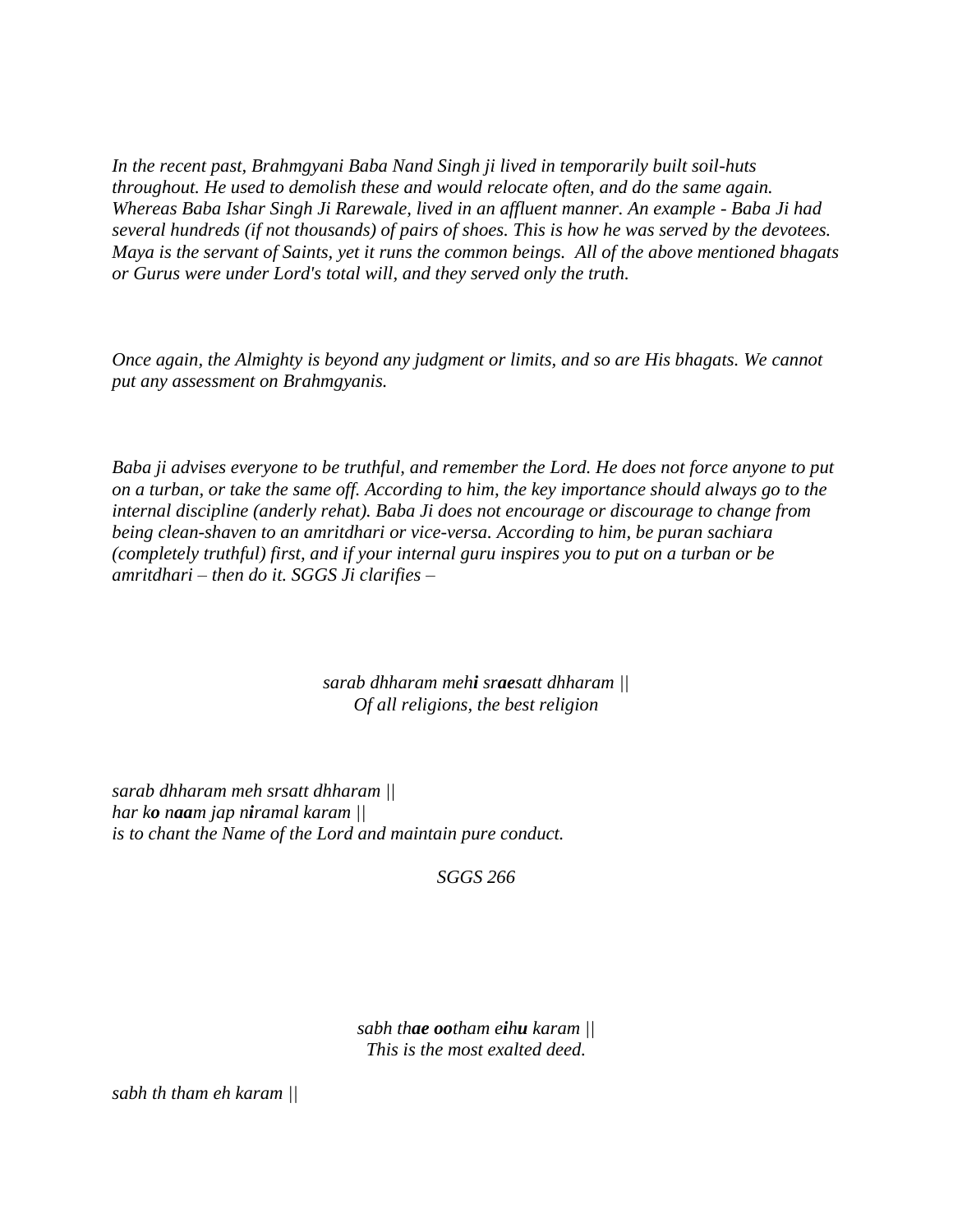*In the recent past, Brahmgyani Baba Nand Singh ji lived in temporarily built soil-huts throughout. He used to demolish these and would relocate often, and do the same again. Whereas Baba Ishar Singh Ji Rarewale, lived in an affluent manner. An example - Baba Ji had several hundreds (if not thousands) of pairs of shoes. This is how he was served by the devotees. Maya is the servant of Saints, yet it runs the common beings. All of the above mentioned bhagats or Gurus were under Lord's total will, and they served only the truth.*

*Once again, the Almighty is beyond any judgment or limits, and so are His bhagats. We cannot put any assessment on Brahmgyanis.*

*Baba ji advises everyone to be truthful, and remember the Lord. He does not force anyone to put on a turban, or take the same off. According to him, the key importance should always go to the internal discipline (anderly rehat). Baba Ji does not encourage or discourage to change from being clean-shaven to an amritdhari or vice-versa. According to him, be puran sachiara (completely truthful) first, and if your internal guru inspires you to put on a turban or be amritdhari – then do it. SGGS Ji clarifies –*

*sarab dhharam meh**i** sr**ae**satt dhharam ||*
*Of all religions, the best religion*

*sarab dhharam meh srsatt dhharam ||*
*har k**o** n**aa**m jap n**i**ramal karam ||*
*is to chant the Name of the Lord and maintain pure conduct.*

*SGGS 266*

*sabh th**ae oo**tham e**i**h**u** karam ||*
*This is the most exalted deed.*

*sabh th tham eh karam ||*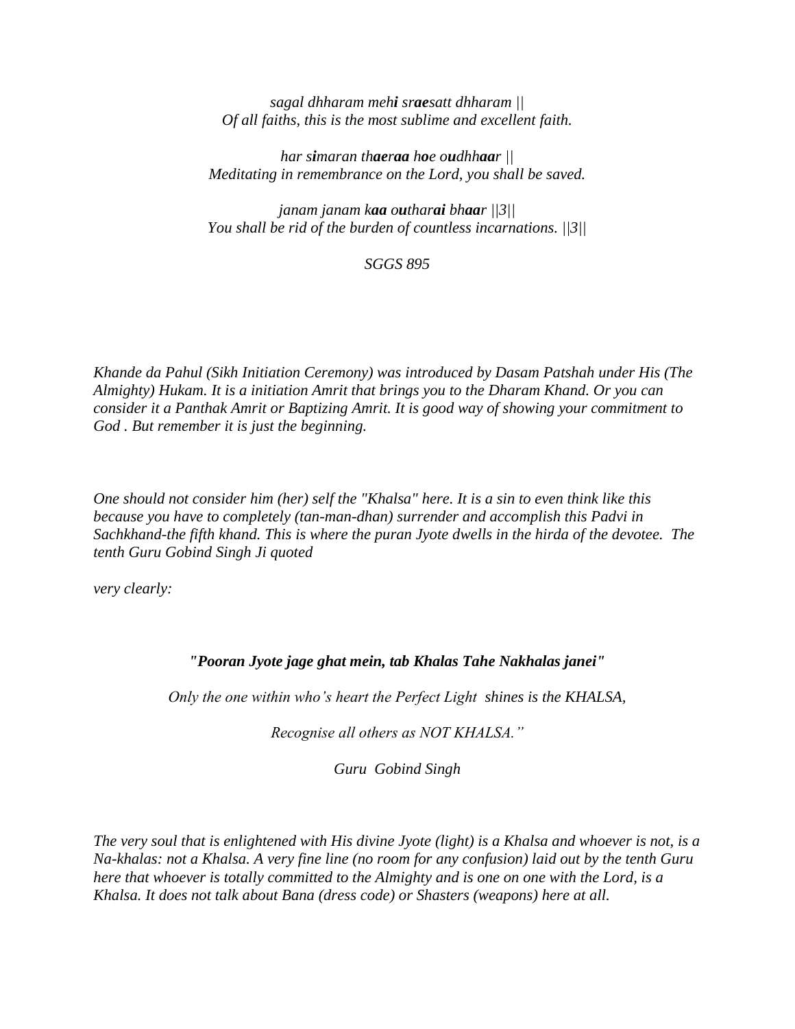*sagal dhharam meh**i** sr**ae**satt dhharam ||*
*Of all faiths, this is the most sublime and excellent faith.*

*har s**i**maran th**aeraa** h**o**e o**u**dhh**aa**r ||*
*Meditating in remembrance on the Lord, you shall be saved.*

*janam janam k**aa** o**u**thar**ai** bh**aa**r ||3||*
*You shall be rid of the burden of countless incarnations. ||3||*

*SGGS 895*

*Khande da Pahul (Sikh Initiation Ceremony) was introduced by Dasam Patshah under His (The Almighty) Hukam. It is a initiation Amrit that brings you to the Dharam Khand. Or you can consider it a Panthak Amrit or Baptizing Amrit. It is good way of showing your commitment to God . But remember it is just the beginning.*

*One should not consider him (her) self the "Khalsa" here. It is a sin to even think like this because you have to completely (tan-man-dhan) surrender and accomplish this Padvi in Sachkhand-the fifth khand. This is where the puran Jyote dwells in the hirda of the devotee. The tenth Guru Gobind Singh Ji quoted very clearly:*

***"Pooran Jyote jage ghat mein, tab Khalas Tahe Nakhalas janei"***

*Only the one within who's heart the Perfect Light shines is the KHALSA,*

*Recognise all others as NOT KHALSA."*

*Guru Gobind Singh*

*The very soul that is enlightened with His divine Jyote (light) is a Khalsa and whoever is not, is a Na-khalas: not a Khalsa. A very fine line (no room for any confusion) laid out by the tenth Guru here that whoever is totally committed to the Almighty and is one on one with the Lord, is a Khalsa. It does not talk about Bana (dress code) or Shasters (weapons) here at all.*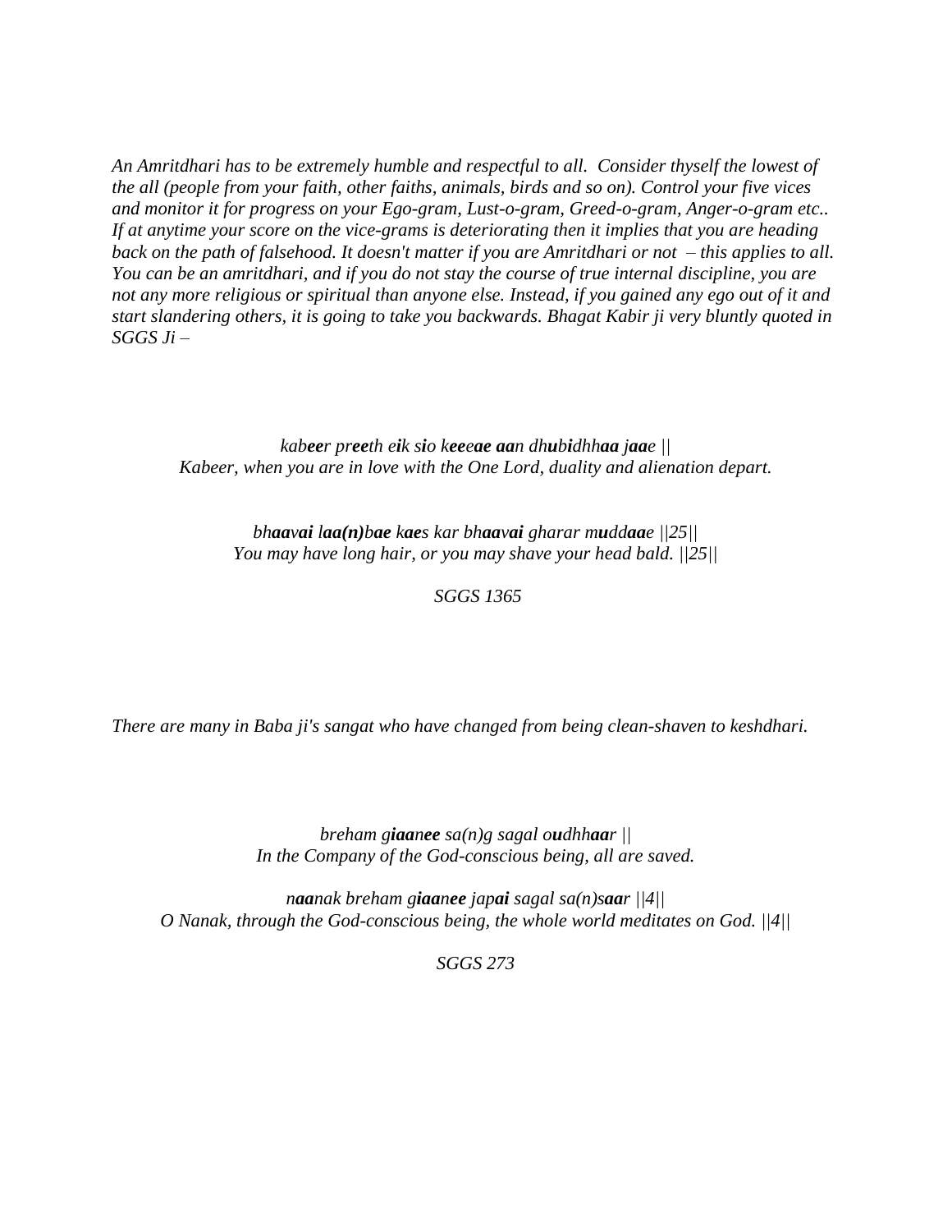*An Amritdhari has to be extremely humble and respectful to all. Consider thyself the lowest of the all (people from your faith, other faiths, animals, birds and so on). Control your five vices and monitor it for progress on your Ego-gram, Lust-o-gram, Greed-o-gram, Anger-o-gram etc.. If at anytime your score on the vice-grams is deteriorating then it implies that you are heading back on the path of falsehood. It doesn't matter if you are Amritdhari or not – this applies to all. You can be an amritdhari, and if you do not stay the course of true internal discipline, you are not any more religious or spiritual than anyone else. Instead, if you gained any ego out of it and start slandering others, it is going to take you backwards. Bhagat Kabir ji very bluntly quoted in SGGS Ji –*

*kab**ee**r pr**ee**th e**i**k s**i**o k**ee**e**ae** **aa**n dh**u**b**i**dhh**aa** j**aa**e ||*
*Kabeer, when you are in love with the One Lord, duality and alienation depart.*

*bh**aa**v**ai** l**aa(n)**b**ae** k**ae**s kar bh**aa**v**ai** gharar m**u**dd**aa**e ||25||*
*You may have long hair, or you may shave your head bald. ||25||*

*SGGS 1365*

*There are many in Baba ji's sangat who have changed from being clean-shaven to keshdhari.*

*breham g**iaa**n**ee** sa(n)g sagal o**u**dhh**aa**r ||*
*In the Company of the God-conscious being, all are saved.*

*n**aa**nak breham g**iaa**n**ee** jap**ai** sagal sa(n)s**aa**r ||4||*
*O Nanak, through the God-conscious being, the whole world meditates on God. ||4||*

*SGGS 273*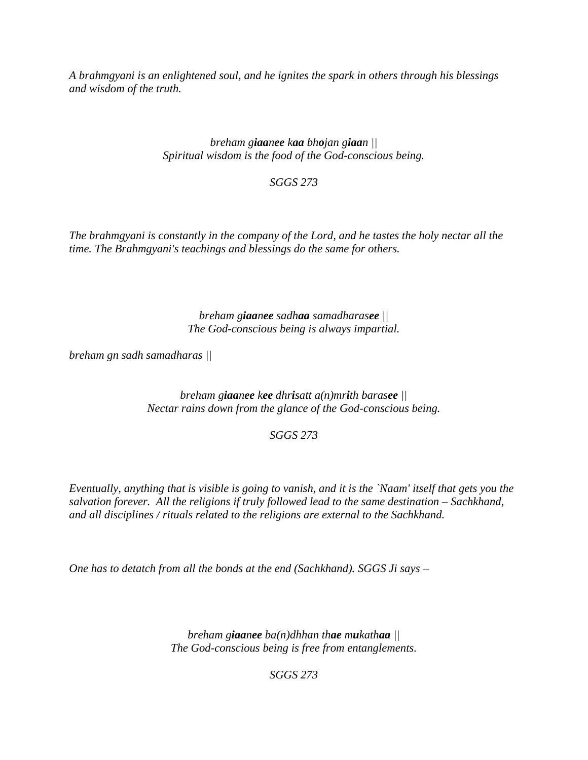*A brahmgyani is an enlightened soul, and he ignites the spark in others through his blessings and wisdom of the truth.*

*breham g**iaa**n**ee** k**aa** bh**o**jan g**iaa**n ||*
*Spiritual wisdom is the food of the God-conscious being.*

*SGGS 273*

*The brahmgyani is constantly in the company of the Lord, and he tastes the holy nectar all the time. The Brahmgyani's teachings and blessings do the same for others.*

*breham g**iaa**n**ee** sadh**aa** samadharas**ee** ||*
*The God-conscious being is always impartial.*

*breham gn sadh samadharas ||*

*breham g**iaa**n**ee** k**ee** dhr**i**satt a(n)mr**i**th baras**ee** ||*
*Nectar rains down from the glance of the God-conscious being.*

*SGGS 273*

*Eventually, anything that is visible is going to vanish, and it is the `Naam' itself that gets you the salvation forever. All the religions if truly followed lead to the same destination – Sachkhand, and all disciplines / rituals related to the religions are external to the Sachkhand.*

*One has to detatch from all the bonds at the end (Sachkhand). SGGS Ji says –*

*breham g**iaa**n**ee** ba(n)dhhan th**ae** m**u**kath**aa** ||*
*The God-conscious being is free from entanglements.*

*SGGS 273*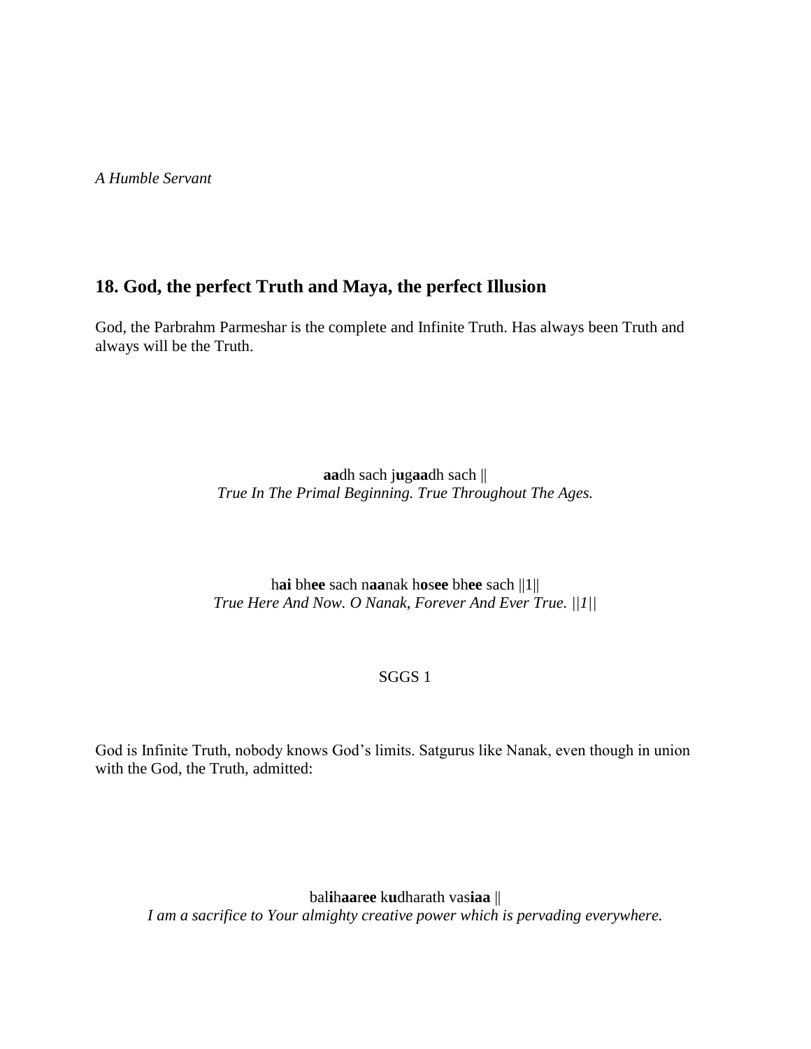*A Humble Servant*

## 18. God, the perfect Truth and Maya, the perfect Illusion

God, the Parbrahm Parmeshar is the complete and Infinite Truth. Has always been Truth and always will be the Truth.

**aa**dh sach j**u**g**aa**dh sach ||
*True In The Primal Beginning. True Throughout The Ages.*

h**ai** bh**ee** sach n**aa**nak h**o**s**ee** bh**ee** sach ||1||
*True Here And Now. O Nanak, Forever And Ever True. ||1||*

SGGS 1

God is Infinite Truth, nobody knows God's limits. Satgurus like Nanak, even though in union with the God, the Truth, admitted:

bal**i**h**aa**r**ee** k**u**dharath vas**iaa** ||
*I am a sacrifice to Your almighty creative power which is pervading everywhere.*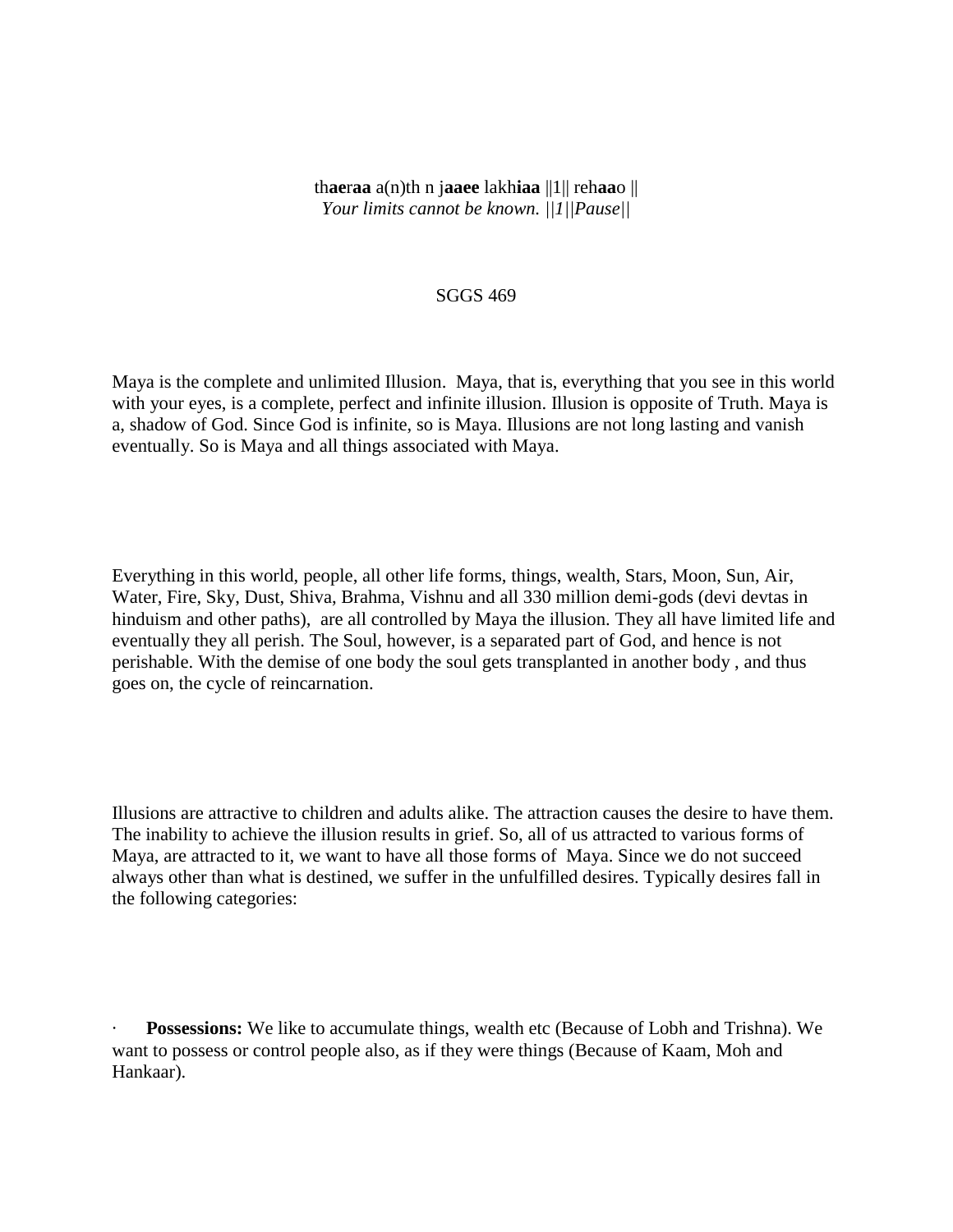th**aer**a**a** a(n)th n j**aaee** lakh**iaa** ||1|| reh**aa**o ||
*Your limits cannot be known. ||1||Pause||*

SGGS 469

Maya is the complete and unlimited Illusion. Maya, that is, everything that you see in this world with your eyes, is a complete, perfect and infinite illusion. Illusion is opposite of Truth. Maya is a, shadow of God. Since God is infinite, so is Maya. Illusions are not long lasting and vanish eventually. So is Maya and all things associated with Maya.

Everything in this world, people, all other life forms, things, wealth, Stars, Moon, Sun, Air, Water, Fire, Sky, Dust, Shiva, Brahma, Vishnu and all 330 million demi-gods (devi devtas in hinduism and other paths), are all controlled by Maya the illusion. They all have limited life and eventually they all perish. The Soul, however, is a separated part of God, and hence is not perishable. With the demise of one body the soul gets transplanted in another body , and thus goes on, the cycle of reincarnation.

Illusions are attractive to children and adults alike. The attraction causes the desire to have them. The inability to achieve the illusion results in grief. So, all of us attracted to various forms of Maya, are attracted to it, we want to have all those forms of Maya. Since we do not succeed always other than what is destined, we suffer in the unfulfilled desires. Typically desires fall in the following categories:

- **Possessions:** We like to accumulate things, wealth etc (Because of Lobh and Trishna). We want to possess or control people also, as if they were things (Because of Kaam, Moh and Hankaar).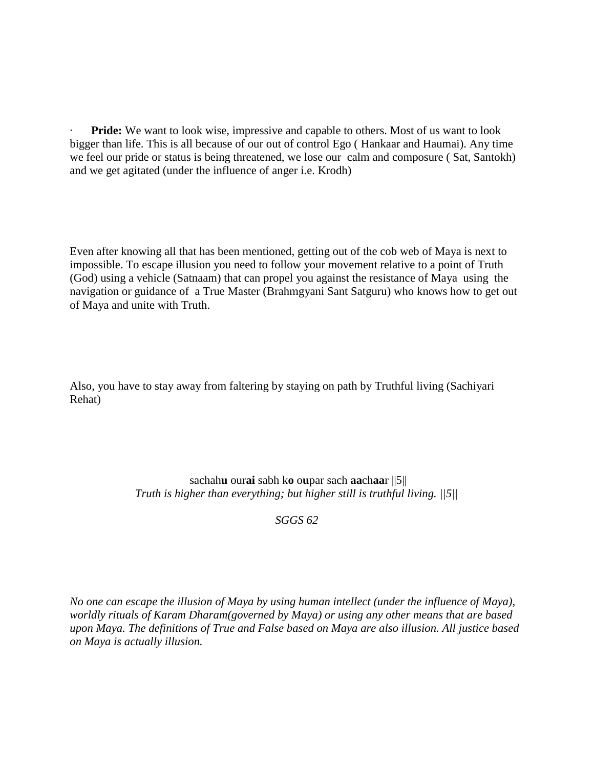· **Pride:** We want to look wise, impressive and capable to others. Most of us want to look bigger than life. This is all because of our out of control Ego ( Hankaar and Haumai). Any time we feel our pride or status is being threatened, we lose our calm and composure ( Sat, Santokh) and we get agitated (under the influence of anger i.e. Krodh)

Even after knowing all that has been mentioned, getting out of the cob web of Maya is next to impossible. To escape illusion you need to follow your movement relative to a point of Truth (God) using a vehicle (Satnaam) that can propel you against the resistance of Maya using the navigation or guidance of a True Master (Brahmgyani Sant Satguru) who knows how to get out of Maya and unite with Truth.

Also, you have to stay away from faltering by staying on path by Truthful living (Sachiyari Rehat)

sachah**u** our**ai** sabh k**o** o**u**par sach **aa**ch**aa**r ||5||
*Truth is higher than everything; but higher still is truthful living. ||5||*

*SGGS 62*

*No one can escape the illusion of Maya by using human intellect (under the influence of Maya), worldly rituals of Karam Dharam(governed by Maya) or using any other means that are based upon Maya. The definitions of True and False based on Maya are also illusion. All justice based on Maya is actually illusion.*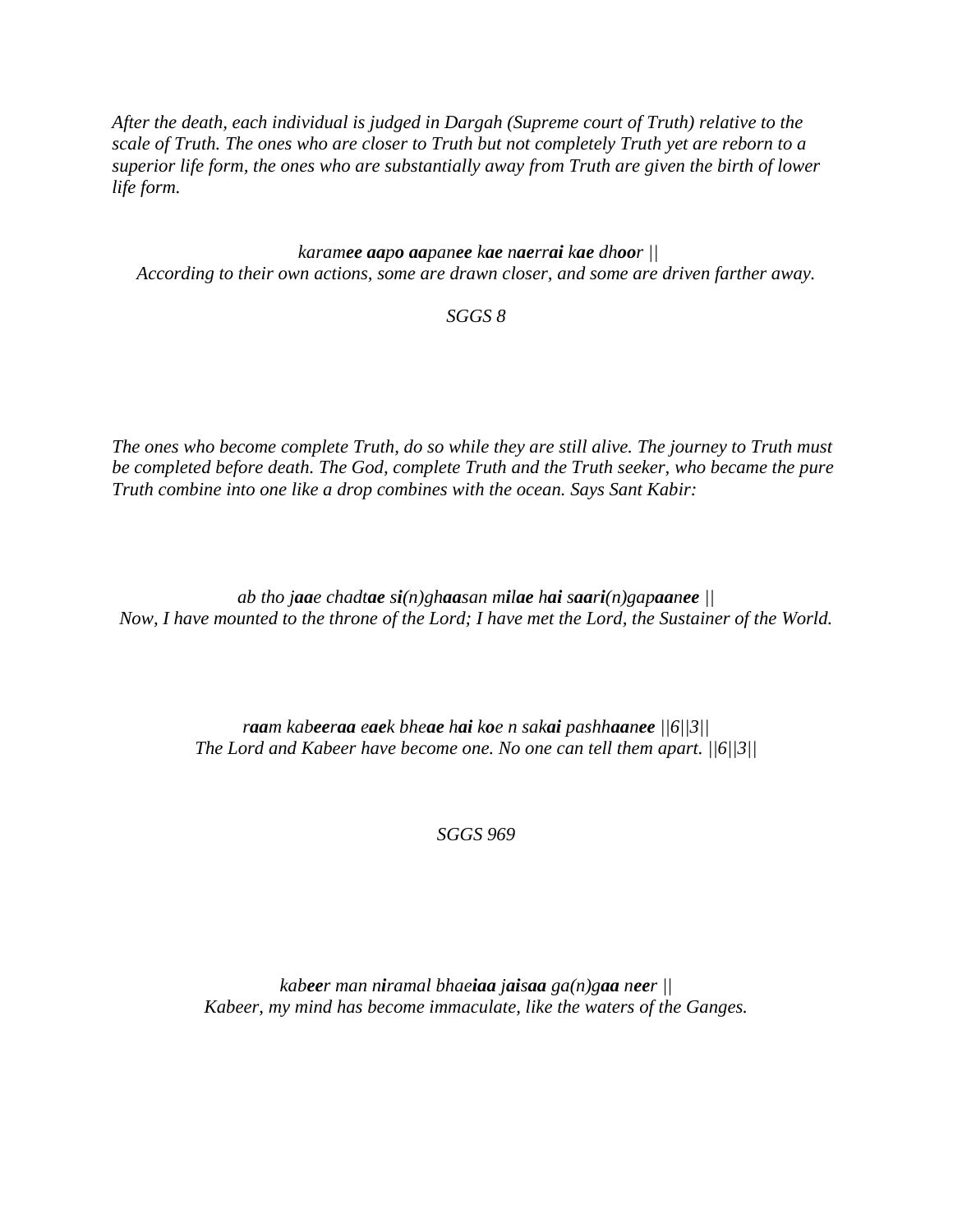*After the death, each individual is judged in Dargah (Supreme court of Truth) relative to the scale of Truth. The ones who are closer to Truth but not completely Truth yet are reborn to a superior life form, the ones who are substantially away from Truth are given the birth of lower life form.*

*karam**ee** **aa**p**o** **aa**pan**ee** k**ae** n**ae**rr**ai** k**ae** dh**oo**r ||*
*According to their own actions, some are drawn closer, and some are driven farther away.*

*SGGS 8*

*The ones who become complete Truth, do so while they are still alive. The journey to Truth must be completed before death. The God, complete Truth and the Truth seeker, who became the pure Truth combine into one like a drop combines with the ocean. Says Sant Kabir:*

*ab tho j**aa**e chadt**ae** s**i**(n)gh**aa**san m**i**l**ae** h**ai** s**aa**r**i**(n)gap**aa**n**ee** ||*
*Now, I have mounted to the throne of the Lord; I have met the Lord, the Sustainer of the World.*

*r**aa**m kab**ee**r**aa** **e**a**e**k bhe**ae** h**ai** k**o**e n sak**ai** pashh**aa**n**ee** ||6||3||*
*The Lord and Kabeer have become one. No one can tell them apart. ||6||3||*

*SGGS 969*

*kab**ee**r man n**i**ramal bhae**iaa** j**ai**s**aa** ga(n)g**aa** n**ee**r ||*
*Kabeer, my mind has become immaculate, like the waters of the Ganges.*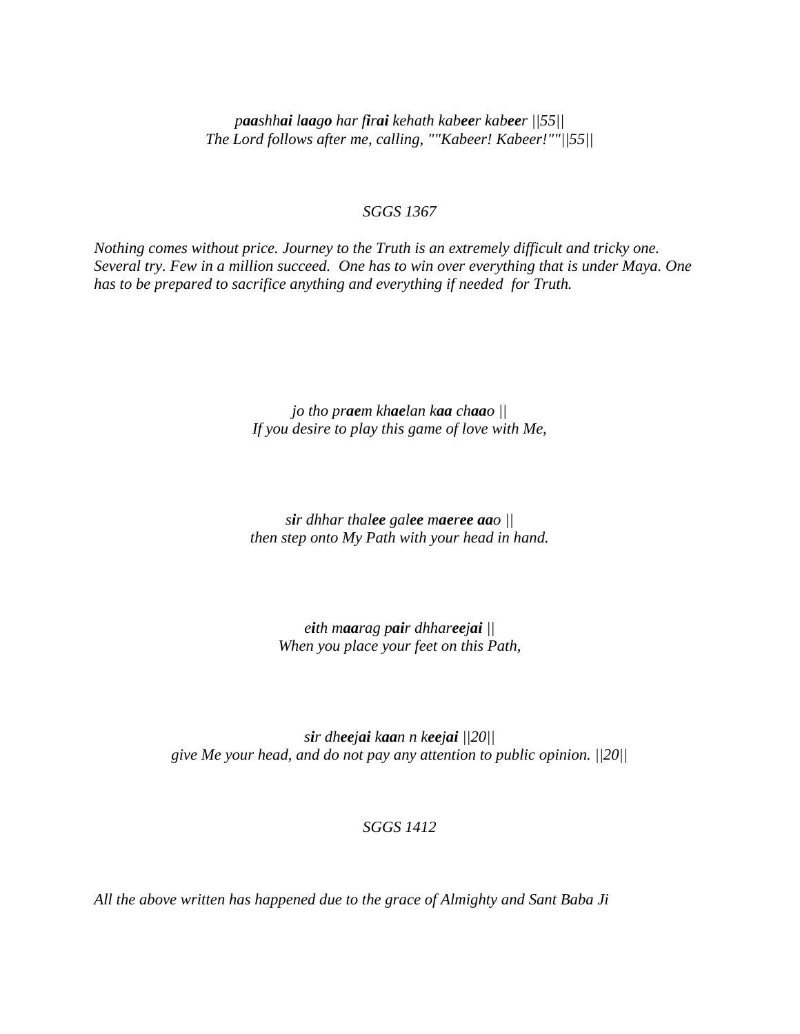*p**aa**shh**ai** l**aa**g**o** har f**i**r**ai** kehath kab**ee**r kab**ee**r ||55||*
*The Lord follows after me, calling, ""Kabeer! Kabeer!""||55||*

*SGGS 1367*

*Nothing comes without price. Journey to the Truth is an extremely difficult and tricky one. Several try. Few in a million succeed. One has to win over everything that is under Maya. One has to be prepared to sacrifice anything and everything if needed for Truth.*

*jo tho pr**ae**m kh**ae**lan k**aa** ch**aa**o ||*
*If you desire to play this game of love with Me,*

*s**i**r dhhar thal**ee** gal**ee** m**ae**r**ee** **aa**o ||*
*then step onto My Path with your head in hand.*

*e**i**th m**aa**rag p**ai**r dhhar**ee**j**ai** ||*
*When you place your feet on this Path,*

*s**i**r dh**ee**j**ai** k**aa**n n k**ee**j**ai** ||20||*
*give Me your head, and do not pay any attention to public opinion. ||20||*

*SGGS 1412*

*All the above written has happened due to the grace of Almighty and Sant Baba Ji*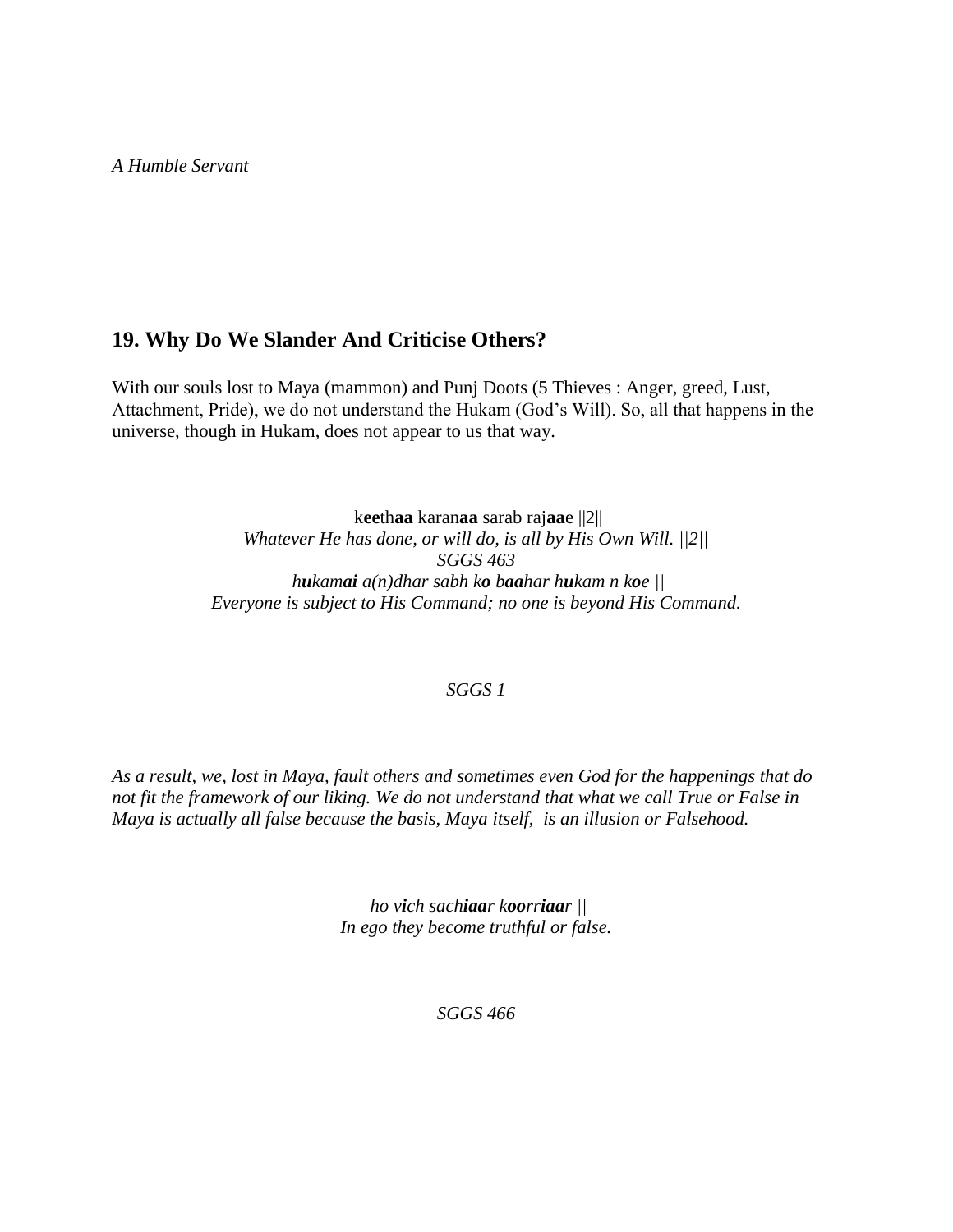*A Humble Servant*

## 19. Why Do We Slander And Criticise Others?

With our souls lost to Maya (mammon) and Punj Doots (5 Thieves : Anger, greed, Lust, Attachment, Pride), we do not understand the Hukam (God's Will). So, all that happens in the universe, though in Hukam, does not appear to us that way.

k**ee**th**aa** karan**aa** sarab raj**aa**e ||2||
*Whatever He has done, or will do, is all by His Own Will. ||2||*
*SGGS 463*
*h**u**kam**ai** a(n)dhar sabh k**o** b**aa**har h**u**kam n k**o**e ||*
*Everyone is subject to His Command; no one is beyond His Command.*

*SGGS 1*

*As a result, we, lost in Maya, fault others and sometimes even God for the happenings that do not fit the framework of our liking. We do not understand that what we call True or False in Maya is actually all false because the basis, Maya itself, is an illusion or Falsehood.*

*ho v**i**ch sach**iaa**r k**oo**rr**iaa**r ||*
*In ego they become truthful or false.*

*SGGS 466*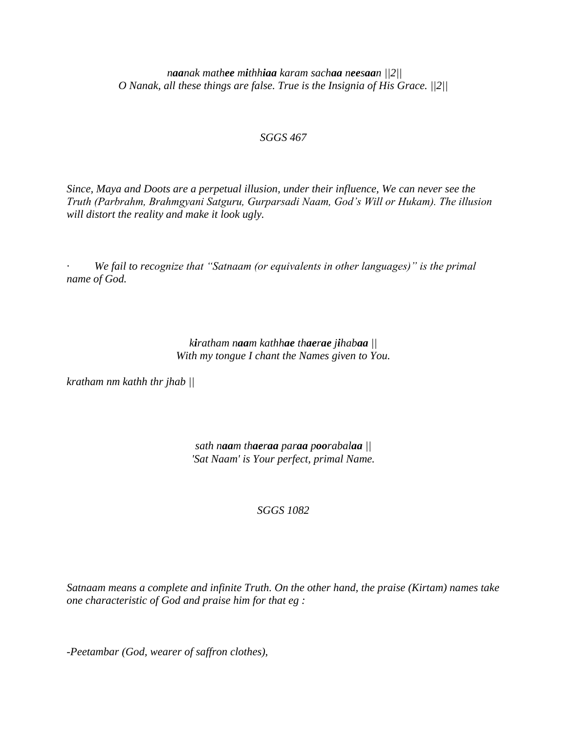*n**aa**nak math**ee** m**i**thh**iaa** karam sach**aa** n**eesaa**n ||2||*
*O Nanak, all these things are false. True is the Insignia of His Grace. ||2||*

*SGGS 467*

*Since, Maya and Doots are a perpetual illusion, under their influence, We can never see the Truth (Parbrahm, Brahmgyani Satguru, Gurparsadi Naam, God's Will or Hukam). The illusion will distort the reality and make it look ugly.*

- *We fail to recognize that "Satnaam (or equivalents in other languages)" is the primal name of God.*

*k**i**ratham n**aa**m kathh**ae** th**ae**r**ae** j**i**hab**aa** ||*
*With my tongue I chant the Names given to You.*

*kratham nm kathh thr jhab ||*

*sath n**aa**m th**ae**r**aa** par**aa** p**oo**rabal**aa** ||*
*'Sat Naam' is Your perfect, primal Name.*

*SGGS 1082*

*Satnaam means a complete and infinite Truth. On the other hand, the praise (Kirtam) names take one characteristic of God and praise him for that eg :*

*-Peetambar (God, wearer of saffron clothes),*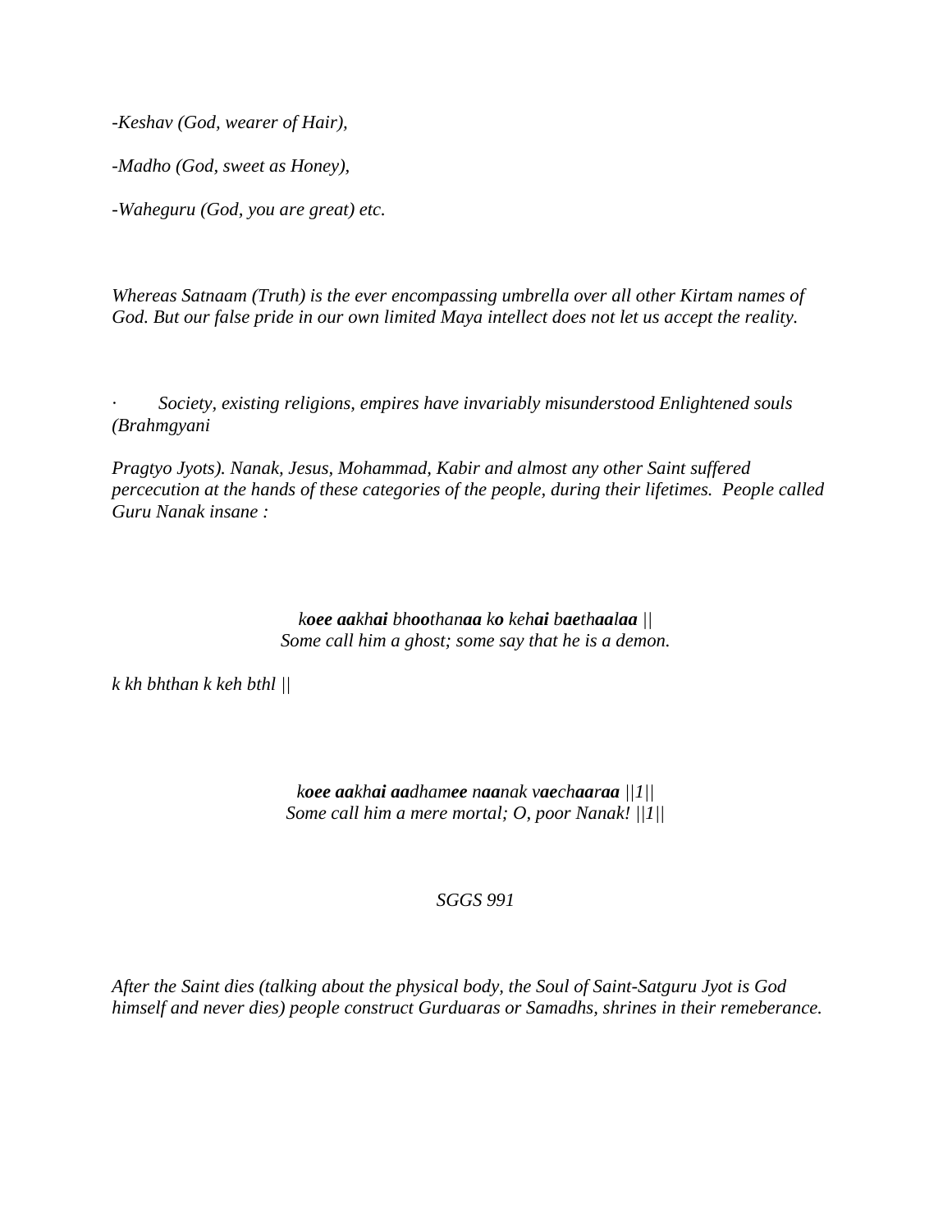*-Keshav (God, wearer of Hair),*

*-Madho (God, sweet as Honey),*

*-Waheguru (God, you are great) etc.*

*Whereas Satnaam (Truth) is the ever encompassing umbrella over all other Kirtam names of God. But our false pride in our own limited Maya intellect does not let us accept the reality.*

- *Society, existing religions, empires have invariably misunderstood Enlightened souls (Brahmgyani*

*Pragtyo Jyots). Nanak, Jesus, Mohammad, Kabir and almost any other Saint suffered percecution at the hands of these categories of the people, during their lifetimes. People called Guru Nanak insane :*

*k**oee aa**kh**ai** bh**oo**than**aa** k**o** keh**ai** b**ae**th**aa**l**aa** ||*
*Some call him a ghost; some say that he is a demon.*

*k kh bhthan k keh bthl ||*

*k**oee aa**kh**ai aa**dham**ee** n**aa**nak v**ae**ch**aa**r**aa** ||1||*
*Some call him a mere mortal; O, poor Nanak! ||1||*

*SGGS 991*

*After the Saint dies (talking about the physical body, the Soul of Saint-Satguru Jyot is God himself and never dies) people construct Gurduaras or Samadhs, shrines in their remeberance.*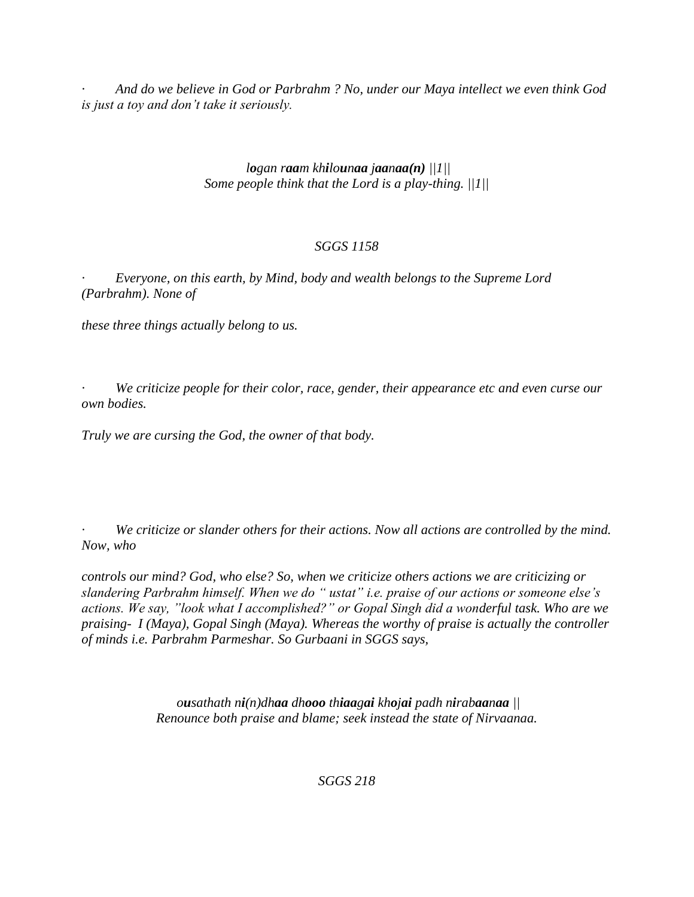· *And do we believe in God or Parbrahm ? No, under our Maya intellect we even think God is just a toy and don't take it seriously.*

*l**o**gan r**aa**m kh**i**lo**u**n**aa** j**aa**n**aa(n)** ||1||*
*Some people think that the Lord is a play-thing. ||1||*

*SGGS 1158*

· *Everyone, on this earth, by Mind, body and wealth belongs to the Supreme Lord (Parbrahm). None of*

*these three things actually belong to us.*

· *We criticize people for their color, race, gender, their appearance etc and even curse our own bodies.*

*Truly we are cursing the God, the owner of that body.*

· *We criticize or slander others for their actions. Now all actions are controlled by the mind. Now, who*

*controls our mind? God, who else? So, when we criticize others actions we are criticizing or slandering Parbrahm himself. When we do " ustat" i.e. praise of our actions or someone else's actions. We say, "look what I accomplished?" or Gopal Singh did a wonderful task. Who are we praising- I (Maya), Gopal Singh (Maya). Whereas the worthy of praise is actually the controller of minds i.e. Parbrahm Parmeshar. So Gurbaani in SGGS says,*

*o**u**sathath n**i**(n)dh**aa** dh**ooo** th**iaa**g**ai** kh**o**j**ai** padh n**i**rab**aa**n**aa** ||*
*Renounce both praise and blame; seek instead the state of Nirvaanaa.*

*SGGS 218*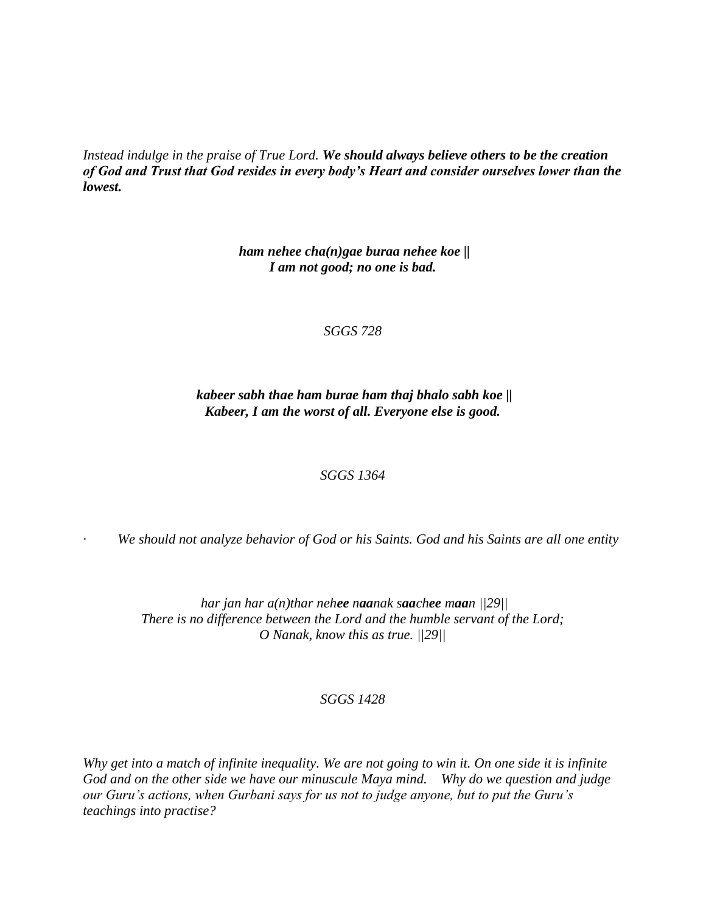*Instead indulge in the praise of True Lord.* ***We should always believe others to be the creation of God and Trust that God resides in every body's Heart and consider ourselves lower than the lowest.***

***ham nehee cha(n)gae buraa nehee koe ||***
***I am not good; no one is bad.***

*SGGS 728*

***kabeer sabh thae ham burae ham thaj bhalo sabh koe ||***
***Kabeer, I am the worst of all. Everyone else is good.***

*SGGS 1364*

- *We should not analyze behavior of God or his Saints. God and his Saints are all one entity*

*har jan har a(n)thar neh**ee** n**aa**nak s**aa**ch**ee** m**aa**n ||29||*
*There is no difference between the Lord and the humble servant of the Lord;*
*O Nanak, know this as true. ||29||*

*SGGS 1428*

*Why get into a match of infinite inequality. We are not going to win it. On one side it is infinite God and on the other side we have our minuscule Maya mind. Why do we question and judge our Guru's actions, when Gurbani says for us not to judge anyone, but to put the Guru's teachings into practise?*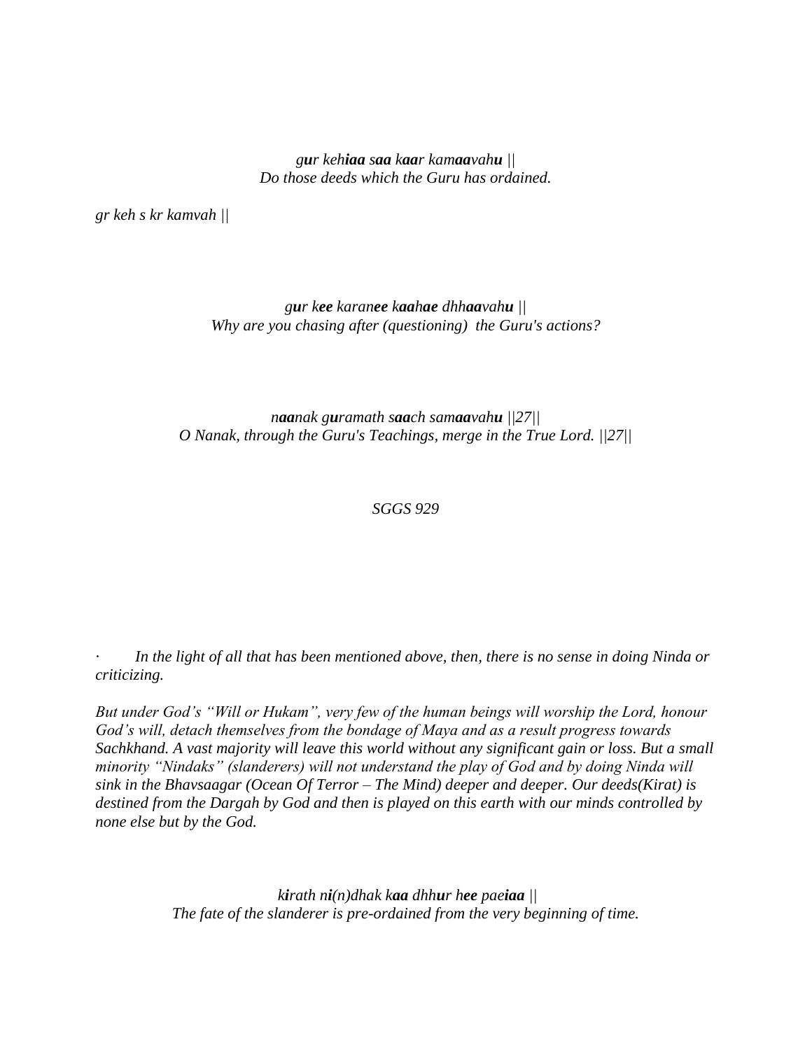*g**u**r keh**iaa** s**aa** k**aa**r kam**aa**vah**u** ||*
*Do those deeds which the Guru has ordained.*

*gr keh s kr kamvah ||*

*g**u**r k**ee** karan**ee** k**aa**h**ae** dhh**aa**vah**u** ||*
*Why are you chasing after (questioning) the Guru's actions?*

*n**aa**nak g**u**ramath s**aa**ch sam**aa**vah**u** ||27||*
*O Nanak, through the Guru's Teachings, merge in the True Lord. ||27||*

*SGGS 929*

· *In the light of all that has been mentioned above, then, there is no sense in doing Ninda or criticizing.*

*But under God's "Will or Hukam", very few of the human beings will worship the Lord, honour God's will, detach themselves from the bondage of Maya and as a result progress towards Sachkhand. A vast majority will leave this world without any significant gain or loss. But a small minority "Nindaks" (slanderers) will not understand the play of God and by doing Ninda will sink in the Bhavsaagar (Ocean Of Terror – The Mind) deeper and deeper. Our deeds(Kirat) is destined from the Dargah by God and then is played on this earth with our minds controlled by none else but by the God.*

*k**i**rath n**i**(n)dhak k**aa** dhh**u**r h**ee** pae**iaa** ||*
*The fate of the slanderer is pre-ordained from the very beginning of time.*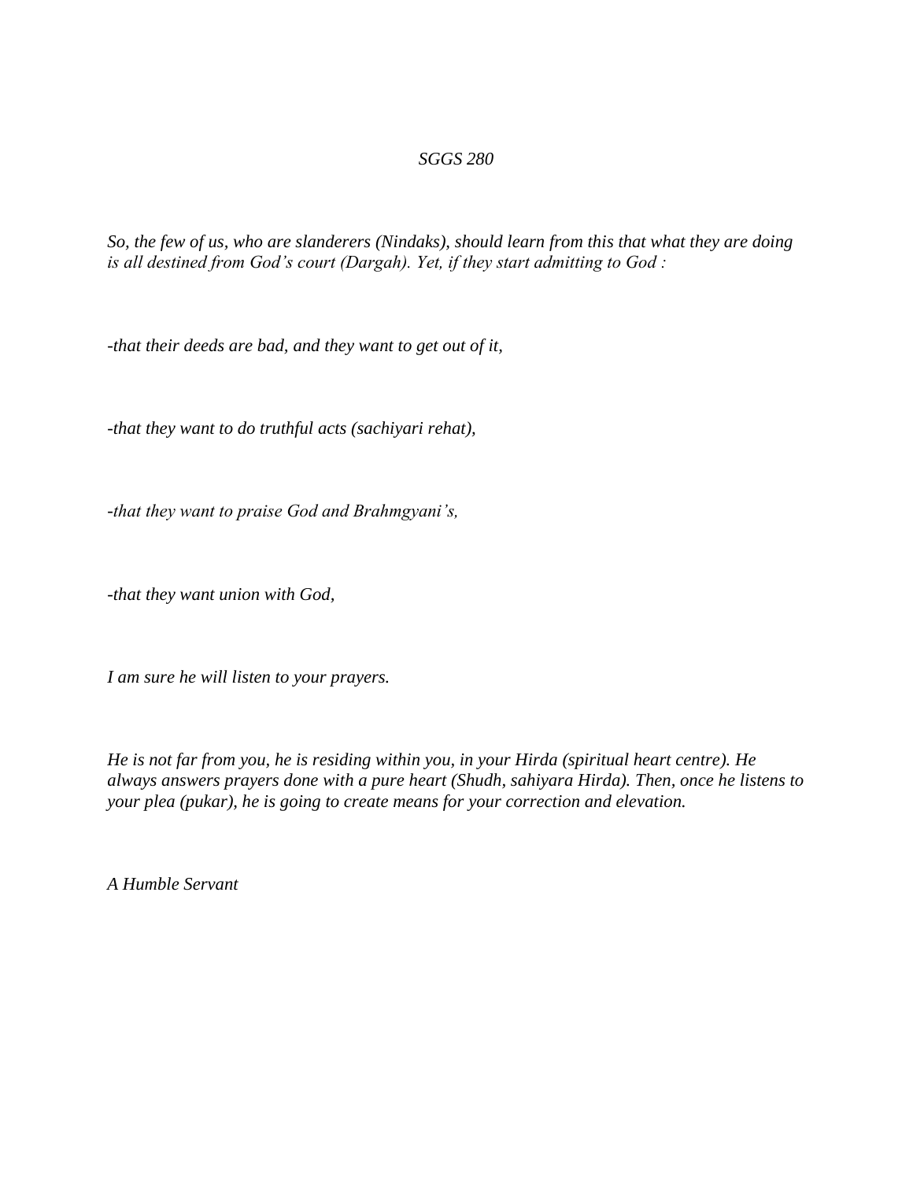*SGGS 280*

*So, the few of us, who are slanderers (Nindaks), should learn from this that what they are doing is all destined from God's court (Dargah). Yet, if they start admitting to God :*

*-that their deeds are bad, and they want to get out of it,*

*-that they want to do truthful acts (sachiyari rehat),*

*-that they want to praise God and Brahmgyani's,*

*-that they want union with God,*

*I am sure he will listen to your prayers.*

*He is not far from you, he is residing within you, in your Hirda (spiritual heart centre). He always answers prayers done with a pure heart (Shudh, sahiyara Hirda). Then, once he listens to your plea (pukar), he is going to create means for your correction and elevation.*

*A Humble Servant*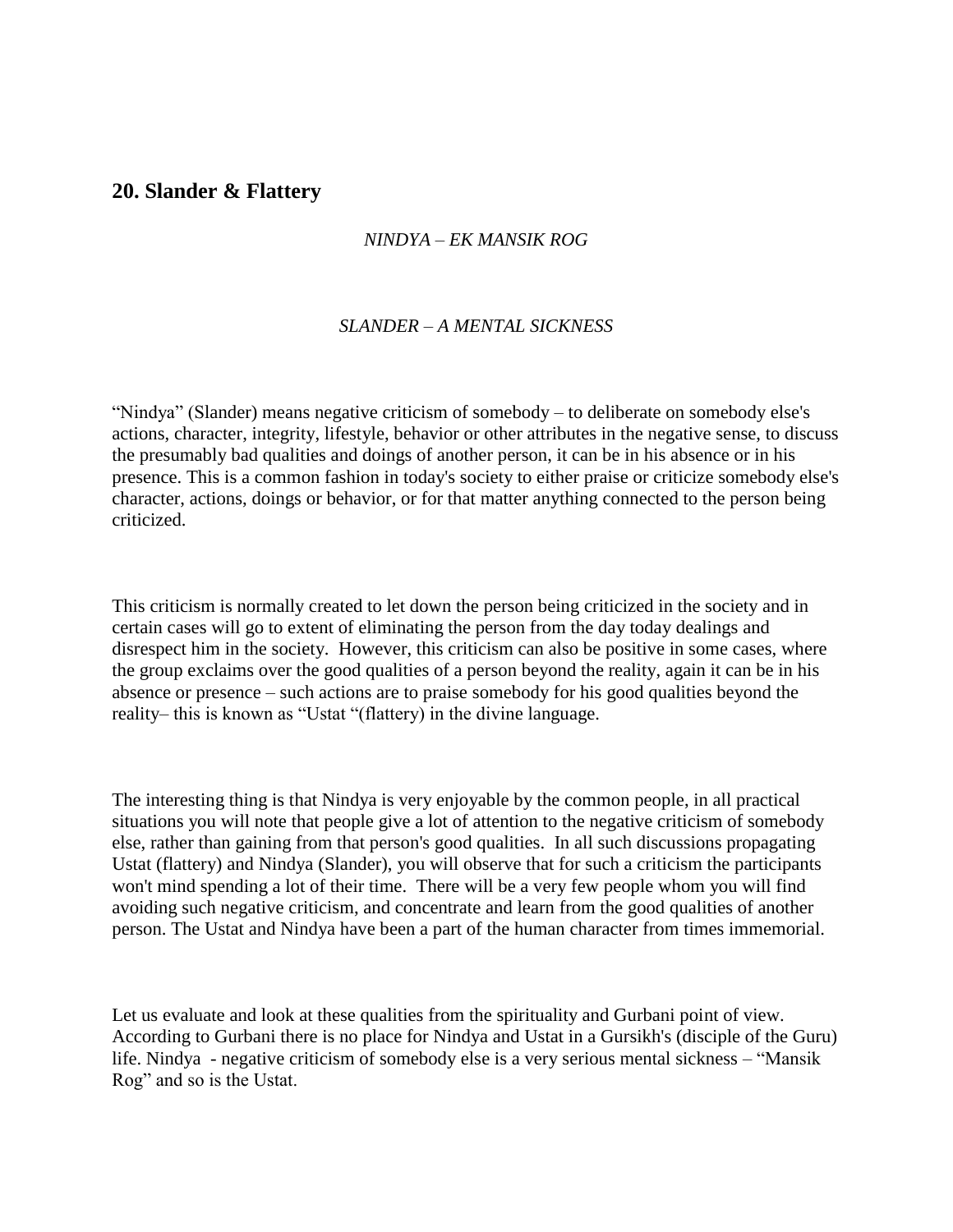## 20. Slander & Flattery

*NINDYA – EK MANSIK ROG*

*SLANDER – A MENTAL SICKNESS*

"Nindya" (Slander) means negative criticism of somebody – to deliberate on somebody else's actions, character, integrity, lifestyle, behavior or other attributes in the negative sense, to discuss the presumably bad qualities and doings of another person, it can be in his absence or in his presence. This is a common fashion in today's society to either praise or criticize somebody else's character, actions, doings or behavior, or for that matter anything connected to the person being criticized.

This criticism is normally created to let down the person being criticized in the society and in certain cases will go to extent of eliminating the person from the day today dealings and disrespect him in the society. However, this criticism can also be positive in some cases, where the group exclaims over the good qualities of a person beyond the reality, again it can be in his absence or presence – such actions are to praise somebody for his good qualities beyond the reality– this is known as "Ustat "(flattery) in the divine language.

The interesting thing is that Nindya is very enjoyable by the common people, in all practical situations you will note that people give a lot of attention to the negative criticism of somebody else, rather than gaining from that person's good qualities. In all such discussions propagating Ustat (flattery) and Nindya (Slander), you will observe that for such a criticism the participants won't mind spending a lot of their time. There will be a very few people whom you will find avoiding such negative criticism, and concentrate and learn from the good qualities of another person. The Ustat and Nindya have been a part of the human character from times immemorial.

Let us evaluate and look at these qualities from the spirituality and Gurbani point of view. According to Gurbani there is no place for Nindya and Ustat in a Gursikh's (disciple of the Guru) life. Nindya - negative criticism of somebody else is a very serious mental sickness – "Mansik Rog" and so is the Ustat.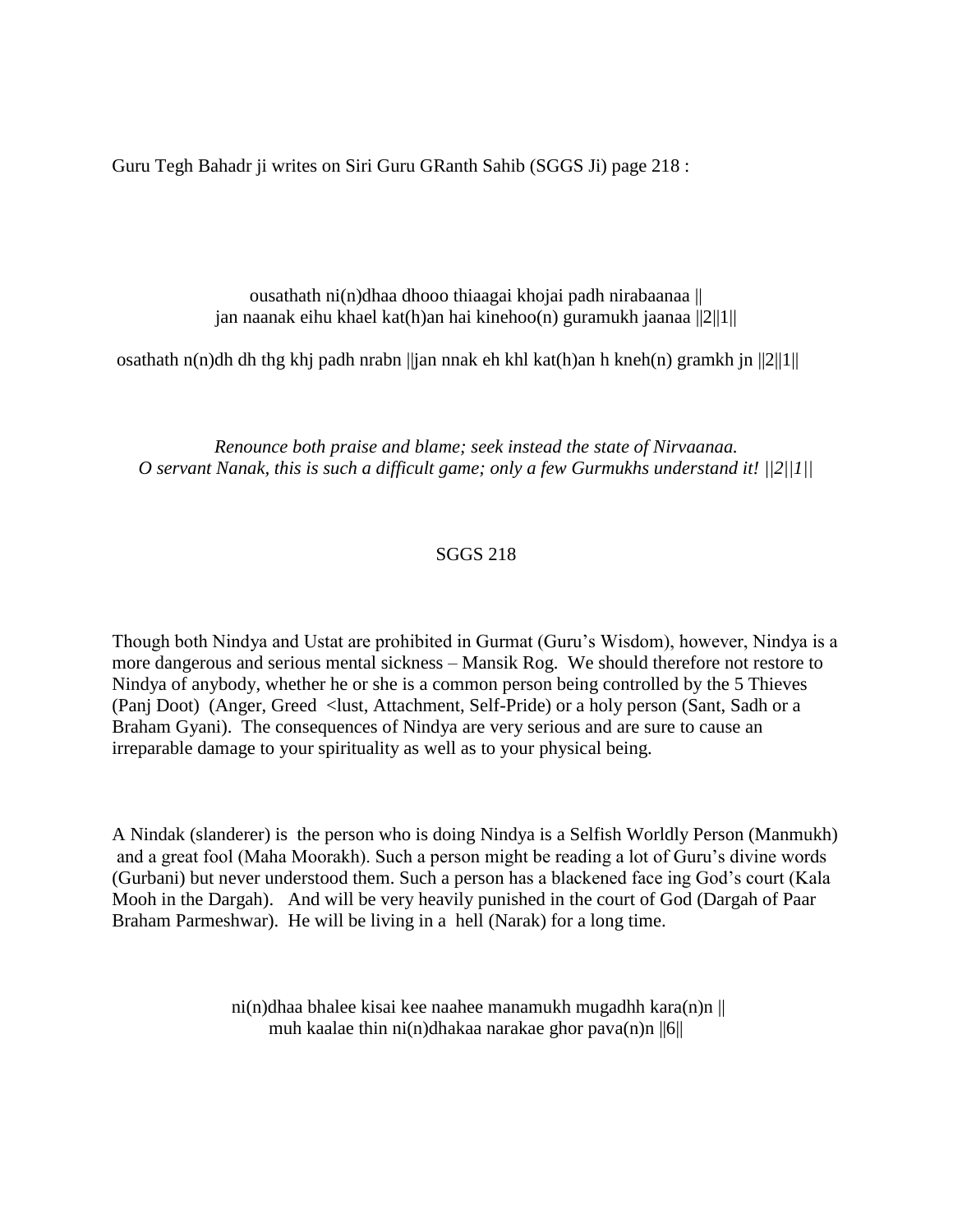Guru Tegh Bahadr ji writes on Siri Guru GRanth Sahib (SGGS Ji) page 218 :

ousathath ni(n)dhaa dhooo thiaagai khojai padh nirabaanaa ||
jan naanak eihu khael kat(h)an hai kinehoo(n) guramukh jaanaa ||2||1||

osathath n(n)dh dh thg khj padh nrabn ||jan nnak eh khl kat(h)an h kneh(n) gramkh jn ||2||1||

*Renounce both praise and blame; seek instead the state of Nirvaanaa.*
*O servant Nanak, this is such a difficult game; only a few Gurmukhs understand it! ||2||1||*

SGGS 218

Though both Nindya and Ustat are prohibited in Gurmat (Guru's Wisdom), however, Nindya is a more dangerous and serious mental sickness – Mansik Rog. We should therefore not restore to Nindya of anybody, whether he or she is a common person being controlled by the 5 Thieves (Panj Doot) (Anger, Greed <lust, Attachment, Self-Pride) or a holy person (Sant, Sadh or a Braham Gyani). The consequences of Nindya are very serious and are sure to cause an irreparable damage to your spirituality as well as to your physical being.

A Nindak (slanderer) is the person who is doing Nindya is a Selfish Worldly Person (Manmukh) and a great fool (Maha Moorakh). Such a person might be reading a lot of Guru's divine words (Gurbani) but never understood them. Such a person has a blackened face ing God's court (Kala Mooh in the Dargah). And will be very heavily punished in the court of God (Dargah of Paar Braham Parmeshwar). He will be living in a hell (Narak) for a long time.

ni(n)dhaa bhalee kisai kee naahee manamukh mugadhh kara(n)n ||
muh kaalae thin ni(n)dhakaa narakae ghor pava(n)n ||6||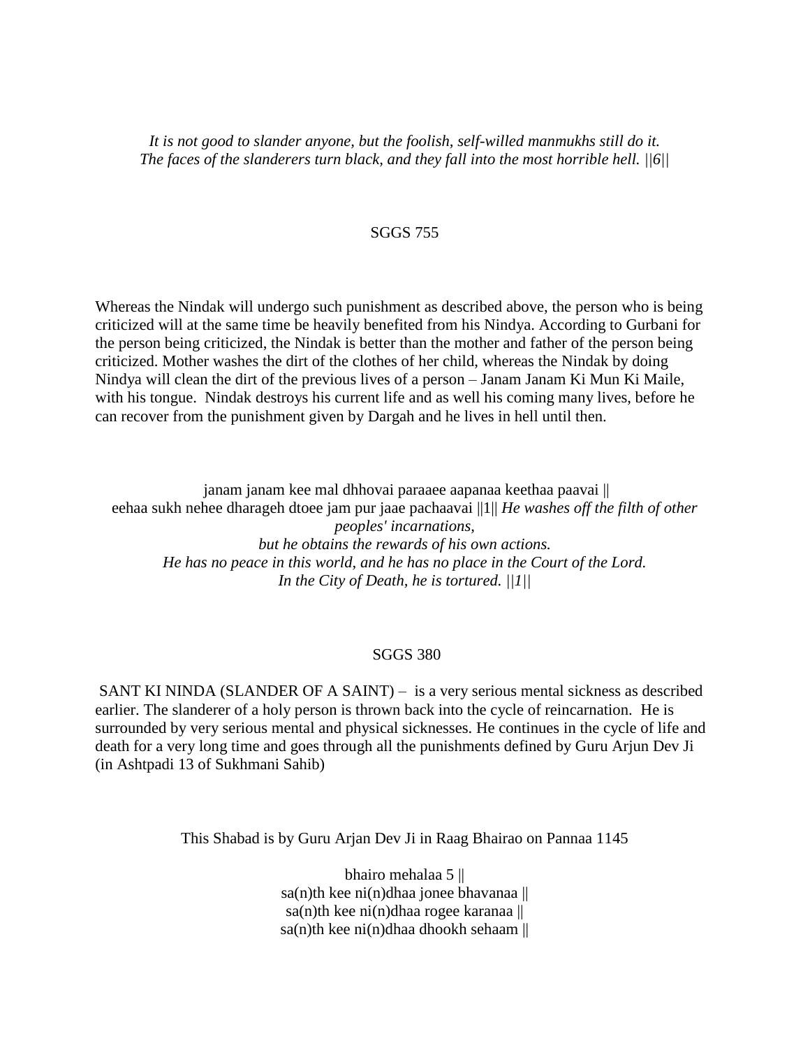*It is not good to slander anyone, but the foolish, self-willed manmukhs still do it.*
*The faces of the slanderers turn black, and they fall into the most horrible hell. ||6||*

SGGS 755

Whereas the Nindak will undergo such punishment as described above, the person who is being criticized will at the same time be heavily benefited from his Nindya. According to Gurbani for the person being criticized, the Nindak is better than the mother and father of the person being criticized. Mother washes the dirt of the clothes of her child, whereas the Nindak by doing Nindya will clean the dirt of the previous lives of a person – Janam Janam Ki Mun Ki Maile, with his tongue. Nindak destroys his current life and as well his coming many lives, before he can recover from the punishment given by Dargah and he lives in hell until then.

janam janam kee mal dhhovai paraaee aapanaa keethaa paavai ||
eehaa sukh nehee dharageh dtoee jam pur jaae pachaavai ||1|| *He washes off the filth of other peoples' incarnations,*
*but he obtains the rewards of his own actions.*
*He has no peace in this world, and he has no place in the Court of the Lord.*
*In the City of Death, he is tortured. ||1||*

SGGS 380

SANT KI NINDA (SLANDER OF A SAINT) – is a very serious mental sickness as described earlier. The slanderer of a holy person is thrown back into the cycle of reincarnation. He is surrounded by very serious mental and physical sicknesses. He continues in the cycle of life and death for a very long time and goes through all the punishments defined by Guru Arjun Dev Ji (in Ashtpadi 13 of Sukhmani Sahib)

This Shabad is by Guru Arjan Dev Ji in Raag Bhairao on Pannaa 1145

bhairo mehalaa 5 ||
sa(n)th kee ni(n)dhaa jonee bhavanaa ||
sa(n)th kee ni(n)dhaa rogee karanaa ||
sa(n)th kee ni(n)dhaa dhookh sehaam ||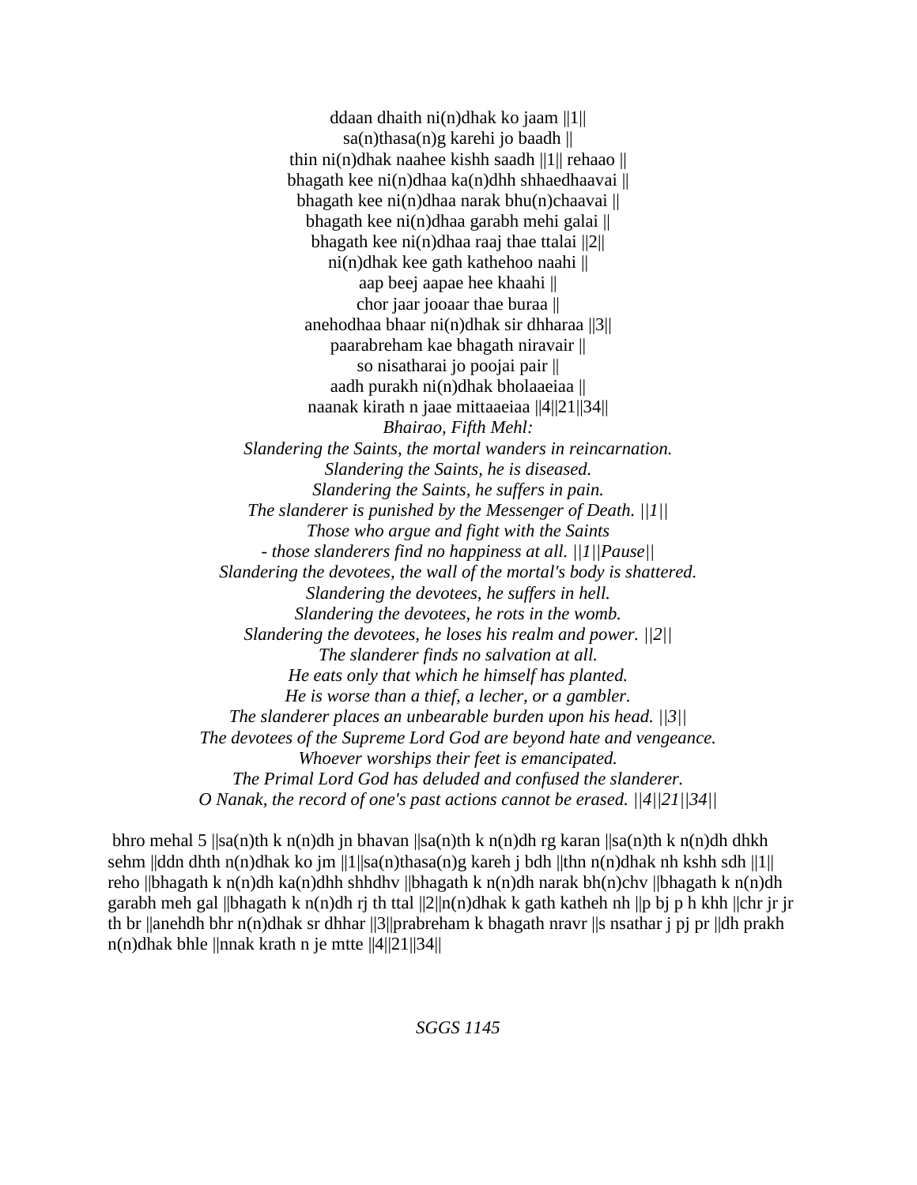ddaan dhaith ni(n)dhak ko jaam ||1||
sa(n)thasa(n)g karehi jo baadh ||
thin ni(n)dhak naahee kishh saadh ||1|| rehaao ||
bhagath kee ni(n)dhaa ka(n)dhh shhaedhaavai ||
bhagath kee ni(n)dhaa narak bhu(n)chaavai ||
bhagath kee ni(n)dhaa garabh mehi galai ||
bhagath kee ni(n)dhaa raaj thae ttalai ||2||
ni(n)dhak kee gath kathehoo naahi ||
aap beej aapae hee khaahi ||
chor jaar jooaar thae buraa ||
anehodhaa bhaar ni(n)dhak sir dhharaa ||3||
paarabreham kae bhagath niravair ||
so nisatharai jo poojai pair ||
aadh purakh ni(n)dhak bholaaeiaa ||
naanak kirath n jaae mittaaeiaa ||4||21||34||

*Bhairao, Fifth Mehl:*
*Slandering the Saints, the mortal wanders in reincarnation.*
*Slandering the Saints, he is diseased.*
*Slandering the Saints, he suffers in pain.*
*The slanderer is punished by the Messenger of Death. ||1||*
*Those who argue and fight with the Saints*
*- those slanderers find no happiness at all. ||1||Pause||*
*Slandering the devotees, the wall of the mortal's body is shattered.*
*Slandering the devotees, he suffers in hell.*
*Slandering the devotees, he rots in the womb.*
*Slandering the devotees, he loses his realm and power. ||2||*
*The slanderer finds no salvation at all.*
*He eats only that which he himself has planted.*
*He is worse than a thief, a lecher, or a gambler.*
*The slanderer places an unbearable burden upon his head. ||3||*
*The devotees of the Supreme Lord God are beyond hate and vengeance.*
*Whoever worships their feet is emancipated.*
*The Primal Lord God has deluded and confused the slanderer.*
*O Nanak, the record of one's past actions cannot be erased. ||4||21||34||*

bhro mehal 5 ||sa(n)th k n(n)dh jn bhavan ||sa(n)th k n(n)dh rg karan ||sa(n)th k n(n)dh dhkh sehm ||ddn dhth n(n)dhak ko jm ||1||sa(n)thasa(n)g kareh j bdh ||thn n(n)dhak nh kshh sdh ||1|| reho ||bhagath k n(n)dh ka(n)dhh shhdhv ||bhagath k n(n)dh narak bh(n)chv ||bhagath k n(n)dh garabh meh gal ||bhagath k n(n)dh rj th ttal ||2||n(n)dhak k gath katheh nh ||p bj p h khh ||chr jr jr th br ||anehdh bhr n(n)dhak sr dhhar ||3||prabreham k bhagath nravr ||s nsathar j pj pr ||dh prakh n(n)dhak bhle ||nnak krath n je mtte ||4||21||34||

*SGGS 1145*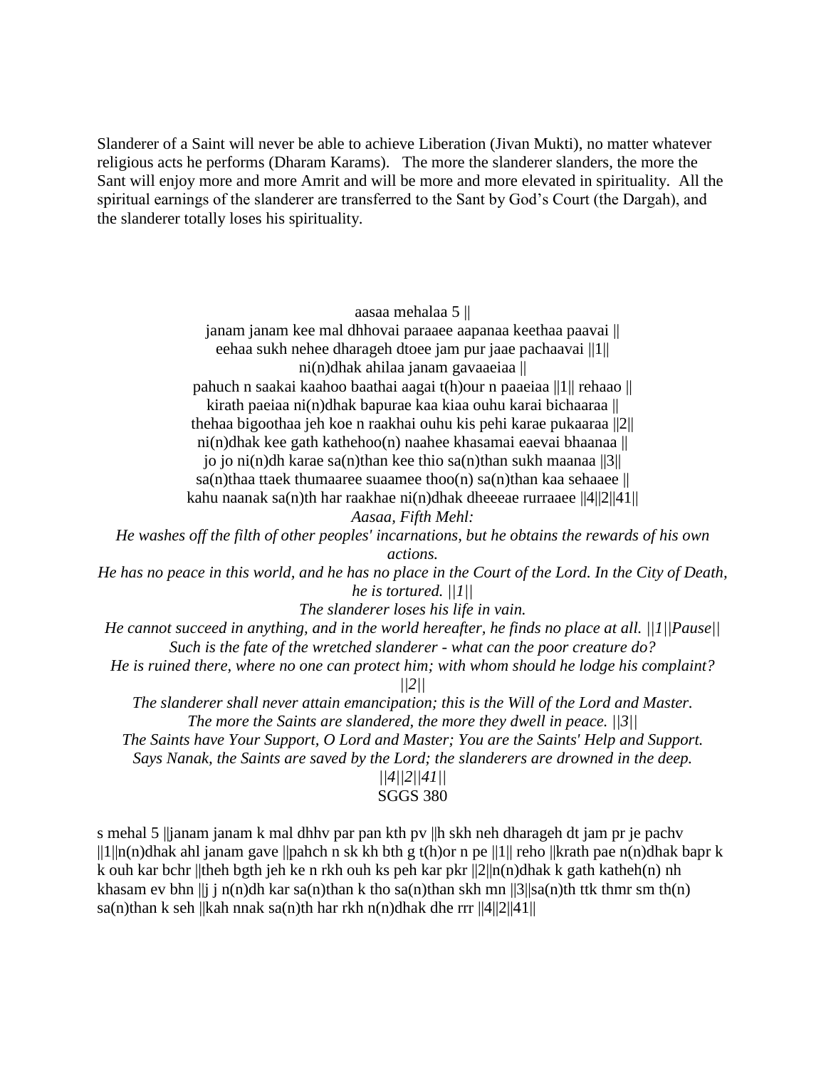Slanderer of a Saint will never be able to achieve Liberation (Jivan Mukti), no matter whatever religious acts he performs (Dharam Karams). The more the slanderer slanders, the more the Sant will enjoy more and more Amrit and will be more and more elevated in spirituality. All the spiritual earnings of the slanderer are transferred to the Sant by God's Court (the Dargah), and the slanderer totally loses his spirituality.

aasaa mehalaa 5 ||
janam janam kee mal dhhovai paraaee aapanaa keethaa paavai ||
eehaa sukh nehee dharageh dtoee jam pur jaae pachaavai ||1||
ni(n)dhak ahilaa janam gavaaeiaa ||
pahuch n saakai kaahoo baathai aagai t(h)our n paaeiaa ||1|| rehaao ||
kirath paeiaa ni(n)dhak bapurae kaa kiaa ouhu karai bichaaraa ||
thehaa bigoothaa jeh koe n raakhai ouhu kis pehi karae pukaaraa ||2||
ni(n)dhak kee gath kathehoo(n) naahee khasamai eaevai bhaanaa ||
jo jo ni(n)dh karae sa(n)than kee thio sa(n)than sukh maanaa ||3||
sa(n)thaa ttaek thumaaree suaamee thoo(n) sa(n)than kaa sehaaee ||
kahu naanak sa(n)th har raakhae ni(n)dhak dheeeae rurraaee ||4||2||41||
*Aasaa, Fifth Mehl:*
*He washes off the filth of other peoples' incarnations, but he obtains the rewards of his own actions.*
*He has no peace in this world, and he has no place in the Court of the Lord. In the City of Death, he is tortured. ||1||*
*The slanderer loses his life in vain.*
*He cannot succeed in anything, and in the world hereafter, he finds no place at all. ||1||Pause||*
*Such is the fate of the wretched slanderer - what can the poor creature do?*
*He is ruined there, where no one can protect him; with whom should he lodge his complaint? ||2||*
*The slanderer shall never attain emancipation; this is the Will of the Lord and Master.*
*The more the Saints are slandered, the more they dwell in peace. ||3||*
*The Saints have Your Support, O Lord and Master; You are the Saints' Help and Support.*
*Says Nanak, the Saints are saved by the Lord; the slanderers are drowned in the deep. ||4||2||41||*
SGGS 380

s mehal 5 ||janam janam k mal dhhv par pan kth pv ||h skh neh dharageh dt jam pr je pachv ||1||n(n)dhak ahl janam gave ||pahch n sk kh bth g t(h)or n pe ||1|| reho ||krath pae n(n)dhak bapr k k ouh kar bchr ||theh bgth jeh ke n rkh ouh ks peh kar pkr ||2||n(n)dhak k gath katheh(n) nh khasam ev bhn ||j j n(n)dh kar sa(n)than k tho sa(n)than skh mn ||3||sa(n)th ttk thmr sm th(n) sa(n)than k seh ||kah nnak sa(n)th har rkh n(n)dhak dhe rrr ||4||2||41||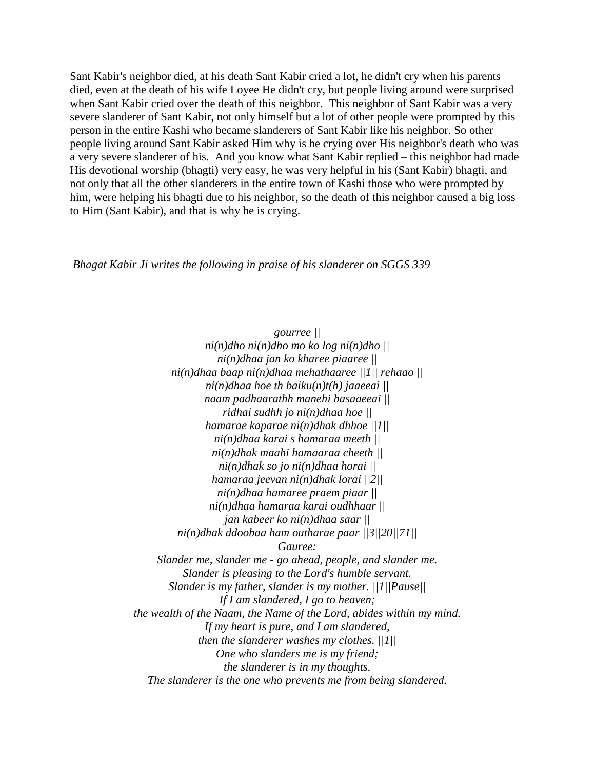Sant Kabir's neighbor died, at his death Sant Kabir cried a lot, he didn't cry when his parents died, even at the death of his wife Loyee He didn't cry, but people living around were surprised when Sant Kabir cried over the death of this neighbor.  This neighbor of Sant Kabir was a very severe slanderer of Sant Kabir, not only himself but a lot of other people were prompted by this person in the entire Kashi who became slanderers of Sant Kabir like his neighbor. So other people living around Sant Kabir asked Him why is he crying over His neighbor's death who was a very severe slanderer of his.  And you know what Sant Kabir replied – this neighbor had made His devotional worship (bhagti) very easy, he was very helpful in his (Sant Kabir) bhagti, and not only that all the other slanderers in the entire town of Kashi those who were prompted by him, were helping his bhagti due to his neighbor, so the death of this neighbor caused a big loss to Him (Sant Kabir), and that is why he is crying.

*Bhagat Kabir Ji writes the following in praise of his slanderer on SGGS 339*

*gourree ||*
*ni(n)dho ni(n)dho mo ko log ni(n)dho ||*
*ni(n)dhaa jan ko kharee piaaree ||*
*ni(n)dhaa baap ni(n)dhaa mehathaaree ||1|| rehaao ||*
*ni(n)dhaa hoe th baiku(n)t(h) jaaeeai ||*
*naam padhaarathh manehi basaaeeai ||*
*ridhai sudhh jo ni(n)dhaa hoe ||*
*hamarae kaparae ni(n)dhak dhhoe ||1||*
*ni(n)dhaa karai s hamaraa meeth ||*
*ni(n)dhak maahi hamaaraa cheeth ||*
*ni(n)dhak so jo ni(n)dhaa horai ||*
*hamaraa jeevan ni(n)dhak lorai ||2||*
*ni(n)dhaa hamaree praem piaar ||*
*ni(n)dhaa hamaraa karai oudhhaar ||*
*jan kabeer ko ni(n)dhaa saar ||*
*ni(n)dhak ddoobaa ham outharae paar ||3||20||71||*
*Gauree:*
*Slander me, slander me - go ahead, people, and slander me.*
*Slander is pleasing to the Lord's humble servant.*
*Slander is my father, slander is my mother. ||1||Pause||*
*If I am slandered, I go to heaven;*
*the wealth of the Naam, the Name of the Lord, abides within my mind.*
*If my heart is pure, and I am slandered,*
*then the slanderer washes my clothes. ||1||*
*One who slanders me is my friend;*
*the slanderer is in my thoughts.*
*The slanderer is the one who prevents me from being slandered.*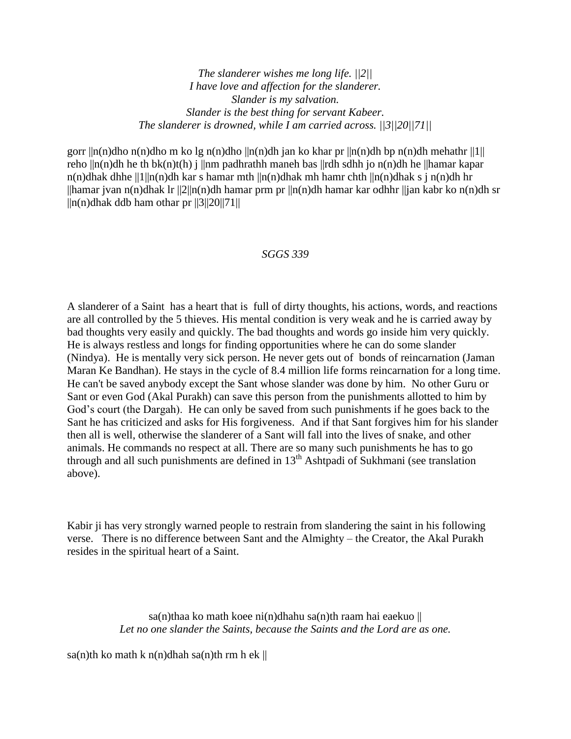*The slanderer wishes me long life. ||2||*
*I have love and affection for the slanderer.*
*Slander is my salvation.*
*Slander is the best thing for servant Kabeer.*
*The slanderer is drowned, while I am carried across. ||3||20||71||*

gorr ||n(n)dho n(n)dho m ko lg n(n)dho ||n(n)dh jan ko khar pr ||n(n)dh bp n(n)dh mehathr ||1|| reho ||n(n)dh he th bk(n)t(h) j ||nm padhrathh maneh bas ||rdh sdhh jo n(n)dh he ||hamar kapar n(n)dhak dhhe ||1||n(n)dh kar s hamar mth ||n(n)dhak mh hamr chth ||n(n)dhak s j n(n)dh hr ||hamar jvan n(n)dhak lr ||2||n(n)dh hamar prm pr ||n(n)dh hamar kar odhhr ||jan kabr ko n(n)dh sr ||n(n)dhak ddb ham othar pr ||3||20||71||

*SGGS 339*

A slanderer of a Saint has a heart that is full of dirty thoughts, his actions, words, and reactions are all controlled by the 5 thieves. His mental condition is very weak and he is carried away by bad thoughts very easily and quickly. The bad thoughts and words go inside him very quickly. He is always restless and longs for finding opportunities where he can do some slander (Nindya). He is mentally very sick person. He never gets out of bonds of reincarnation (Jaman Maran Ke Bandhan). He stays in the cycle of 8.4 million life forms reincarnation for a long time. He can't be saved anybody except the Sant whose slander was done by him. No other Guru or Sant or even God (Akal Purakh) can save this person from the punishments allotted to him by God's court (the Dargah). He can only be saved from such punishments if he goes back to the Sant he has criticized and asks for His forgiveness. And if that Sant forgives him for his slander then all is well, otherwise the slanderer of a Sant will fall into the lives of snake, and other animals. He commands no respect at all. There are so many such punishments he has to go through and all such punishments are defined in 13th Ashtpadi of Sukhmani (see translation above).

Kabir ji has very strongly warned people to restrain from slandering the saint in his following verse. There is no difference between Sant and the Almighty – the Creator, the Akal Purakh resides in the spiritual heart of a Saint.

sa(n)thaa ko math koee ni(n)dhahu sa(n)th raam hai eaekuo ||
*Let no one slander the Saints, because the Saints and the Lord are as one.*

sa(n)th ko math k n(n)dhah sa(n)th rm h ek ||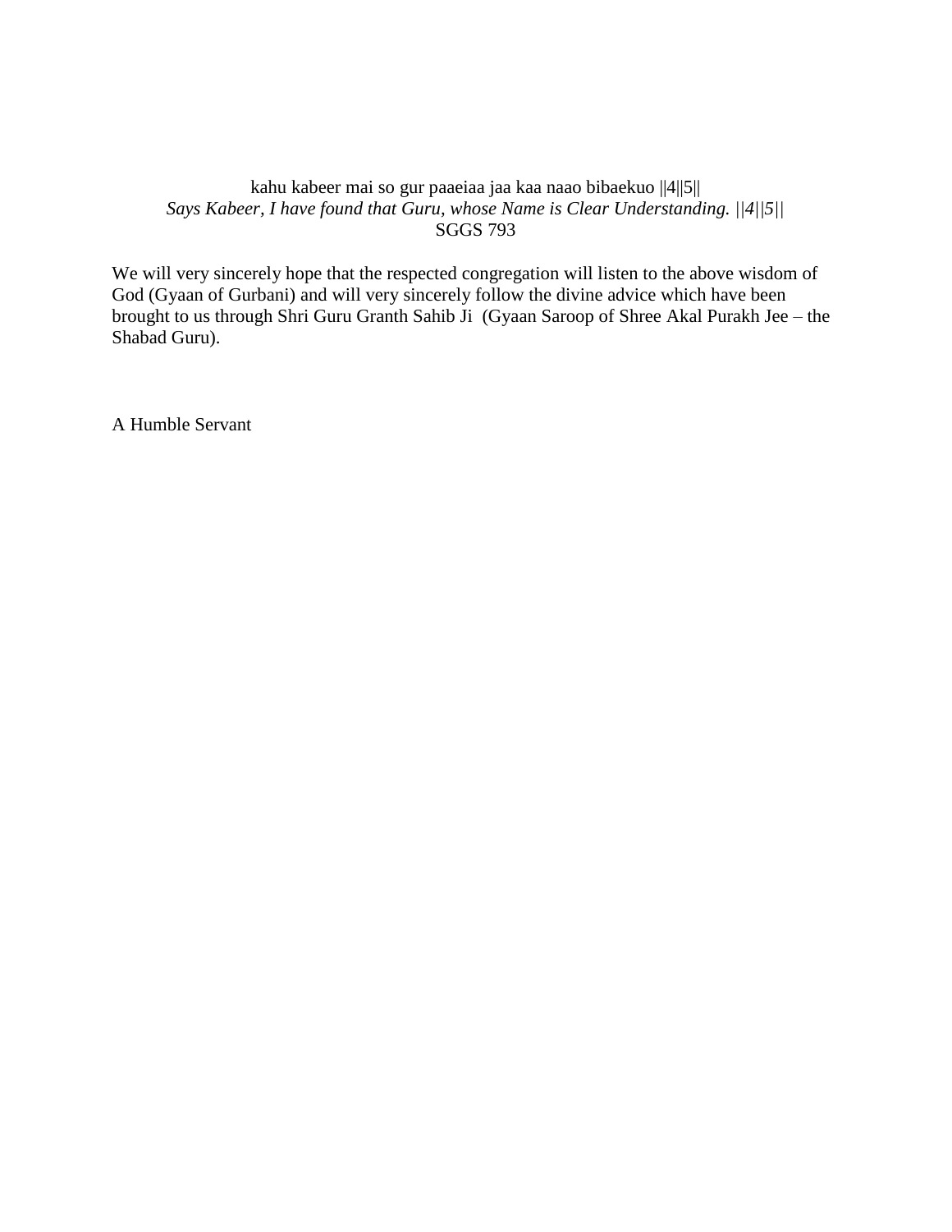kahu kabeer mai so gur paaeiaa jaa kaa naao bibaekuo ||4||5||  
*Says Kabeer, I have found that Guru, whose Name is Clear Understanding. ||4||5||*  
SGGS 793

We will very sincerely hope that the respected congregation will listen to the above wisdom of God (Gyaan of Gurbani) and will very sincerely follow the divine advice which have been brought to us through Shri Guru Granth Sahib Ji (Gyaan Saroop of Shree Akal Purakh Jee – the Shabad Guru).

A Humble Servant